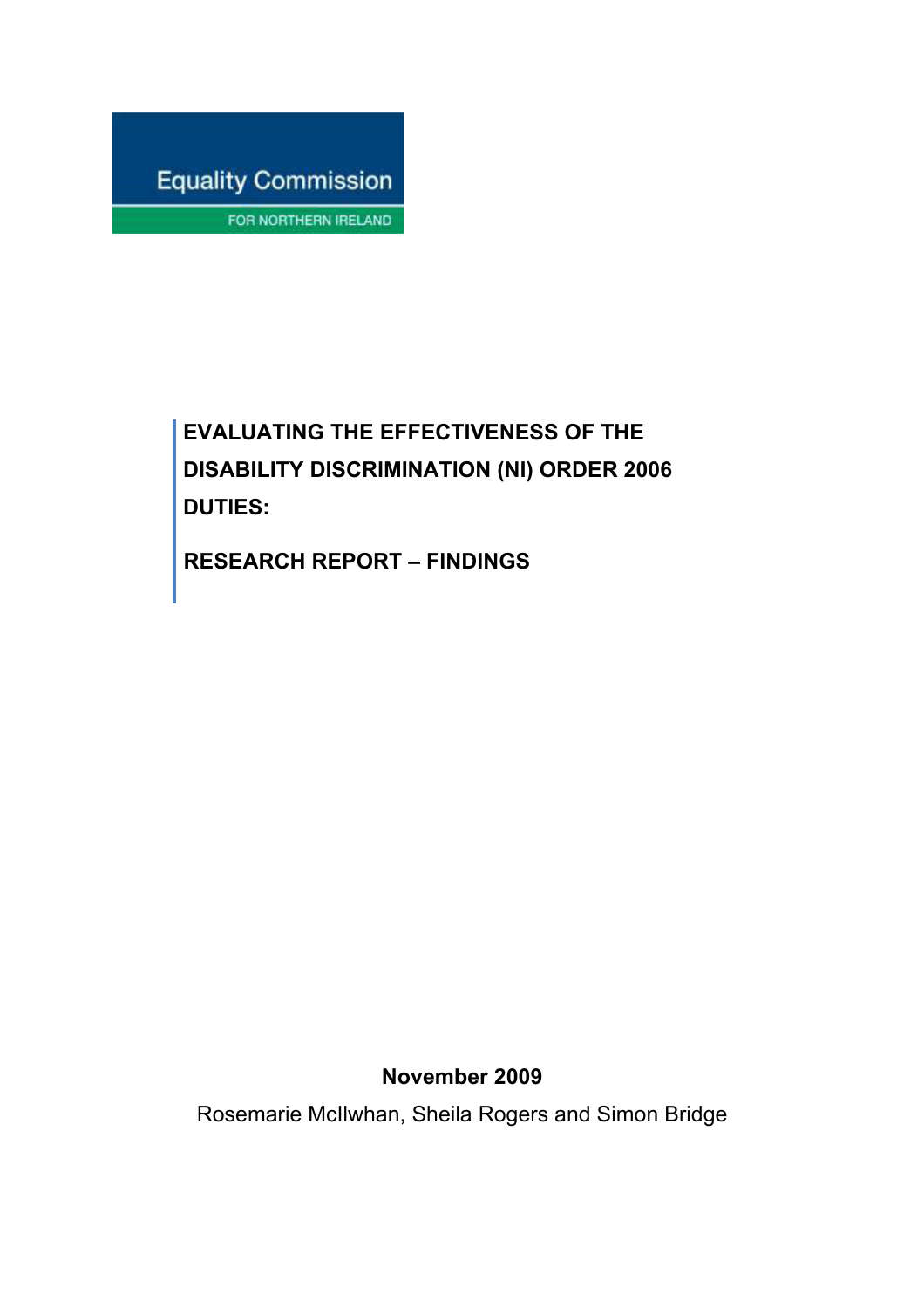Equality Commission

FOR NORTHERN IRELAND

# EVALUATING THE EFFECTIVENESS OF THE DISABILITY DISCRIMINATION (NI) ORDER 2006 DUTIES:

## RESEARCH REPORT – FINDINGS

**November 2009**

Rosemarie McIlwhan, Sheila Rogers and Simon Bridge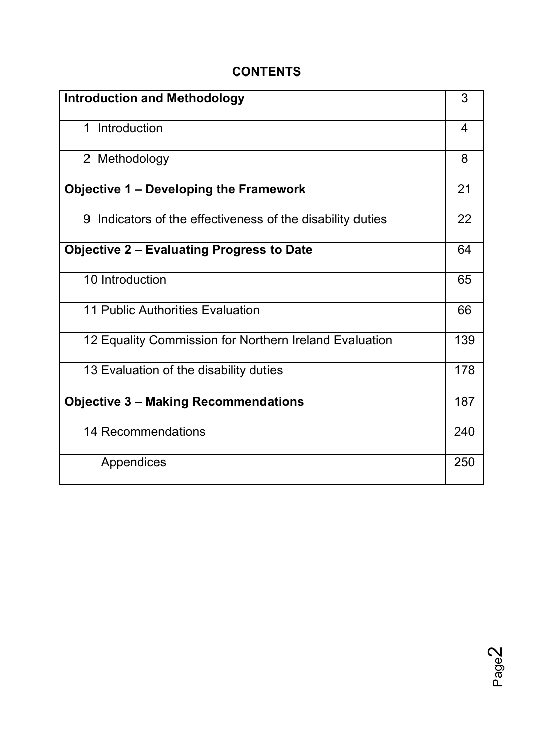# CONTENTS

| | |
|---|---|
| **Introduction and Methodology** | 3 |
| 1 Introduction | 4 |
| 2 Methodology | 8 |
| **Objective 1 – Developing the Framework** | 21 |
| 9 Indicators of the effectiveness of the disability duties | 22 |
| **Objective 2 – Evaluating Progress to Date** | 64 |
| 10 Introduction | 65 |
| 11 Public Authorities Evaluation | 66 |
| 12 Equality Commission for Northern Ireland Evaluation | 139 |
| 13 Evaluation of the disability duties | 178 |
| **Objective 3 – Making Recommendations** | 187 |
| 14 Recommendations | 240 |
| Appendices | 250 |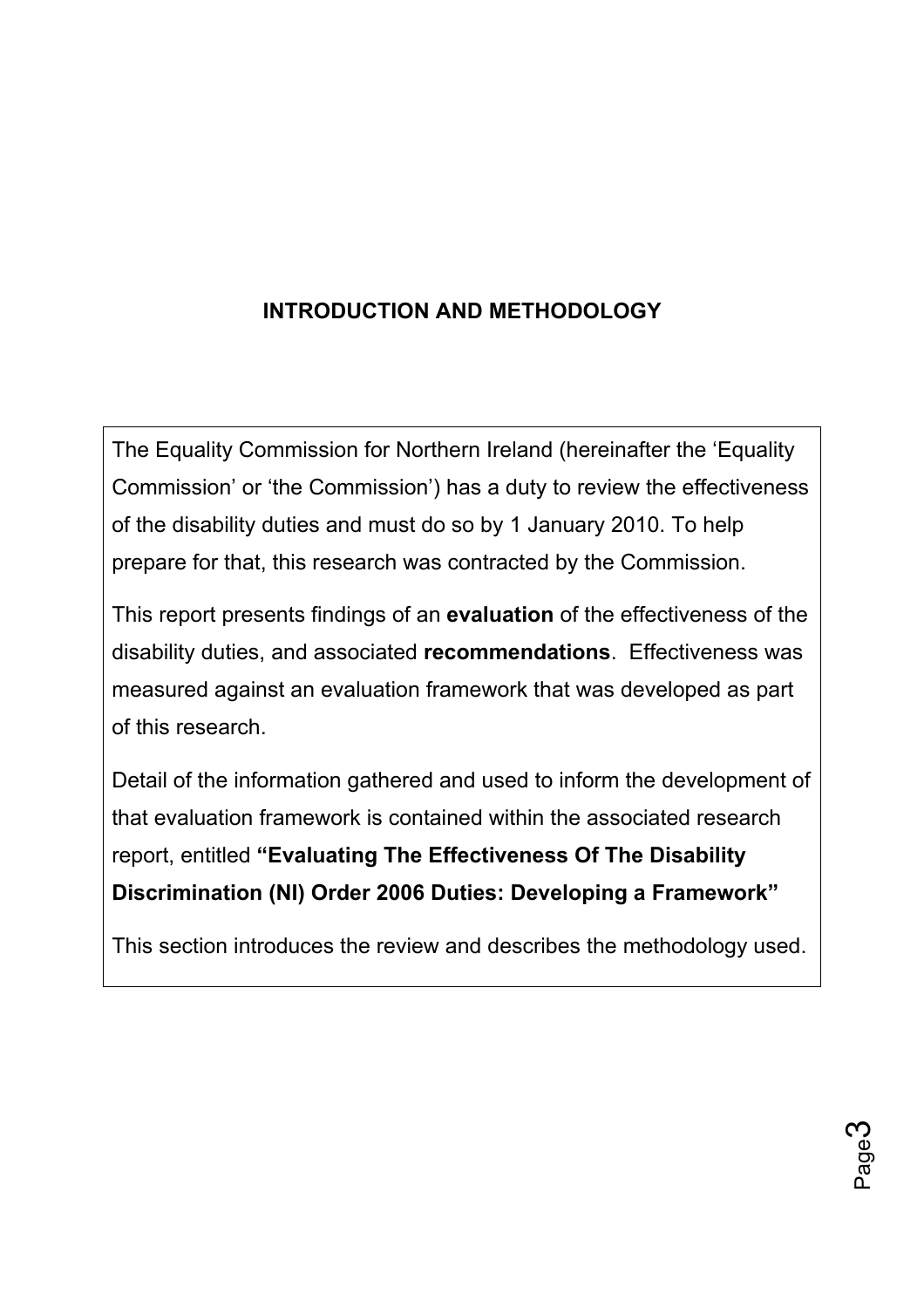# INTRODUCTION AND METHODOLOGY

The Equality Commission for Northern Ireland (hereinafter the 'Equality Commission' or 'the Commission') has a duty to review the effectiveness of the disability duties and must do so by 1 January 2010. To help prepare for that, this research was contracted by the Commission.

This report presents findings of an **evaluation** of the effectiveness of the disability duties, and associated **recommendations**. Effectiveness was measured against an evaluation framework that was developed as part of this research.

Detail of the information gathered and used to inform the development of that evaluation framework is contained within the associated research report, entitled **"Evaluating The Effectiveness Of The Disability Discrimination (NI) Order 2006 Duties: Developing a Framework"**

This section introduces the review and describes the methodology used.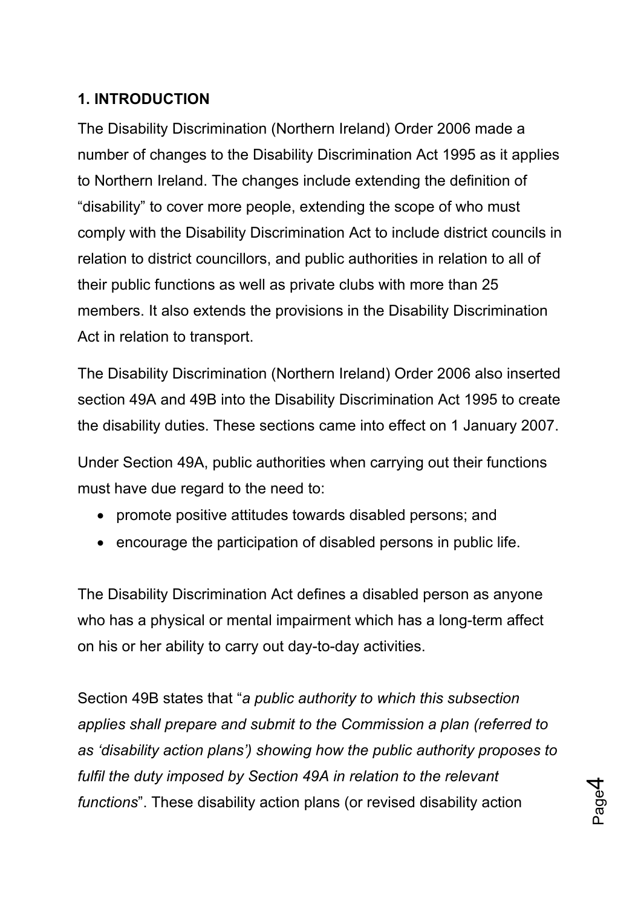## 1. INTRODUCTION

The Disability Discrimination (Northern Ireland) Order 2006 made a number of changes to the Disability Discrimination Act 1995 as it applies to Northern Ireland. The changes include extending the definition of "disability" to cover more people, extending the scope of who must comply with the Disability Discrimination Act to include district councils in relation to district councillors, and public authorities in relation to all of their public functions as well as private clubs with more than 25 members. It also extends the provisions in the Disability Discrimination Act in relation to transport.

The Disability Discrimination (Northern Ireland) Order 2006 also inserted section 49A and 49B into the Disability Discrimination Act 1995 to create the disability duties. These sections came into effect on 1 January 2007.

Under Section 49A, public authorities when carrying out their functions must have due regard to the need to:

- promote positive attitudes towards disabled persons; and
- encourage the participation of disabled persons in public life.

The Disability Discrimination Act defines a disabled person as anyone who has a physical or mental impairment which has a long-term affect on his or her ability to carry out day-to-day activities.

Section 49B states that "*a public authority to which this subsection applies shall prepare and submit to the Commission a plan (referred to as 'disability action plans') showing how the public authority proposes to fulfil the duty imposed by Section 49A in relation to the relevant functions*". These disability action plans (or revised disability action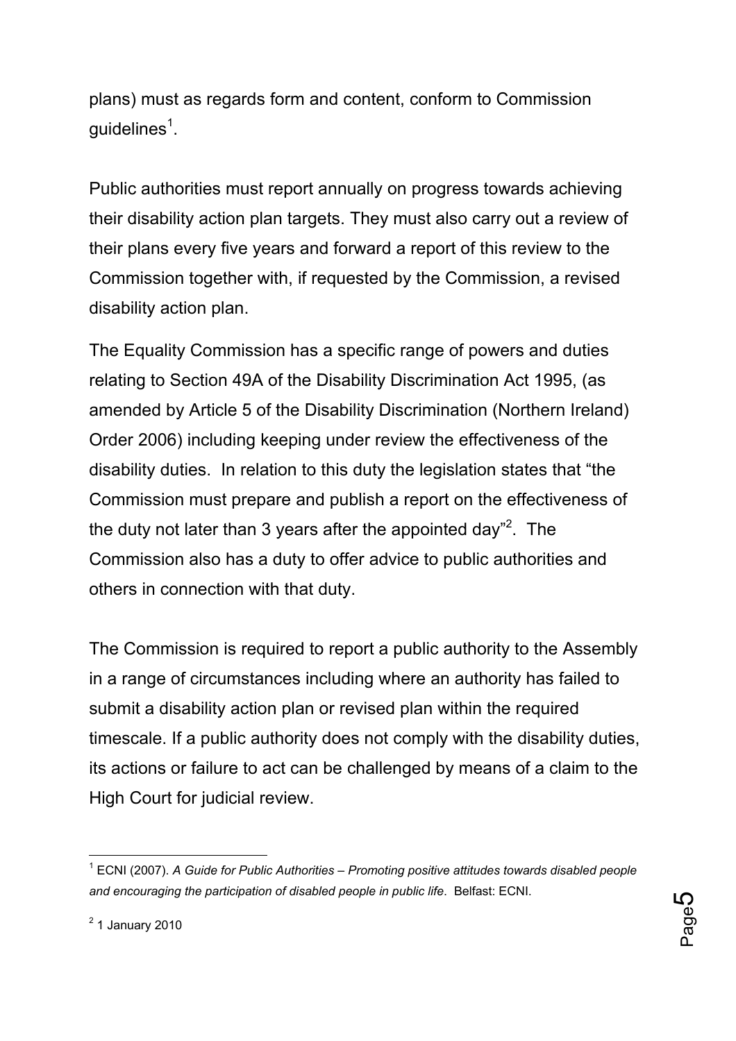plans) must as regards form and content, conform to Commission guidelines[1].

Public authorities must report annually on progress towards achieving their disability action plan targets. They must also carry out a review of their plans every five years and forward a report of this review to the Commission together with, if requested by the Commission, a revised disability action plan.

The Equality Commission has a specific range of powers and duties relating to Section 49A of the Disability Discrimination Act 1995, (as amended by Article 5 of the Disability Discrimination (Northern Ireland) Order 2006) including keeping under review the effectiveness of the disability duties. In relation to this duty the legislation states that "the Commission must prepare and publish a report on the effectiveness of the duty not later than 3 years after the appointed day"[2]. The Commission also has a duty to offer advice to public authorities and others in connection with that duty.

The Commission is required to report a public authority to the Assembly in a range of circumstances including where an authority has failed to submit a disability action plan or revised plan within the required timescale. If a public authority does not comply with the disability duties, its actions or failure to act can be challenged by means of a claim to the High Court for judicial review.

---

[1] ECNI (2007). *A Guide for Public Authorities – Promoting positive attitudes towards disabled people and encouraging the participation of disabled people in public life*. Belfast: ECNI.

[2] 1 January 2010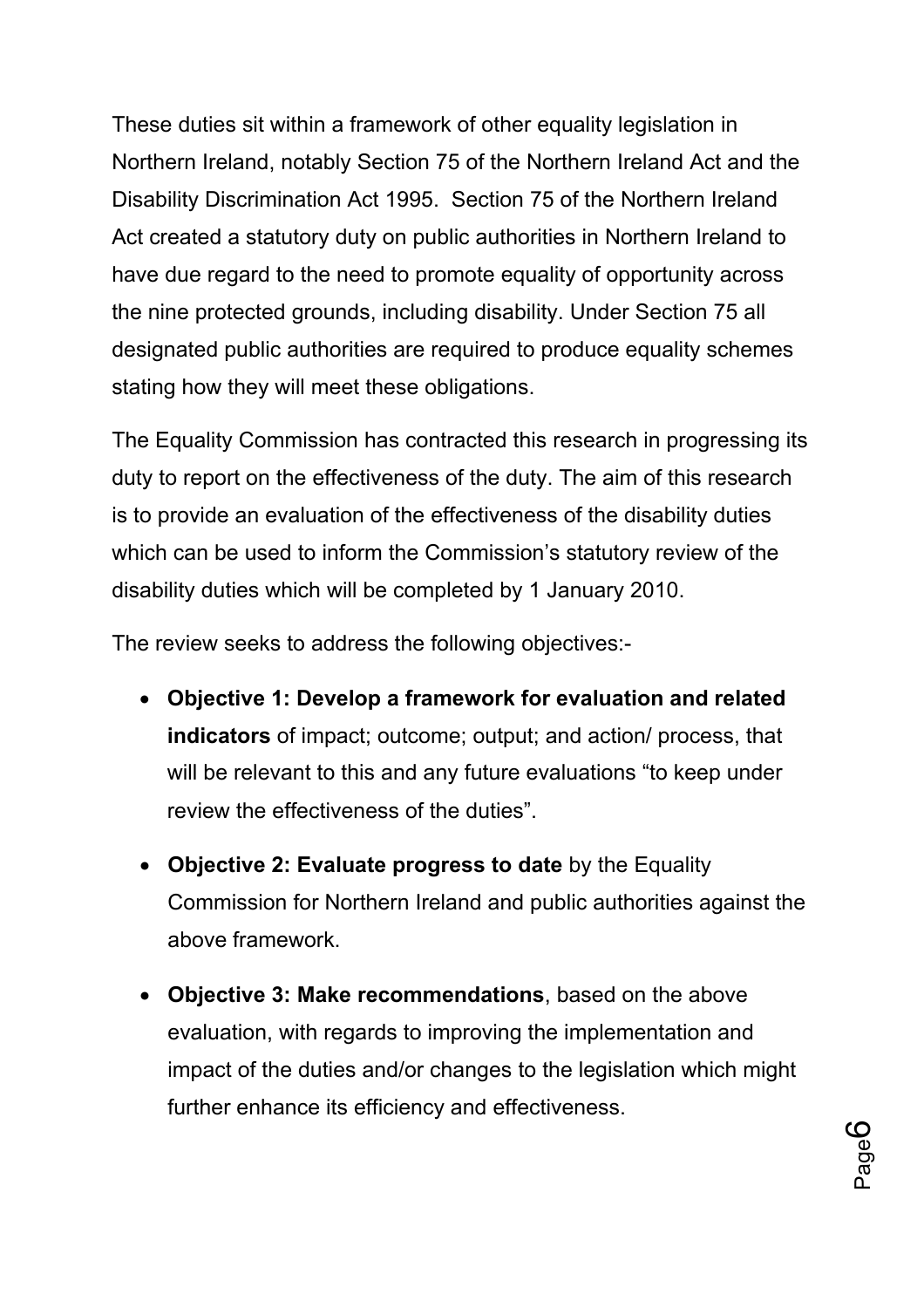These duties sit within a framework of other equality legislation in Northern Ireland, notably Section 75 of the Northern Ireland Act and the Disability Discrimination Act 1995. Section 75 of the Northern Ireland Act created a statutory duty on public authorities in Northern Ireland to have due regard to the need to promote equality of opportunity across the nine protected grounds, including disability. Under Section 75 all designated public authorities are required to produce equality schemes stating how they will meet these obligations.

The Equality Commission has contracted this research in progressing its duty to report on the effectiveness of the duty. The aim of this research is to provide an evaluation of the effectiveness of the disability duties which can be used to inform the Commission's statutory review of the disability duties which will be completed by 1 January 2010.

The review seeks to address the following objectives:-

- **Objective 1: Develop a framework for evaluation and related indicators** of impact; outcome; output; and action/ process, that will be relevant to this and any future evaluations "to keep under review the effectiveness of the duties".
- **Objective 2: Evaluate progress to date** by the Equality Commission for Northern Ireland and public authorities against the above framework.
- **Objective 3: Make recommendations**, based on the above evaluation, with regards to improving the implementation and impact of the duties and/or changes to the legislation which might further enhance its efficiency and effectiveness.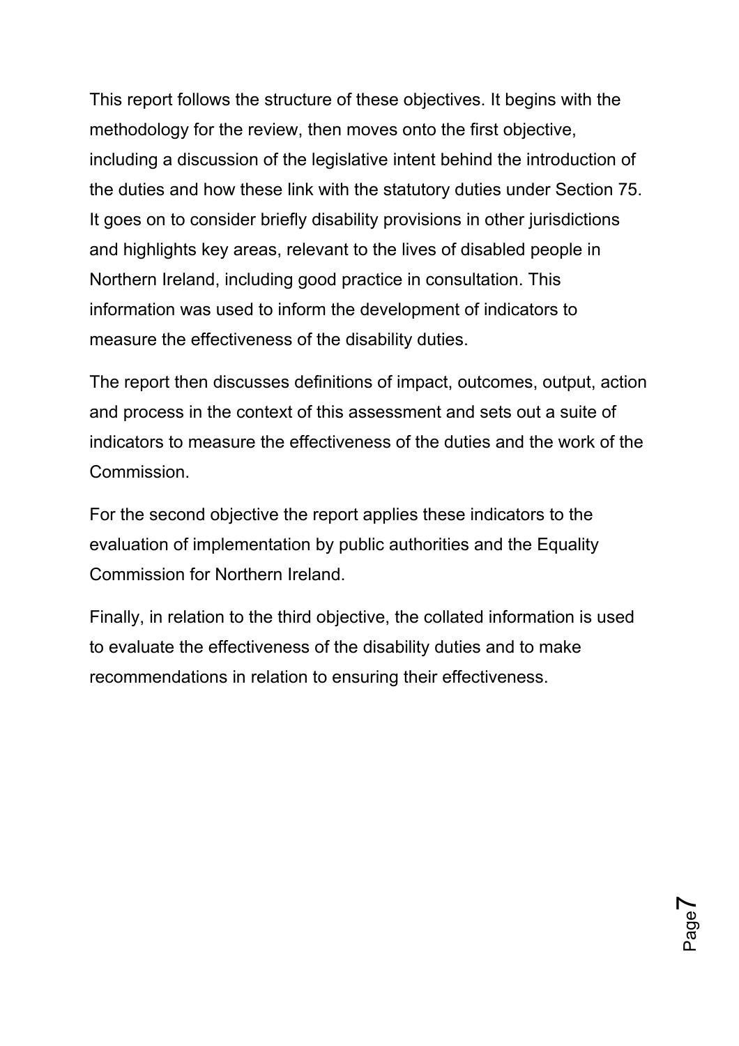This report follows the structure of these objectives. It begins with the methodology for the review, then moves onto the first objective, including a discussion of the legislative intent behind the introduction of the duties and how these link with the statutory duties under Section 75. It goes on to consider briefly disability provisions in other jurisdictions and highlights key areas, relevant to the lives of disabled people in Northern Ireland, including good practice in consultation. This information was used to inform the development of indicators to measure the effectiveness of the disability duties.

The report then discusses definitions of impact, outcomes, output, action and process in the context of this assessment and sets out a suite of indicators to measure the effectiveness of the duties and the work of the Commission.

For the second objective the report applies these indicators to the evaluation of implementation by public authorities and the Equality Commission for Northern Ireland.

Finally, in relation to the third objective, the collated information is used to evaluate the effectiveness of the disability duties and to make recommendations in relation to ensuring their effectiveness.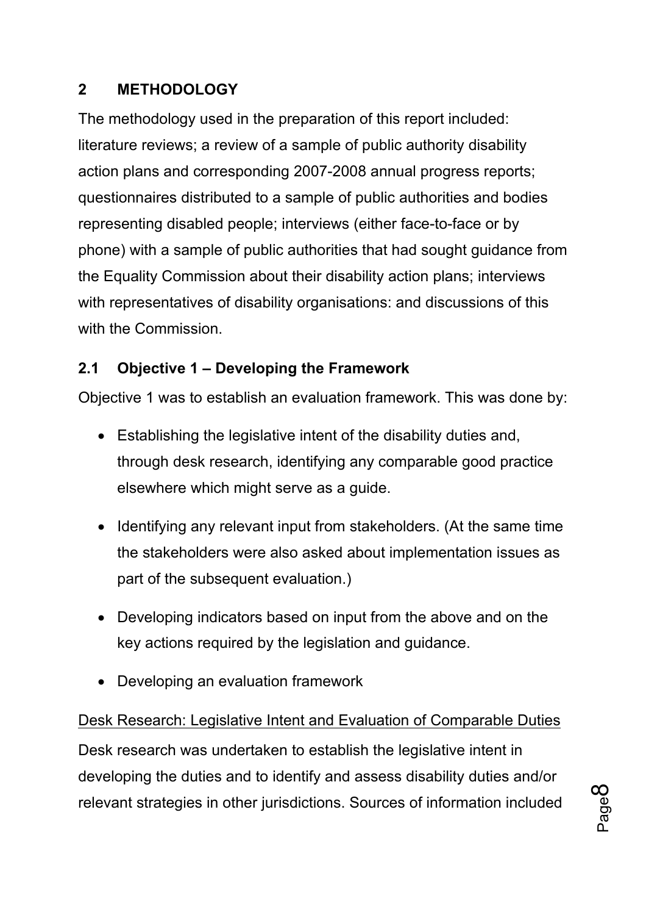## 2 METHODOLOGY

The methodology used in the preparation of this report included: literature reviews; a review of a sample of public authority disability action plans and corresponding 2007-2008 annual progress reports; questionnaires distributed to a sample of public authorities and bodies representing disabled people; interviews (either face-to-face or by phone) with a sample of public authorities that had sought guidance from the Equality Commission about their disability action plans; interviews with representatives of disability organisations: and discussions of this with the Commission.

### 2.1 Objective 1 – Developing the Framework

Objective 1 was to establish an evaluation framework. This was done by:

- Establishing the legislative intent of the disability duties and, through desk research, identifying any comparable good practice elsewhere which might serve as a guide.
- Identifying any relevant input from stakeholders. (At the same time the stakeholders were also asked about implementation issues as part of the subsequent evaluation.)
- Developing indicators based on input from the above and on the key actions required by the legislation and guidance.
- Developing an evaluation framework

<u>Desk Research: Legislative Intent and Evaluation of Comparable Duties</u>

Desk research was undertaken to establish the legislative intent in developing the duties and to identify and assess disability duties and/or relevant strategies in other jurisdictions. Sources of information included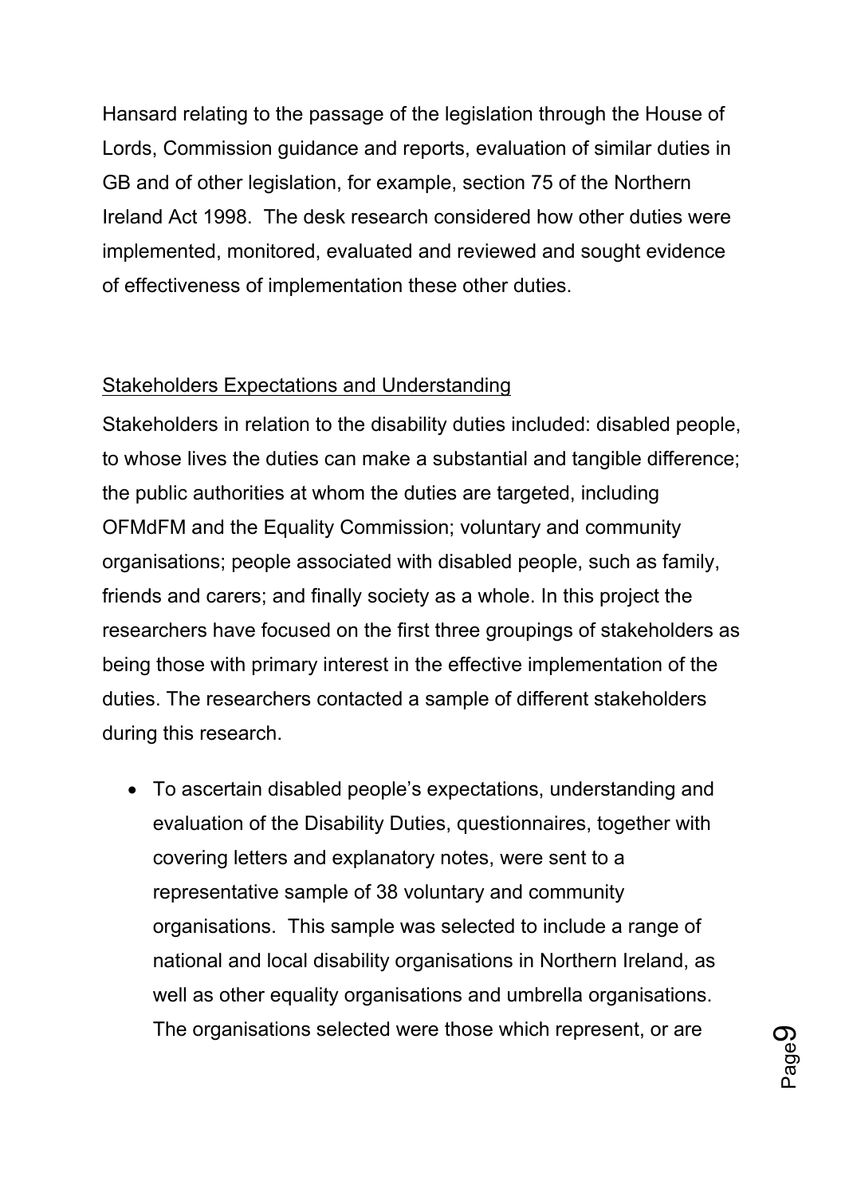Hansard relating to the passage of the legislation through the House of Lords, Commission guidance and reports, evaluation of similar duties in GB and of other legislation, for example, section 75 of the Northern Ireland Act 1998. The desk research considered how other duties were implemented, monitored, evaluated and reviewed and sought evidence of effectiveness of implementation these other duties.

<u>Stakeholders Expectations and Understanding</u>

Stakeholders in relation to the disability duties included: disabled people, to whose lives the duties can make a substantial and tangible difference; the public authorities at whom the duties are targeted, including OFMdFM and the Equality Commission; voluntary and community organisations; people associated with disabled people, such as family, friends and carers; and finally society as a whole. In this project the researchers have focused on the first three groupings of stakeholders as being those with primary interest in the effective implementation of the duties. The researchers contacted a sample of different stakeholders during this research.

- To ascertain disabled people's expectations, understanding and evaluation of the Disability Duties, questionnaires, together with covering letters and explanatory notes, were sent to a representative sample of 38 voluntary and community organisations. This sample was selected to include a range of national and local disability organisations in Northern Ireland, as well as other equality organisations and umbrella organisations. The organisations selected were those which represent, or are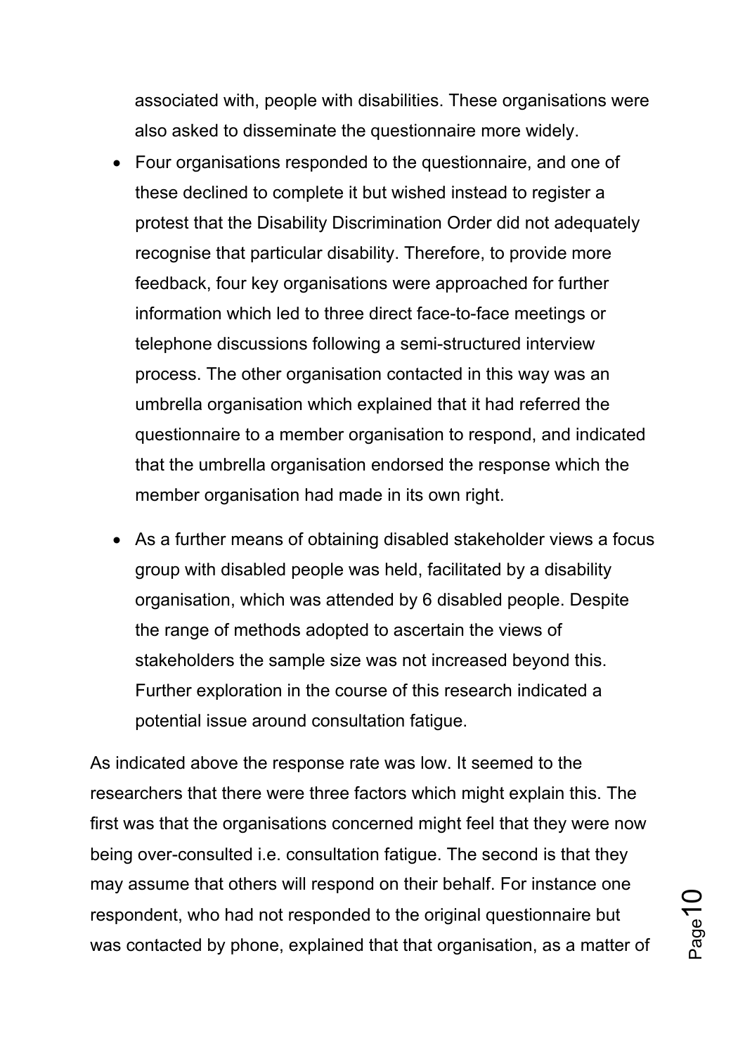associated with, people with disabilities. These organisations were also asked to disseminate the questionnaire more widely.

- Four organisations responded to the questionnaire, and one of these declined to complete it but wished instead to register a protest that the Disability Discrimination Order did not adequately recognise that particular disability. Therefore, to provide more feedback, four key organisations were approached for further information which led to three direct face-to-face meetings or telephone discussions following a semi-structured interview process. The other organisation contacted in this way was an umbrella organisation which explained that it had referred the questionnaire to a member organisation to respond, and indicated that the umbrella organisation endorsed the response which the member organisation had made in its own right.

- As a further means of obtaining disabled stakeholder views a focus group with disabled people was held, facilitated by a disability organisation, which was attended by 6 disabled people. Despite the range of methods adopted to ascertain the views of stakeholders the sample size was not increased beyond this. Further exploration in the course of this research indicated a potential issue around consultation fatigue.

As indicated above the response rate was low. It seemed to the researchers that there were three factors which might explain this. The first was that the organisations concerned might feel that they were now being over-consulted i.e. consultation fatigue. The second is that they may assume that others will respond on their behalf. For instance one respondent, who had not responded to the original questionnaire but was contacted by phone, explained that that organisation, as a matter of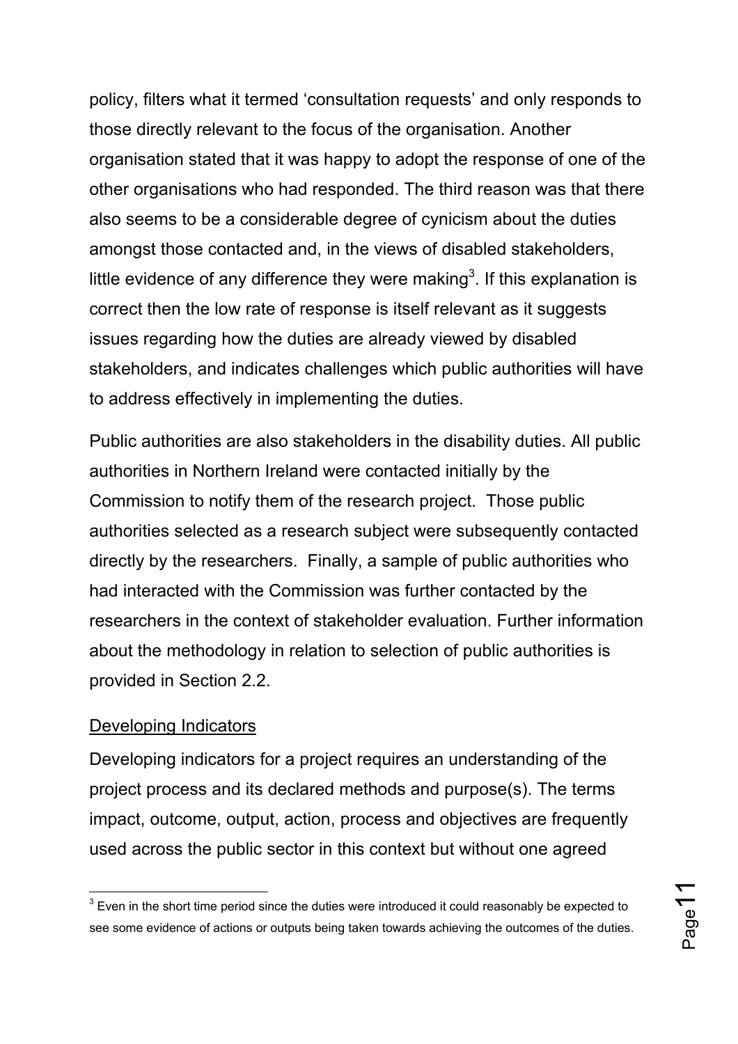policy, filters what it termed 'consultation requests' and only responds to those directly relevant to the focus of the organisation. Another organisation stated that it was happy to adopt the response of one of the other organisations who had responded. The third reason was that there also seems to be a considerable degree of cynicism about the duties amongst those contacted and, in the views of disabled stakeholders, little evidence of any difference they were making[3]. If this explanation is correct then the low rate of response is itself relevant as it suggests issues regarding how the duties are already viewed by disabled stakeholders, and indicates challenges which public authorities will have to address effectively in implementing the duties.

Public authorities are also stakeholders in the disability duties. All public authorities in Northern Ireland were contacted initially by the Commission to notify them of the research project. Those public authorities selected as a research subject were subsequently contacted directly by the researchers. Finally, a sample of public authorities who had interacted with the Commission was further contacted by the researchers in the context of stakeholder evaluation. Further information about the methodology in relation to selection of public authorities is provided in Section 2.2.

<u>Developing Indicators</u>

Developing indicators for a project requires an understanding of the project process and its declared methods and purpose(s). The terms impact, outcome, output, action, process and objectives are frequently used across the public sector in this context but without one agreed

[3] Even in the short time period since the duties were introduced it could reasonably be expected to see some evidence of actions or outputs being taken towards achieving the outcomes of the duties.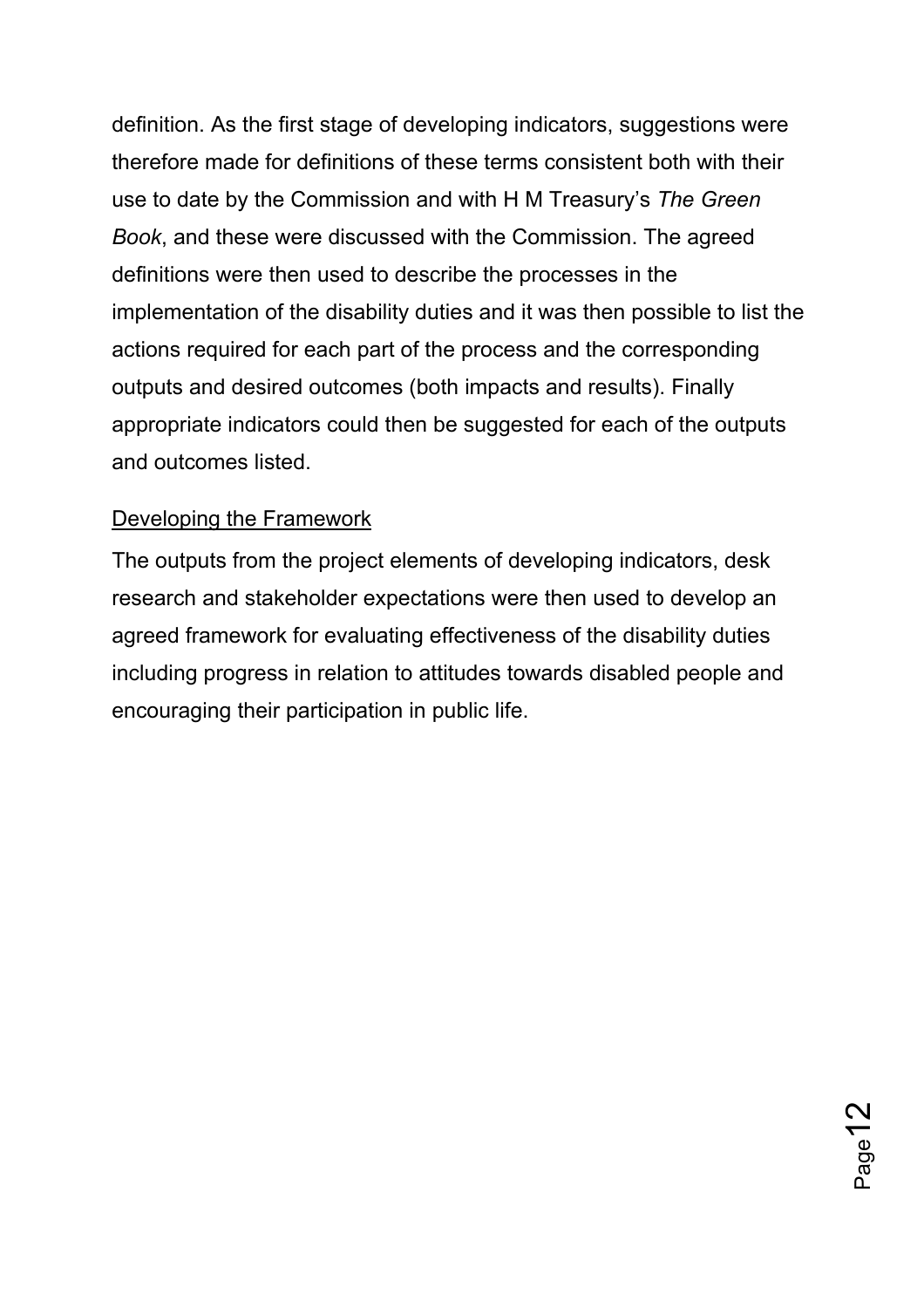definition. As the first stage of developing indicators, suggestions were therefore made for definitions of these terms consistent both with their use to date by the Commission and with H M Treasury's *The Green Book*, and these were discussed with the Commission. The agreed definitions were then used to describe the processes in the implementation of the disability duties and it was then possible to list the actions required for each part of the process and the corresponding outputs and desired outcomes (both impacts and results). Finally appropriate indicators could then be suggested for each of the outputs and outcomes listed.

<u>Developing the Framework</u>

The outputs from the project elements of developing indicators, desk research and stakeholder expectations were then used to develop an agreed framework for evaluating effectiveness of the disability duties including progress in relation to attitudes towards disabled people and encouraging their participation in public life.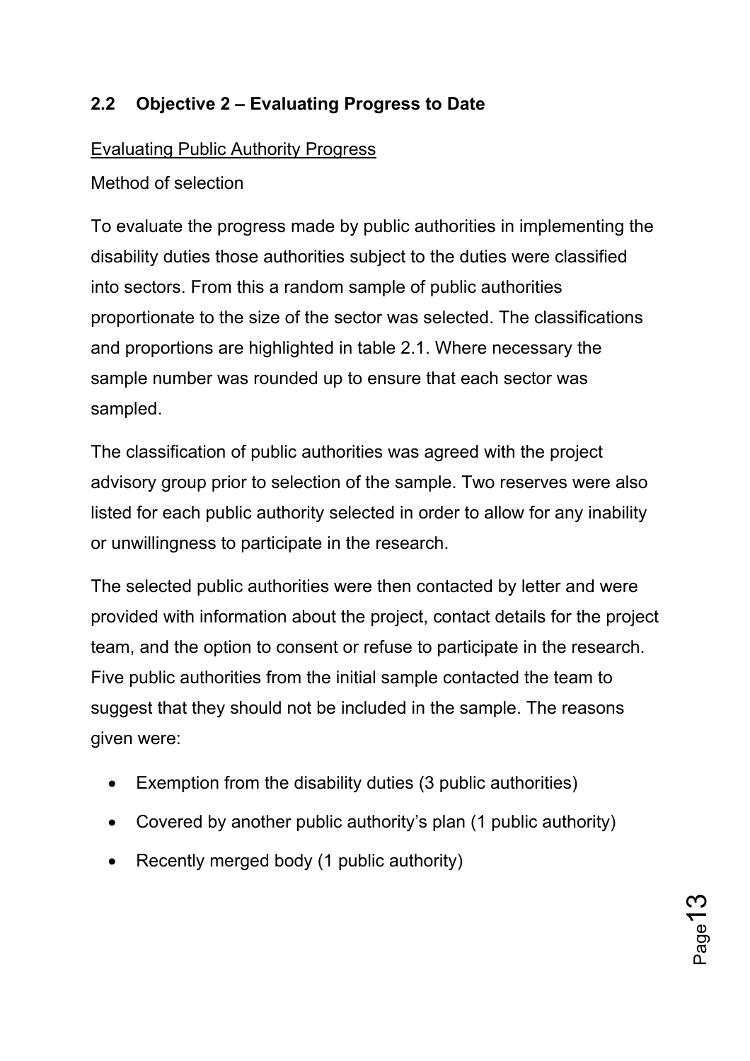## 2.2 Objective 2 – Evaluating Progress to Date

<u>Evaluating Public Authority Progress</u>

Method of selection

To evaluate the progress made by public authorities in implementing the disability duties those authorities subject to the duties were classified into sectors. From this a random sample of public authorities proportionate to the size of the sector was selected. The classifications and proportions are highlighted in table 2.1. Where necessary the sample number was rounded up to ensure that each sector was sampled.

The classification of public authorities was agreed with the project advisory group prior to selection of the sample. Two reserves were also listed for each public authority selected in order to allow for any inability or unwillingness to participate in the research.

The selected public authorities were then contacted by letter and were provided with information about the project, contact details for the project team, and the option to consent or refuse to participate in the research. Five public authorities from the initial sample contacted the team to suggest that they should not be included in the sample. The reasons given were:

- Exemption from the disability duties (3 public authorities)
- Covered by another public authority's plan (1 public authority)
- Recently merged body (1 public authority)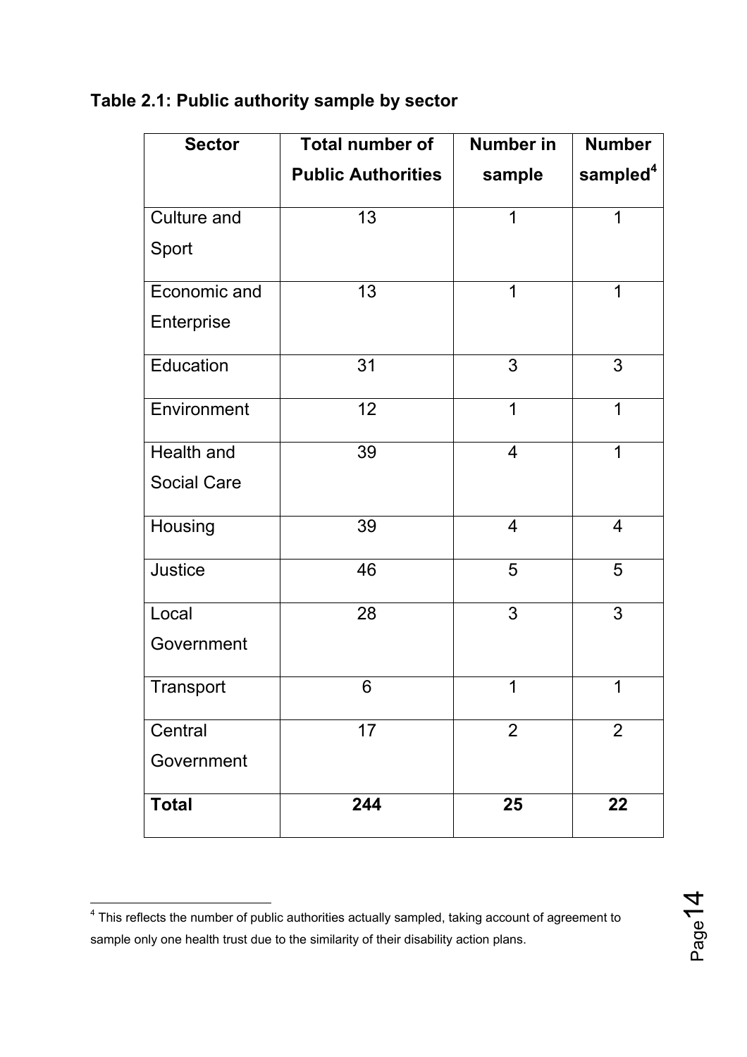**Table 2.1: Public authority sample by sector**

| Sector | Total number of Public Authorities | Number in sample | Number sampled[4] |
|---|---|---|---|
| Culture and Sport | 13 | 1 | 1 |
| Economic and Enterprise | 13 | 1 | 1 |
| Education | 31 | 3 | 3 |
| Environment | 12 | 1 | 1 |
| Health and Social Care | 39 | 4 | 1 |
| Housing | 39 | 4 | 4 |
| Justice | 46 | 5 | 5 |
| Local Government | 28 | 3 | 3 |
| Transport | 6 | 1 | 1 |
| Central Government | 17 | 2 | 2 |
| **Total** | **244** | **25** | **22** |

[4] This reflects the number of public authorities actually sampled, taking account of agreement to sample only one health trust due to the similarity of their disability action plans.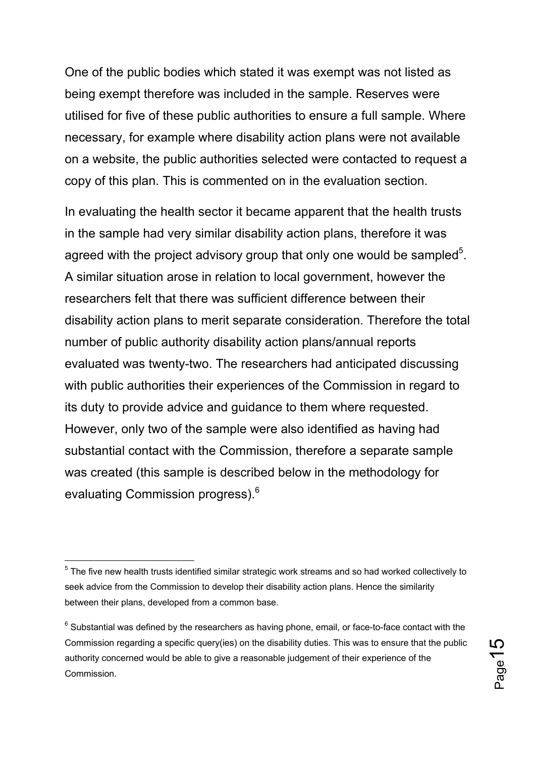One of the public bodies which stated it was exempt was not listed as being exempt therefore was included in the sample. Reserves were utilised for five of these public authorities to ensure a full sample. Where necessary, for example where disability action plans were not available on a website, the public authorities selected were contacted to request a copy of this plan. This is commented on in the evaluation section.

In evaluating the health sector it became apparent that the health trusts in the sample had very similar disability action plans, therefore it was agreed with the project advisory group that only one would be sampled[5]. A similar situation arose in relation to local government, however the researchers felt that there was sufficient difference between their disability action plans to merit separate consideration. Therefore the total number of public authority disability action plans/annual reports evaluated was twenty-two. The researchers had anticipated discussing with public authorities their experiences of the Commission in regard to its duty to provide advice and guidance to them where requested. However, only two of the sample were also identified as having had substantial contact with the Commission, therefore a separate sample was created (this sample is described below in the methodology for evaluating Commission progress).[6]

---

[5] The five new health trusts identified similar strategic work streams and so had worked collectively to seek advice from the Commission to develop their disability action plans. Hence the similarity between their plans, developed from a common base.

[6] Substantial was defined by the researchers as having phone, email, or face-to-face contact with the Commission regarding a specific query(ies) on the disability duties. This was to ensure that the public authority concerned would be able to give a reasonable judgement of their experience of the Commission.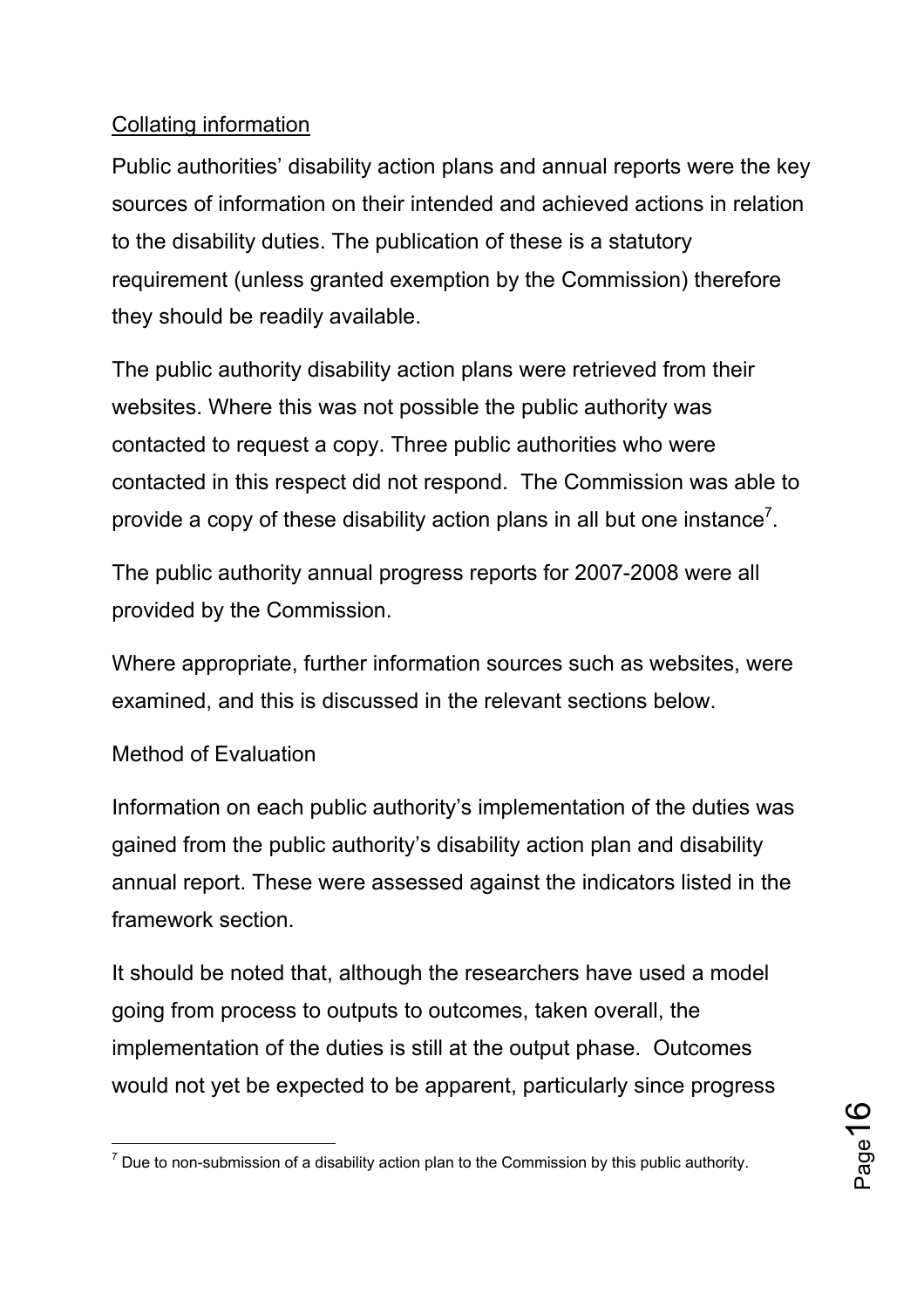<u>Collating information</u>

Public authorities' disability action plans and annual reports were the key sources of information on their intended and achieved actions in relation to the disability duties. The publication of these is a statutory requirement (unless granted exemption by the Commission) therefore they should be readily available.

The public authority disability action plans were retrieved from their websites. Where this was not possible the public authority was contacted to request a copy. Three public authorities who were contacted in this respect did not respond. The Commission was able to provide a copy of these disability action plans in all but one instance[7].

The public authority annual progress reports for 2007-2008 were all provided by the Commission.

Where appropriate, further information sources such as websites, were examined, and this is discussed in the relevant sections below.

Method of Evaluation

Information on each public authority's implementation of the duties was gained from the public authority's disability action plan and disability annual report. These were assessed against the indicators listed in the framework section.

It should be noted that, although the researchers have used a model going from process to outputs to outcomes, taken overall, the implementation of the duties is still at the output phase. Outcomes would not yet be expected to be apparent, particularly since progress

[7] Due to non-submission of a disability action plan to the Commission by this public authority.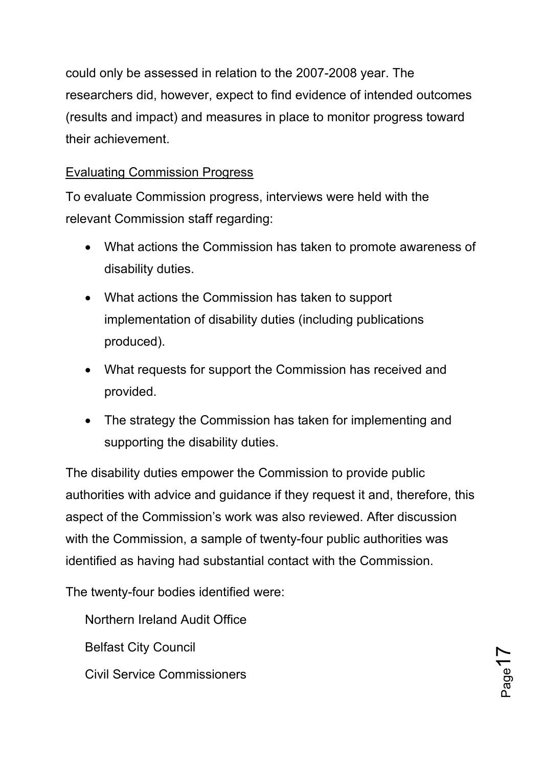could only be assessed in relation to the 2007-2008 year. The researchers did, however, expect to find evidence of intended outcomes (results and impact) and measures in place to monitor progress toward their achievement.

<u>Evaluating Commission Progress</u>

To evaluate Commission progress, interviews were held with the relevant Commission staff regarding:

- What actions the Commission has taken to promote awareness of disability duties.
- What actions the Commission has taken to support implementation of disability duties (including publications produced).
- What requests for support the Commission has received and provided.
- The strategy the Commission has taken for implementing and supporting the disability duties.

The disability duties empower the Commission to provide public authorities with advice and guidance if they request it and, therefore, this aspect of the Commission's work was also reviewed. After discussion with the Commission, a sample of twenty-four public authorities was identified as having had substantial contact with the Commission.

The twenty-four bodies identified were:

Northern Ireland Audit Office

Belfast City Council

Civil Service Commissioners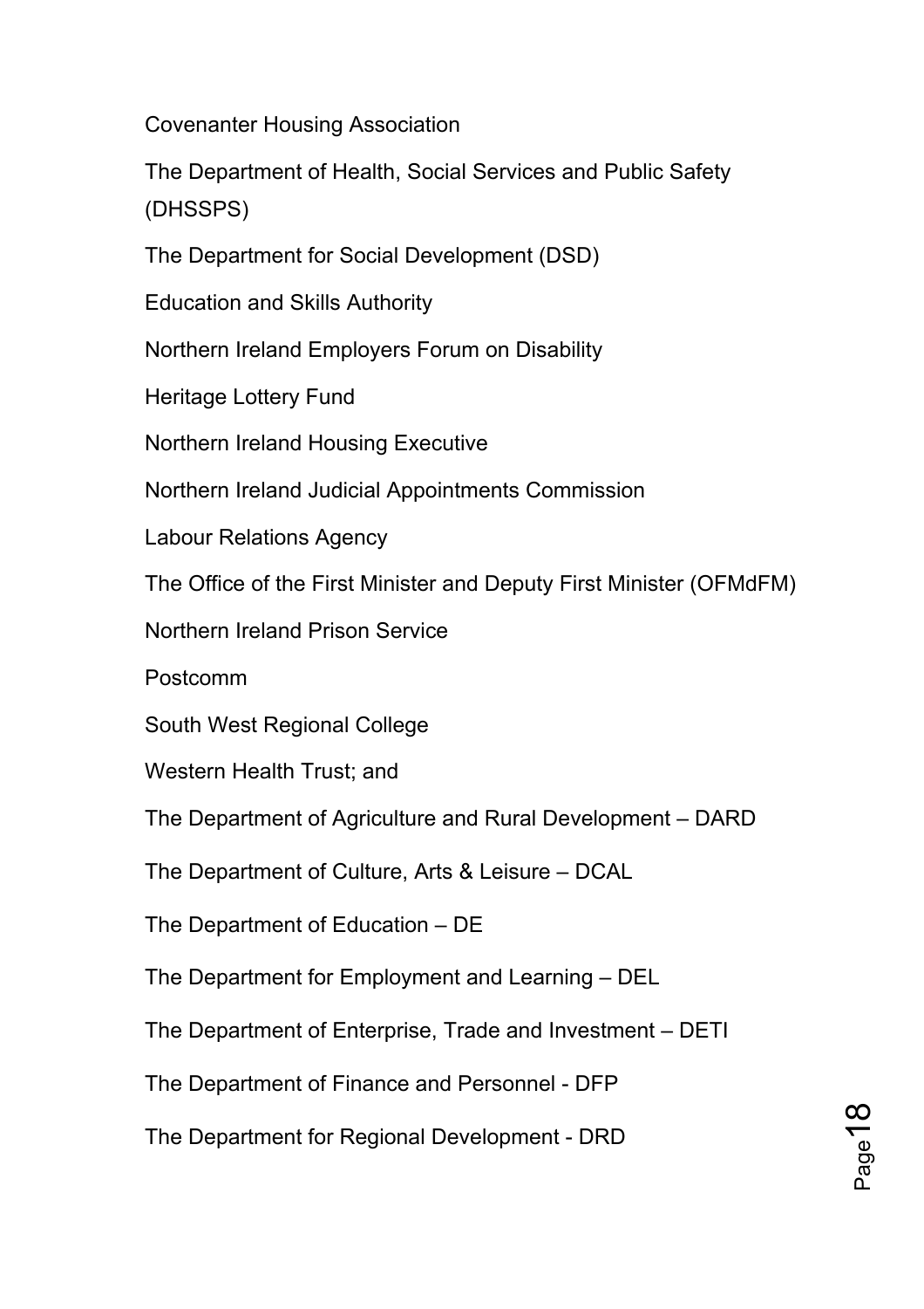Covenanter Housing Association

The Department of Health, Social Services and Public Safety (DHSSPS)

The Department for Social Development (DSD)

Education and Skills Authority

Northern Ireland Employers Forum on Disability

Heritage Lottery Fund

Northern Ireland Housing Executive

Northern Ireland Judicial Appointments Commission

Labour Relations Agency

The Office of the First Minister and Deputy First Minister (OFMdFM)

Northern Ireland Prison Service

Postcomm

South West Regional College

Western Health Trust; and

The Department of Agriculture and Rural Development – DARD

The Department of Culture, Arts & Leisure – DCAL

The Department of Education – DE

The Department for Employment and Learning – DEL

The Department of Enterprise, Trade and Investment – DETI

The Department of Finance and Personnel - DFP

The Department for Regional Development - DRD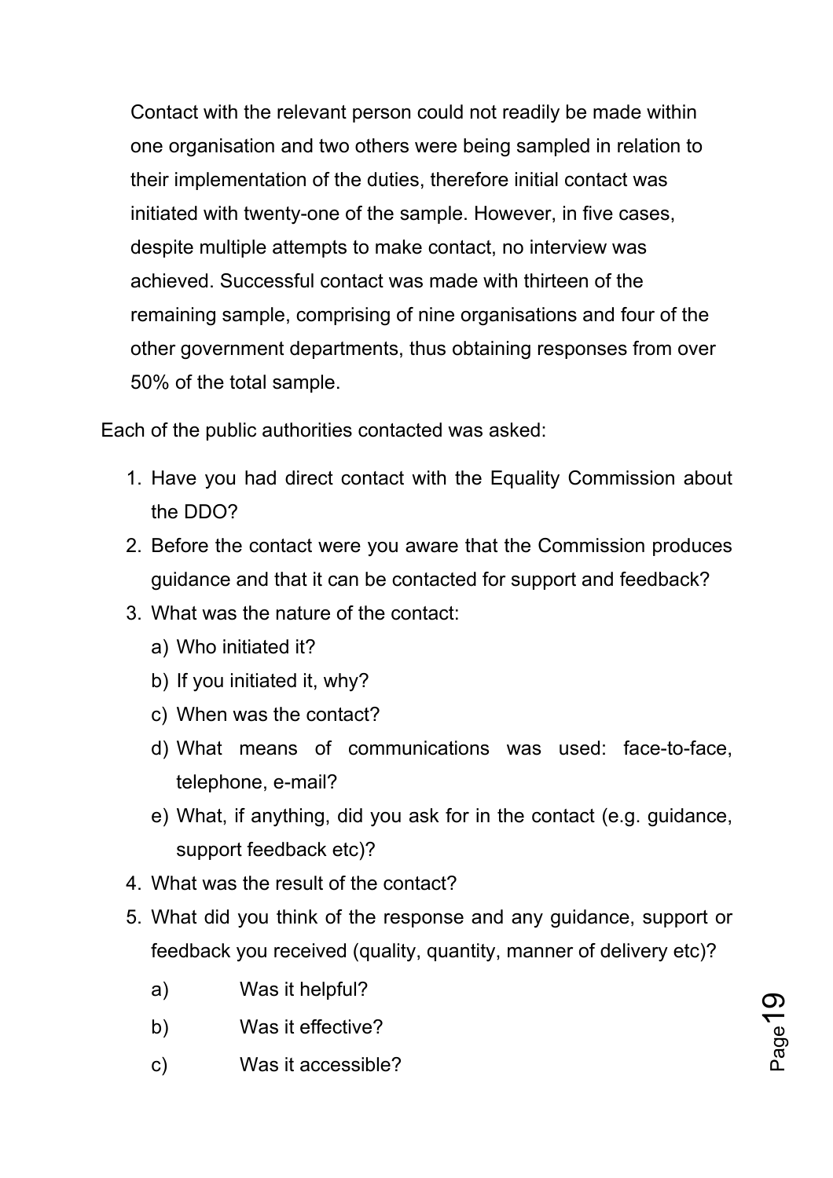Contact with the relevant person could not readily be made within one organisation and two others were being sampled in relation to their implementation of the duties, therefore initial contact was initiated with twenty-one of the sample. However, in five cases, despite multiple attempts to make contact, no interview was achieved. Successful contact was made with thirteen of the remaining sample, comprising of nine organisations and four of the other government departments, thus obtaining responses from over 50% of the total sample.

Each of the public authorities contacted was asked:

1. Have you had direct contact with the Equality Commission about the DDO?
2. Before the contact were you aware that the Commission produces guidance and that it can be contacted for support and feedback?
3. What was the nature of the contact:
   a) Who initiated it?
   b) If you initiated it, why?
   c) When was the contact?
   d) What means of communications was used: face-to-face, telephone, e-mail?
   e) What, if anything, did you ask for in the contact (e.g. guidance, support feedback etc)?
4. What was the result of the contact?
5. What did you think of the response and any guidance, support or feedback you received (quality, quantity, manner of delivery etc)?
   a) Was it helpful?
   b) Was it effective?
   c) Was it accessible?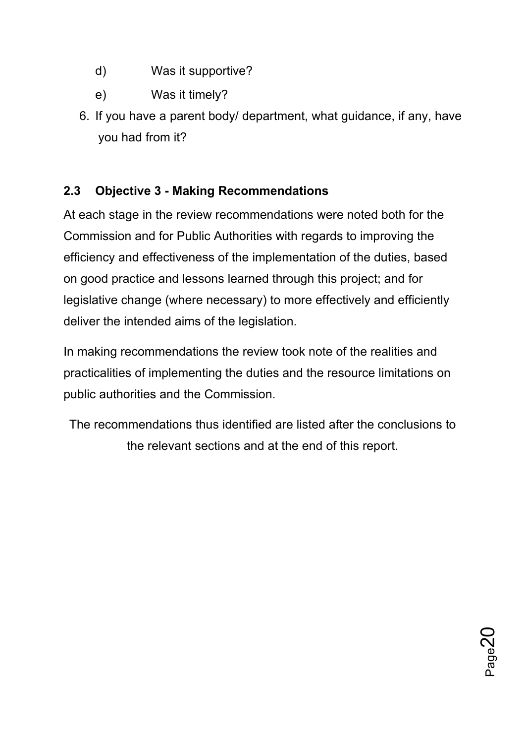d) Was it supportive?

e) Was it timely?

6. If you have a parent body/ department, what guidance, if any, have you had from it?

### 2.3 Objective 3 - Making Recommendations

At each stage in the review recommendations were noted both for the Commission and for Public Authorities with regards to improving the efficiency and effectiveness of the implementation of the duties, based on good practice and lessons learned through this project; and for legislative change (where necessary) to more effectively and efficiently deliver the intended aims of the legislation.

In making recommendations the review took note of the realities and practicalities of implementing the duties and the resource limitations on public authorities and the Commission.

The recommendations thus identified are listed after the conclusions to the relevant sections and at the end of this report.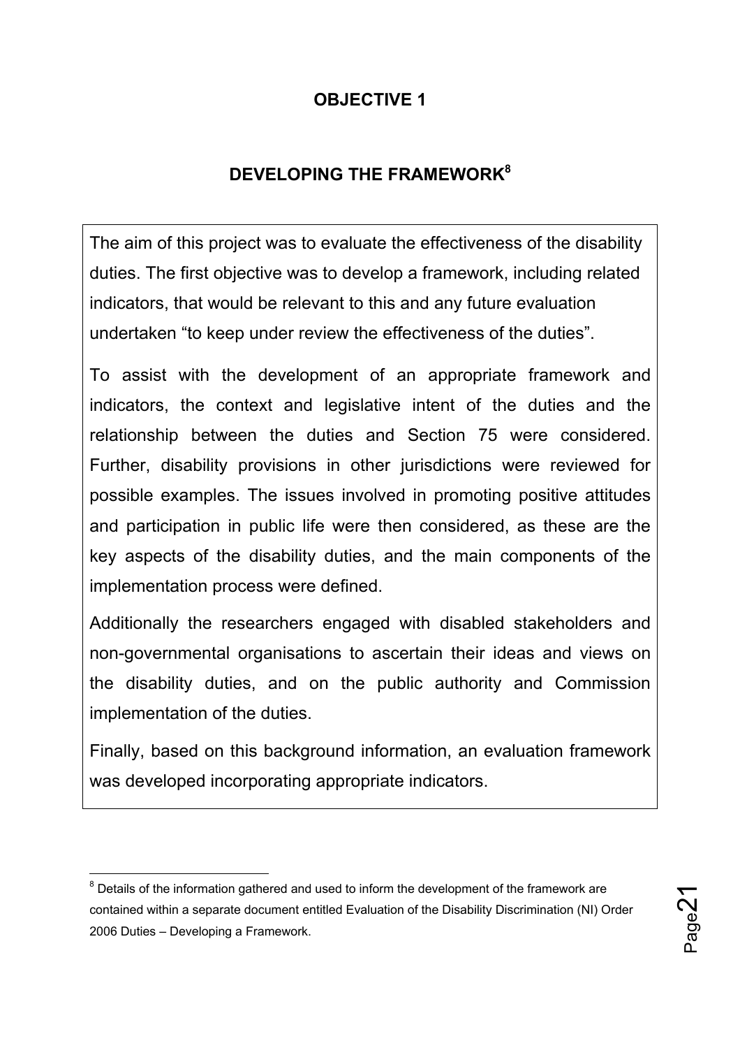## OBJECTIVE 1

## DEVELOPING THE FRAMEWORK[8]

The aim of this project was to evaluate the effectiveness of the disability duties. The first objective was to develop a framework, including related indicators, that would be relevant to this and any future evaluation undertaken “to keep under review the effectiveness of the duties”.

To assist with the development of an appropriate framework and indicators, the context and legislative intent of the duties and the relationship between the duties and Section 75 were considered. Further, disability provisions in other jurisdictions were reviewed for possible examples. The issues involved in promoting positive attitudes and participation in public life were then considered, as these are the key aspects of the disability duties, and the main components of the implementation process were defined.

Additionally the researchers engaged with disabled stakeholders and non-governmental organisations to ascertain their ideas and views on the disability duties, and on the public authority and Commission implementation of the duties.

Finally, based on this background information, an evaluation framework was developed incorporating appropriate indicators.

[8] Details of the information gathered and used to inform the development of the framework are contained within a separate document entitled Evaluation of the Disability Discrimination (NI) Order 2006 Duties – Developing a Framework.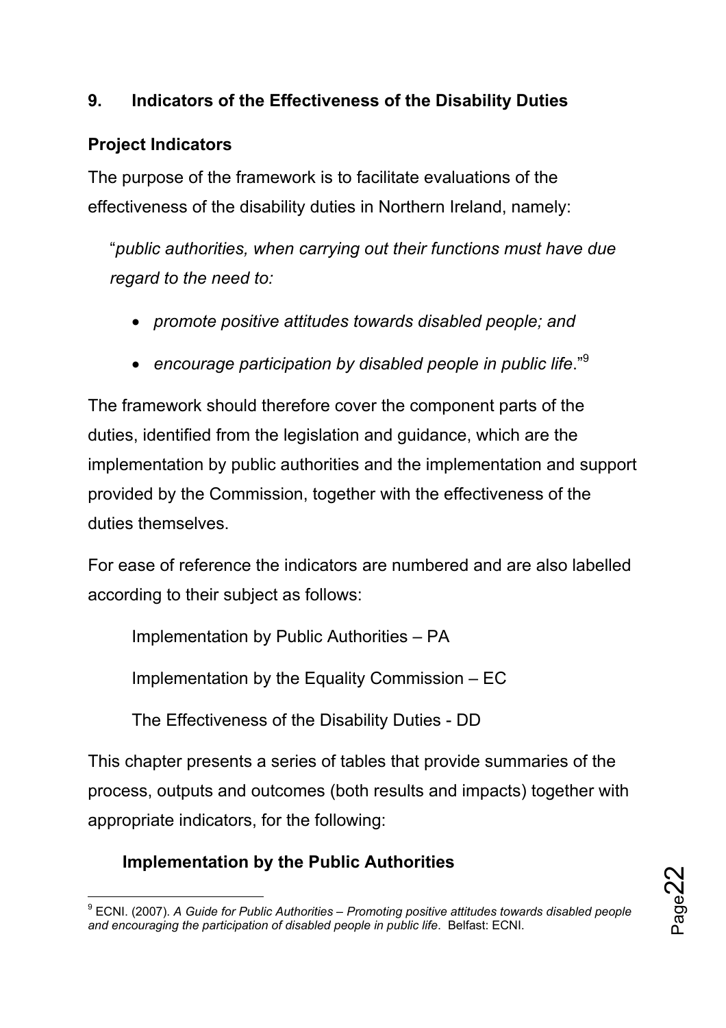## 9. Indicators of the Effectiveness of the Disability Duties

### Project Indicators

The purpose of the framework is to facilitate evaluations of the effectiveness of the disability duties in Northern Ireland, namely:

> "*public authorities, when carrying out their functions must have due regard to the need to:*
>
> - *promote positive attitudes towards disabled people; and*
> - *encourage participation by disabled people in public life*."[9]

The framework should therefore cover the component parts of the duties, identified from the legislation and guidance, which are the implementation by public authorities and the implementation and support provided by the Commission, together with the effectiveness of the duties themselves.

For ease of reference the indicators are numbered and are also labelled according to their subject as follows:

Implementation by Public Authorities – PA

Implementation by the Equality Commission – EC

The Effectiveness of the Disability Duties - DD

This chapter presents a series of tables that provide summaries of the process, outputs and outcomes (both results and impacts) together with appropriate indicators, for the following:

**Implementation by the Public Authorities**

---

[9] ECNI. (2007). *A Guide for Public Authorities – Promoting positive attitudes towards disabled people and encouraging the participation of disabled people in public life*. Belfast: ECNI.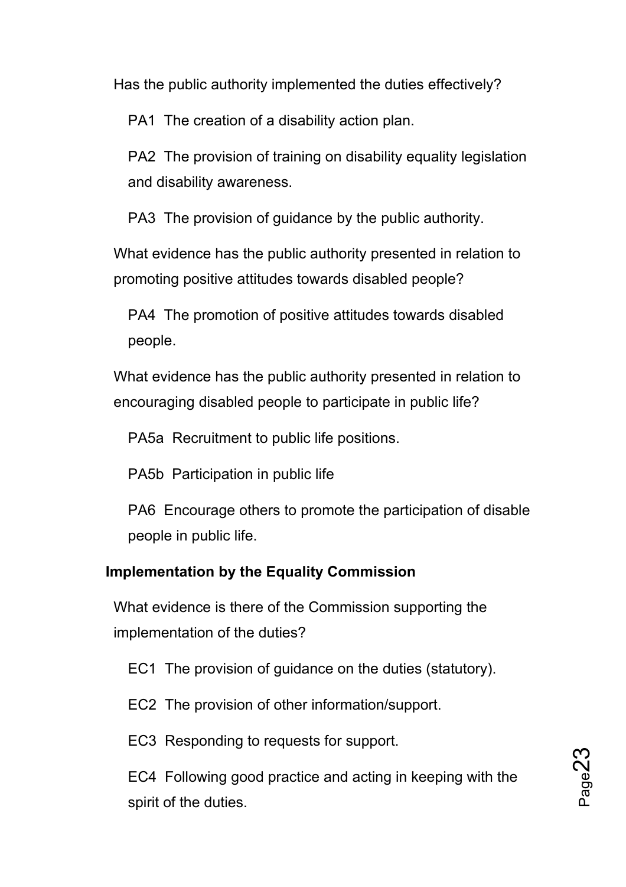Has the public authority implemented the duties effectively?

PA1 The creation of a disability action plan.

PA2 The provision of training on disability equality legislation and disability awareness.

PA3 The provision of guidance by the public authority.

What evidence has the public authority presented in relation to promoting positive attitudes towards disabled people?

PA4 The promotion of positive attitudes towards disabled people.

What evidence has the public authority presented in relation to encouraging disabled people to participate in public life?

PA5a Recruitment to public life positions.

PA5b Participation in public life

PA6 Encourage others to promote the participation of disable people in public life.

**Implementation by the Equality Commission**

What evidence is there of the Commission supporting the implementation of the duties?

EC1 The provision of guidance on the duties (statutory).

EC2 The provision of other information/support.

EC3 Responding to requests for support.

EC4 Following good practice and acting in keeping with the spirit of the duties.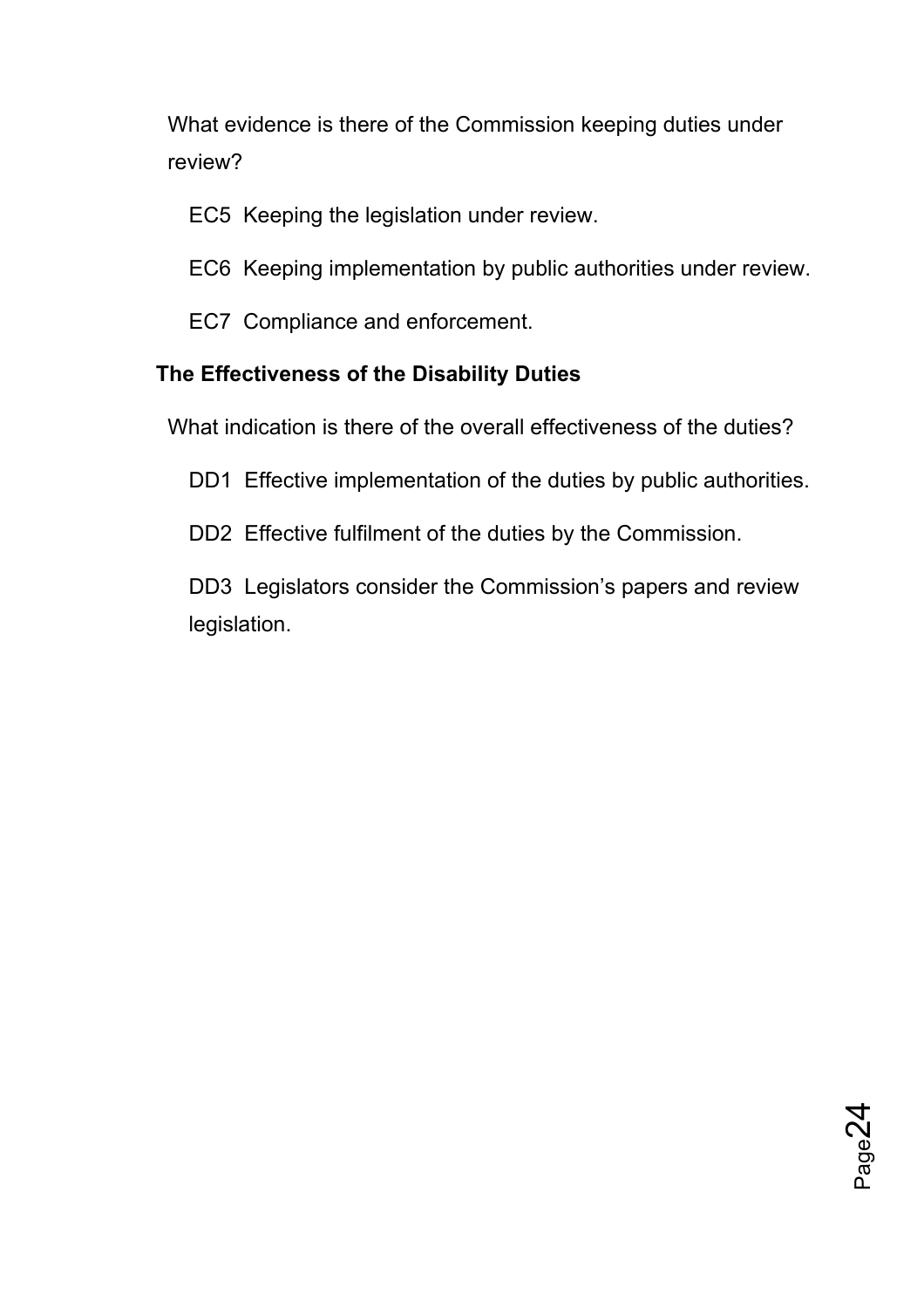What evidence is there of the Commission keeping duties under review?

EC5 Keeping the legislation under review.

EC6 Keeping implementation by public authorities under review.

EC7 Compliance and enforcement.

**The Effectiveness of the Disability Duties**

What indication is there of the overall effectiveness of the duties?

DD1 Effective implementation of the duties by public authorities.

DD2 Effective fulfilment of the duties by the Commission.

DD3 Legislators consider the Commission's papers and review legislation.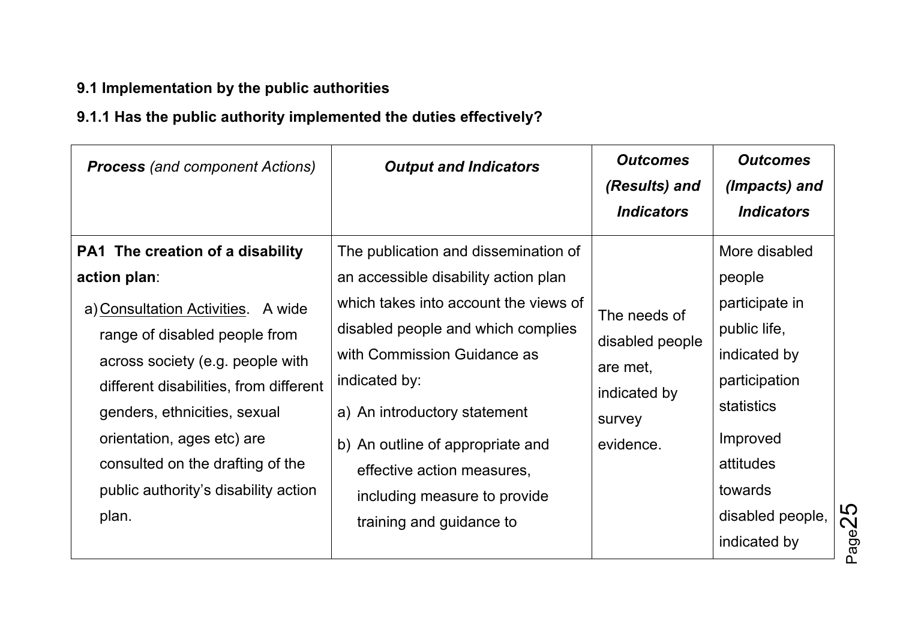**9.1 Implementation by the public authorities**

**9.1.1 Has the public authority implemented the duties effectively?**

| ***Process*** *(and component Actions)* | ***Output and Indicators*** | ***Outcomes (Results) and Indicators*** | ***Outcomes (Impacts) and Indicators*** |
|---|---|---|---|
| **PA1 The creation of a disability action plan**:<br><br>a) Consultation Activities. A wide range of disabled people from across society (e.g. people with different disabilities, from different genders, ethnicities, sexual orientation, ages etc) are consulted on the drafting of the public authority's disability action plan. | The publication and dissemination of an accessible disability action plan which takes into account the views of disabled people and which complies with Commission Guidance as indicated by:<br><br>a) An introductory statement<br><br>b) An outline of appropriate and effective action measures, including measure to provide training and guidance to | The needs of disabled people are met, indicated by survey evidence. | More disabled people participate in public life, indicated by participation statistics<br><br>Improved attitudes towards disabled people, indicated by |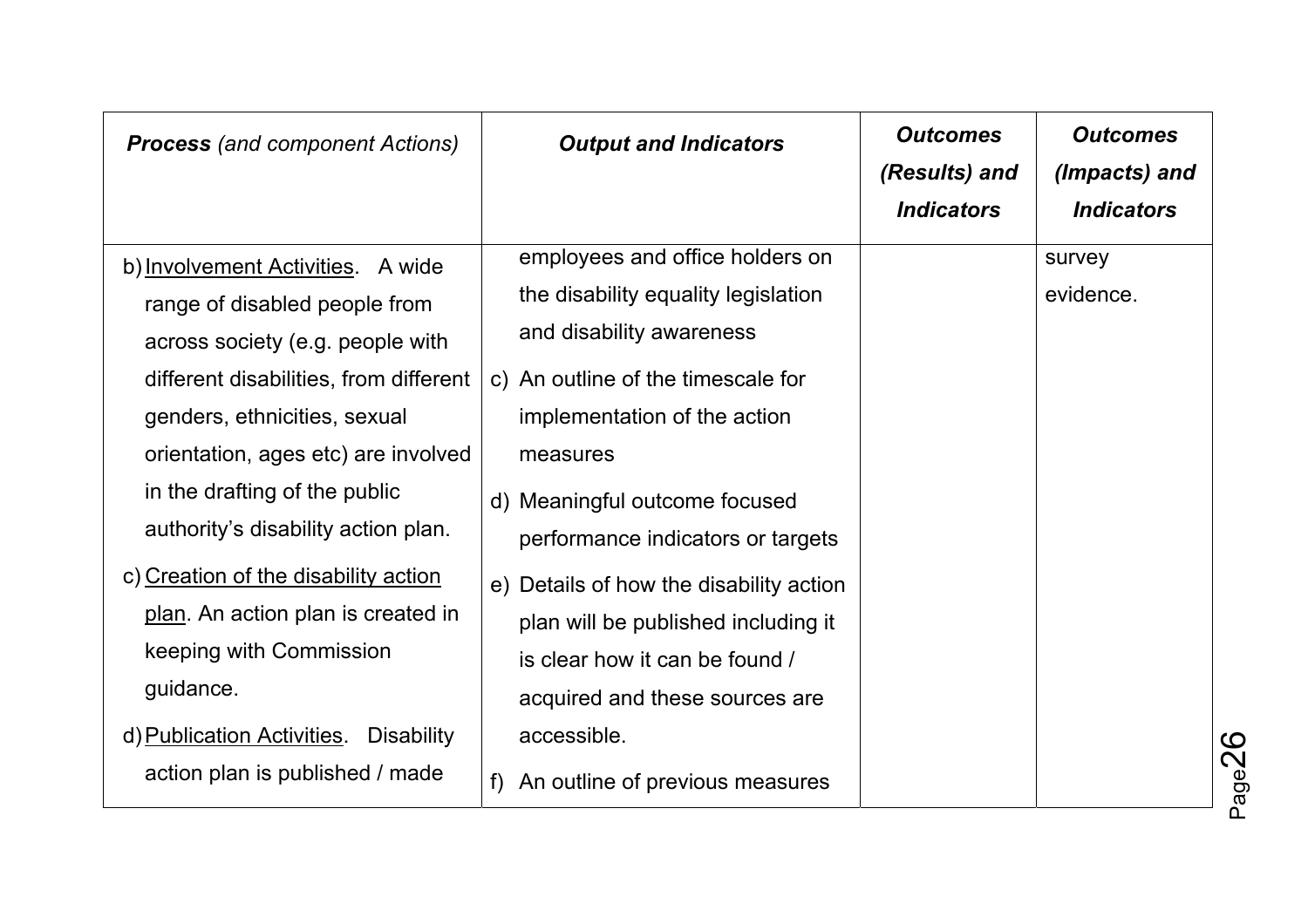| ***Process*** *(and component Actions)* | ***Output and Indicators*** | ***Outcomes (Results) and Indicators*** | ***Outcomes (Impacts) and Indicators*** |
|---|---|---|---|
| b) <u>Involvement Activities</u>. A wide range of disabled people from across society (e.g. people with different disabilities, from different genders, ethnicities, sexual orientation, ages etc) are involved in the drafting of the public authority's disability action plan.<br><br>c) <u>Creation of the disability action plan</u>. An action plan is created in keeping with Commission guidance.<br><br>d) <u>Publication Activities</u>. Disability action plan is published / made | employees and office holders on the disability equality legislation and disability awareness<br><br>c) An outline of the timescale for implementation of the action measures<br><br>d) Meaningful outcome focused performance indicators or targets<br><br>e) Details of how the disability action plan will be published including it is clear how it can be found / acquired and these sources are accessible.<br><br>f) An outline of previous measures | | survey evidence. |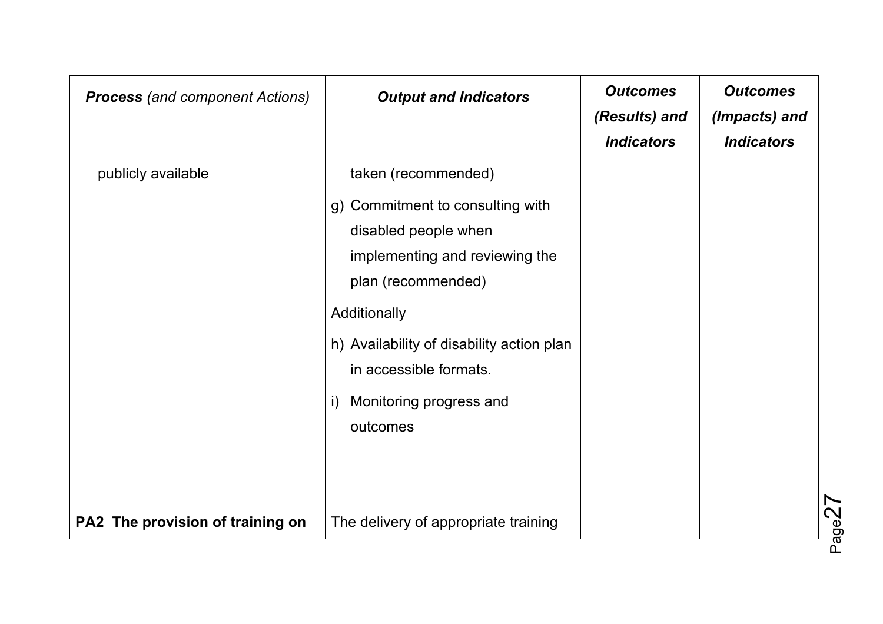| ***Process*** *(and component Actions)* | ***Output and Indicators*** | ***Outcomes (Results) and Indicators*** | ***Outcomes (Impacts) and Indicators*** |
|---|---|---|---|
| publicly available | taken (recommended)<br><br>g) Commitment to consulting with disabled people when implementing and reviewing the plan (recommended)<br><br>Additionally<br><br>h) Availability of disability action plan in accessible formats.<br><br>i) Monitoring progress and outcomes | | |
| **PA2 The provision of training on** | The delivery of appropriate training | | |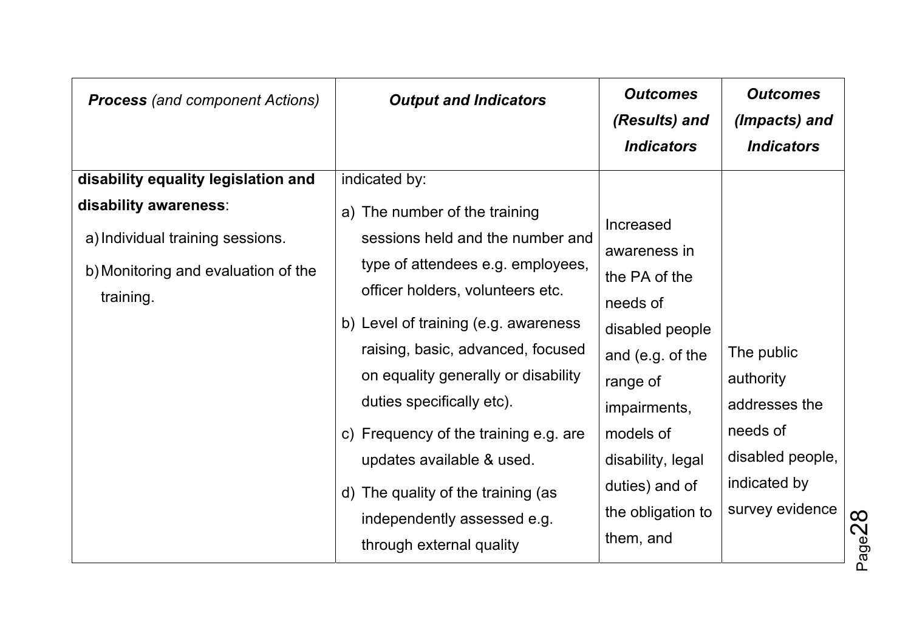| ***Process*** *(and component Actions)* | ***Output and Indicators*** | ***Outcomes (Results) and Indicators*** | ***Outcomes (Impacts) and Indicators*** |
|---|---|---|---|
| **disability equality legislation and disability awareness**:<br>a) Individual training sessions.<br>b) Monitoring and evaluation of the training. | indicated by:<br>a) The number of the training sessions held and the number and type of attendees e.g. employees, officer holders, volunteers etc.<br>b) Level of training (e.g. awareness raising, basic, advanced, focused on equality generally or disability duties specifically etc).<br>c) Frequency of the training e.g. are updates available & used.<br>d) The quality of the training (as independently assessed e.g. through external quality | Increased awareness in the PA of the needs of disabled people and (e.g. of the range of impairments, models of disability, legal duties) and of the obligation to them, and | The public authority addresses the needs of disabled people, indicated by survey evidence |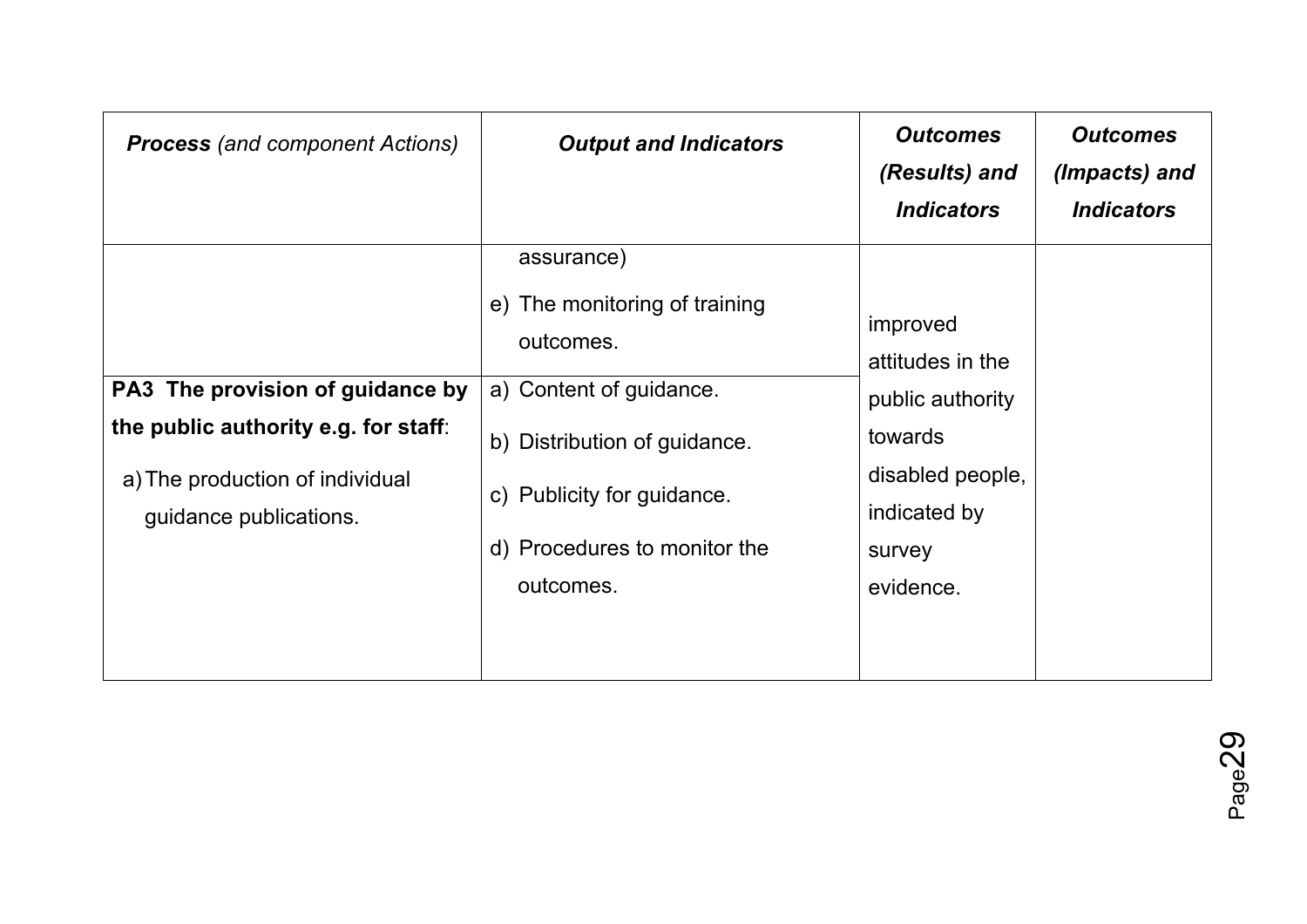| ***Process*** *(and component Actions)* | ***Output and Indicators*** | ***Outcomes (Results) and Indicators*** | ***Outcomes (Impacts) and Indicators*** |
|---|---|---|---|
| | assurance)<br>e) The monitoring of training outcomes. | improved attitudes in the public authority towards disabled people, indicated by survey evidence. | |
| **PA3 The provision of guidance by the public authority e.g. for staff**:<br>a) The production of individual guidance publications. | a) Content of guidance.<br>b) Distribution of guidance.<br>c) Publicity for guidance.<br>d) Procedures to monitor the outcomes. | | |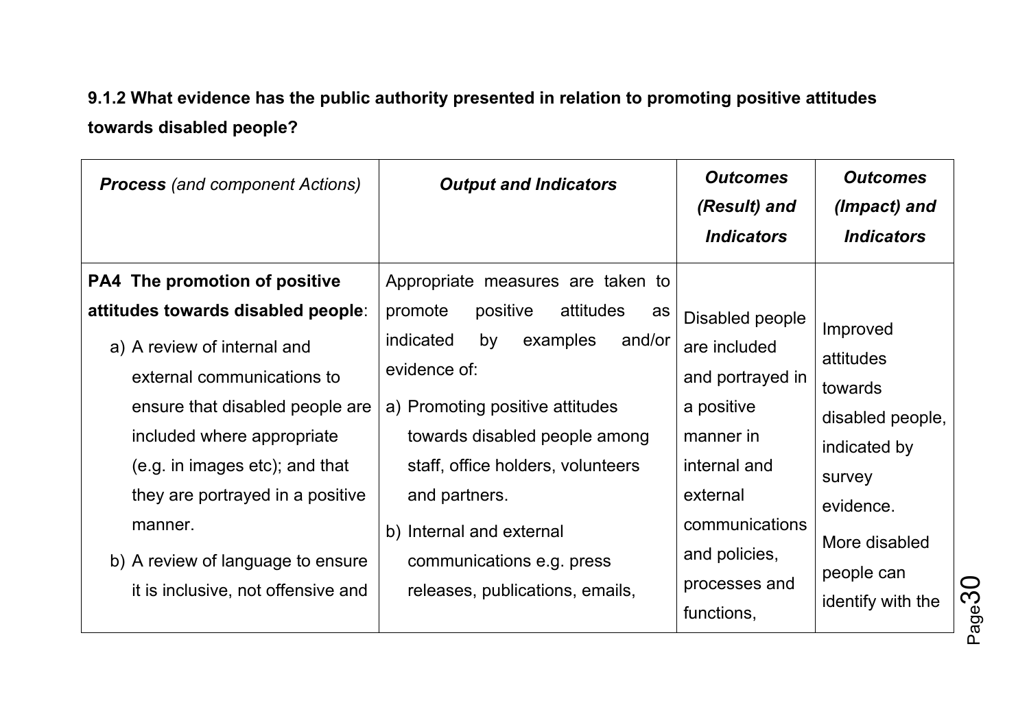**9.1.2 What evidence has the public authority presented in relation to promoting positive attitudes towards disabled people?**

| ***Process*** *(and component Actions)* | ***Output and Indicators*** | ***Outcomes (Result) and Indicators*** | ***Outcomes (Impact) and Indicators*** |
|---|---|---|---|
| **PA4 The promotion of positive attitudes towards disabled people**: <br> a) A review of internal and external communications to ensure that disabled people are included where appropriate (e.g. in images etc); and that they are portrayed in a positive manner. <br> b) A review of language to ensure it is inclusive, not offensive and | Appropriate measures are taken to promote positive attitudes as indicated by examples and/or evidence of: <br> a) Promoting positive attitudes towards disabled people among staff, office holders, volunteers and partners. <br> b) Internal and external communications e.g. press releases, publications, emails, | Disabled people are included and portrayed in a positive manner in internal and external communications and policies, processes and functions, | Improved attitudes towards disabled people, indicated by survey evidence. <br> More disabled people can identify with the |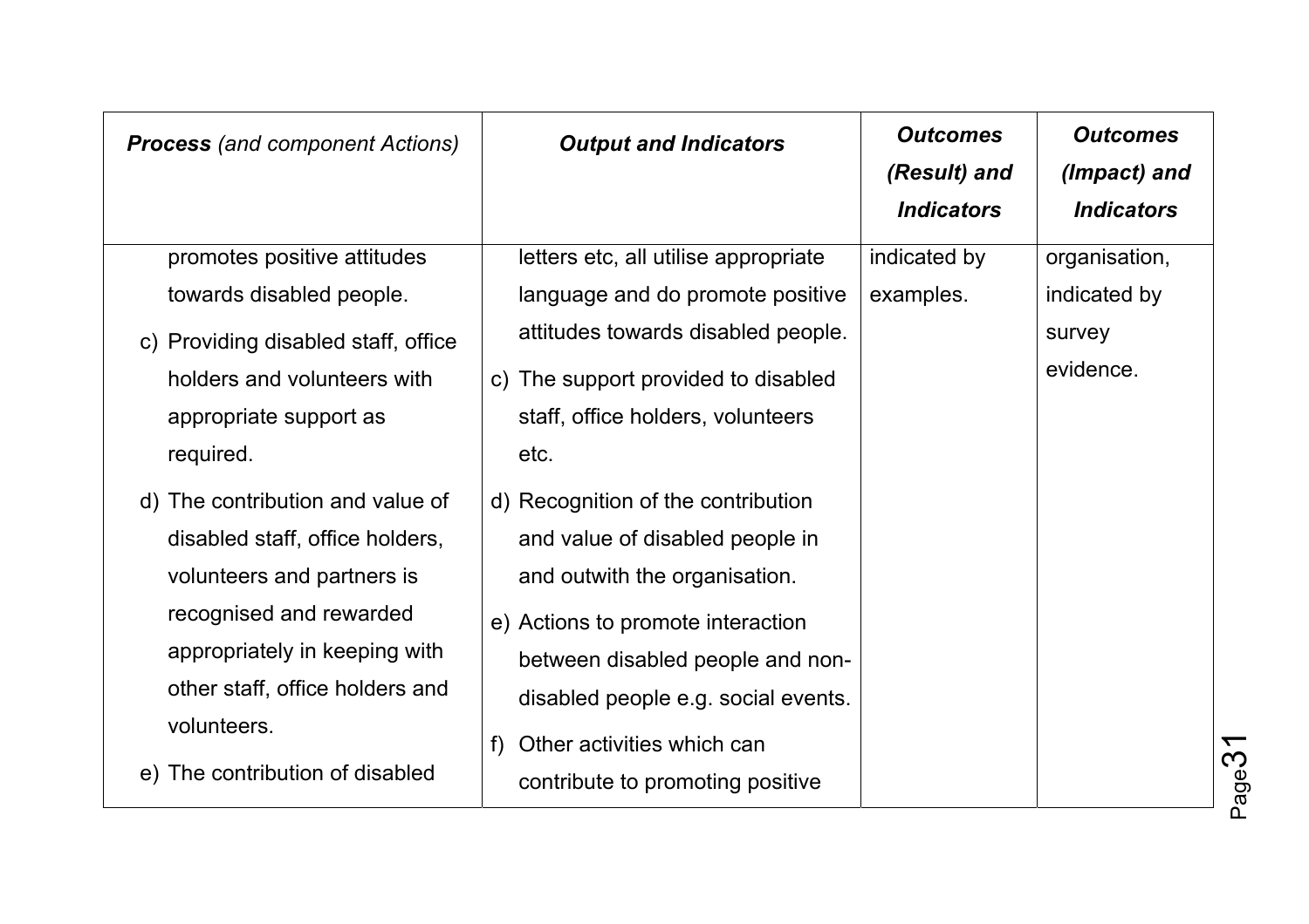| ***Process*** *(and component Actions)* | ***Output and Indicators*** | ***Outcomes (Result) and Indicators*** | ***Outcomes (Impact) and Indicators*** |
|---|---|---|---|
| promotes positive attitudes towards disabled people.<br>c) Providing disabled staff, office holders and volunteers with appropriate support as required.<br>d) The contribution and value of disabled staff, office holders, volunteers and partners is recognised and rewarded appropriately in keeping with other staff, office holders and volunteers.<br>e) The contribution of disabled | letters etc, all utilise appropriate language and do promote positive attitudes towards disabled people.<br>c) The support provided to disabled staff, office holders, volunteers etc.<br>d) Recognition of the contribution and value of disabled people in and outwith the organisation.<br>e) Actions to promote interaction between disabled people and non-disabled people e.g. social events.<br>f) Other activities which can contribute to promoting positive | indicated by examples. | organisation, indicated by survey evidence. |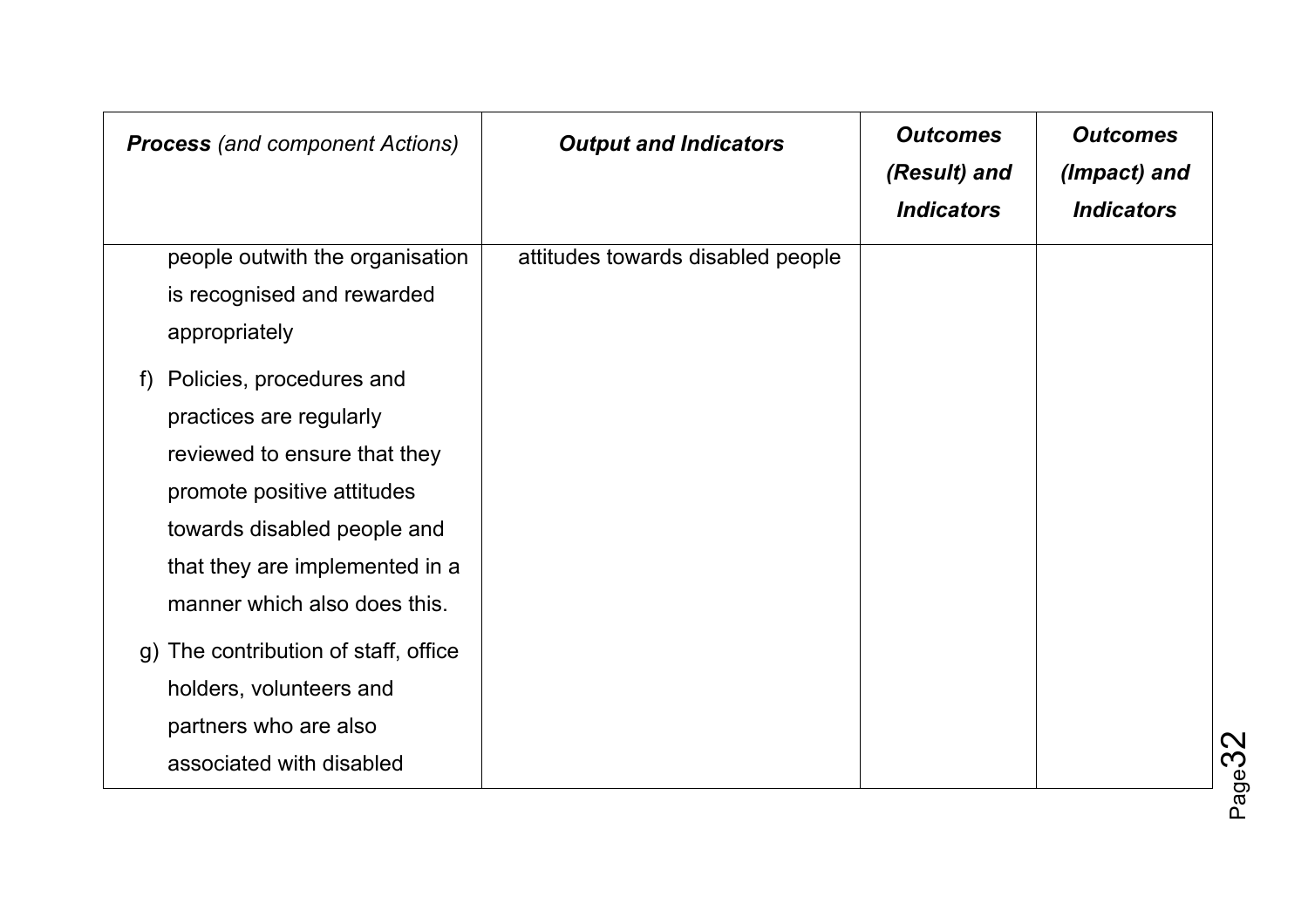| ***Process*** *(and component Actions)* | ***Output and Indicators*** | ***Outcomes (Result) and Indicators*** | ***Outcomes (Impact) and Indicators*** |
|---|---|---|---|
| people outwith the organisation is recognised and rewarded appropriately<br><br>f) Policies, procedures and practices are regularly reviewed to ensure that they promote positive attitudes towards disabled people and that they are implemented in a manner which also does this.<br><br>g) The contribution of staff, office holders, volunteers and partners who are also associated with disabled | attitudes towards disabled people | | |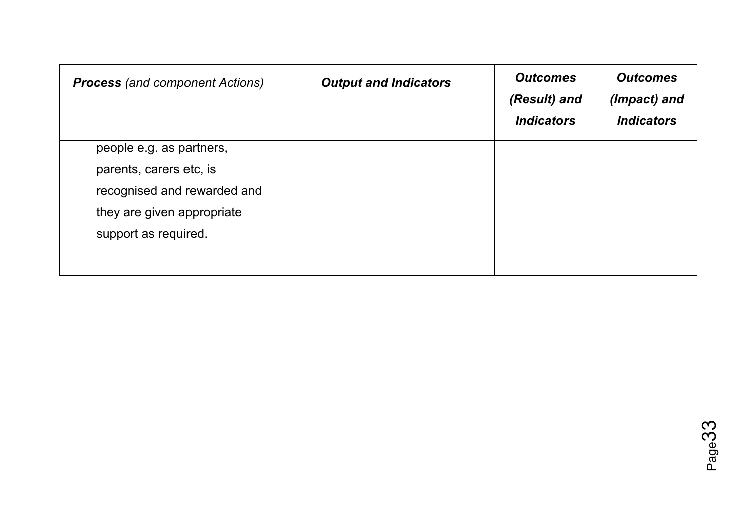| ***Process*** *(and component Actions)* | ***Output and Indicators*** | ***Outcomes (Result) and Indicators*** | ***Outcomes (Impact) and Indicators*** |
|---|---|---|---|
| people e.g. as partners, parents, carers etc, is recognised and rewarded and they are given appropriate support as required. | | | |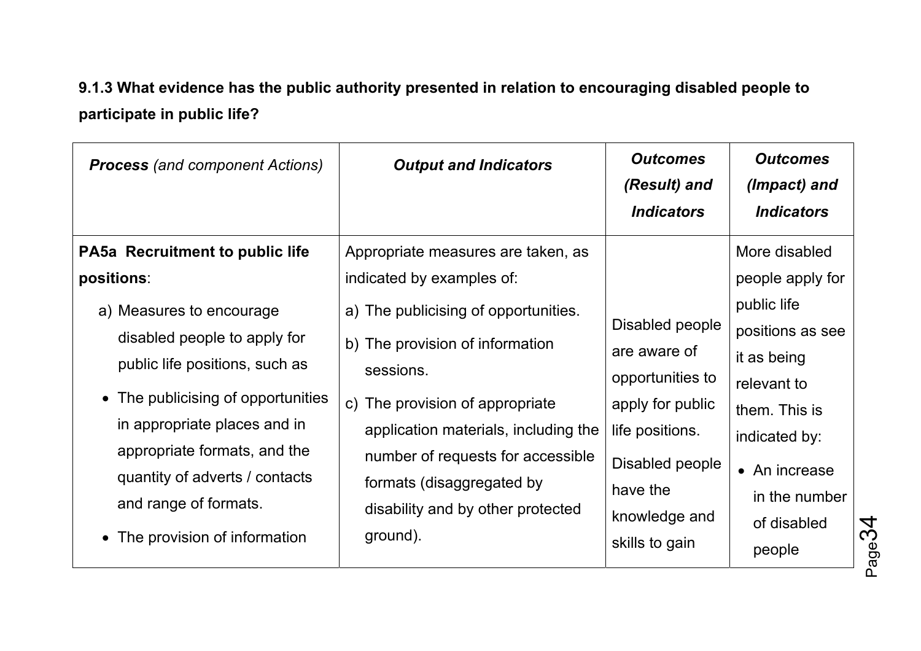**9.1.3 What evidence has the public authority presented in relation to encouraging disabled people to participate in public life?**

| ***Process*** *(and component Actions)* | ***Output and Indicators*** | ***Outcomes (Result) and Indicators*** | ***Outcomes (Impact) and Indicators*** |
|---|---|---|---|
| **PA5a Recruitment to public life positions**:<br>a) Measures to encourage disabled people to apply for public life positions, such as<br>• The publicising of opportunities in appropriate places and in appropriate formats, and the quantity of adverts / contacts and range of formats.<br>• The provision of information | Appropriate measures are taken, as indicated by examples of:<br>a) The publicising of opportunities.<br>b) The provision of information sessions.<br>c) The provision of appropriate application materials, including the number of requests for accessible formats (disaggregated by disability and by other protected ground). | Disabled people are aware of opportunities to apply for public life positions.<br>Disabled people have the knowledge and skills to gain | More disabled people apply for public life positions as see it as being relevant to them. This is indicated by:<br>• An increase in the number of disabled people |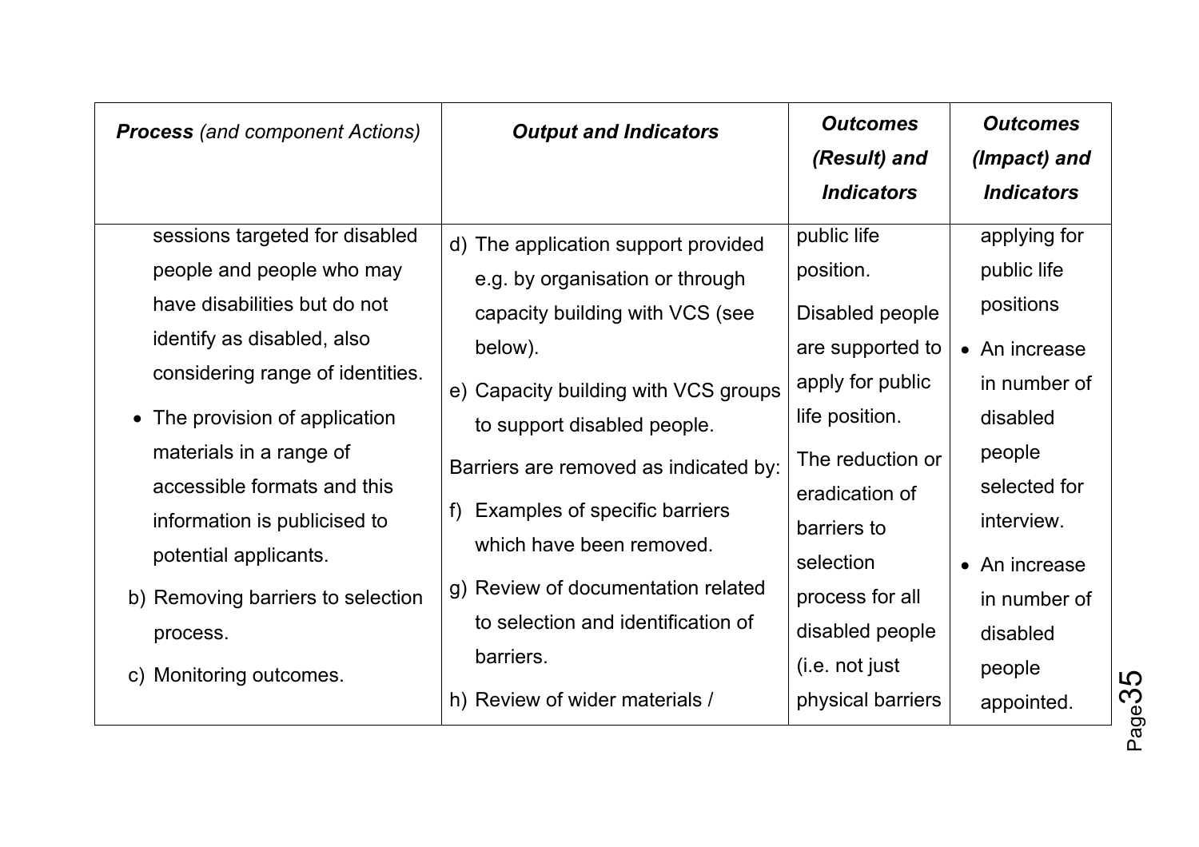| ***Process*** *(and component Actions)* | ***Output and Indicators*** | ***Outcomes (Result) and Indicators*** | ***Outcomes (Impact) and Indicators*** |
|---|---|---|---|
| sessions targeted for disabled people and people who may have disabilities but do not identify as disabled, also considering range of identities.<br>• The provision of application materials in a range of accessible formats and this information is publicised to potential applicants.<br>b) Removing barriers to selection process.<br>c) Monitoring outcomes. | d) The application support provided e.g. by organisation or through capacity building with VCS (see below).<br>e) Capacity building with VCS groups to support disabled people.<br>Barriers are removed as indicated by:<br>f) Examples of specific barriers which have been removed.<br>g) Review of documentation related to selection and identification of barriers.<br>h) Review of wider materials / | public life position.<br>Disabled people are supported to apply for public life position.<br>The reduction or eradication of barriers to selection process for all disabled people (i.e. not just physical barriers | applying for public life positions<br>• An increase in number of disabled people selected for interview.<br>• An increase in number of disabled people appointed. |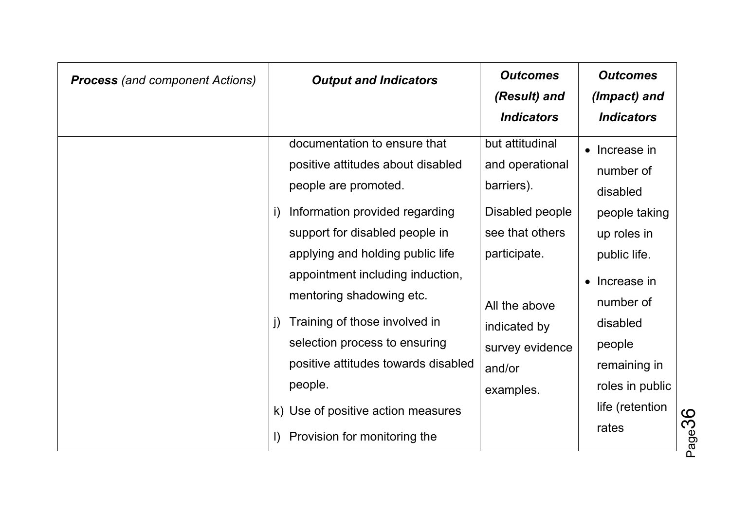| ***Process** (and component Actions)* | ***Output and Indicators*** | ***Outcomes (Result) and Indicators*** | ***Outcomes (Impact) and Indicators*** |
|---|---|---|---|
| | documentation to ensure that positive attitudes about disabled people are promoted.<br><br>i) Information provided regarding support for disabled people in applying and holding public life appointment including induction, mentoring shadowing etc.<br><br>j) Training of those involved in selection process to ensuring positive attitudes towards disabled people.<br><br>k) Use of positive action measures<br><br>l) Provision for monitoring the | but attitudinal and operational barriers).<br><br>Disabled people see that others participate.<br><br>All the above indicated by survey evidence and/or examples. | • Increase in number of disabled people taking up roles in public life.<br><br>• Increase in number of disabled people remaining in roles in public life (retention rates |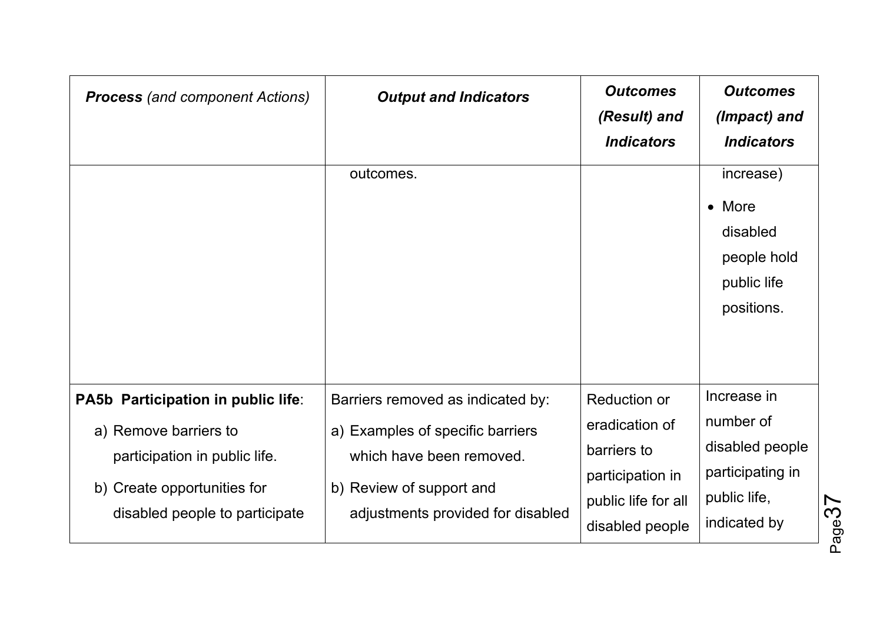| ***Process*** *(and component Actions)* | ***Output and Indicators*** | ***Outcomes (Result) and Indicators*** | ***Outcomes (Impact) and Indicators*** |
|---|---|---|---|
| | outcomes. | | increase)<br>• More disabled people hold public life positions. |
| **PA5b Participation in public life**:<br>a) Remove barriers to participation in public life.<br>b) Create opportunities for disabled people to participate | Barriers removed as indicated by:<br>a) Examples of specific barriers which have been removed.<br>b) Review of support and adjustments provided for disabled | Reduction or eradication of barriers to participation in public life for all disabled people | Increase in number of disabled people participating in public life, indicated by |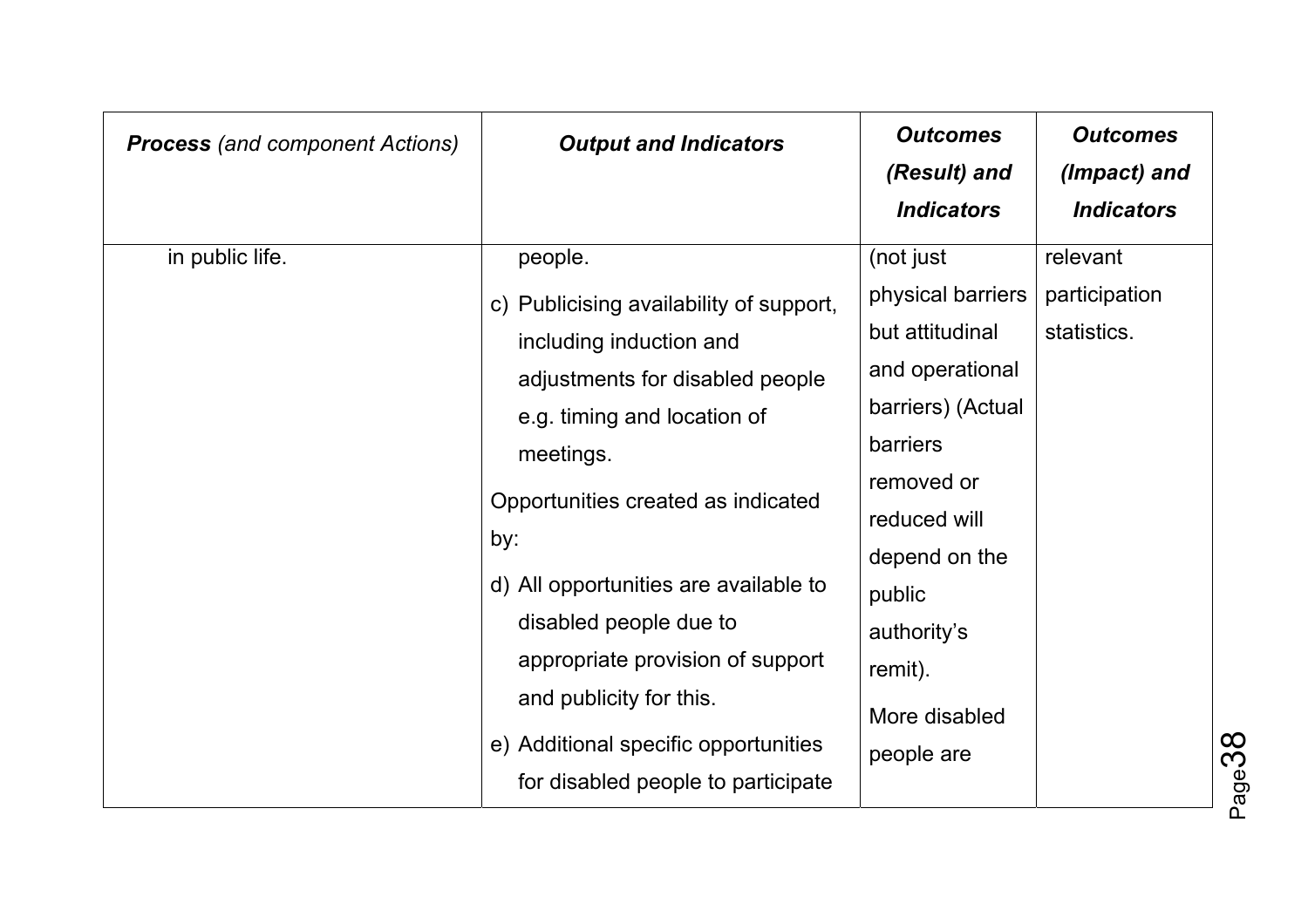| ***Process*** *(and component Actions)* | ***Output and Indicators*** | ***Outcomes (Result) and Indicators*** | ***Outcomes (Impact) and Indicators*** |
|---|---|---|---|
| in public life. | people.<br><br>c) Publicising availability of support, including induction and adjustments for disabled people e.g. timing and location of meetings.<br><br>Opportunities created as indicated by:<br><br>d) All opportunities are available to disabled people due to appropriate provision of support and publicity for this.<br><br>e) Additional specific opportunities for disabled people to participate | (not just physical barriers but attitudinal and operational barriers) (Actual barriers removed or reduced will depend on the public authority's remit).<br><br>More disabled people are | relevant participation statistics. |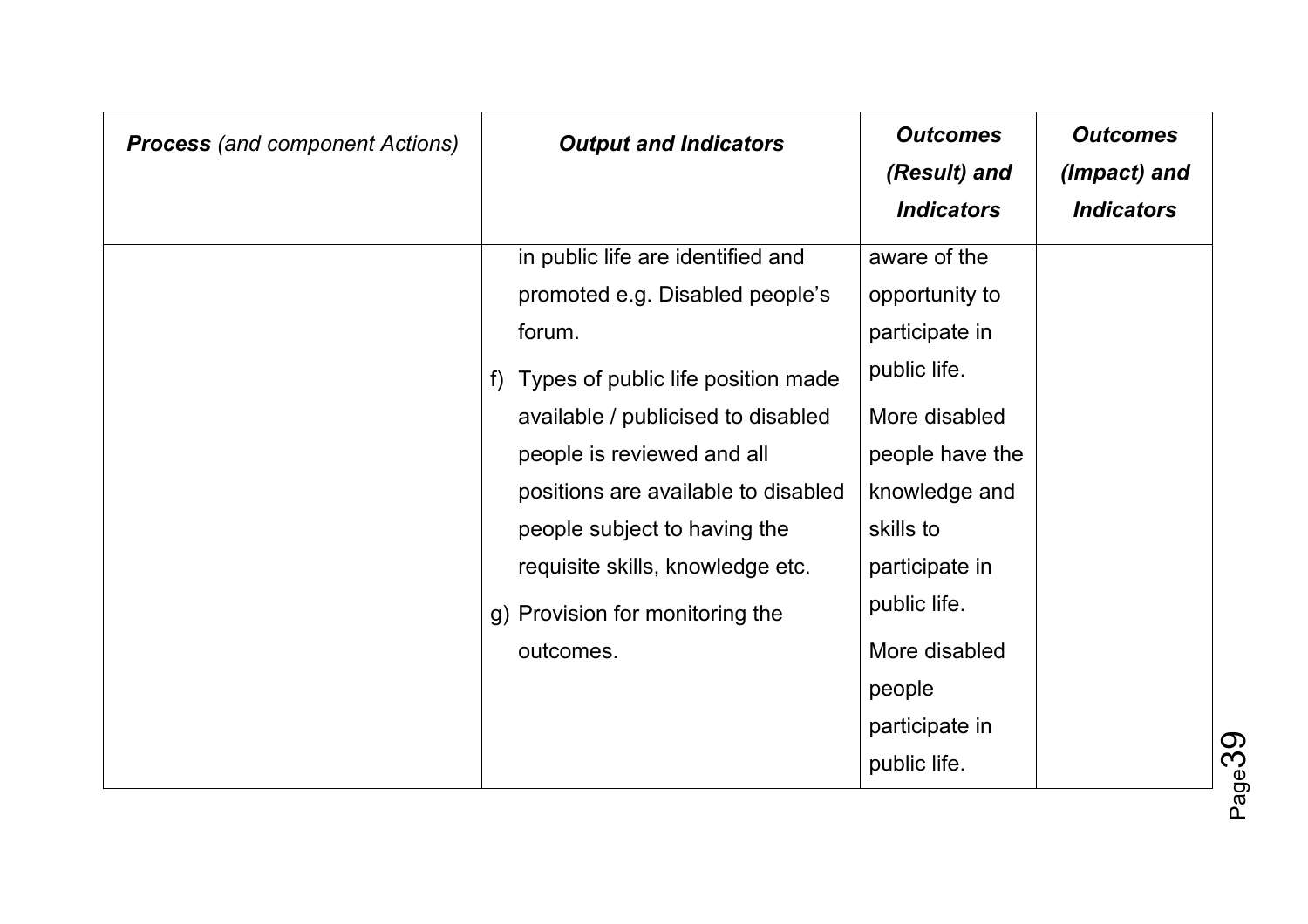| ***Process*** *(and component Actions)* | ***Output and Indicators*** | ***Outcomes (Result) and Indicators*** | ***Outcomes (Impact) and Indicators*** |
|---|---|---|---|
| | in public life are identified and promoted e.g. Disabled people's forum.<br>f) Types of public life position made available / publicised to disabled people is reviewed and all positions are available to disabled people subject to having the requisite skills, knowledge etc.<br>g) Provision for monitoring the outcomes. | aware of the opportunity to participate in public life.<br>More disabled people have the knowledge and skills to participate in public life.<br>More disabled people participate in public life. | |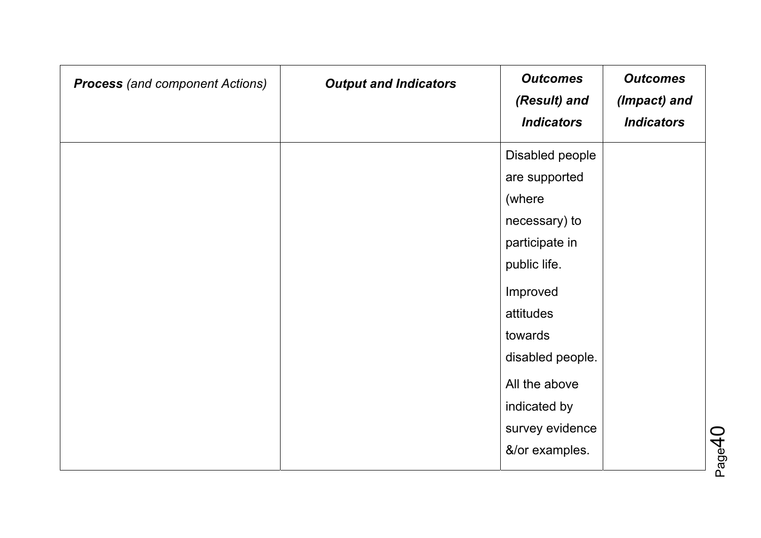| ***Process*** *(and component Actions)* | ***Output and Indicators*** | ***Outcomes (Result) and Indicators*** | ***Outcomes (Impact) and Indicators*** |
|---|---|---|---|
| | | Disabled people are supported (where necessary) to participate in public life.<br><br>Improved attitudes towards disabled people.<br><br>All the above indicated by survey evidence &/or examples. | |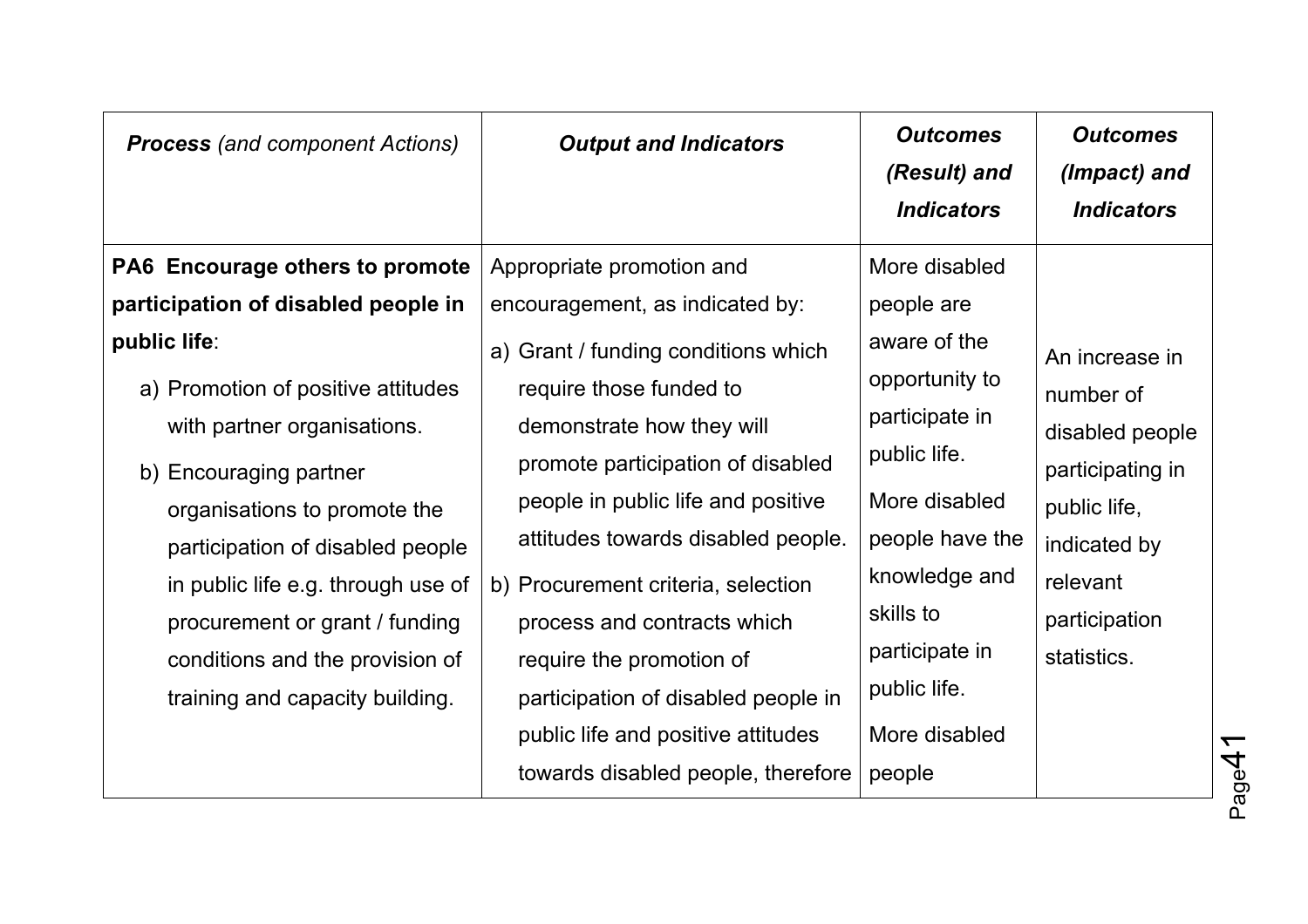| ***Process*** *(and component Actions)* | ***Output and Indicators*** | ***Outcomes (Result) and Indicators*** | ***Outcomes (Impact) and Indicators*** |
|---|---|---|---|
| **PA6 Encourage others to promote participation of disabled people in public life**:<br>a) Promotion of positive attitudes with partner organisations.<br>b) Encouraging partner organisations to promote the participation of disabled people in public life e.g. through use of procurement or grant / funding conditions and the provision of training and capacity building. | Appropriate promotion and encouragement, as indicated by:<br>a) Grant / funding conditions which require those funded to demonstrate how they will promote participation of disabled people in public life and positive attitudes towards disabled people.<br>b) Procurement criteria, selection process and contracts which require the promotion of participation of disabled people in public life and positive attitudes towards disabled people, therefore | More disabled people are aware of the opportunity to participate in public life.<br>More disabled people have the knowledge and skills to participate in public life.<br>More disabled people | An increase in number of disabled people participating in public life, indicated by relevant participation statistics. |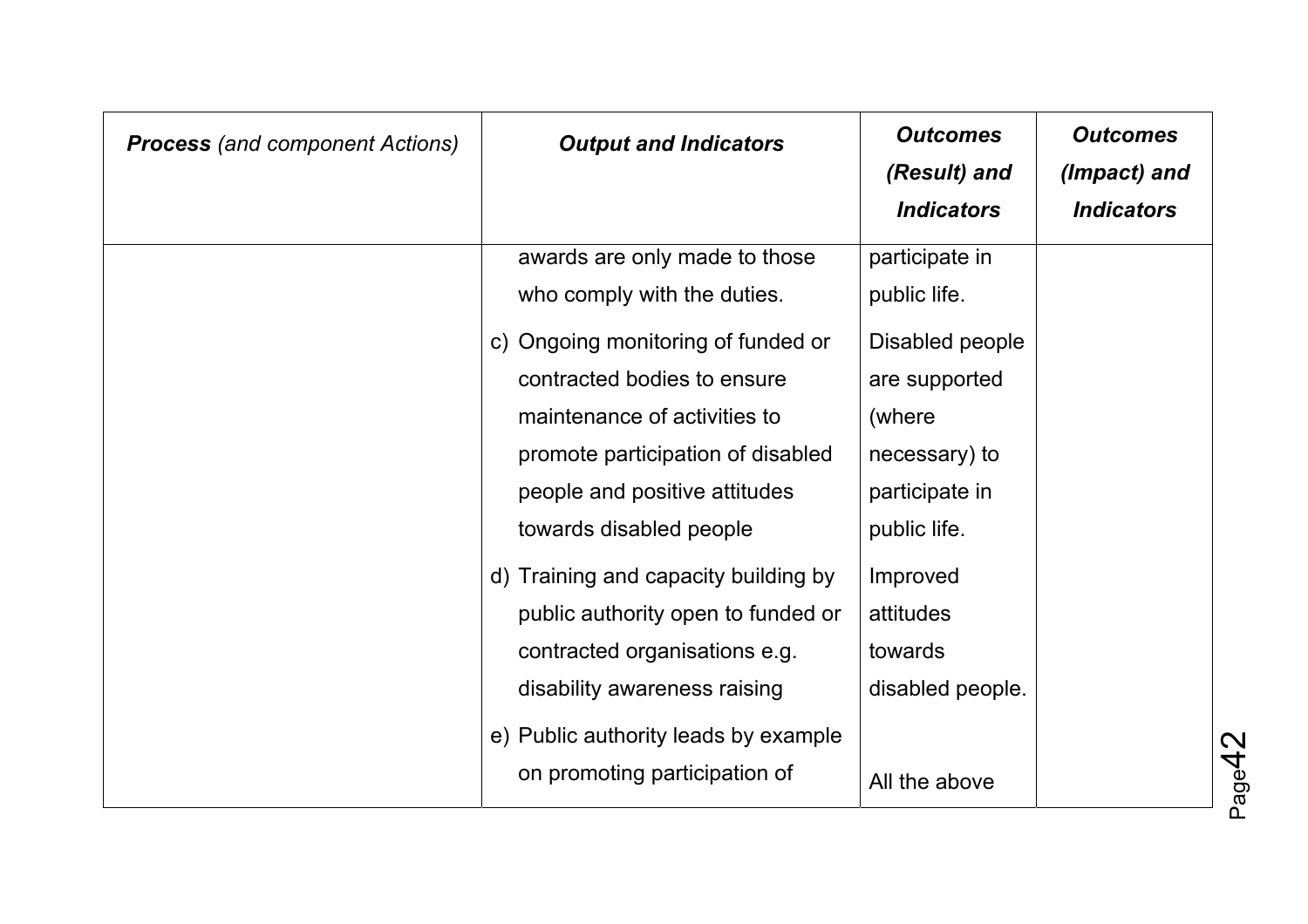| ***Process*** *(and component Actions)* | ***Output and Indicators*** | ***Outcomes (Result) and Indicators*** | ***Outcomes (Impact) and Indicators*** |
|---|---|---|---|
| | awards are only made to those who comply with the duties. | participate in public life. | |
| | c) Ongoing monitoring of funded or contracted bodies to ensure maintenance of activities to promote participation of disabled people and positive attitudes towards disabled people | Disabled people are supported (where necessary) to participate in public life. | |
| | d) Training and capacity building by public authority open to funded or contracted organisations e.g. disability awareness raising | Improved attitudes towards disabled people. | |
| | e) Public authority leads by example on promoting participation of | All the above | |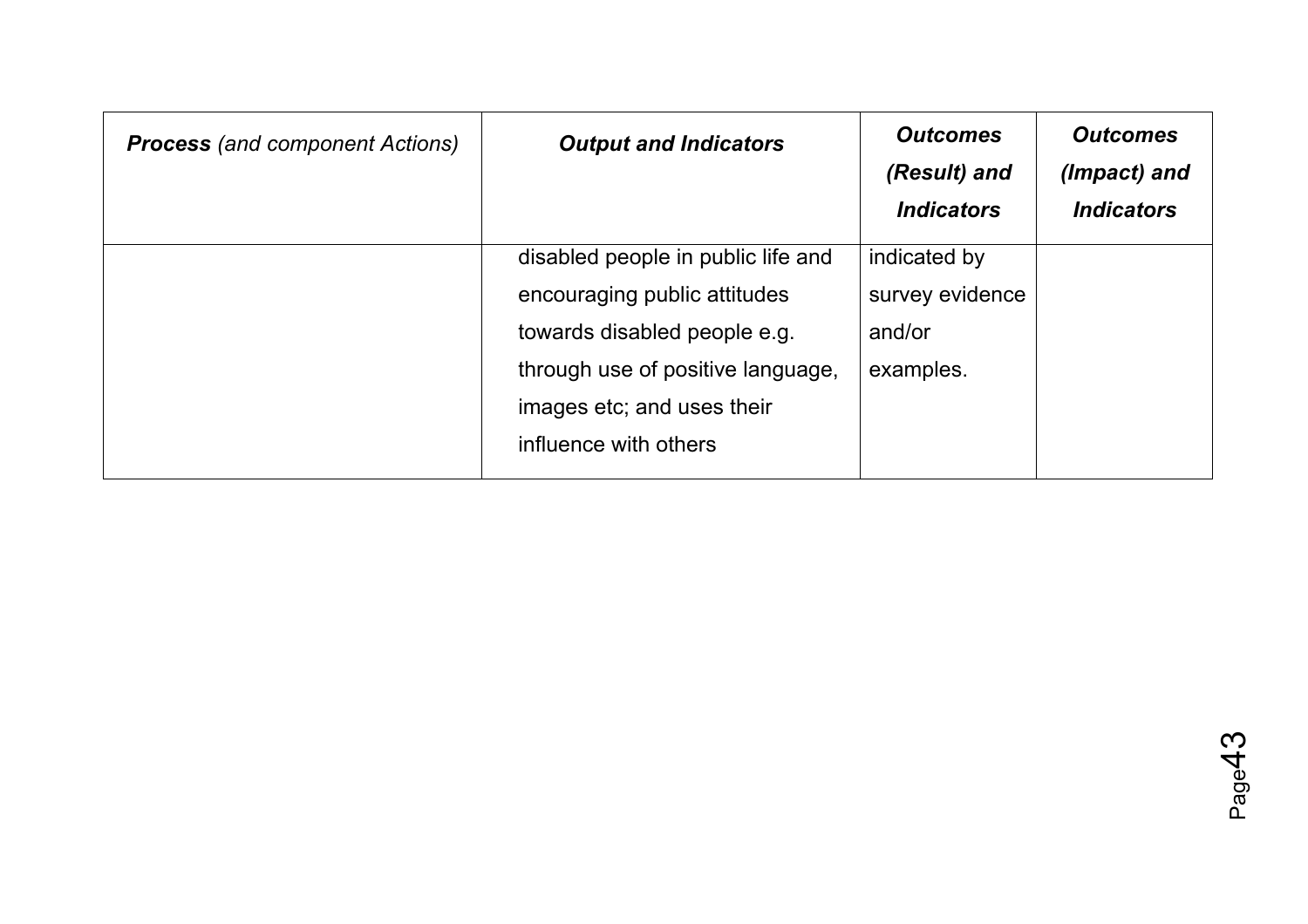| ***Process*** *(and component Actions)* | ***Output and Indicators*** | ***Outcomes (Result) and Indicators*** | ***Outcomes (Impact) and Indicators*** |
|---|---|---|---|
| | disabled people in public life and encouraging public attitudes towards disabled people e.g. through use of positive language, images etc; and uses their influence with others | indicated by survey evidence and/or examples. | |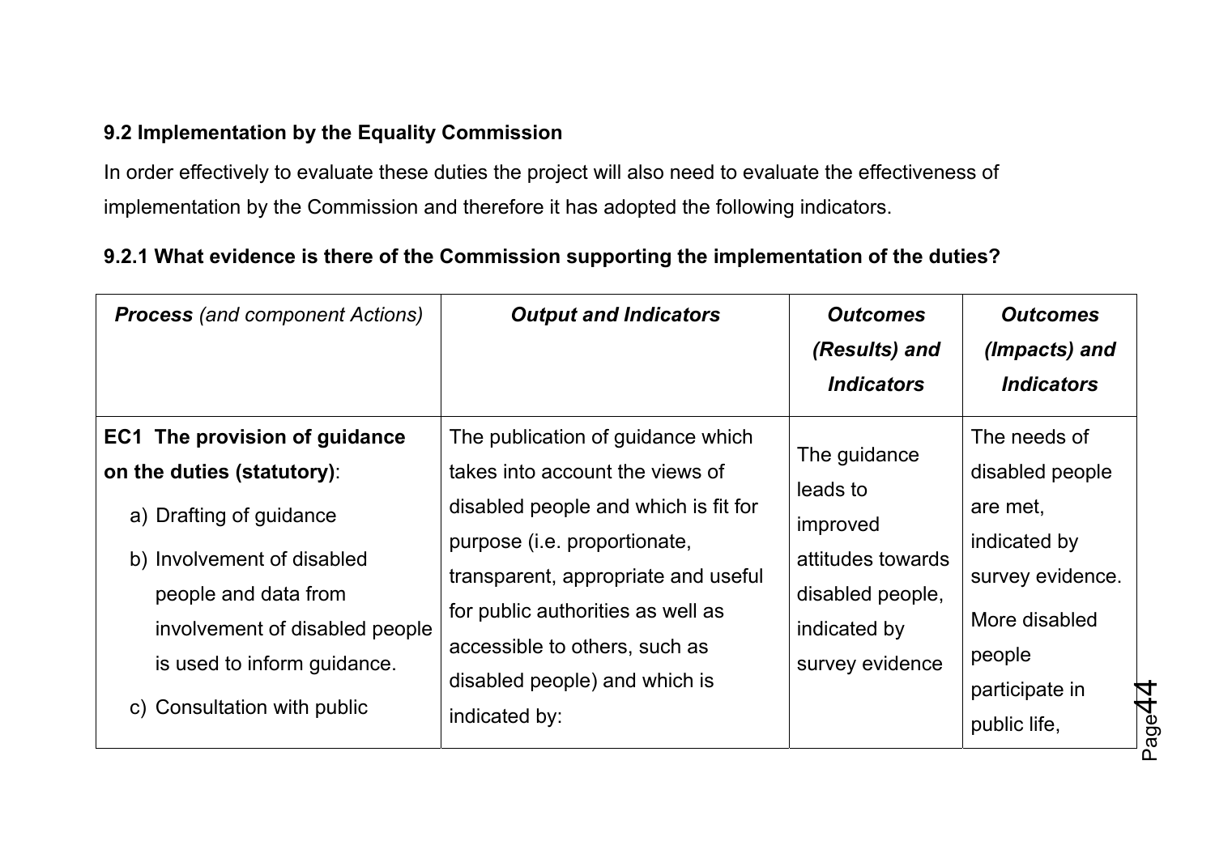### 9.2 Implementation by the Equality Commission

In order effectively to evaluate these duties the project will also need to evaluate the effectiveness of implementation by the Commission and therefore it has adopted the following indicators.

#### 9.2.1 What evidence is there of the Commission supporting the implementation of the duties?

| ***Process*** *(and component Actions)* | ***Output and Indicators*** | ***Outcomes (Results) and Indicators*** | ***Outcomes (Impacts) and Indicators*** |
|---|---|---|---|
| **EC1 The provision of guidance on the duties (statutory)**: <br> a) Drafting of guidance <br> b) Involvement of disabled people and data from involvement of disabled people is used to inform guidance. <br> c) Consultation with public | The publication of guidance which takes into account the views of disabled people and which is fit for purpose (i.e. proportionate, transparent, appropriate and useful for public authorities as well as accessible to others, such as disabled people) and which is indicated by: | The guidance leads to improved attitudes towards disabled people, indicated by survey evidence | The needs of disabled people are met, indicated by survey evidence. <br> More disabled people participate in public life, |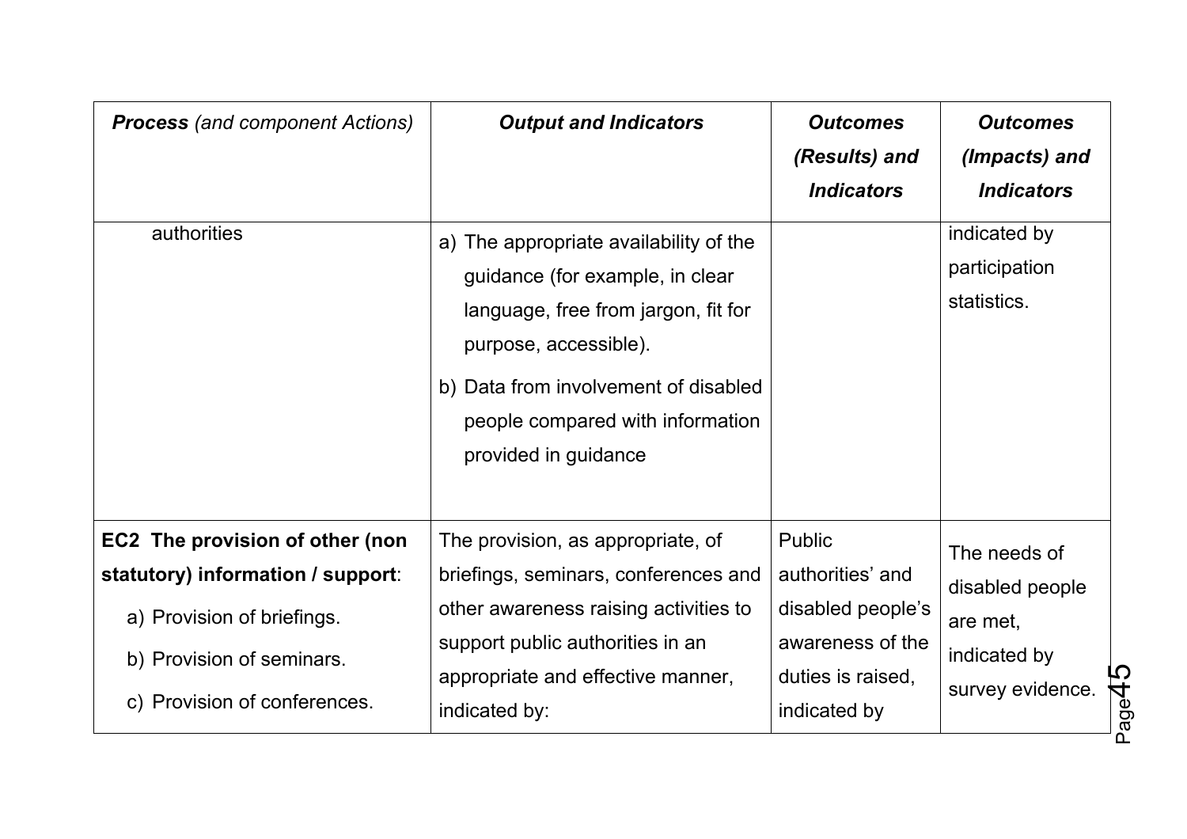| ***Process*** *(and component Actions)* | ***Output and Indicators*** | ***Outcomes (Results) and Indicators*** | ***Outcomes (Impacts) and Indicators*** |
|---|---|---|---|
| authorities | a) The appropriate availability of the guidance (for example, in clear language, free from jargon, fit for purpose, accessible).<br>b) Data from involvement of disabled people compared with information provided in guidance | | indicated by participation statistics. |
| **EC2 The provision of other (non statutory) information / support**:<br>a) Provision of briefings.<br>b) Provision of seminars.<br>c) Provision of conferences. | The provision, as appropriate, of briefings, seminars, conferences and other awareness raising activities to support public authorities in an appropriate and effective manner, indicated by: | Public authorities' and disabled people's awareness of the duties is raised, indicated by | The needs of disabled people are met, indicated by survey evidence. |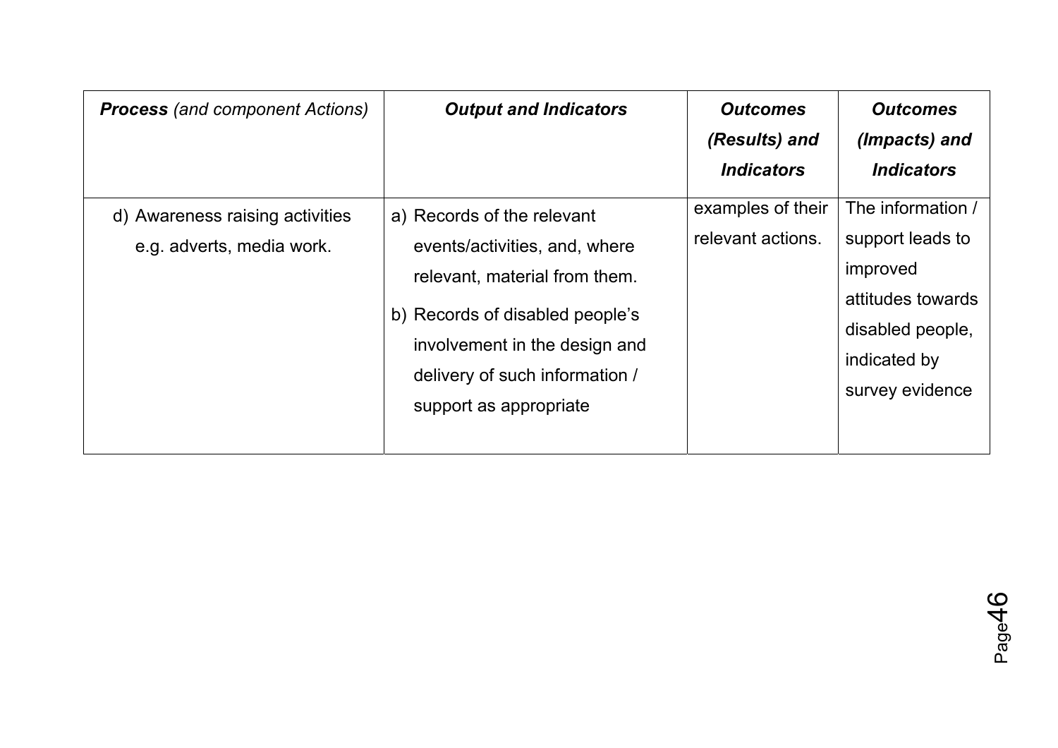| ***Process** (and component Actions)* | ***Output and Indicators*** | ***Outcomes (Results) and Indicators*** | ***Outcomes (Impacts) and Indicators*** |
|---|---|---|---|
| d) Awareness raising activities e.g. adverts, media work. | a) Records of the relevant events/activities, and, where relevant, material from them.<br>b) Records of disabled people's involvement in the design and delivery of such information / support as appropriate | examples of their relevant actions. | The information / support leads to improved attitudes towards disabled people, indicated by survey evidence |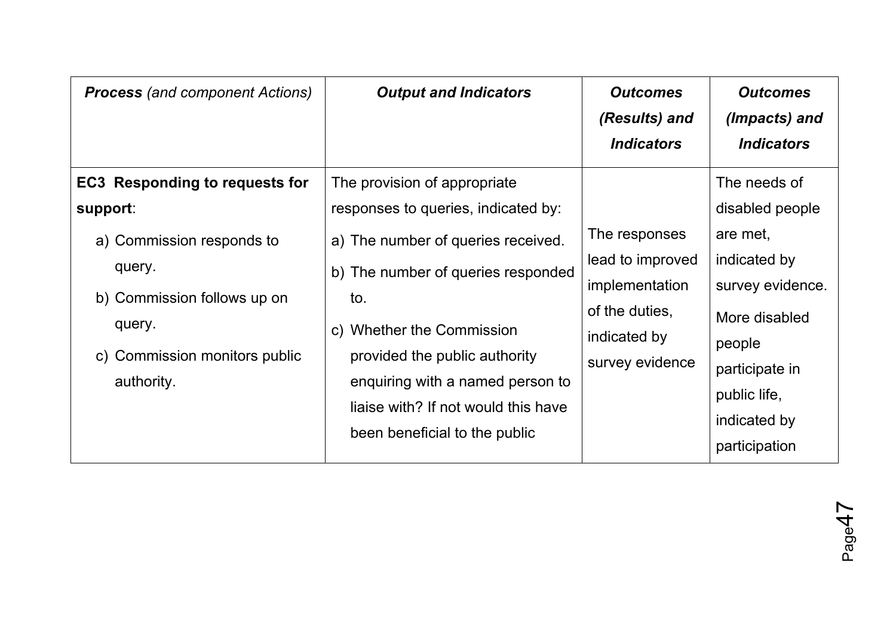| ***Process** (and component Actions)* | ***Output and Indicators*** | ***Outcomes (Results) and Indicators*** | ***Outcomes (Impacts) and Indicators*** |
|---|---|---|---|
| **EC3 Responding to requests for support**:<br>a) Commission responds to query.<br>b) Commission follows up on query.<br>c) Commission monitors public authority. | The provision of appropriate responses to queries, indicated by:<br>a) The number of queries received.<br>b) The number of queries responded to.<br>c) Whether the Commission provided the public authority enquiring with a named person to liaise with? If not would this have been beneficial to the public | The responses lead to improved implementation of the duties, indicated by survey evidence | The needs of disabled people are met, indicated by survey evidence.<br>More disabled people participate in public life, indicated by participation |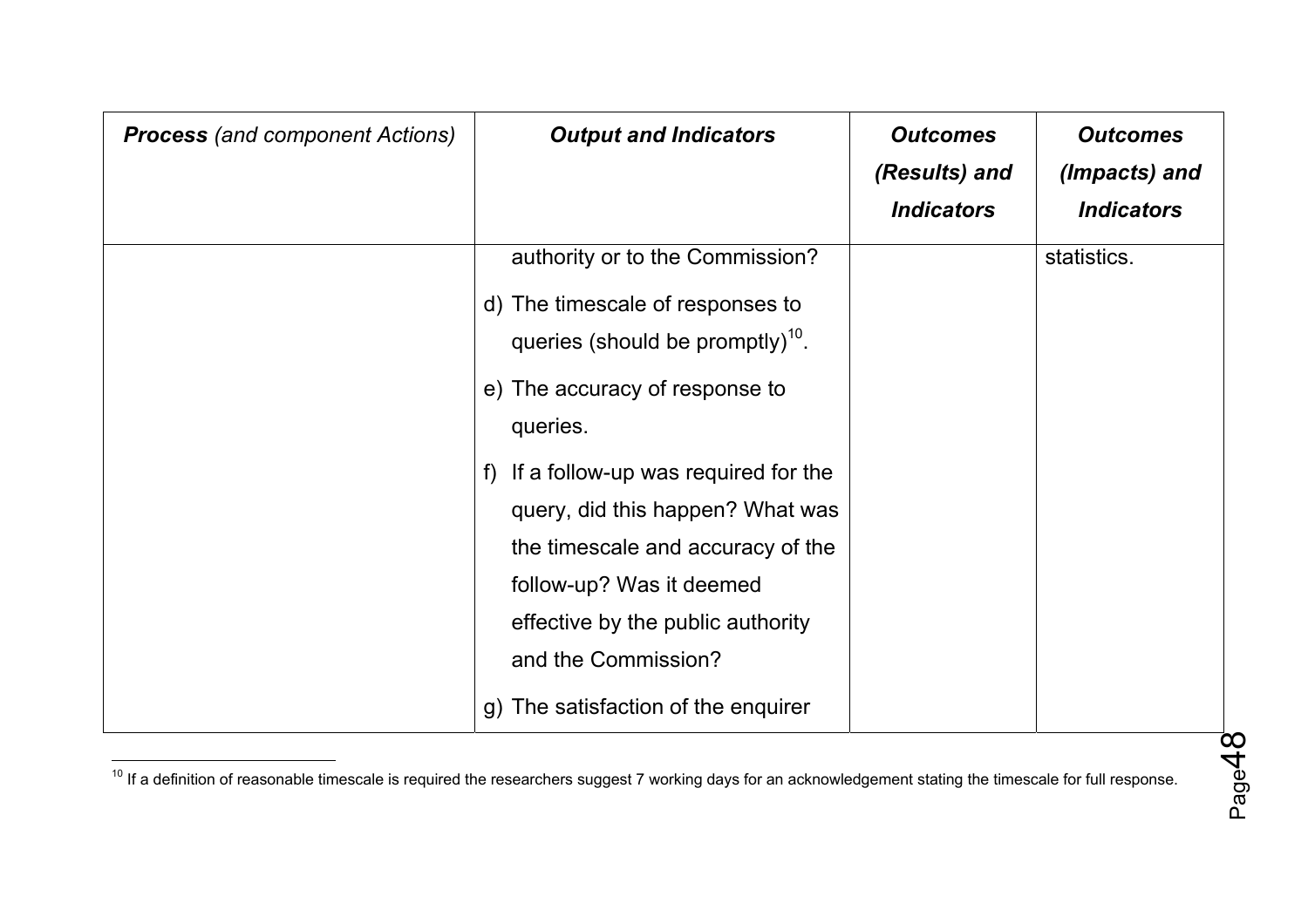| ***Process*** *(and component Actions)* | ***Output and Indicators*** | ***Outcomes (Results) and Indicators*** | ***Outcomes (Impacts) and Indicators*** |
|---|---|---|---|
| | authority or to the Commission?<br>d) The timescale of responses to queries (should be promptly)[10].<br>e) The accuracy of response to queries.<br>f) If a follow-up was required for the query, did this happen? What was the timescale and accuracy of the follow-up? Was it deemed effective by the public authority and the Commission?<br>g) The satisfaction of the enquirer | | statistics. |

[10] If a definition of reasonable timescale is required the researchers suggest 7 working days for an acknowledgement stating the timescale for full response.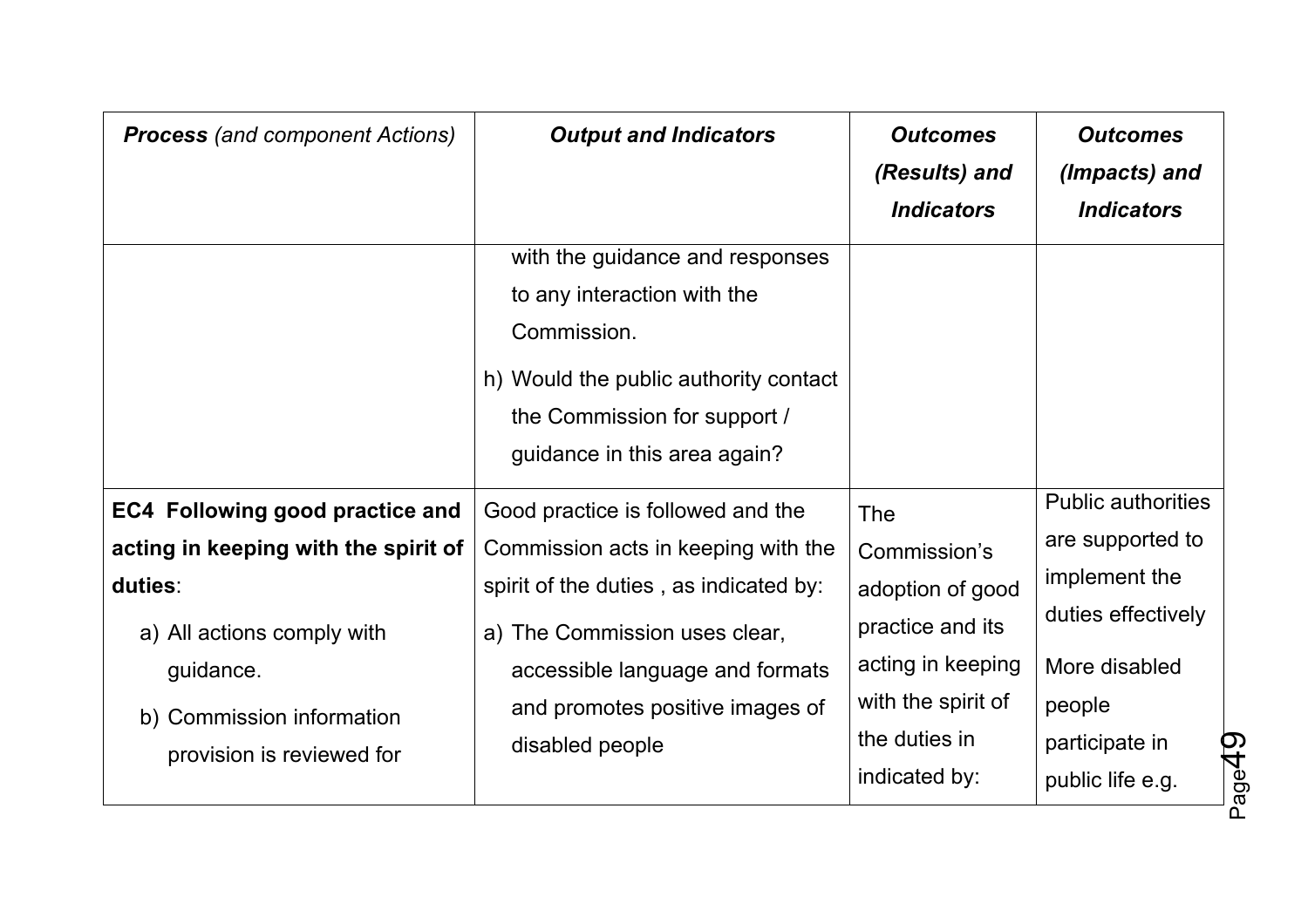| ***Process*** *(and component Actions)* | ***Output and Indicators*** | ***Outcomes (Results) and Indicators*** | ***Outcomes (Impacts) and Indicators*** |
|---|---|---|---|
| | with the guidance and responses to any interaction with the Commission.<br><br>h) Would the public authority contact the Commission for support / guidance in this area again? | | |
| **EC4 Following good practice and acting in keeping with the spirit of duties**:<br><br>a) All actions comply with guidance.<br><br>b) Commission information provision is reviewed for | Good practice is followed and the Commission acts in keeping with the spirit of the duties , as indicated by:<br><br>a) The Commission uses clear, accessible language and formats and promotes positive images of disabled people | The Commission's adoption of good practice and its acting in keeping with the spirit of the duties in indicated by: | Public authorities are supported to implement the duties effectively<br><br>More disabled people participate in public life e.g. |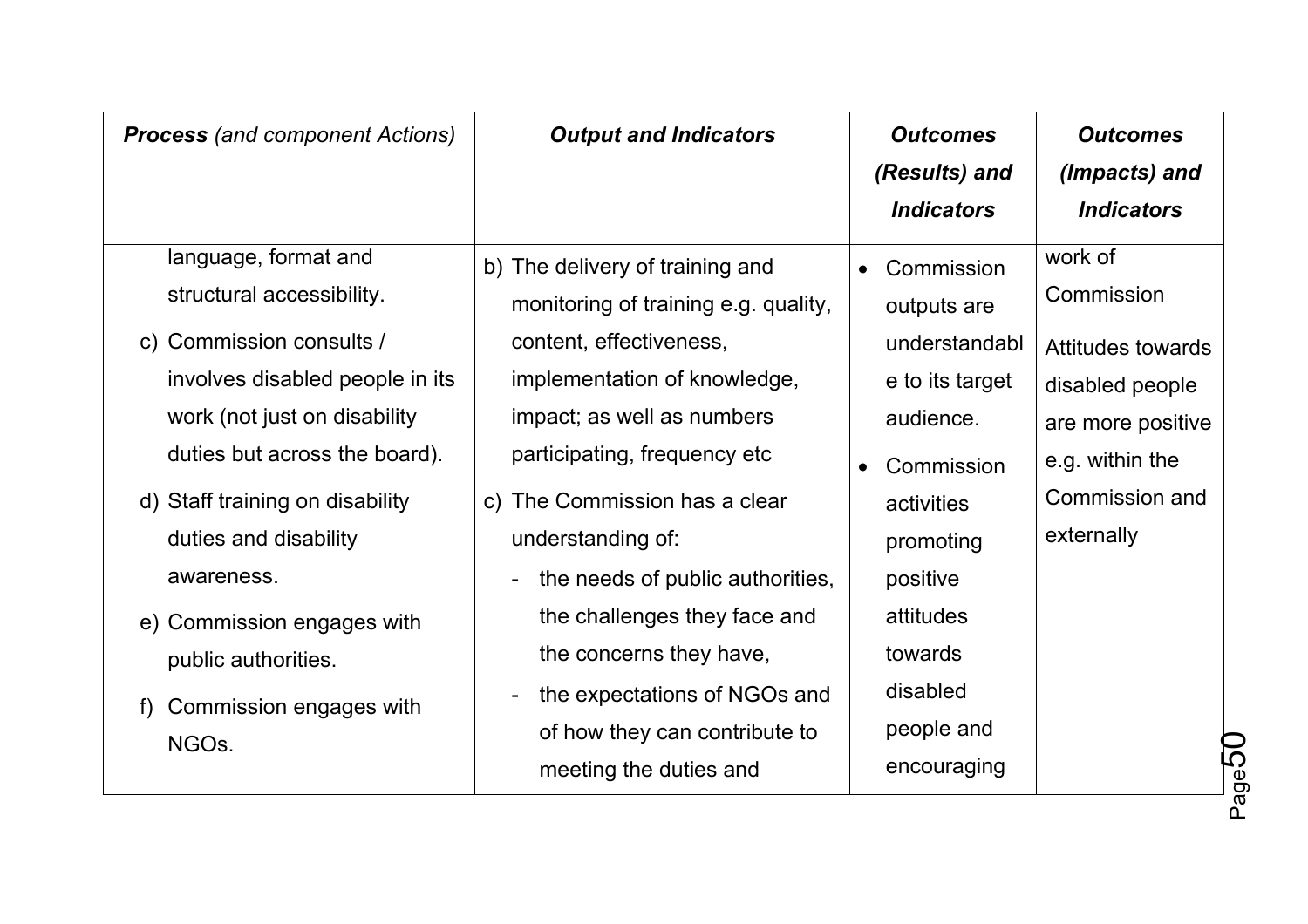| ***Process*** *(and component Actions)* | ***Output and Indicators*** | ***Outcomes (Results) and Indicators*** | ***Outcomes (Impacts) and Indicators*** |
|---|---|---|---|
| language, format and structural accessibility.<br>c) Commission consults / involves disabled people in its work (not just on disability duties but across the board).<br>d) Staff training on disability duties and disability awareness.<br>e) Commission engages with public authorities.<br>f) Commission engages with NGOs. | b) The delivery of training and monitoring of training e.g. quality, content, effectiveness, implementation of knowledge, impact; as well as numbers participating, frequency etc<br>c) The Commission has a clear understanding of:<br>- the needs of public authorities, the challenges they face and the concerns they have,<br>- the expectations of NGOs and of how they can contribute to meeting the duties and | • Commission outputs are understandable to its target audience.<br>• Commission activities promoting positive attitudes towards disabled people and encouraging | work of Commission<br>Attitudes towards disabled people are more positive e.g. within the Commission and externally |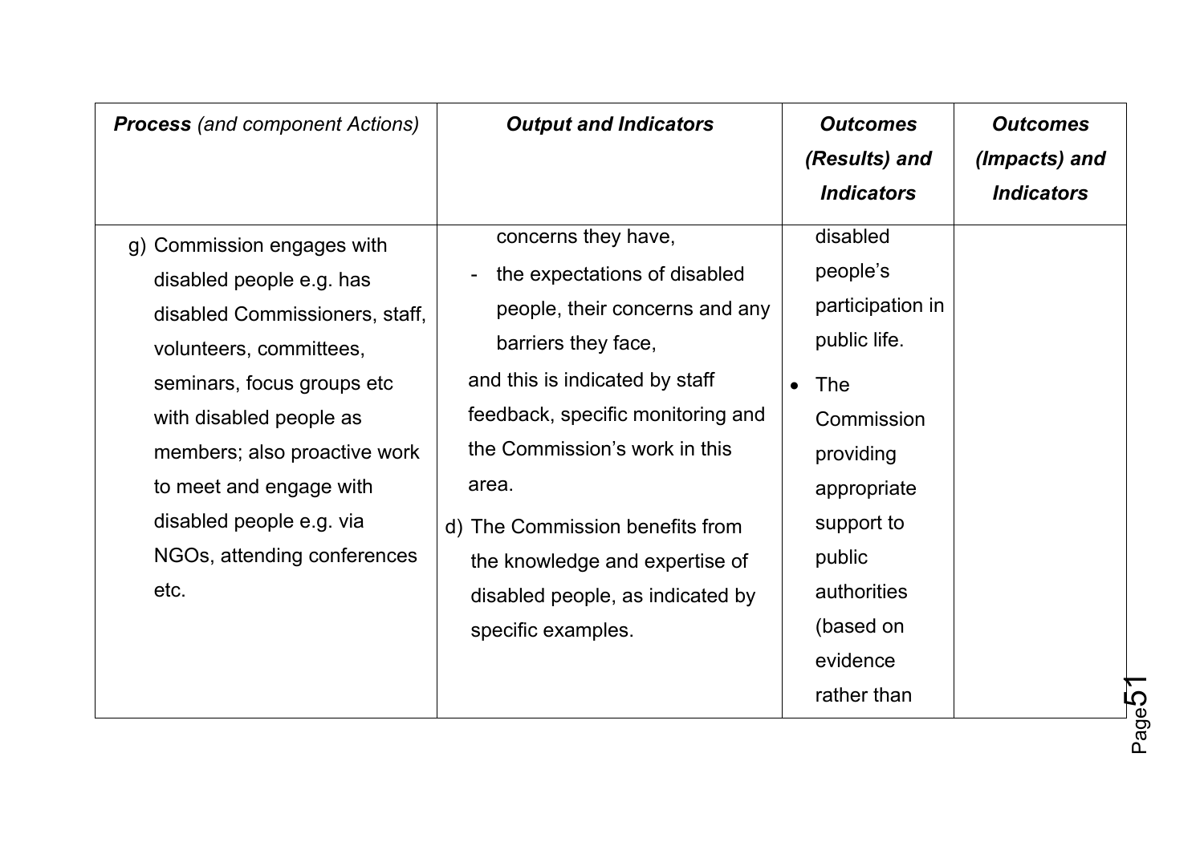| ***Process** (and component Actions)* | ***Output and Indicators*** | ***Outcomes (Results) and Indicators*** | ***Outcomes (Impacts) and Indicators*** |
|---|---|---|---|
| g) Commission engages with disabled people e.g. has disabled Commissioners, staff, volunteers, committees, seminars, focus groups etc with disabled people as members; also proactive work to meet and engage with disabled people e.g. via NGOs, attending conferences etc. | concerns they have,<br>- the expectations of disabled people, their concerns and any barriers they face,<br>and this is indicated by staff feedback, specific monitoring and the Commission's work in this area.<br>d) The Commission benefits from the knowledge and expertise of disabled people, as indicated by specific examples. | disabled people's participation in public life.<br>• The Commission providing appropriate support to public authorities (based on evidence rather than | |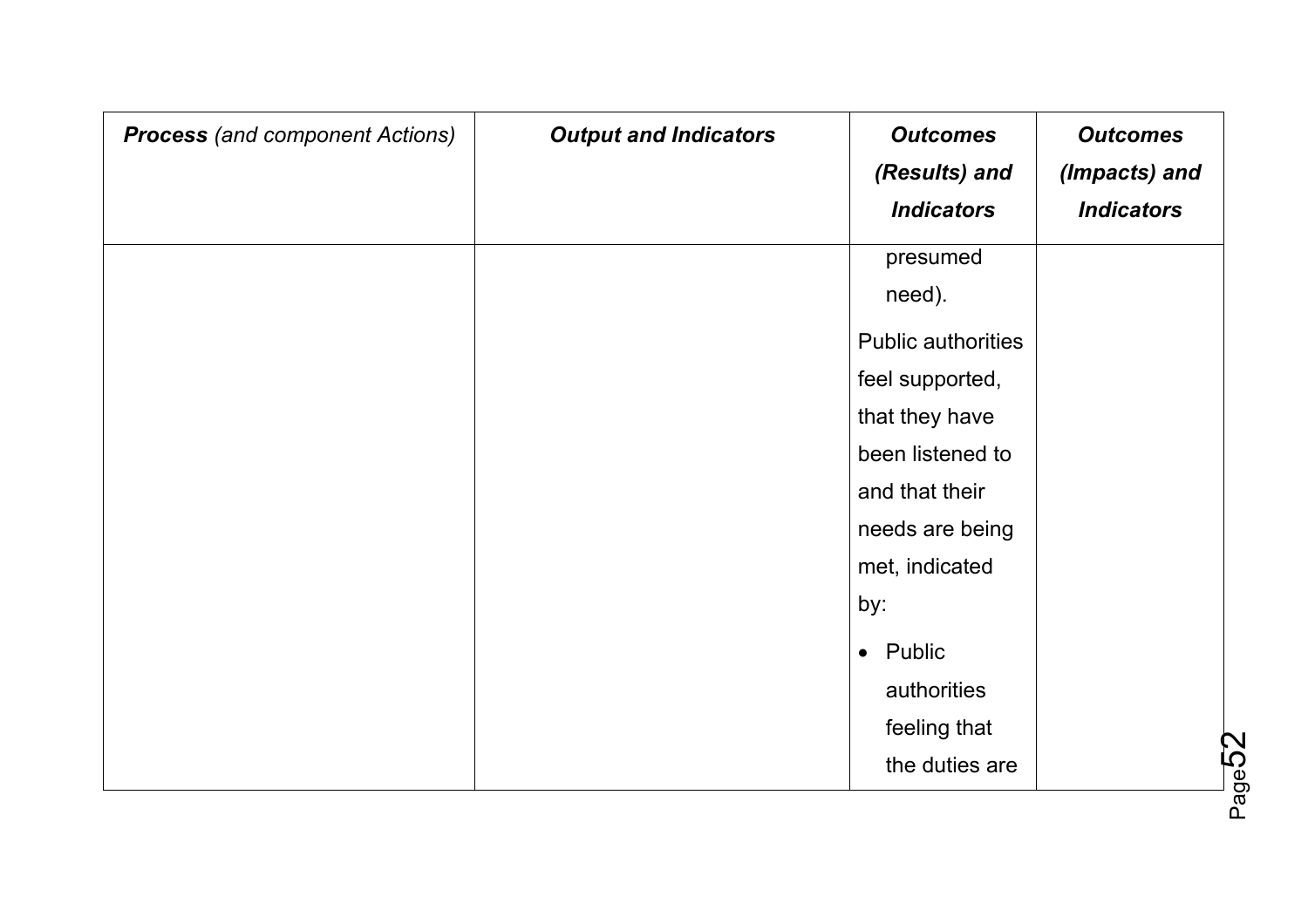| ***Process*** *(and component Actions)* | ***Output and Indicators*** | ***Outcomes (Results) and Indicators*** | ***Outcomes (Impacts) and Indicators*** |
|---|---|---|---|
| | | presumed need).<br><br>Public authorities feel supported, that they have been listened to and that their needs are being met, indicated by:<br><br>• Public authorities feeling that the duties are | |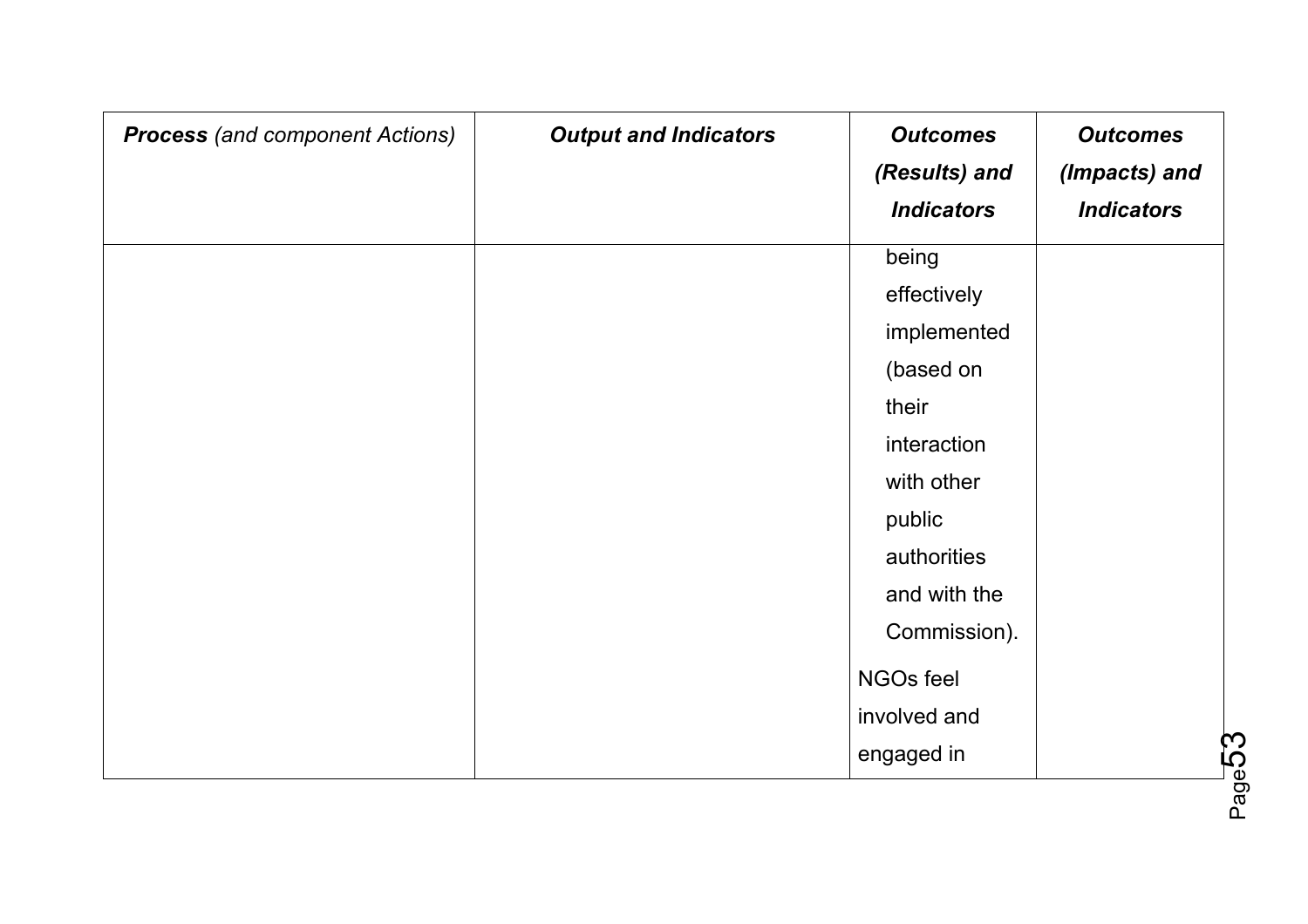| ***Process*** *(and component Actions)* | ***Output and Indicators*** | ***Outcomes (Results) and Indicators*** | ***Outcomes (Impacts) and Indicators*** |
|---|---|---|---|
| | | being effectively implemented (based on their interaction with other public authorities and with the Commission).<br><br>NGOs feel involved and engaged in | |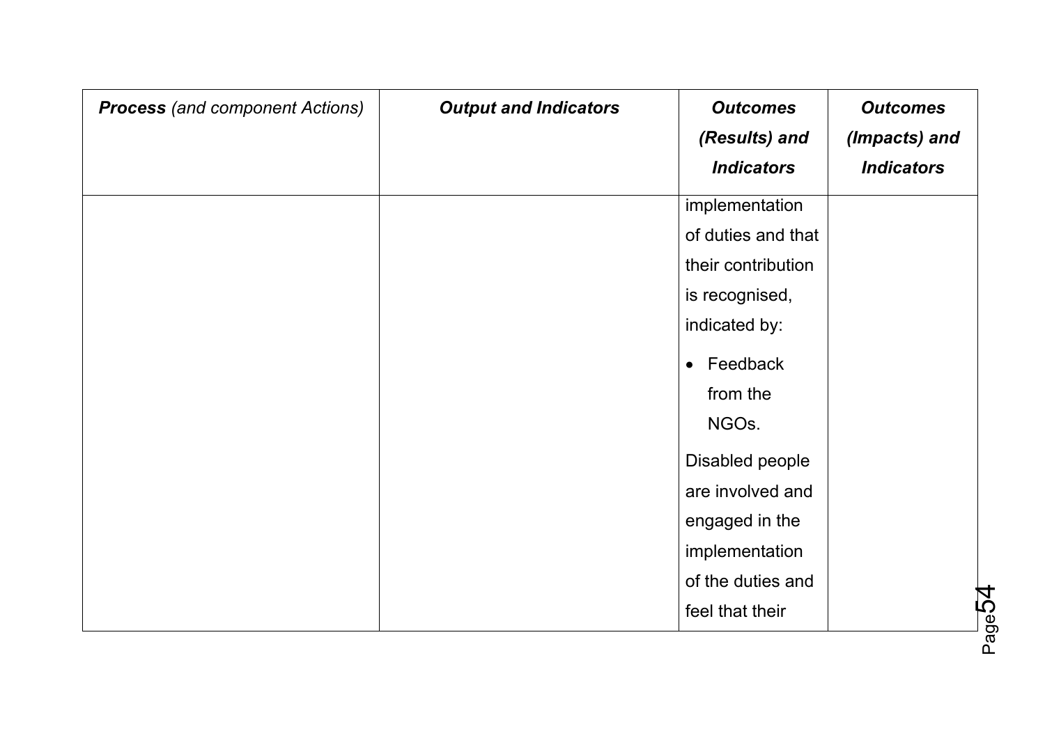| ***Process*** *(and component Actions)* | ***Output and Indicators*** | ***Outcomes (Results) and Indicators*** | ***Outcomes (Impacts) and Indicators*** |
|---|---|---|---|
| | | implementation of duties and that their contribution is recognised, indicated by:<br>• Feedback from the NGOs.<br>Disabled people are involved and engaged in the implementation of the duties and feel that their | |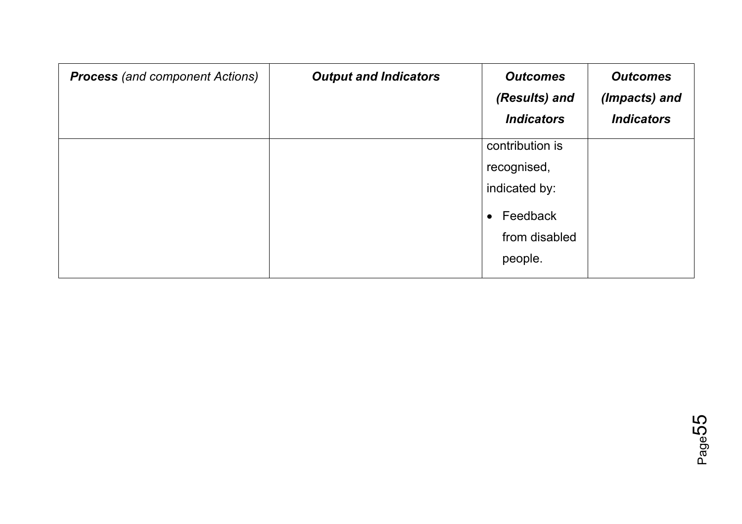| ***Process*** *(and component Actions)* | ***Output and Indicators*** | ***Outcomes (Results) and Indicators*** | ***Outcomes (Impacts) and Indicators*** |
|---|---|---|---|
| | | contribution is recognised, indicated by:<br>• Feedback from disabled people. | |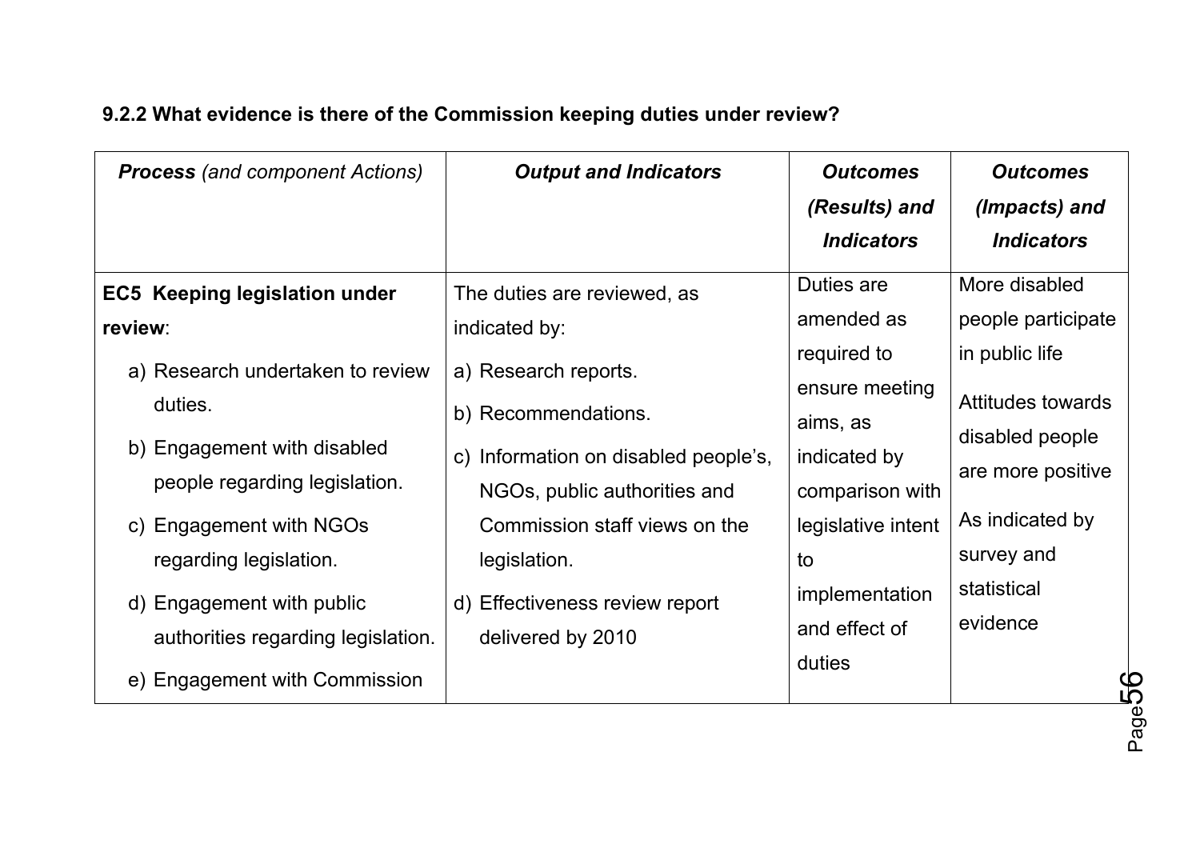**9.2.2 What evidence is there of the Commission keeping duties under review?**

| ***Process*** *(and component Actions)* | ***Output and Indicators*** | ***Outcomes (Results) and Indicators*** | ***Outcomes (Impacts) and Indicators*** |
|---|---|---|---|
| **EC5 Keeping legislation under review**:<br>a) Research undertaken to review duties.<br>b) Engagement with disabled people regarding legislation.<br>c) Engagement with NGOs regarding legislation.<br>d) Engagement with public authorities regarding legislation.<br>e) Engagement with Commission | The duties are reviewed, as indicated by:<br>a) Research reports.<br>b) Recommendations.<br>c) Information on disabled people's, NGOs, public authorities and Commission staff views on the legislation.<br>d) Effectiveness review report delivered by 2010 | Duties are amended as required to ensure meeting aims, as indicated by comparison with legislative intent to implementation and effect of duties | More disabled people participate in public life<br>Attitudes towards disabled people are more positive<br>As indicated by survey and statistical evidence |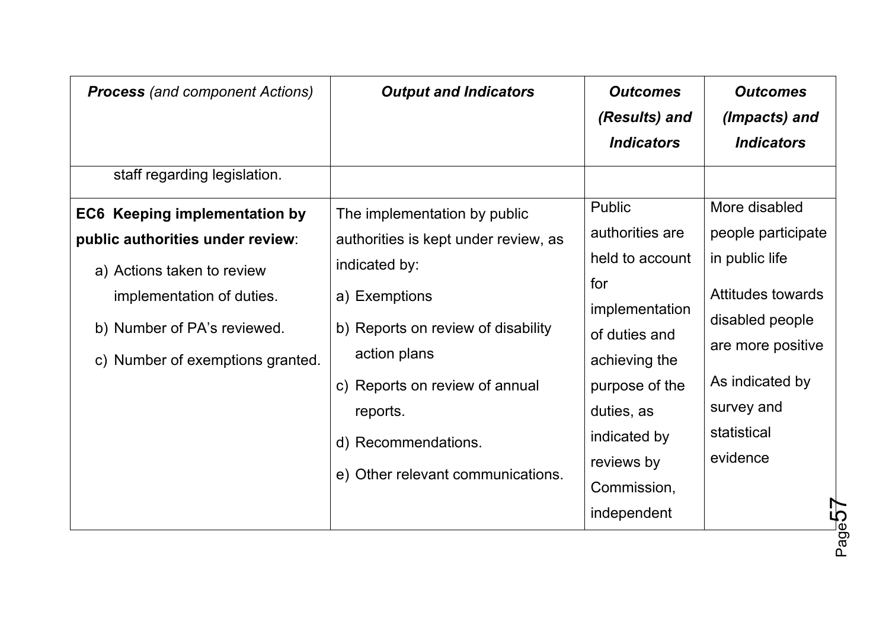| ***Process*** *(and component Actions)* | ***Output and Indicators*** | ***Outcomes (Results) and Indicators*** | ***Outcomes (Impacts) and Indicators*** |
|---|---|---|---|
| staff regarding legislation. | | | |
| **EC6 Keeping implementation by public authorities under review**:<br>a) Actions taken to review implementation of duties.<br>b) Number of PA's reviewed.<br>c) Number of exemptions granted. | The implementation by public authorities is kept under review, as indicated by:<br>a) Exemptions<br>b) Reports on review of disability action plans<br>c) Reports on review of annual reports.<br>d) Recommendations.<br>e) Other relevant communications. | Public authorities are held to account for implementation of duties and achieving the purpose of the duties, as indicated by reviews by Commission, independent | More disabled people participate in public life<br><br>Attitudes towards disabled people are more positive<br><br>As indicated by survey and statistical evidence |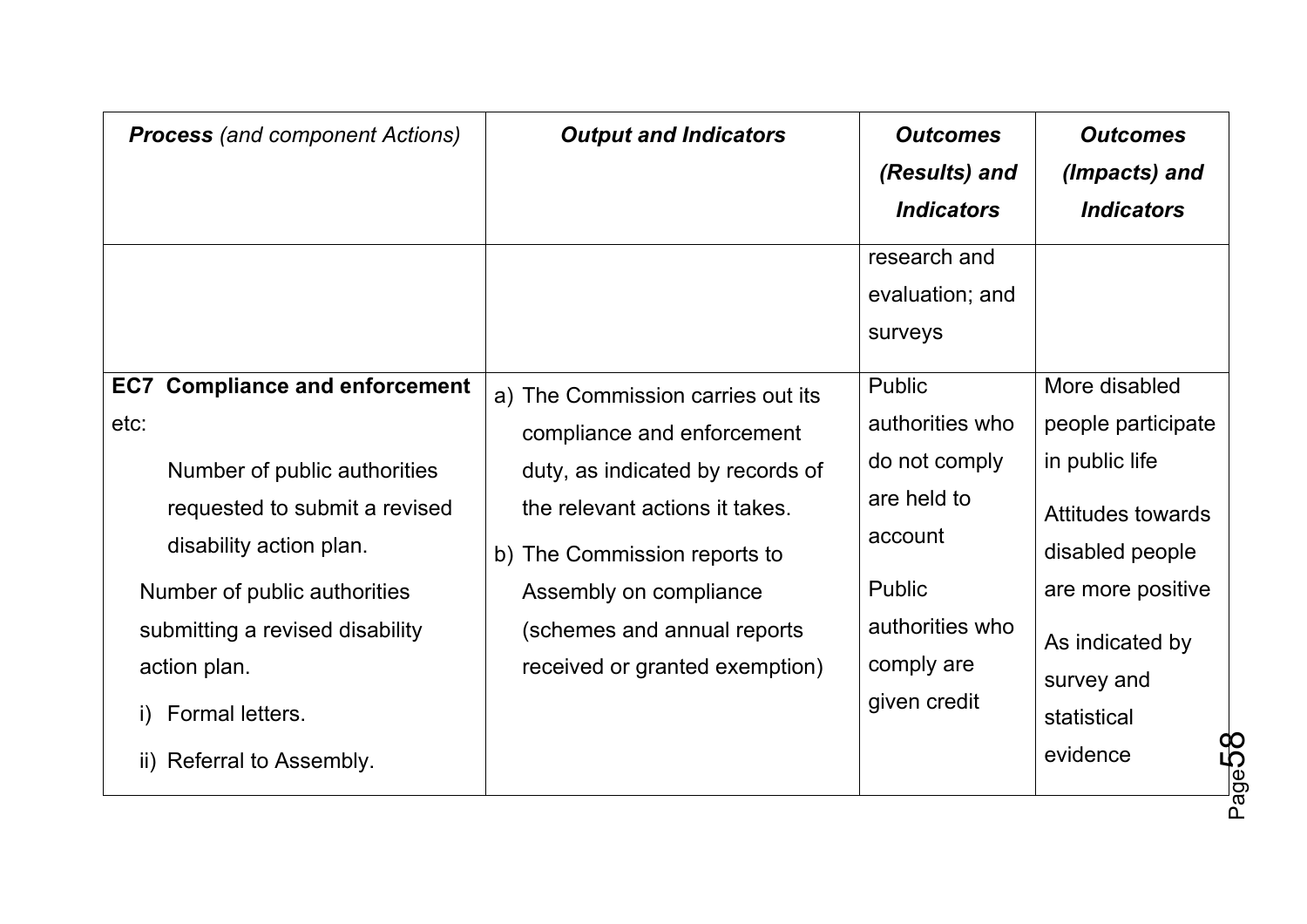| ***Process** (and component Actions)* | ***Output and Indicators*** | ***Outcomes (Results) and Indicators*** | ***Outcomes (Impacts) and Indicators*** |
|---|---|---|---|
| | | research and evaluation; and surveys | |
| **EC7 Compliance and enforcement** etc:<br><br>Number of public authorities requested to submit a revised disability action plan.<br><br>Number of public authorities submitting a revised disability action plan.<br><br>i) Formal letters.<br><br>ii) Referral to Assembly. | a) The Commission carries out its compliance and enforcement duty, as indicated by records of the relevant actions it takes.<br><br>b) The Commission reports to Assembly on compliance (schemes and annual reports received or granted exemption) | Public authorities who do not comply are held to account<br><br>Public authorities who comply are given credit | More disabled people participate in public life<br><br>Attitudes towards disabled people are more positive<br><br>As indicated by survey and statistical evidence |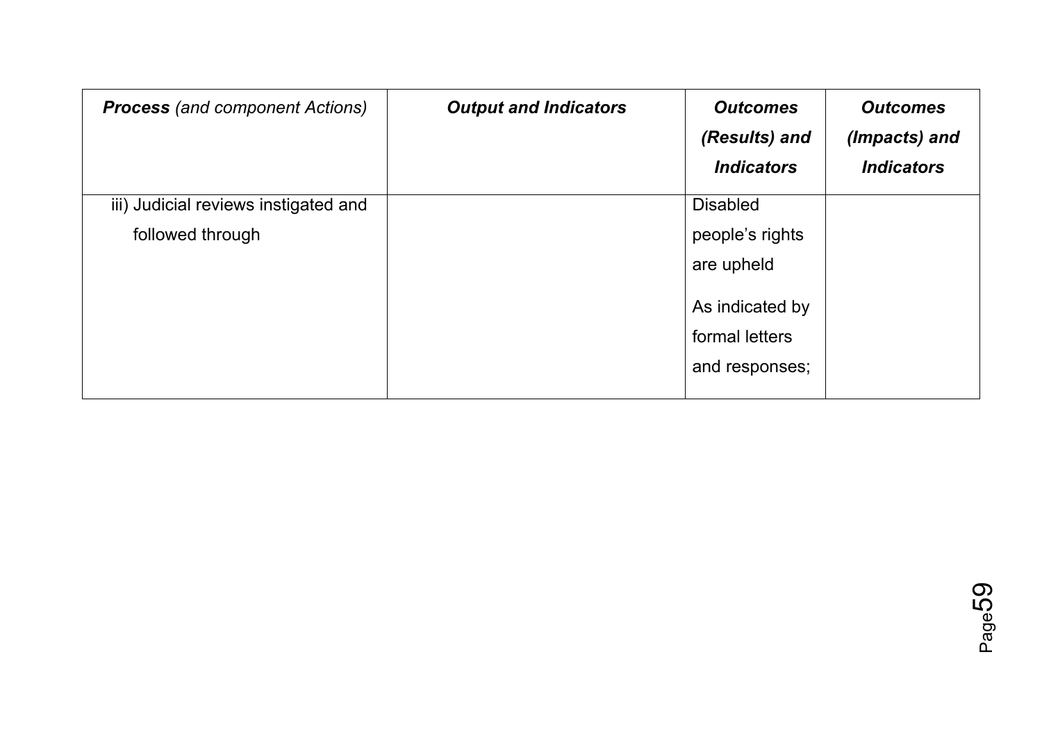| ***Process** (and component Actions)* | ***Output and Indicators*** | ***Outcomes (Results) and Indicators*** | ***Outcomes (Impacts) and Indicators*** |
|---|---|---|---|
| iii) Judicial reviews instigated and followed through | | Disabled people's rights are upheld<br><br>As indicated by formal letters and responses; | |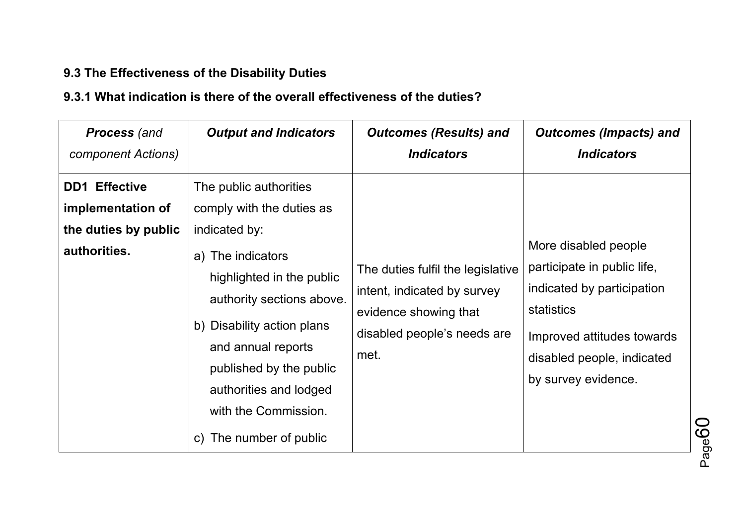### 9.3 The Effectiveness of the Disability Duties

#### 9.3.1 What indication is there of the overall effectiveness of the duties?

| ***Process*** *(and component Actions)* | ***Output and Indicators*** | ***Outcomes (Results) and Indicators*** | ***Outcomes (Impacts) and Indicators*** |
|---|---|---|---|
| **DD1 Effective implementation of the duties by public authorities.** | The public authorities comply with the duties as indicated by:<br>a) The indicators highlighted in the public authority sections above.<br>b) Disability action plans and annual reports published by the public authorities and lodged with the Commission.<br>c) The number of public | The duties fulfil the legislative intent, indicated by survey evidence showing that disabled people's needs are met. | More disabled people participate in public life, indicated by participation statistics<br>Improved attitudes towards disabled people, indicated by survey evidence. |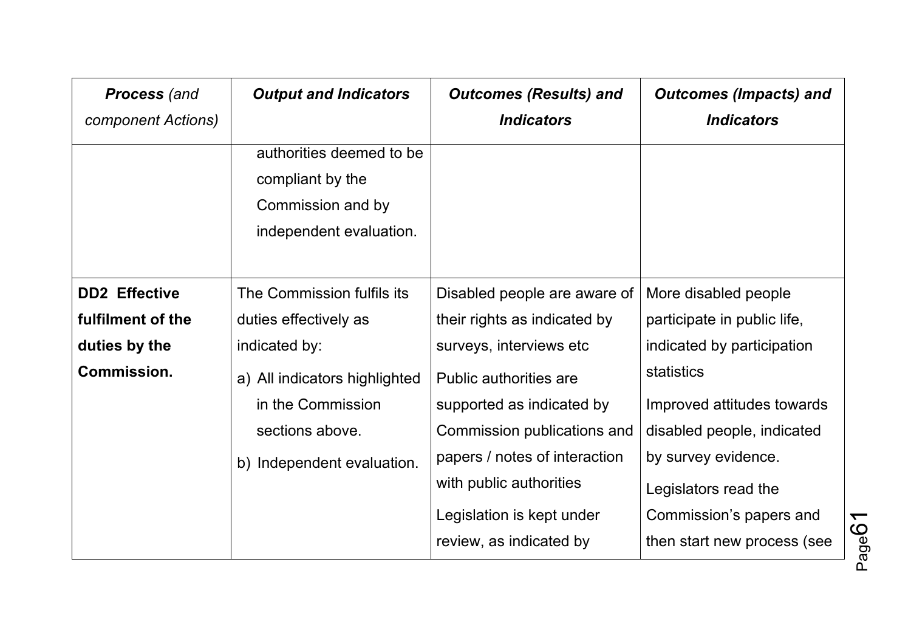| *Process (and component Actions)* | *Output and Indicators* | *Outcomes (Results) and Indicators* | *Outcomes (Impacts) and Indicators* |
|---|---|---|---|
| | authorities deemed to be compliant by the Commission and by independent evaluation. | | |
| **DD2 Effective fulfilment of the duties by the Commission.** | The Commission fulfils its duties effectively as indicated by:<br>a) All indicators highlighted in the Commission sections above.<br>b) Independent evaluation. | Disabled people are aware of their rights as indicated by surveys, interviews etc<br>Public authorities are supported as indicated by Commission publications and papers / notes of interaction with public authorities<br>Legislation is kept under review, as indicated by | More disabled people participate in public life, indicated by participation statistics<br>Improved attitudes towards disabled people, indicated by survey evidence.<br>Legislators read the Commission's papers and then start new process (see |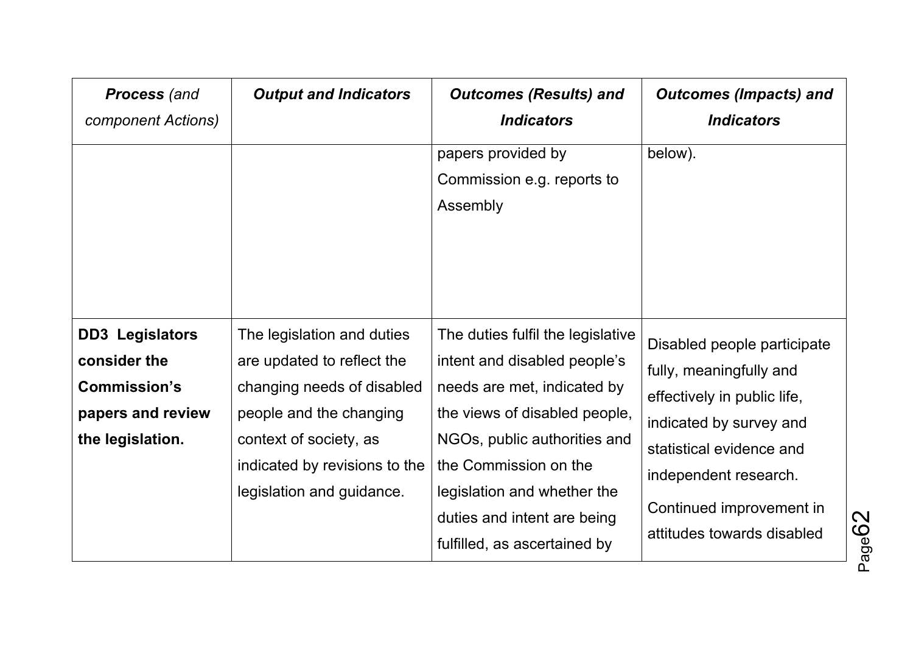| ***Process*** *(and component Actions)* | ***Output and Indicators*** | ***Outcomes (Results) and Indicators*** | ***Outcomes (Impacts) and Indicators*** |
|---|---|---|---|
| | | papers provided by Commission e.g. reports to Assembly | below). |
| **DD3 Legislators consider the Commission's papers and review the legislation.** | The legislation and duties are updated to reflect the changing needs of disabled people and the changing context of society, as indicated by revisions to the legislation and guidance. | The duties fulfil the legislative intent and disabled people's needs are met, indicated by the views of disabled people, NGOs, public authorities and the Commission on the legislation and whether the duties and intent are being fulfilled, as ascertained by | Disabled people participate fully, meaningfully and effectively in public life, indicated by survey and statistical evidence and independent research.<br><br>Continued improvement in attitudes towards disabled |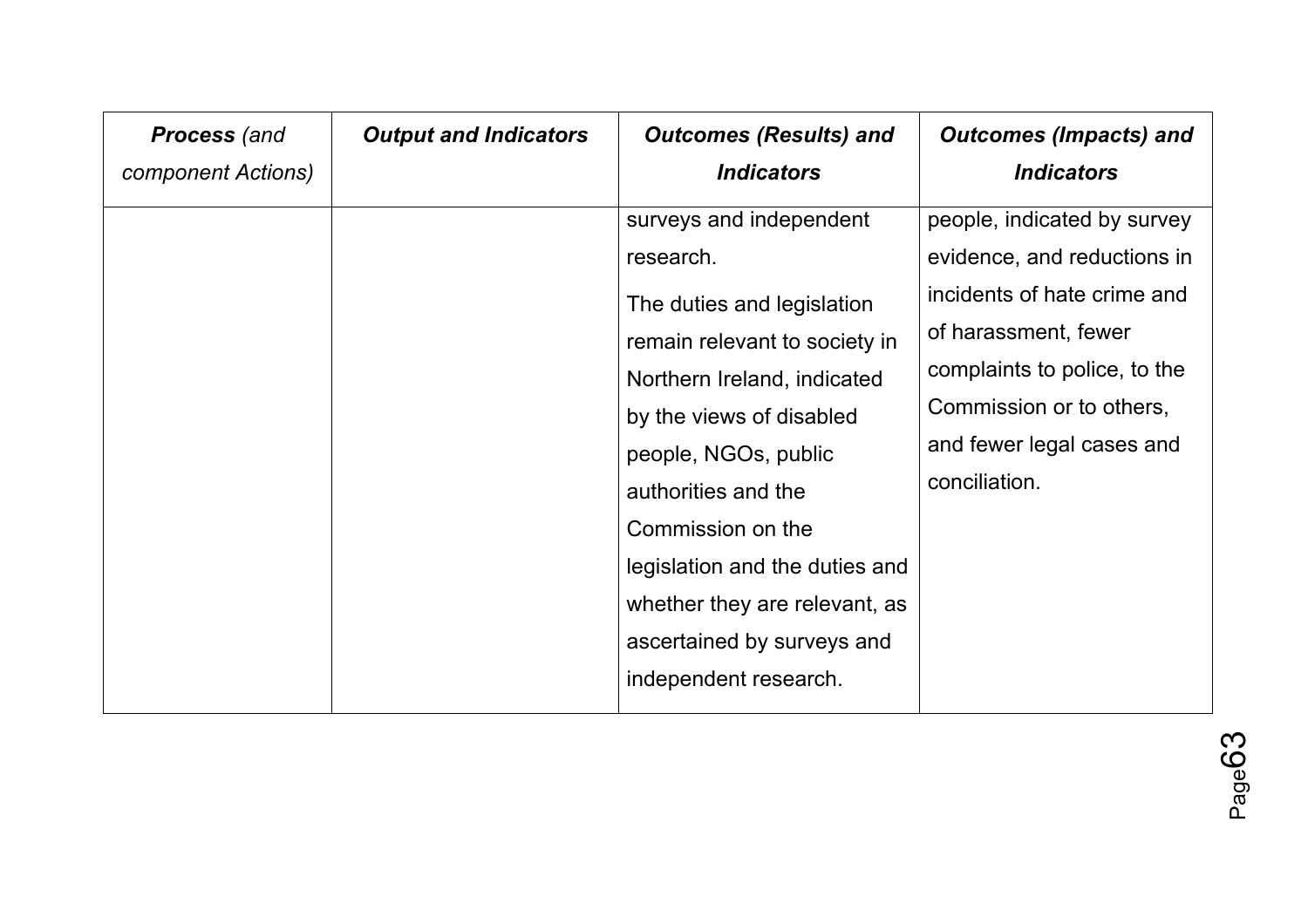| ***Process*** *(and component Actions)* | ***Output and Indicators*** | ***Outcomes (Results) and Indicators*** | ***Outcomes (Impacts) and Indicators*** |
|---|---|---|---|
| | | surveys and independent research.<br><br>The duties and legislation remain relevant to society in Northern Ireland, indicated by the views of disabled people, NGOs, public authorities and the Commission on the legislation and the duties and whether they are relevant, as ascertained by surveys and independent research. | people, indicated by survey evidence, and reductions in incidents of hate crime and of harassment, fewer complaints to police, to the Commission or to others, and fewer legal cases and conciliation. |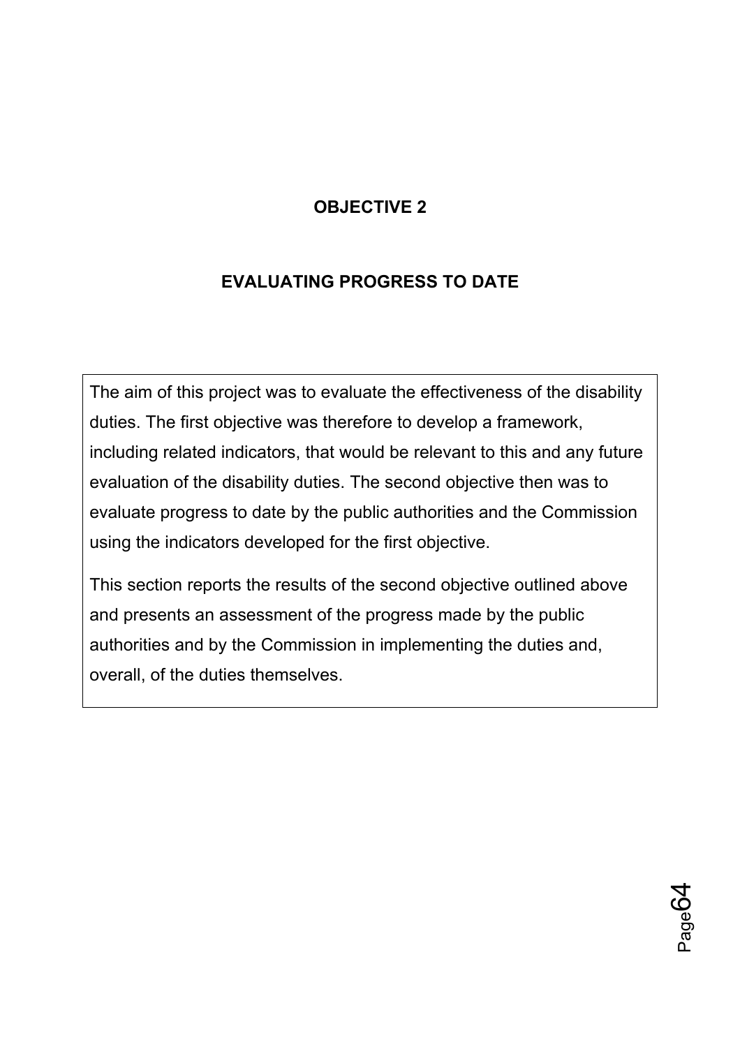# OBJECTIVE 2

## EVALUATING PROGRESS TO DATE

The aim of this project was to evaluate the effectiveness of the disability duties. The first objective was therefore to develop a framework, including related indicators, that would be relevant to this and any future evaluation of the disability duties. The second objective then was to evaluate progress to date by the public authorities and the Commission using the indicators developed for the first objective.

This section reports the results of the second objective outlined above and presents an assessment of the progress made by the public authorities and by the Commission in implementing the duties and, overall, of the duties themselves.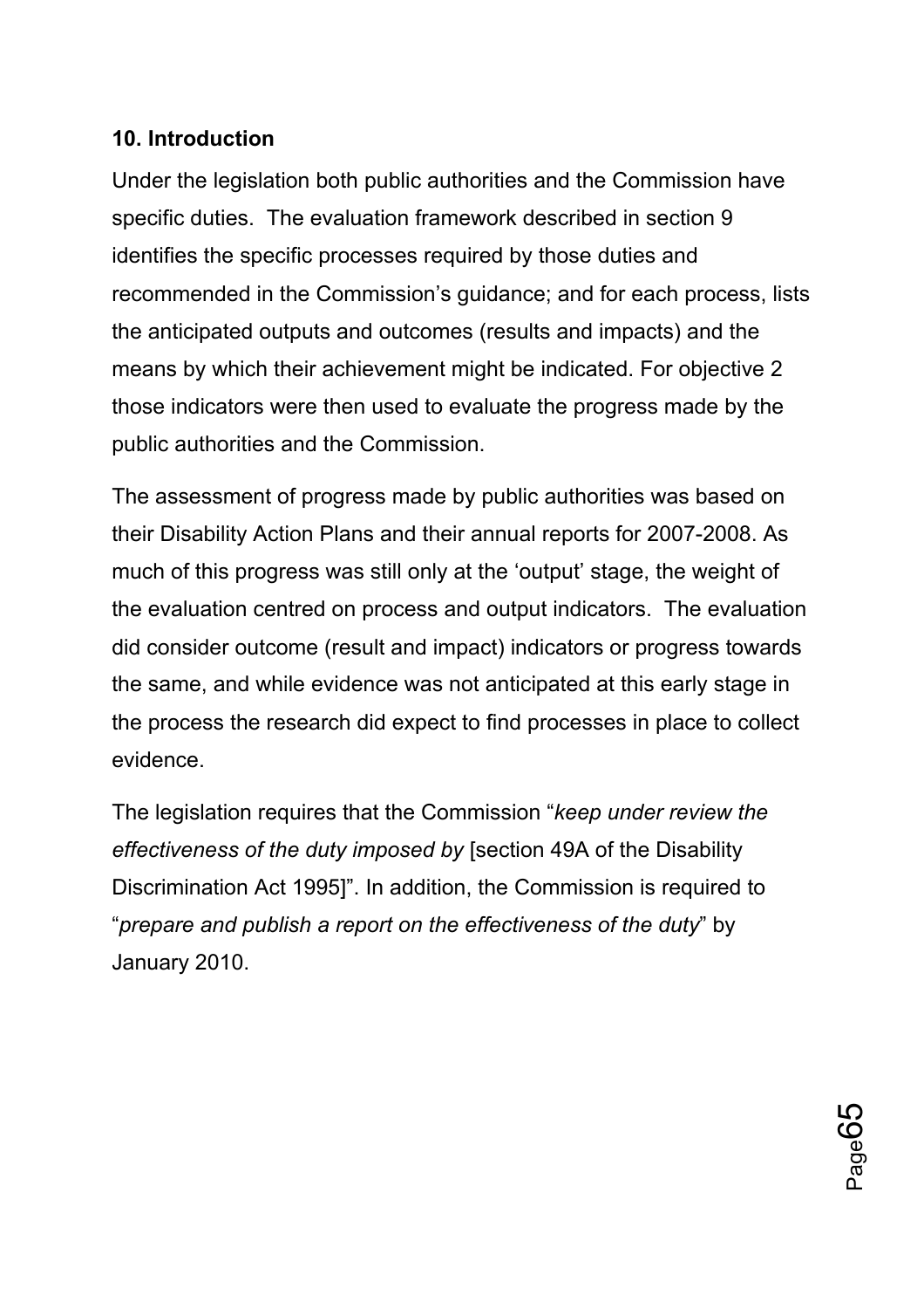## 10. Introduction

Under the legislation both public authorities and the Commission have specific duties. The evaluation framework described in section 9 identifies the specific processes required by those duties and recommended in the Commission's guidance; and for each process, lists the anticipated outputs and outcomes (results and impacts) and the means by which their achievement might be indicated. For objective 2 those indicators were then used to evaluate the progress made by the public authorities and the Commission.

The assessment of progress made by public authorities was based on their Disability Action Plans and their annual reports for 2007-2008. As much of this progress was still only at the 'output' stage, the weight of the evaluation centred on process and output indicators. The evaluation did consider outcome (result and impact) indicators or progress towards the same, and while evidence was not anticipated at this early stage in the process the research did expect to find processes in place to collect evidence.

The legislation requires that the Commission "*keep under review the effectiveness of the duty imposed by* [section 49A of the Disability Discrimination Act 1995]". In addition, the Commission is required to "*prepare and publish a report on the effectiveness of the duty*" by January 2010.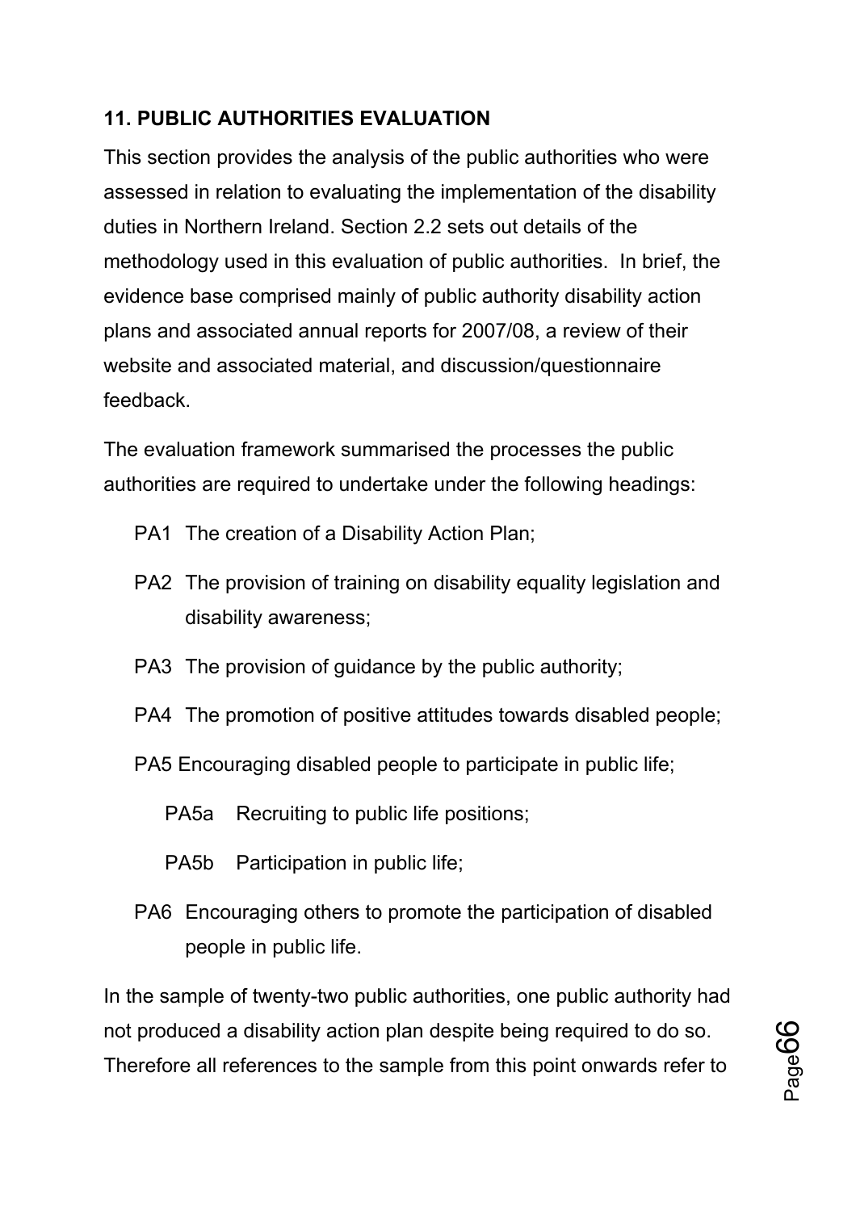## 11. PUBLIC AUTHORITIES EVALUATION

This section provides the analysis of the public authorities who were assessed in relation to evaluating the implementation of the disability duties in Northern Ireland. Section 2.2 sets out details of the methodology used in this evaluation of public authorities. In brief, the evidence base comprised mainly of public authority disability action plans and associated annual reports for 2007/08, a review of their website and associated material, and discussion/questionnaire feedback.

The evaluation framework summarised the processes the public authorities are required to undertake under the following headings:

- PA1 The creation of a Disability Action Plan;
- PA2 The provision of training on disability equality legislation and disability awareness;
- PA3 The provision of guidance by the public authority;
- PA4 The promotion of positive attitudes towards disabled people;
- PA5 Encouraging disabled people to participate in public life;
  - PA5a Recruiting to public life positions;
  - PA5b Participation in public life;
- PA6 Encouraging others to promote the participation of disabled people in public life.

In the sample of twenty-two public authorities, one public authority had not produced a disability action plan despite being required to do so. Therefore all references to the sample from this point onwards refer to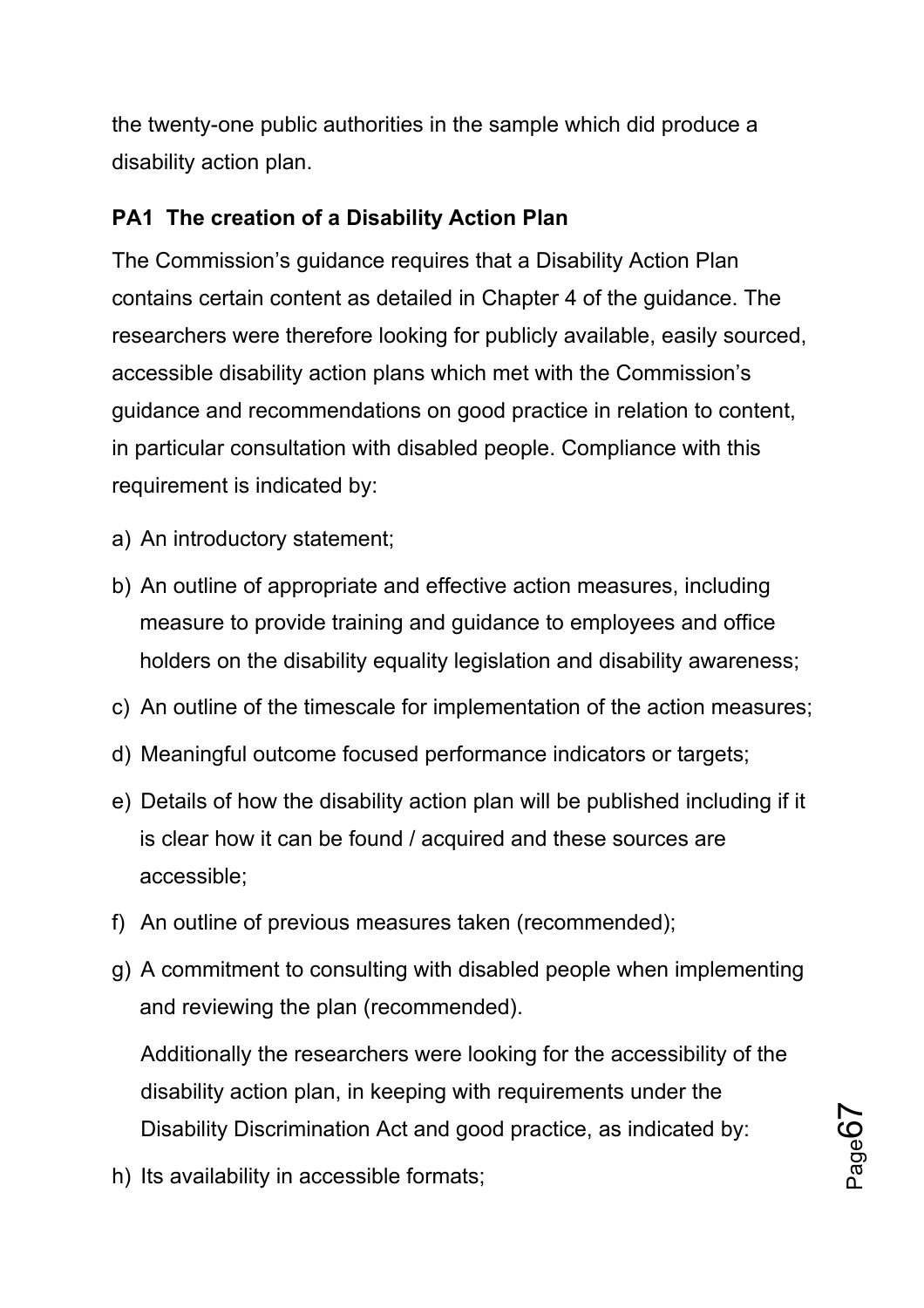the twenty-one public authorities in the sample which did produce a disability action plan.

**PA1 The creation of a Disability Action Plan**

The Commission's guidance requires that a Disability Action Plan contains certain content as detailed in Chapter 4 of the guidance. The researchers were therefore looking for publicly available, easily sourced, accessible disability action plans which met with the Commission's guidance and recommendations on good practice in relation to content, in particular consultation with disabled people. Compliance with this requirement is indicated by:

a) An introductory statement;

b) An outline of appropriate and effective action measures, including measure to provide training and guidance to employees and office holders on the disability equality legislation and disability awareness;

c) An outline of the timescale for implementation of the action measures;

d) Meaningful outcome focused performance indicators or targets;

e) Details of how the disability action plan will be published including if it is clear how it can be found / acquired and these sources are accessible;

f) An outline of previous measures taken (recommended);

g) A commitment to consulting with disabled people when implementing and reviewing the plan (recommended).

Additionally the researchers were looking for the accessibility of the disability action plan, in keeping with requirements under the Disability Discrimination Act and good practice, as indicated by:

h) Its availability in accessible formats;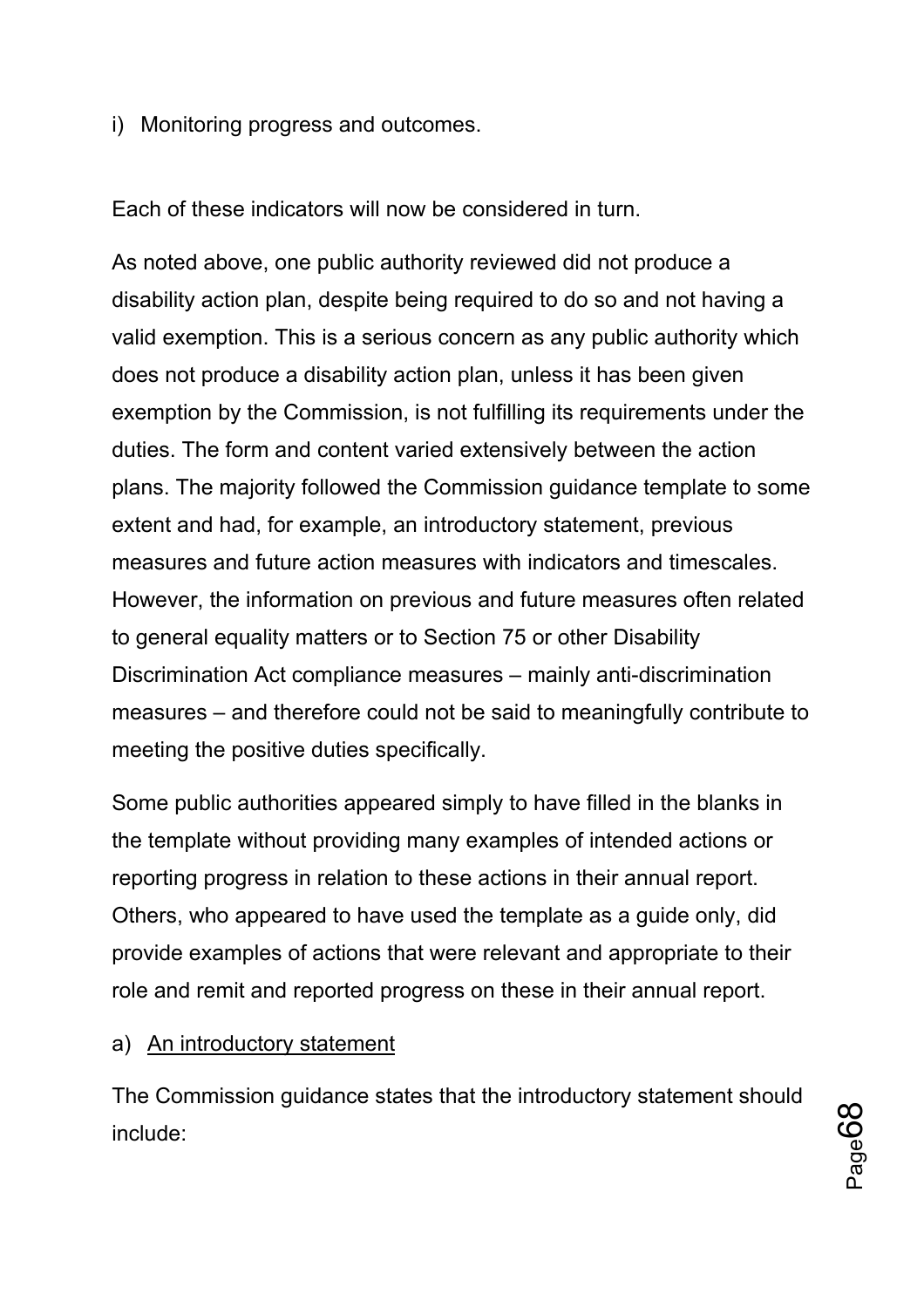i) Monitoring progress and outcomes.

Each of these indicators will now be considered in turn.

As noted above, one public authority reviewed did not produce a disability action plan, despite being required to do so and not having a valid exemption. This is a serious concern as any public authority which does not produce a disability action plan, unless it has been given exemption by the Commission, is not fulfilling its requirements under the duties. The form and content varied extensively between the action plans. The majority followed the Commission guidance template to some extent and had, for example, an introductory statement, previous measures and future action measures with indicators and timescales. However, the information on previous and future measures often related to general equality matters or to Section 75 or other Disability Discrimination Act compliance measures – mainly anti-discrimination measures – and therefore could not be said to meaningfully contribute to meeting the positive duties specifically.

Some public authorities appeared simply to have filled in the blanks in the template without providing many examples of intended actions or reporting progress in relation to these actions in their annual report. Others, who appeared to have used the template as a guide only, did provide examples of actions that were relevant and appropriate to their role and remit and reported progress on these in their annual report.

a) <u>An introductory statement</u>

The Commission guidance states that the introductory statement should include: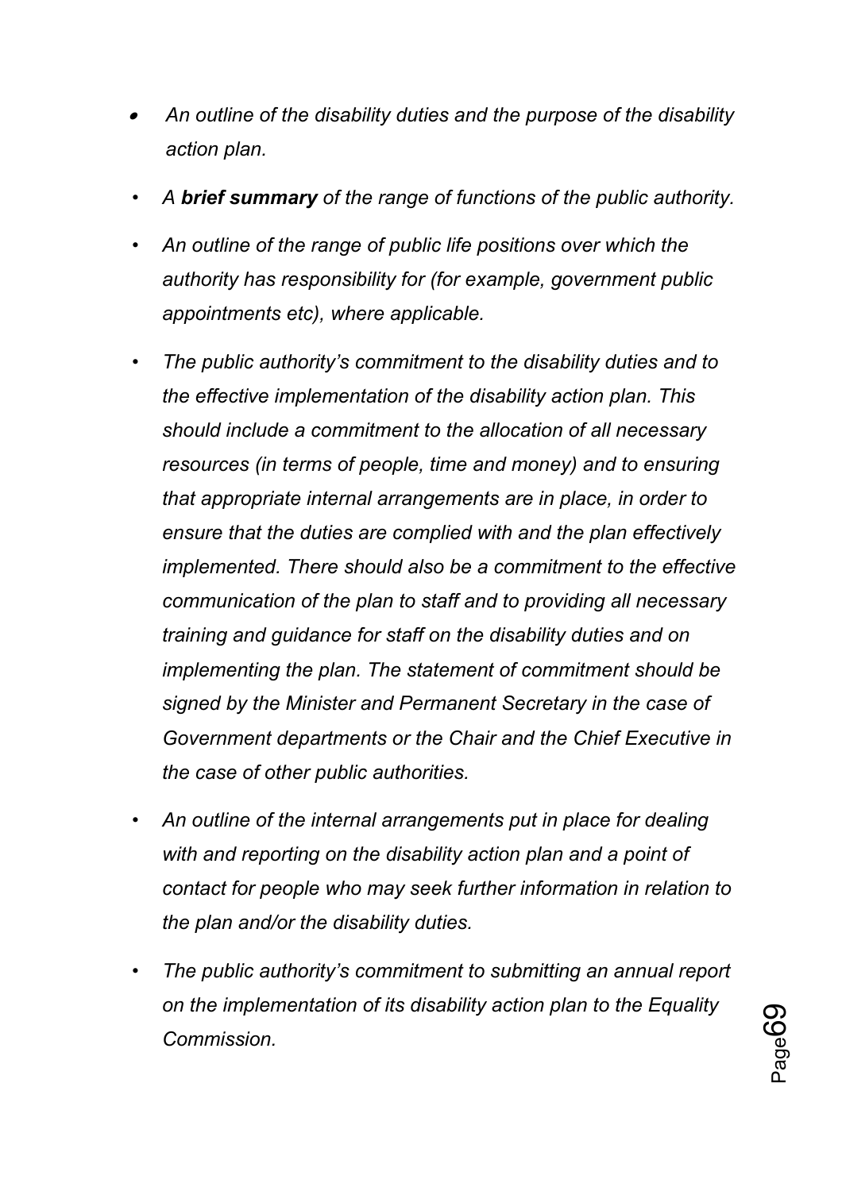- *An outline of the disability duties and the purpose of the disability action plan.*
- *A **brief summary** of the range of functions of the public authority.*
- *An outline of the range of public life positions over which the authority has responsibility for (for example, government public appointments etc), where applicable.*
- *The public authority's commitment to the disability duties and to the effective implementation of the disability action plan. This should include a commitment to the allocation of all necessary resources (in terms of people, time and money) and to ensuring that appropriate internal arrangements are in place, in order to ensure that the duties are complied with and the plan effectively implemented. There should also be a commitment to the effective communication of the plan to staff and to providing all necessary training and guidance for staff on the disability duties and on implementing the plan. The statement of commitment should be signed by the Minister and Permanent Secretary in the case of Government departments or the Chair and the Chief Executive in the case of other public authorities.*
- *An outline of the internal arrangements put in place for dealing with and reporting on the disability action plan and a point of contact for people who may seek further information in relation to the plan and/or the disability duties.*
- *The public authority's commitment to submitting an annual report on the implementation of its disability action plan to the Equality Commission.*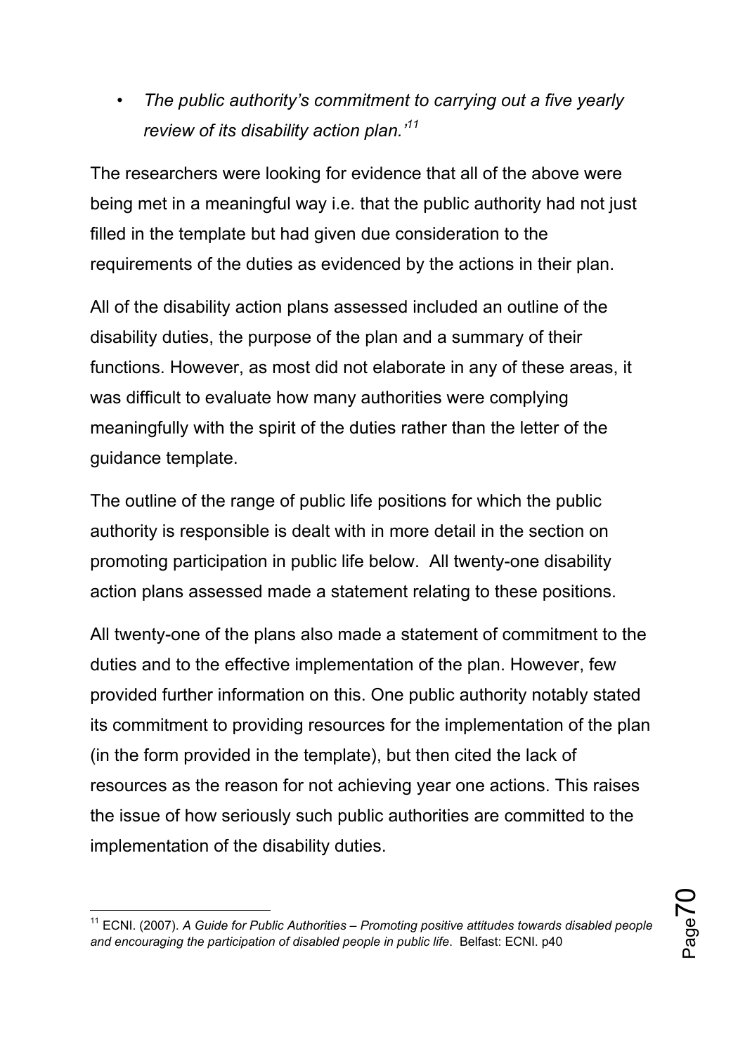- *The public authority's commitment to carrying out a five yearly review of its disability action plan.'*[11]

The researchers were looking for evidence that all of the above were being met in a meaningful way i.e. that the public authority had not just filled in the template but had given due consideration to the requirements of the duties as evidenced by the actions in their plan.

All of the disability action plans assessed included an outline of the disability duties, the purpose of the plan and a summary of their functions. However, as most did not elaborate in any of these areas, it was difficult to evaluate how many authorities were complying meaningfully with the spirit of the duties rather than the letter of the guidance template.

The outline of the range of public life positions for which the public authority is responsible is dealt with in more detail in the section on promoting participation in public life below. All twenty-one disability action plans assessed made a statement relating to these positions.

All twenty-one of the plans also made a statement of commitment to the duties and to the effective implementation of the plan. However, few provided further information on this. One public authority notably stated its commitment to providing resources for the implementation of the plan (in the form provided in the template), but then cited the lack of resources as the reason for not achieving year one actions. This raises the issue of how seriously such public authorities are committed to the implementation of the disability duties.

---

[11] ECNI. (2007). *A Guide for Public Authorities – Promoting positive attitudes towards disabled people and encouraging the participation of disabled people in public life*. Belfast: ECNI. p40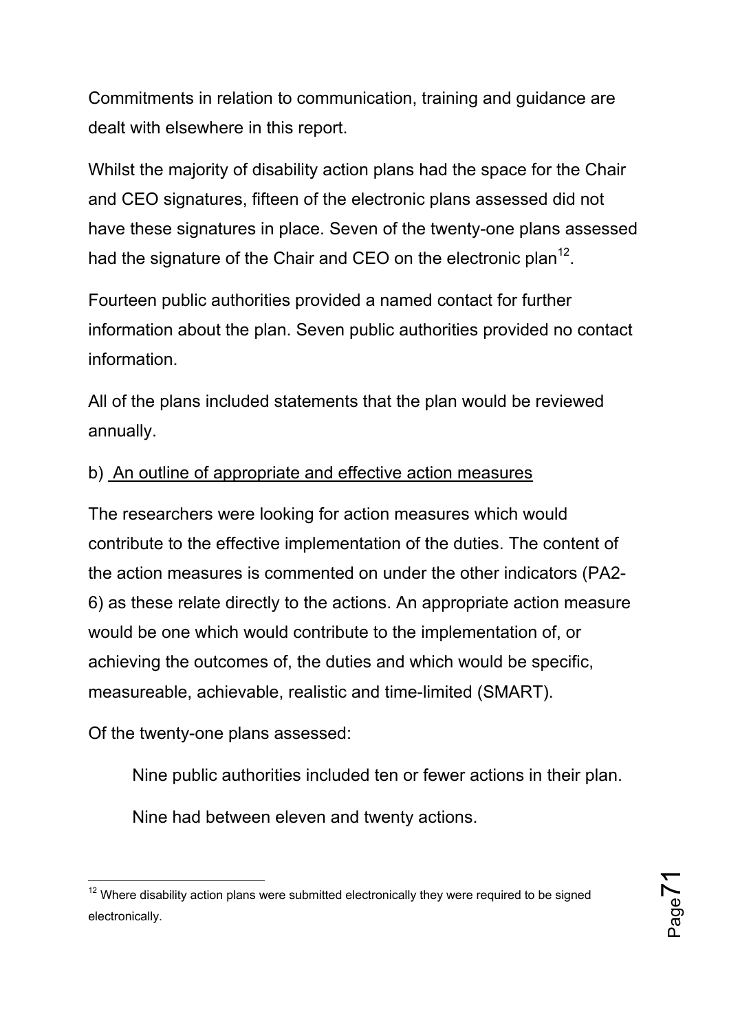Commitments in relation to communication, training and guidance are dealt with elsewhere in this report.

Whilst the majority of disability action plans had the space for the Chair and CEO signatures, fifteen of the electronic plans assessed did not have these signatures in place. Seven of the twenty-one plans assessed had the signature of the Chair and CEO on the electronic plan[12].

Fourteen public authorities provided a named contact for further information about the plan. Seven public authorities provided no contact information.

All of the plans included statements that the plan would be reviewed annually.

b) An outline of appropriate and effective action measures

The researchers were looking for action measures which would contribute to the effective implementation of the duties. The content of the action measures is commented on under the other indicators (PA2-6) as these relate directly to the actions. An appropriate action measure would be one which would contribute to the implementation of, or achieving the outcomes of, the duties and which would be specific, measureable, achievable, realistic and time-limited (SMART).

Of the twenty-one plans assessed:

Nine public authorities included ten or fewer actions in their plan.

Nine had between eleven and twenty actions.

[12] Where disability action plans were submitted electronically they were required to be signed electronically.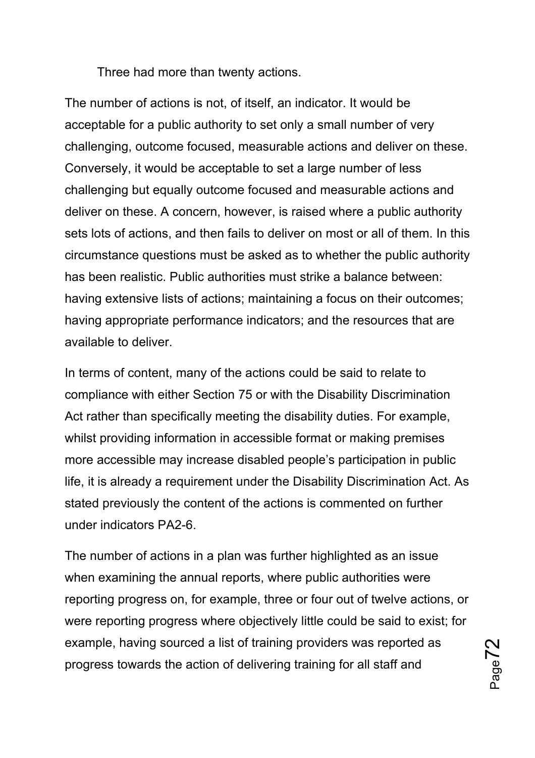Three had more than twenty actions.

The number of actions is not, of itself, an indicator. It would be acceptable for a public authority to set only a small number of very challenging, outcome focused, measurable actions and deliver on these. Conversely, it would be acceptable to set a large number of less challenging but equally outcome focused and measurable actions and deliver on these. A concern, however, is raised where a public authority sets lots of actions, and then fails to deliver on most or all of them. In this circumstance questions must be asked as to whether the public authority has been realistic. Public authorities must strike a balance between: having extensive lists of actions; maintaining a focus on their outcomes; having appropriate performance indicators; and the resources that are available to deliver.

In terms of content, many of the actions could be said to relate to compliance with either Section 75 or with the Disability Discrimination Act rather than specifically meeting the disability duties. For example, whilst providing information in accessible format or making premises more accessible may increase disabled people's participation in public life, it is already a requirement under the Disability Discrimination Act. As stated previously the content of the actions is commented on further under indicators PA2-6.

The number of actions in a plan was further highlighted as an issue when examining the annual reports, where public authorities were reporting progress on, for example, three or four out of twelve actions, or were reporting progress where objectively little could be said to exist; for example, having sourced a list of training providers was reported as progress towards the action of delivering training for all staff and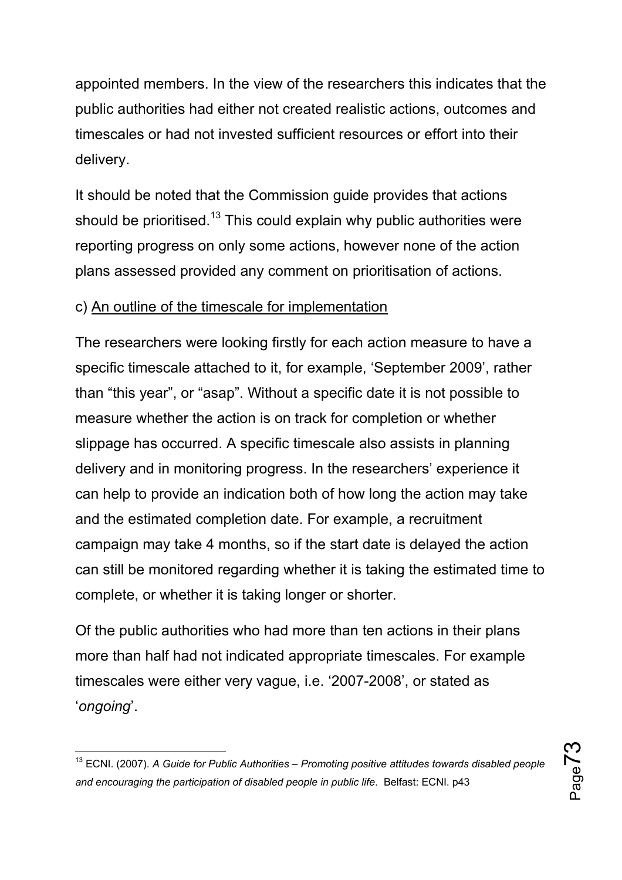appointed members. In the view of the researchers this indicates that the public authorities had either not created realistic actions, outcomes and timescales or had not invested sufficient resources or effort into their delivery.

It should be noted that the Commission guide provides that actions should be prioritised.[13] This could explain why public authorities were reporting progress on only some actions, however none of the action plans assessed provided any comment on prioritisation of actions.

c) <u>An outline of the timescale for implementation</u>

The researchers were looking firstly for each action measure to have a specific timescale attached to it, for example, 'September 2009', rather than "this year", or "asap". Without a specific date it is not possible to measure whether the action is on track for completion or whether slippage has occurred. A specific timescale also assists in planning delivery and in monitoring progress. In the researchers' experience it can help to provide an indication both of how long the action may take and the estimated completion date. For example, a recruitment campaign may take 4 months, so if the start date is delayed the action can still be monitored regarding whether it is taking the estimated time to complete, or whether it is taking longer or shorter.

Of the public authorities who had more than ten actions in their plans more than half had not indicated appropriate timescales. For example timescales were either very vague, i.e. '2007-2008', or stated as '*ongoing*'.

---

[13] ECNI. (2007). *A Guide for Public Authorities – Promoting positive attitudes towards disabled people and encouraging the participation of disabled people in public life*. Belfast: ECNI. p43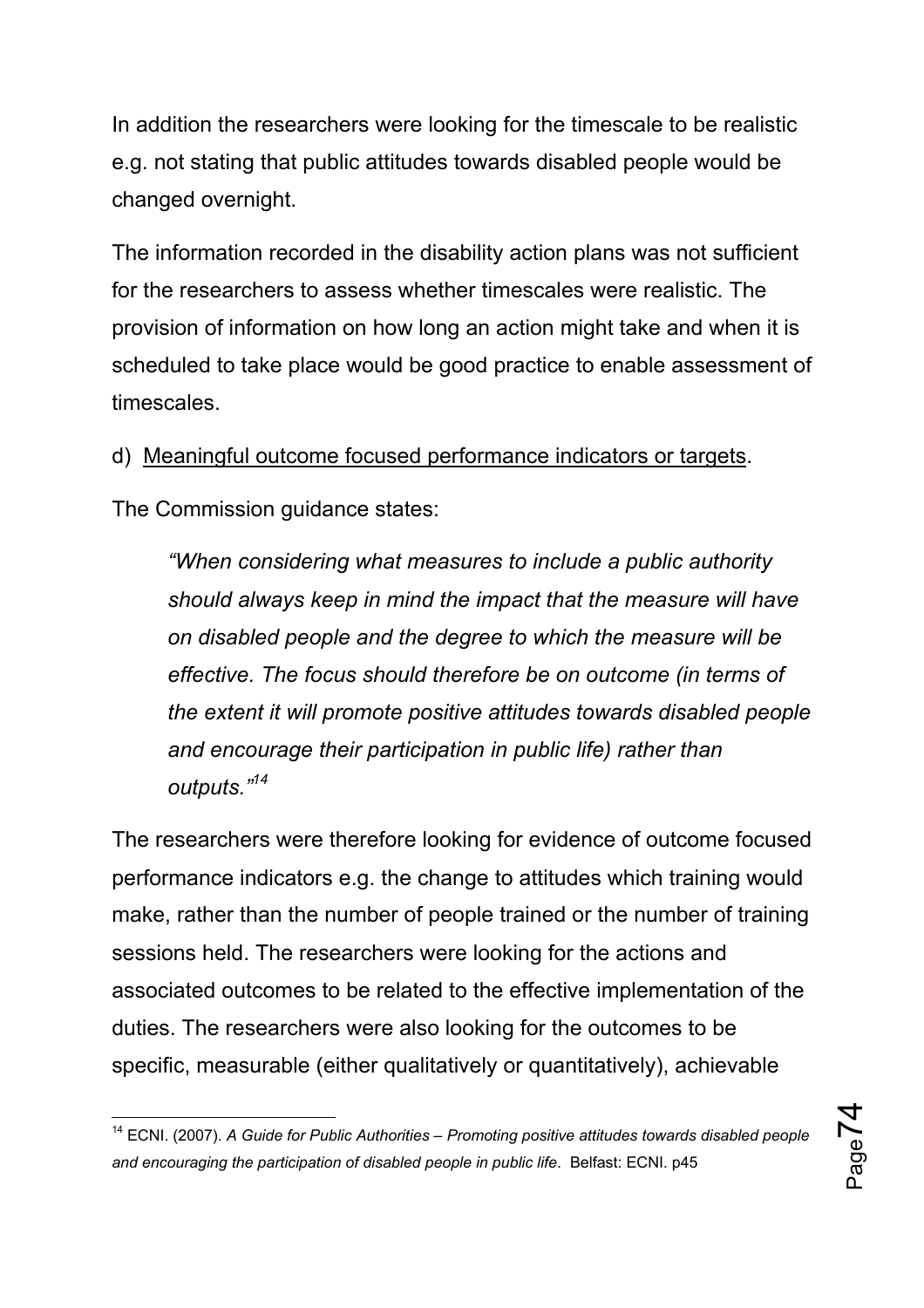In addition the researchers were looking for the timescale to be realistic e.g. not stating that public attitudes towards disabled people would be changed overnight.

The information recorded in the disability action plans was not sufficient for the researchers to assess whether timescales were realistic. The provision of information on how long an action might take and when it is scheduled to take place would be good practice to enable assessment of timescales.

d) <u>Meaningful outcome focused performance indicators or targets</u>.

The Commission guidance states:

> *"When considering what measures to include a public authority should always keep in mind the impact that the measure will have on disabled people and the degree to which the measure will be effective. The focus should therefore be on outcome (in terms of the extent it will promote positive attitudes towards disabled people and encourage their participation in public life) rather than outputs."*[14]

The researchers were therefore looking for evidence of outcome focused performance indicators e.g. the change to attitudes which training would make, rather than the number of people trained or the number of training sessions held. The researchers were looking for the actions and associated outcomes to be related to the effective implementation of the duties. The researchers were also looking for the outcomes to be specific, measurable (either qualitatively or quantitatively), achievable

---

[14] ECNI. (2007). *A Guide for Public Authorities – Promoting positive attitudes towards disabled people and encouraging the participation of disabled people in public life*. Belfast: ECNI. p45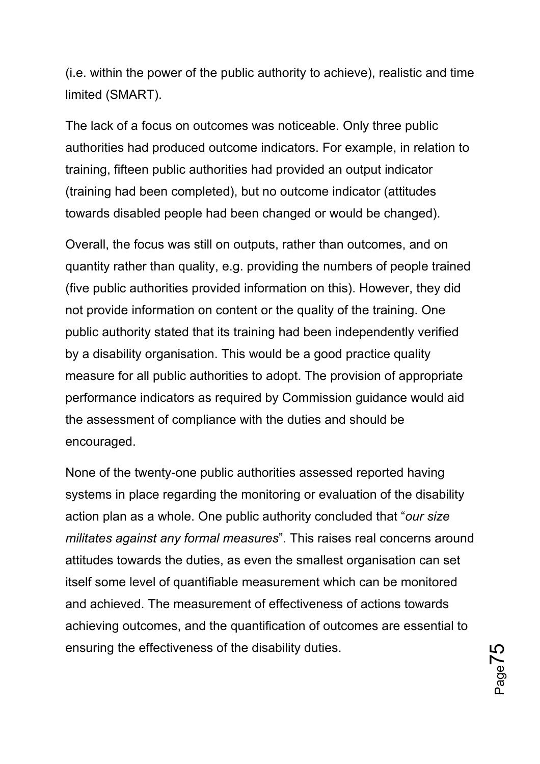(i.e. within the power of the public authority to achieve), realistic and time limited (SMART).

The lack of a focus on outcomes was noticeable. Only three public authorities had produced outcome indicators. For example, in relation to training, fifteen public authorities had provided an output indicator (training had been completed), but no outcome indicator (attitudes towards disabled people had been changed or would be changed).

Overall, the focus was still on outputs, rather than outcomes, and on quantity rather than quality, e.g. providing the numbers of people trained (five public authorities provided information on this). However, they did not provide information on content or the quality of the training. One public authority stated that its training had been independently verified by a disability organisation. This would be a good practice quality measure for all public authorities to adopt. The provision of appropriate performance indicators as required by Commission guidance would aid the assessment of compliance with the duties and should be encouraged.

None of the twenty-one public authorities assessed reported having systems in place regarding the monitoring or evaluation of the disability action plan as a whole. One public authority concluded that "*our size militates against any formal measures*". This raises real concerns around attitudes towards the duties, as even the smallest organisation can set itself some level of quantifiable measurement which can be monitored and achieved. The measurement of effectiveness of actions towards achieving outcomes, and the quantification of outcomes are essential to ensuring the effectiveness of the disability duties.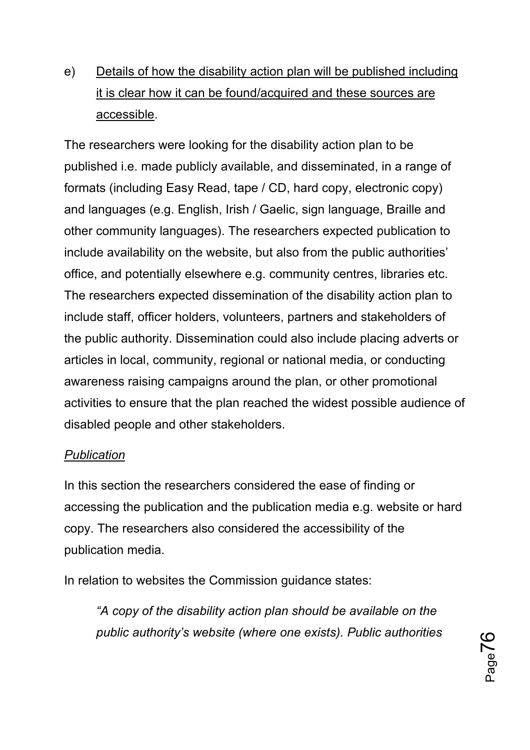e) <u>Details of how the disability action plan will be published including it is clear how it can be found/acquired and these sources are accessible</u>.

The researchers were looking for the disability action plan to be published i.e. made publicly available, and disseminated, in a range of formats (including Easy Read, tape / CD, hard copy, electronic copy) and languages (e.g. English, Irish / Gaelic, sign language, Braille and other community languages). The researchers expected publication to include availability on the website, but also from the public authorities' office, and potentially elsewhere e.g. community centres, libraries etc. The researchers expected dissemination of the disability action plan to include staff, officer holders, volunteers, partners and stakeholders of the public authority. Dissemination could also include placing adverts or articles in local, community, regional or national media, or conducting awareness raising campaigns around the plan, or other promotional activities to ensure that the plan reached the widest possible audience of disabled people and other stakeholders.

*<u>Publication</u>*

In this section the researchers considered the ease of finding or accessing the publication and the publication media e.g. website or hard copy. The researchers also considered the accessibility of the publication media.

In relation to websites the Commission guidance states:

> *"A copy of the disability action plan should be available on the public authority's website (where one exists). Public authorities*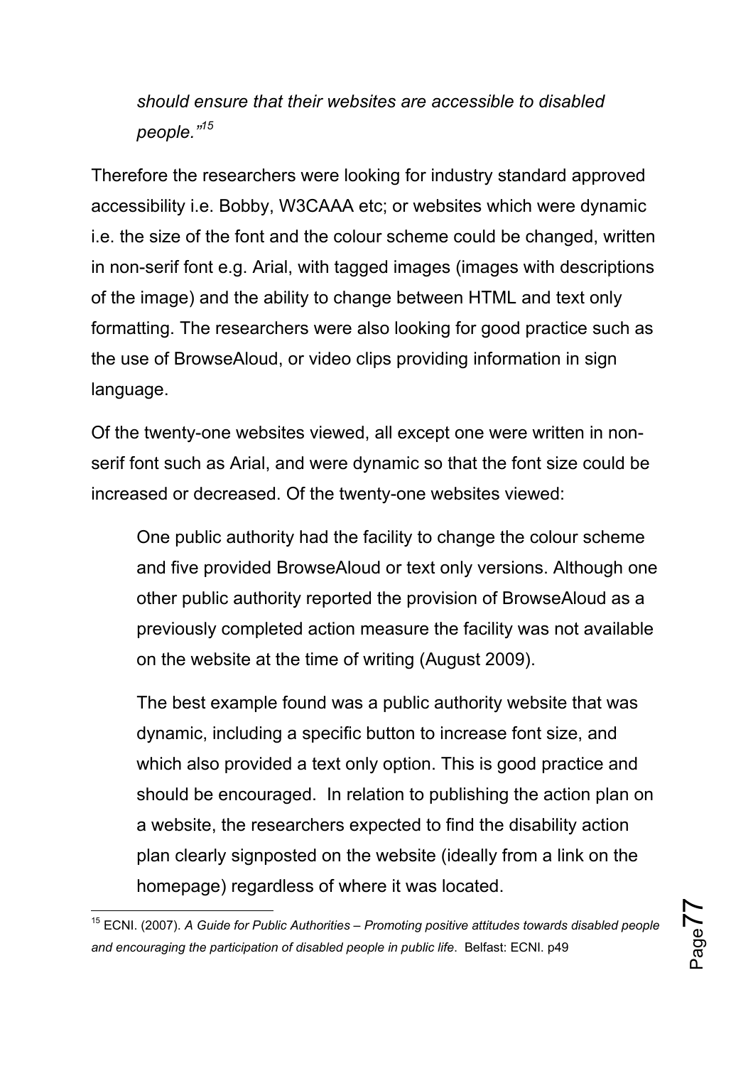*should ensure that their websites are accessible to disabled people."*[15]

Therefore the researchers were looking for industry standard approved accessibility i.e. Bobby, W3CAAA etc; or websites which were dynamic i.e. the size of the font and the colour scheme could be changed, written in non-serif font e.g. Arial, with tagged images (images with descriptions of the image) and the ability to change between HTML and text only formatting. The researchers were also looking for good practice such as the use of BrowseAloud, or video clips providing information in sign language.

Of the twenty-one websites viewed, all except one were written in non-serif font such as Arial, and were dynamic so that the font size could be increased or decreased. Of the twenty-one websites viewed:

> One public authority had the facility to change the colour scheme and five provided BrowseAloud or text only versions. Although one other public authority reported the provision of BrowseAloud as a previously completed action measure the facility was not available on the website at the time of writing (August 2009).
>
> The best example found was a public authority website that was dynamic, including a specific button to increase font size, and which also provided a text only option. This is good practice and should be encouraged. In relation to publishing the action plan on a website, the researchers expected to find the disability action plan clearly signposted on the website (ideally from a link on the homepage) regardless of where it was located.

[15] ECNI. (2007). *A Guide for Public Authorities – Promoting positive attitudes towards disabled people and encouraging the participation of disabled people in public life*. Belfast: ECNI. p49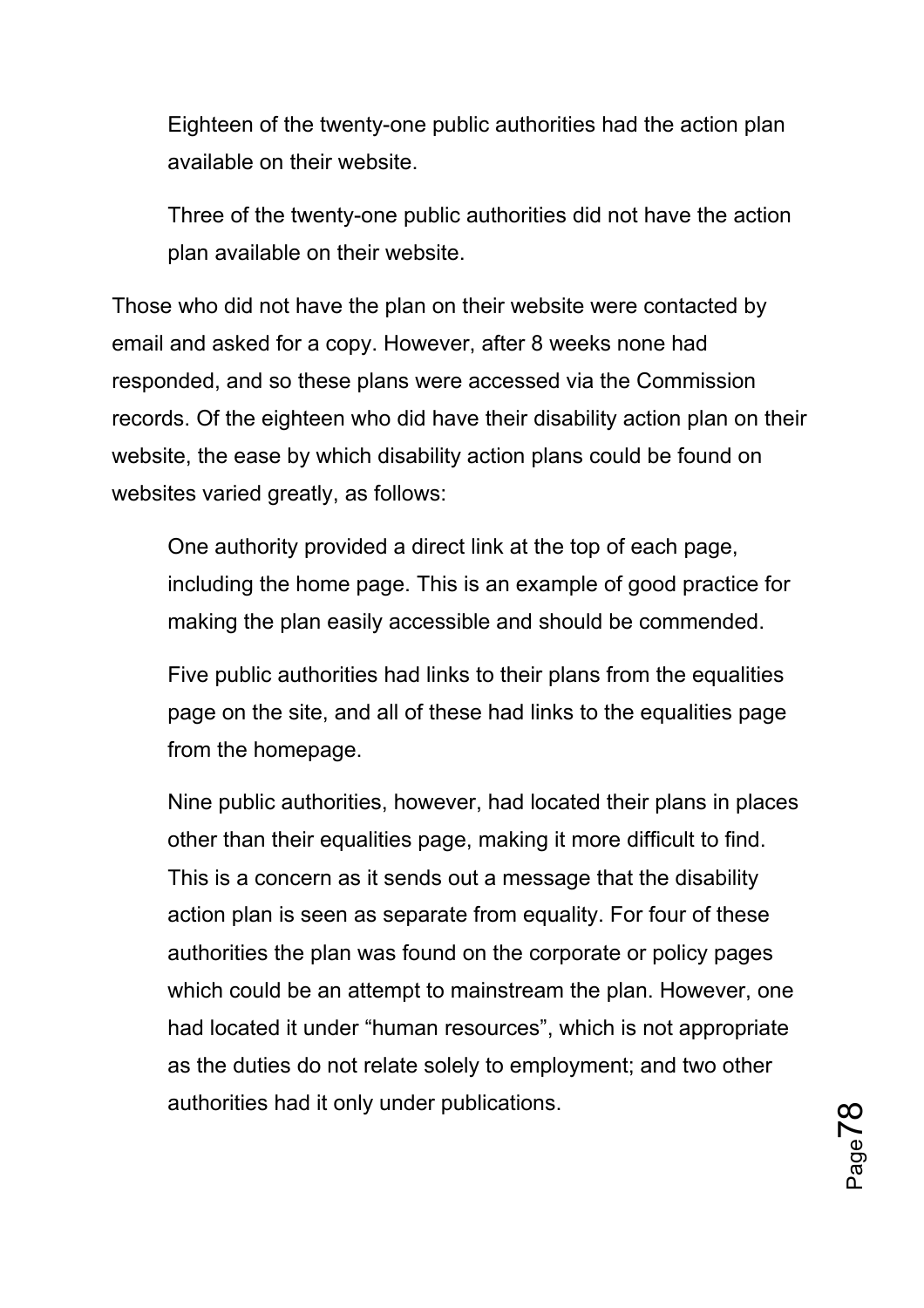Eighteen of the twenty-one public authorities had the action plan available on their website.

Three of the twenty-one public authorities did not have the action plan available on their website.

Those who did not have the plan on their website were contacted by email and asked for a copy. However, after 8 weeks none had responded, and so these plans were accessed via the Commission records. Of the eighteen who did have their disability action plan on their website, the ease by which disability action plans could be found on websites varied greatly, as follows:

One authority provided a direct link at the top of each page, including the home page. This is an example of good practice for making the plan easily accessible and should be commended.

Five public authorities had links to their plans from the equalities page on the site, and all of these had links to the equalities page from the homepage.

Nine public authorities, however, had located their plans in places other than their equalities page, making it more difficult to find. This is a concern as it sends out a message that the disability action plan is seen as separate from equality. For four of these authorities the plan was found on the corporate or policy pages which could be an attempt to mainstream the plan. However, one had located it under "human resources", which is not appropriate as the duties do not relate solely to employment; and two other authorities had it only under publications.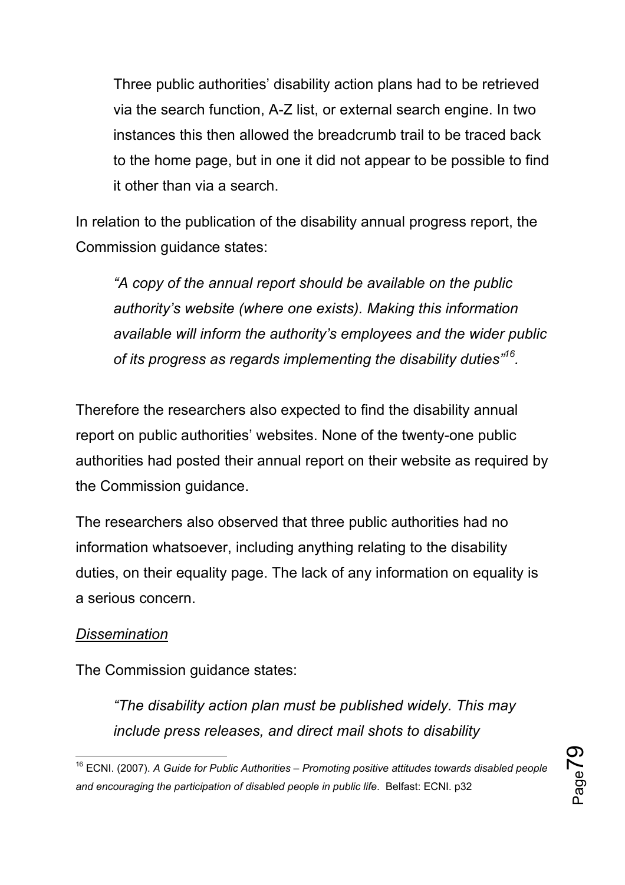Three public authorities' disability action plans had to be retrieved via the search function, A-Z list, or external search engine. In two instances this then allowed the breadcrumb trail to be traced back to the home page, but in one it did not appear to be possible to find it other than via a search.

In relation to the publication of the disability annual progress report, the Commission guidance states:

*"A copy of the annual report should be available on the public authority's website (where one exists). Making this information available will inform the authority's employees and the wider public of its progress as regards implementing the disability duties"*[16].

Therefore the researchers also expected to find the disability annual report on public authorities' websites. None of the twenty-one public authorities had posted their annual report on their website as required by the Commission guidance.

The researchers also observed that three public authorities had no information whatsoever, including anything relating to the disability duties, on their equality page. The lack of any information on equality is a serious concern.

<u>*Dissemination*</u>

The Commission guidance states:

*"The disability action plan must be published widely. This may include press releases, and direct mail shots to disability*

---

[16] ECNI. (2007). *A Guide for Public Authorities – Promoting positive attitudes towards disabled people and encouraging the participation of disabled people in public life*. Belfast: ECNI. p32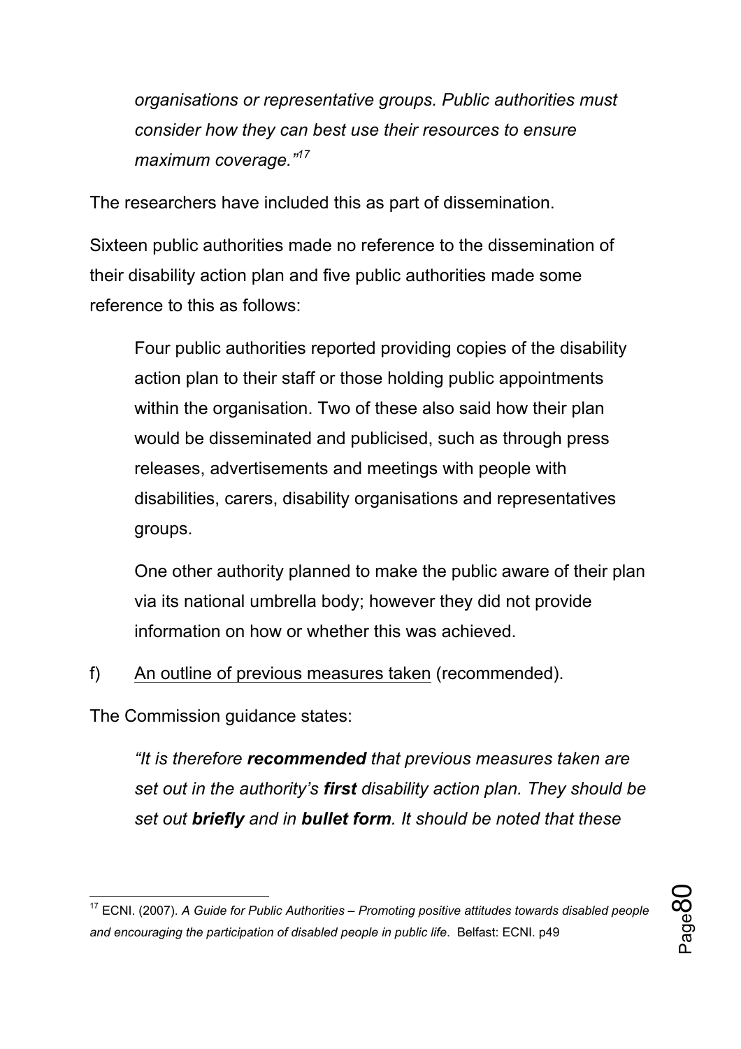> *organisations or representative groups. Public authorities must consider how they can best use their resources to ensure maximum coverage."*[17]

The researchers have included this as part of dissemination.

Sixteen public authorities made no reference to the dissemination of their disability action plan and five public authorities made some reference to this as follows:

> Four public authorities reported providing copies of the disability action plan to their staff or those holding public appointments within the organisation. Two of these also said how their plan would be disseminated and publicised, such as through press releases, advertisements and meetings with people with disabilities, carers, disability organisations and representatives groups.
>
> One other authority planned to make the public aware of their plan via its national umbrella body; however they did not provide information on how or whether this was achieved.

f) <u>An outline of previous measures taken</u> (recommended).

The Commission guidance states:

> *"It is therefore **recommended** that previous measures taken are set out in the authority's **first** disability action plan. They should be set out **briefly** and in **bullet form**. It should be noted that these*

---

[17] ECNI. (2007). *A Guide for Public Authorities – Promoting positive attitudes towards disabled people and encouraging the participation of disabled people in public life*. Belfast: ECNI. p49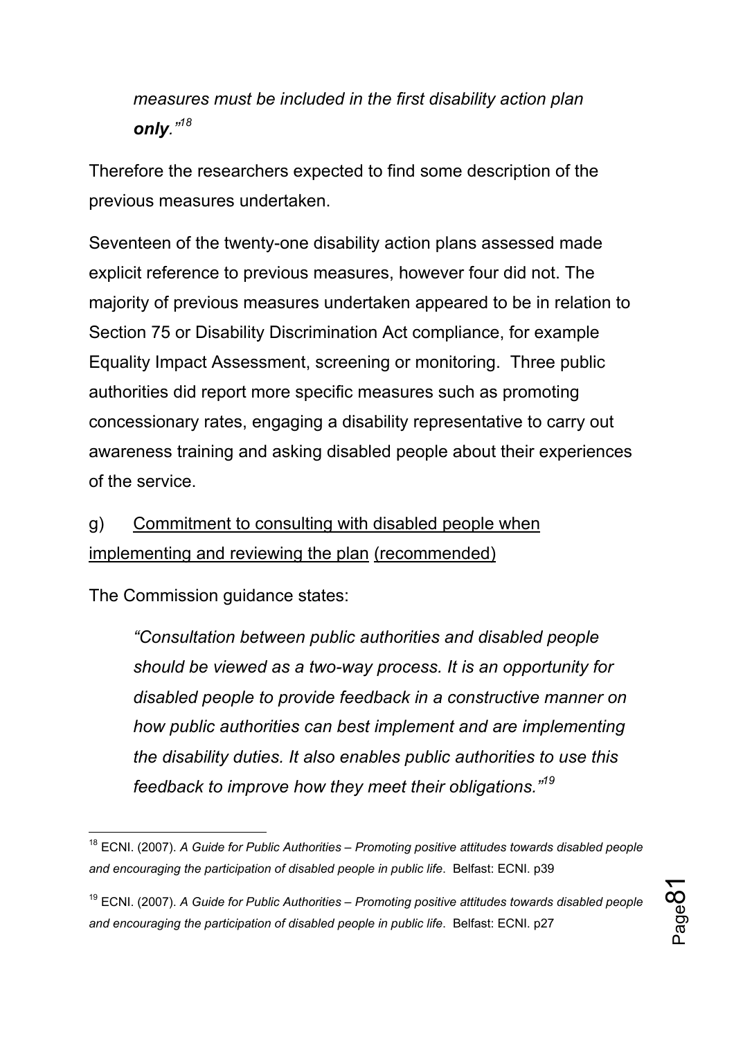> *measures must be included in the first disability action plan **only**."*[18]

Therefore the researchers expected to find some description of the previous measures undertaken.

Seventeen of the twenty-one disability action plans assessed made explicit reference to previous measures, however four did not. The majority of previous measures undertaken appeared to be in relation to Section 75 or Disability Discrimination Act compliance, for example Equality Impact Assessment, screening or monitoring. Three public authorities did report more specific measures such as promoting concessionary rates, engaging a disability representative to carry out awareness training and asking disabled people about their experiences of the service.

g) <u>Commitment to consulting with disabled people when implementing and reviewing the plan</u> <u>(recommended)</u>

The Commission guidance states:

> *"Consultation between public authorities and disabled people should be viewed as a two-way process. It is an opportunity for disabled people to provide feedback in a constructive manner on how public authorities can best implement and are implementing the disability duties. It also enables public authorities to use this feedback to improve how they meet their obligations."*[19]

---

[18] ECNI. (2007). *A Guide for Public Authorities – Promoting positive attitudes towards disabled people and encouraging the participation of disabled people in public life*. Belfast: ECNI. p39

[19] ECNI. (2007). *A Guide for Public Authorities – Promoting positive attitudes towards disabled people and encouraging the participation of disabled people in public life*. Belfast: ECNI. p27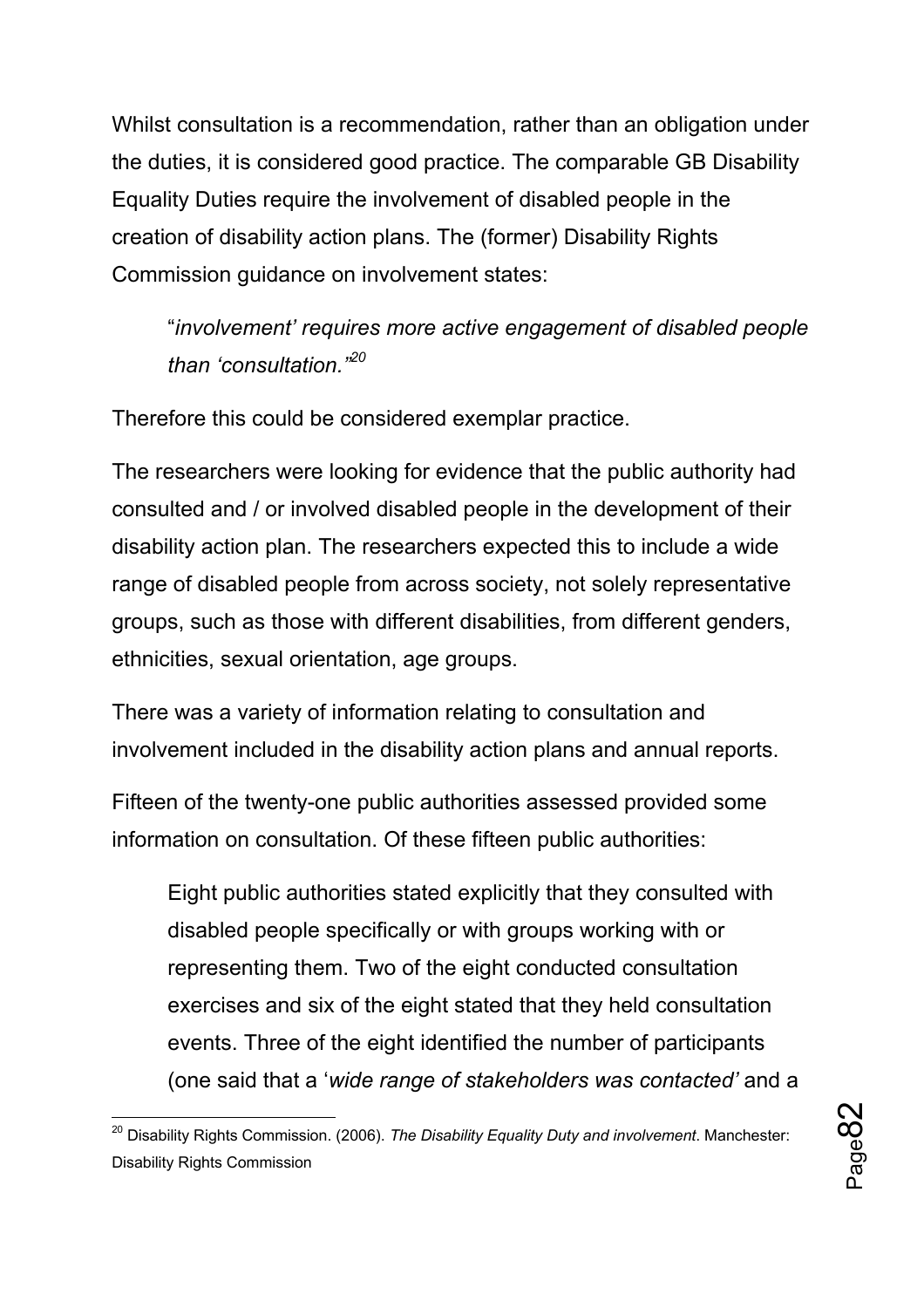Whilst consultation is a recommendation, rather than an obligation under the duties, it is considered good practice. The comparable GB Disability Equality Duties require the involvement of disabled people in the creation of disability action plans. The (former) Disability Rights Commission guidance on involvement states:

> "*involvement' requires more active engagement of disabled people than 'consultation.*"[20]

Therefore this could be considered exemplar practice.

The researchers were looking for evidence that the public authority had consulted and / or involved disabled people in the development of their disability action plan. The researchers expected this to include a wide range of disabled people from across society, not solely representative groups, such as those with different disabilities, from different genders, ethnicities, sexual orientation, age groups.

There was a variety of information relating to consultation and involvement included in the disability action plans and annual reports.

Fifteen of the twenty-one public authorities assessed provided some information on consultation. Of these fifteen public authorities:

> Eight public authorities stated explicitly that they consulted with disabled people specifically or with groups working with or representing them. Two of the eight conducted consultation exercises and six of the eight stated that they held consultation events. Three of the eight identified the number of participants (one said that a '*wide range of stakeholders was contacted'* and a

---

[20] Disability Rights Commission. (2006). *The Disability Equality Duty and involvement*. Manchester: Disability Rights Commission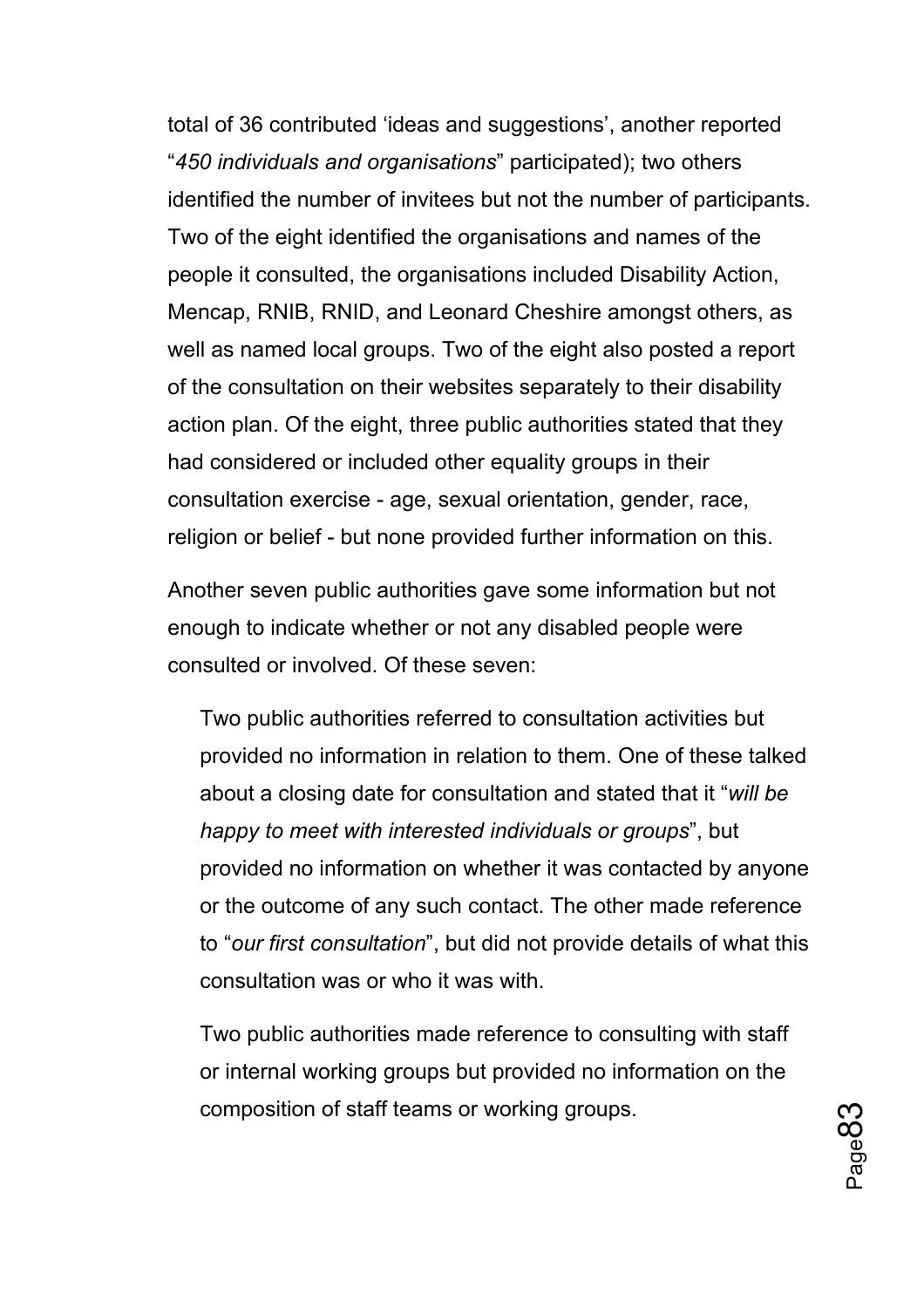total of 36 contributed 'ideas and suggestions', another reported "*450 individuals and organisations*" participated); two others identified the number of invitees but not the number of participants. Two of the eight identified the organisations and names of the people it consulted, the organisations included Disability Action, Mencap, RNIB, RNID, and Leonard Cheshire amongst others, as well as named local groups. Two of the eight also posted a report of the consultation on their websites separately to their disability action plan. Of the eight, three public authorities stated that they had considered or included other equality groups in their consultation exercise - age, sexual orientation, gender, race, religion or belief - but none provided further information on this.

Another seven public authorities gave some information but not enough to indicate whether or not any disabled people were consulted or involved. Of these seven:

> Two public authorities referred to consultation activities but provided no information in relation to them. One of these talked about a closing date for consultation and stated that it "*will be happy to meet with interested individuals or groups*", but provided no information on whether it was contacted by anyone or the outcome of any such contact. The other made reference to "*our first consultation*", but did not provide details of what this consultation was or who it was with.
>
> Two public authorities made reference to consulting with staff or internal working groups but provided no information on the composition of staff teams or working groups.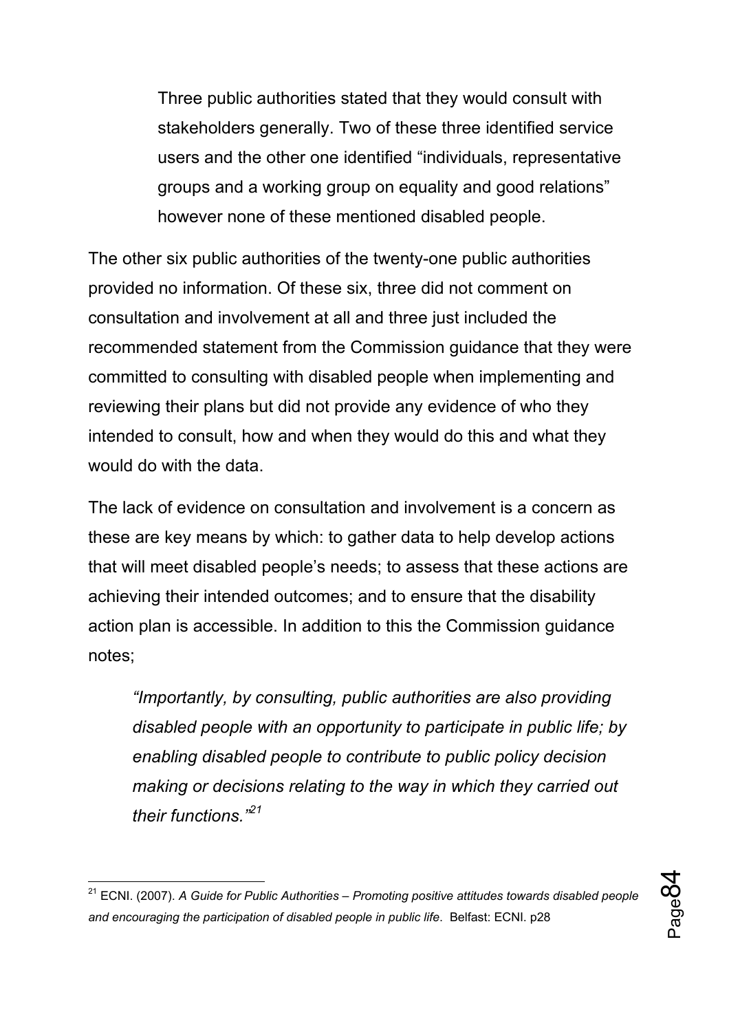> Three public authorities stated that they would consult with stakeholders generally. Two of these three identified service users and the other one identified "individuals, representative groups and a working group on equality and good relations" however none of these mentioned disabled people.

The other six public authorities of the twenty-one public authorities provided no information. Of these six, three did not comment on consultation and involvement at all and three just included the recommended statement from the Commission guidance that they were committed to consulting with disabled people when implementing and reviewing their plans but did not provide any evidence of who they intended to consult, how and when they would do this and what they would do with the data.

The lack of evidence on consultation and involvement is a concern as these are key means by which: to gather data to help develop actions that will meet disabled people's needs; to assess that these actions are achieving their intended outcomes; and to ensure that the disability action plan is accessible. In addition to this the Commission guidance notes;

> *"Importantly, by consulting, public authorities are also providing disabled people with an opportunity to participate in public life; by enabling disabled people to contribute to public policy decision making or decisions relating to the way in which they carried out their functions."*[21]

---

[21] ECNI. (2007). *A Guide for Public Authorities – Promoting positive attitudes towards disabled people and encouraging the participation of disabled people in public life*. Belfast: ECNI. p28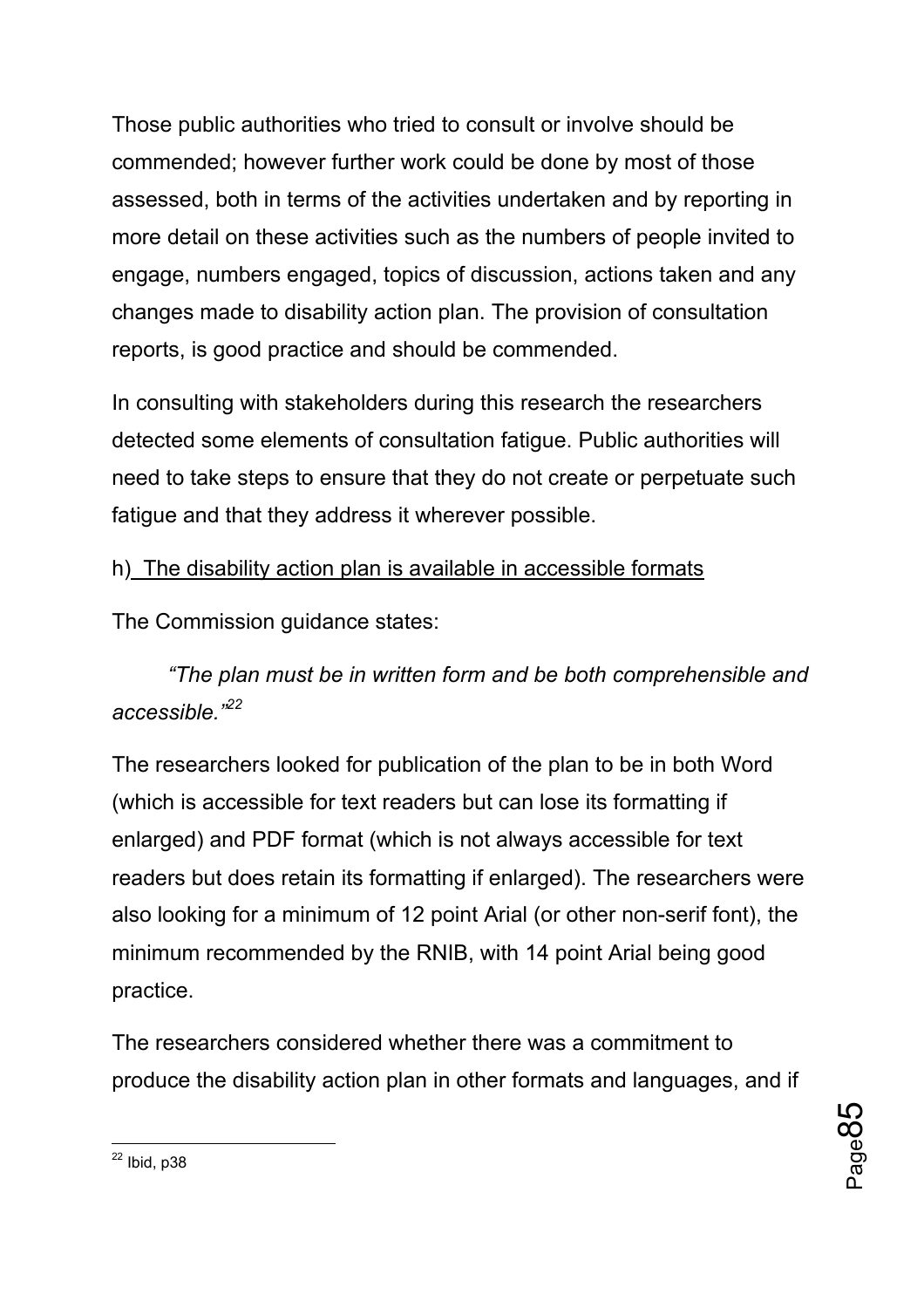Those public authorities who tried to consult or involve should be commended; however further work could be done by most of those assessed, both in terms of the activities undertaken and by reporting in more detail on these activities such as the numbers of people invited to engage, numbers engaged, topics of discussion, actions taken and any changes made to disability action plan. The provision of consultation reports, is good practice and should be commended.

In consulting with stakeholders during this research the researchers detected some elements of consultation fatigue. Public authorities will need to take steps to ensure that they do not create or perpetuate such fatigue and that they address it wherever possible.

h) The disability action plan is available in accessible formats

The Commission guidance states:

> *"The plan must be in written form and be both comprehensible and accessible."*[22]

The researchers looked for publication of the plan to be in both Word (which is accessible for text readers but can lose its formatting if enlarged) and PDF format (which is not always accessible for text readers but does retain its formatting if enlarged). The researchers were also looking for a minimum of 12 point Arial (or other non-serif font), the minimum recommended by the RNIB, with 14 point Arial being good practice.

The researchers considered whether there was a commitment to produce the disability action plan in other formats and languages, and if

[22] Ibid, p38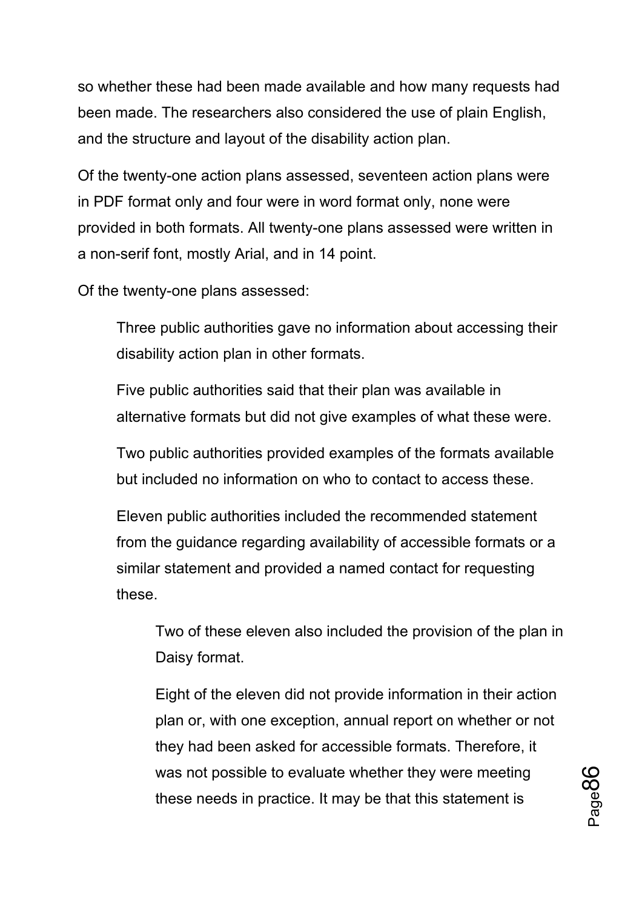so whether these had been made available and how many requests had been made. The researchers also considered the use of plain English, and the structure and layout of the disability action plan.

Of the twenty-one action plans assessed, seventeen action plans were in PDF format only and four were in word format only, none were provided in both formats. All twenty-one plans assessed were written in a non-serif font, mostly Arial, and in 14 point.

Of the twenty-one plans assessed:

- Three public authorities gave no information about accessing their disability action plan in other formats.
- Five public authorities said that their plan was available in alternative formats but did not give examples of what these were.
- Two public authorities provided examples of the formats available but included no information on who to contact to access these.
- Eleven public authorities included the recommended statement from the guidance regarding availability of accessible formats or a similar statement and provided a named contact for requesting these.
  - Two of these eleven also included the provision of the plan in Daisy format.
  - Eight of the eleven did not provide information in their action plan or, with one exception, annual report on whether or not they had been asked for accessible formats. Therefore, it was not possible to evaluate whether they were meeting these needs in practice. It may be that this statement is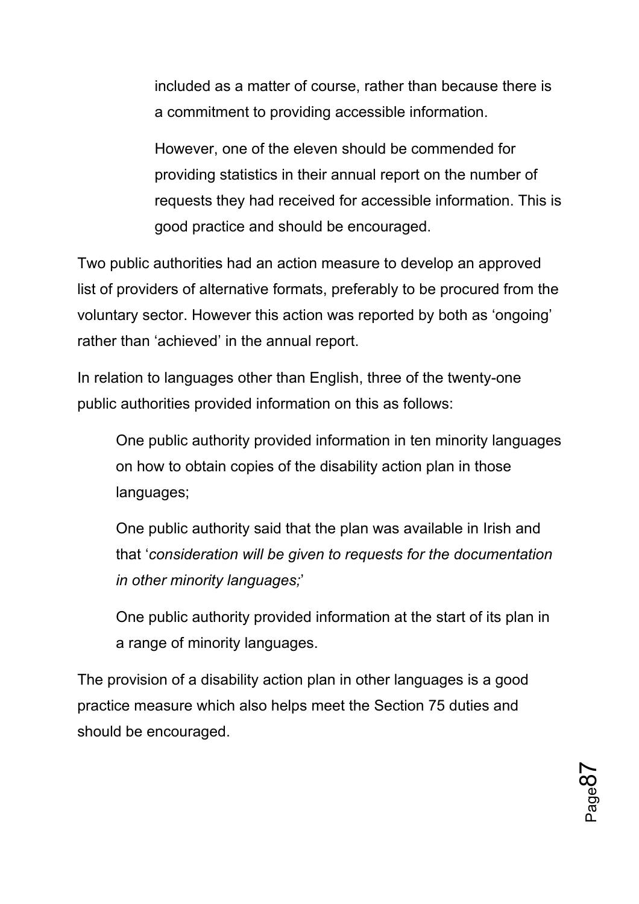included as a matter of course, rather than because there is a commitment to providing accessible information.

However, one of the eleven should be commended for providing statistics in their annual report on the number of requests they had received for accessible information. This is good practice and should be encouraged.

Two public authorities had an action measure to develop an approved list of providers of alternative formats, preferably to be procured from the voluntary sector. However this action was reported by both as 'ongoing' rather than 'achieved' in the annual report.

In relation to languages other than English, three of the twenty-one public authorities provided information on this as follows:

One public authority provided information in ten minority languages on how to obtain copies of the disability action plan in those languages;

One public authority said that the plan was available in Irish and that '*consideration will be given to requests for the documentation in other minority languages;*'

One public authority provided information at the start of its plan in a range of minority languages.

The provision of a disability action plan in other languages is a good practice measure which also helps meet the Section 75 duties and should be encouraged.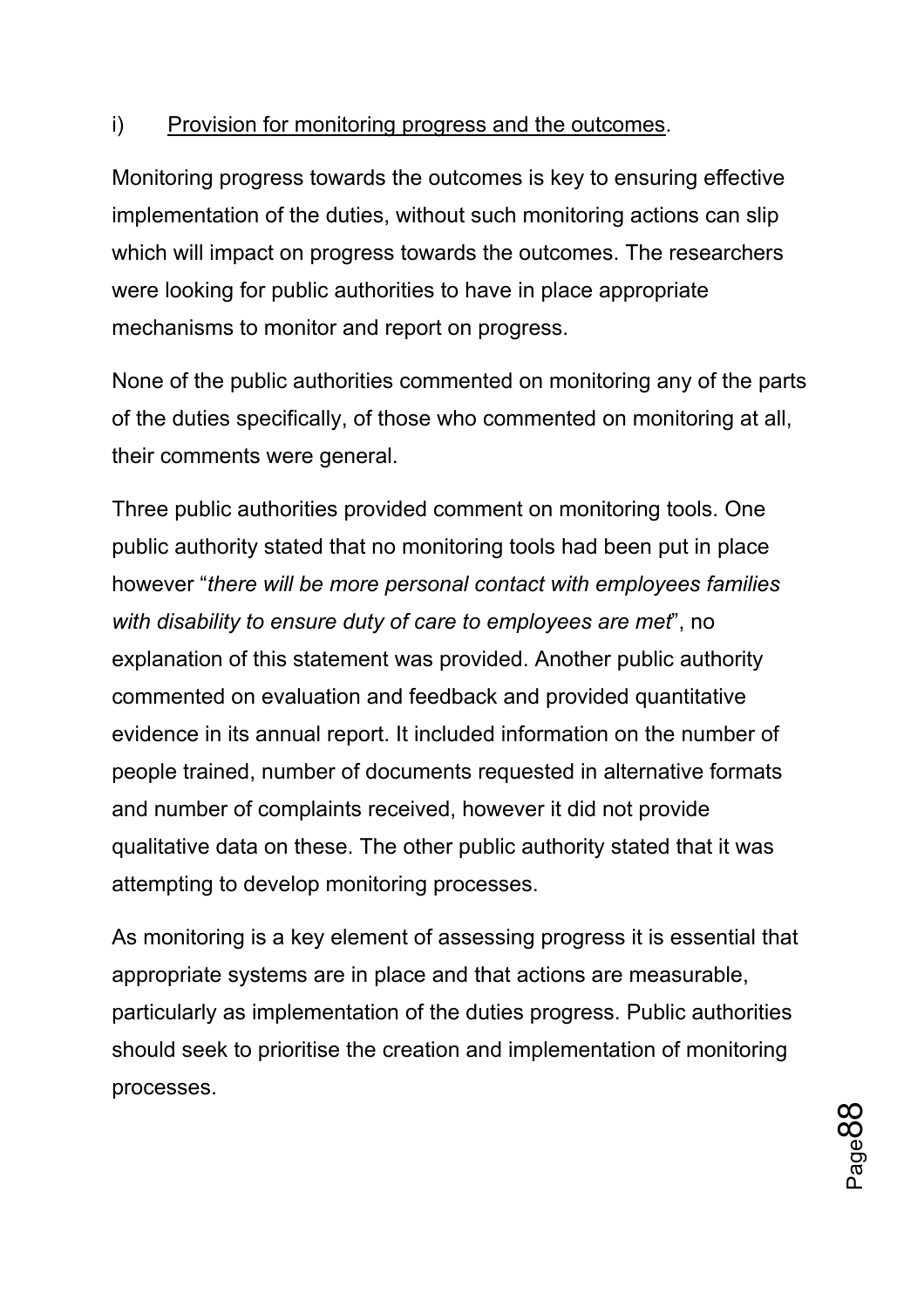i) <u>Provision for monitoring progress and the outcomes</u>.

Monitoring progress towards the outcomes is key to ensuring effective implementation of the duties, without such monitoring actions can slip which will impact on progress towards the outcomes. The researchers were looking for public authorities to have in place appropriate mechanisms to monitor and report on progress.

None of the public authorities commented on monitoring any of the parts of the duties specifically, of those who commented on monitoring at all, their comments were general.

Three public authorities provided comment on monitoring tools. One public authority stated that no monitoring tools had been put in place however "*there will be more personal contact with employees families with disability to ensure duty of care to employees are met*", no explanation of this statement was provided. Another public authority commented on evaluation and feedback and provided quantitative evidence in its annual report. It included information on the number of people trained, number of documents requested in alternative formats and number of complaints received, however it did not provide qualitative data on these. The other public authority stated that it was attempting to develop monitoring processes.

As monitoring is a key element of assessing progress it is essential that appropriate systems are in place and that actions are measurable, particularly as implementation of the duties progress. Public authorities should seek to prioritise the creation and implementation of monitoring processes.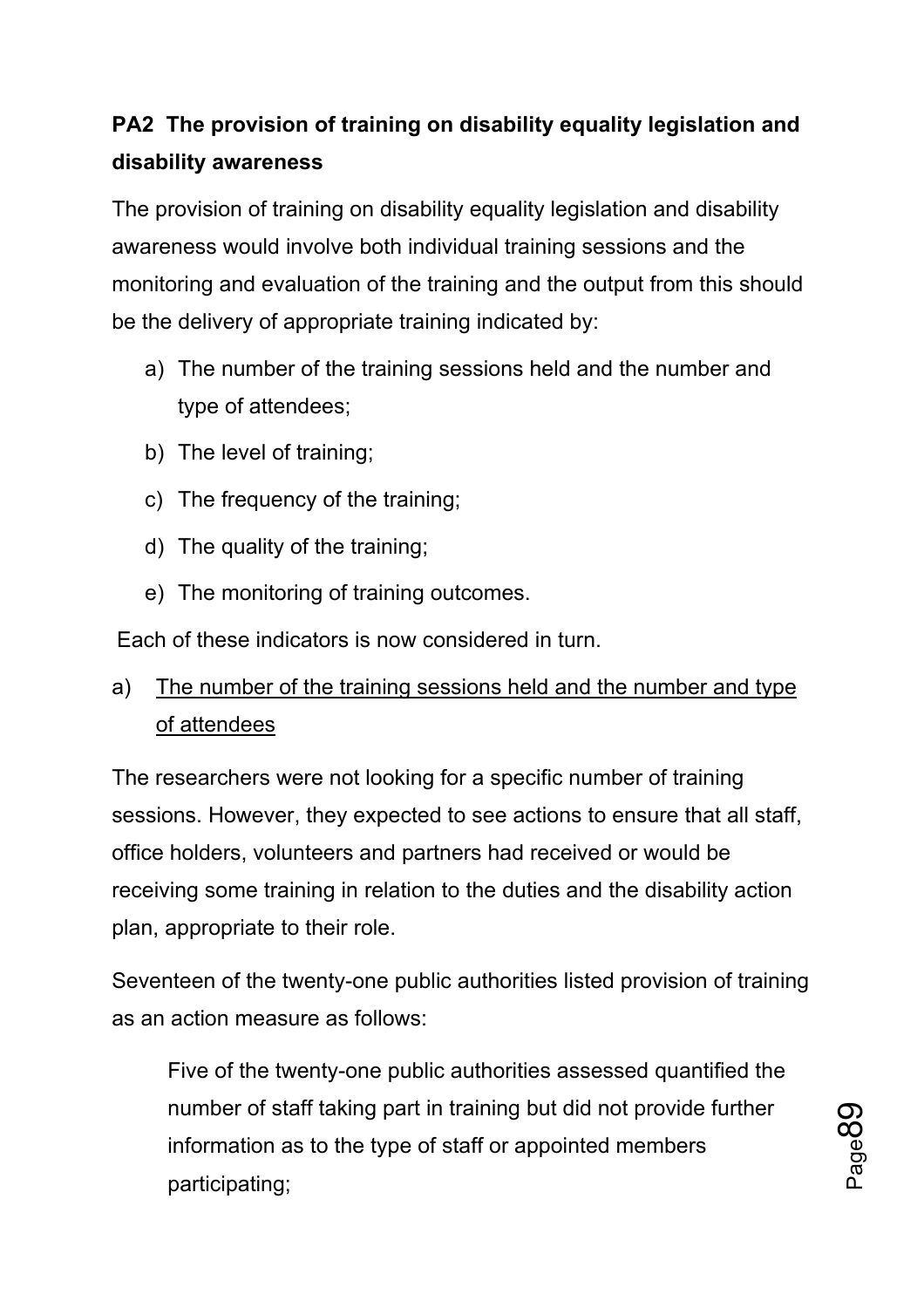**PA2 The provision of training on disability equality legislation and disability awareness**

The provision of training on disability equality legislation and disability awareness would involve both individual training sessions and the monitoring and evaluation of the training and the output from this should be the delivery of appropriate training indicated by:

a) The number of the training sessions held and the number and type of attendees;

b) The level of training;

c) The frequency of the training;

d) The quality of the training;

e) The monitoring of training outcomes.

Each of these indicators is now considered in turn.

a) <u>The number of the training sessions held and the number and type of attendees</u>

The researchers were not looking for a specific number of training sessions. However, they expected to see actions to ensure that all staff, office holders, volunteers and partners had received or would be receiving some training in relation to the duties and the disability action plan, appropriate to their role.

Seventeen of the twenty-one public authorities listed provision of training as an action measure as follows:

> Five of the twenty-one public authorities assessed quantified the number of staff taking part in training but did not provide further information as to the type of staff or appointed members participating;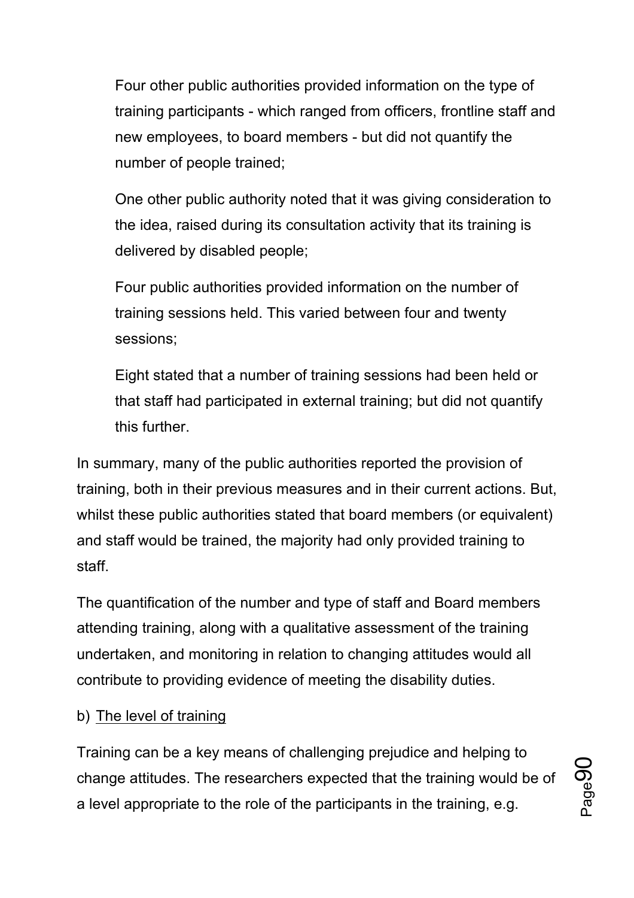Four other public authorities provided information on the type of training participants - which ranged from officers, frontline staff and new employees, to board members - but did not quantify the number of people trained;

One other public authority noted that it was giving consideration to the idea, raised during its consultation activity that its training is delivered by disabled people;

Four public authorities provided information on the number of training sessions held. This varied between four and twenty sessions;

Eight stated that a number of training sessions had been held or that staff had participated in external training; but did not quantify this further.

In summary, many of the public authorities reported the provision of training, both in their previous measures and in their current actions. But, whilst these public authorities stated that board members (or equivalent) and staff would be trained, the majority had only provided training to staff.

The quantification of the number and type of staff and Board members attending training, along with a qualitative assessment of the training undertaken, and monitoring in relation to changing attitudes would all contribute to providing evidence of meeting the disability duties.

b) The level of training

Training can be a key means of challenging prejudice and helping to change attitudes. The researchers expected that the training would be of a level appropriate to the role of the participants in the training, e.g.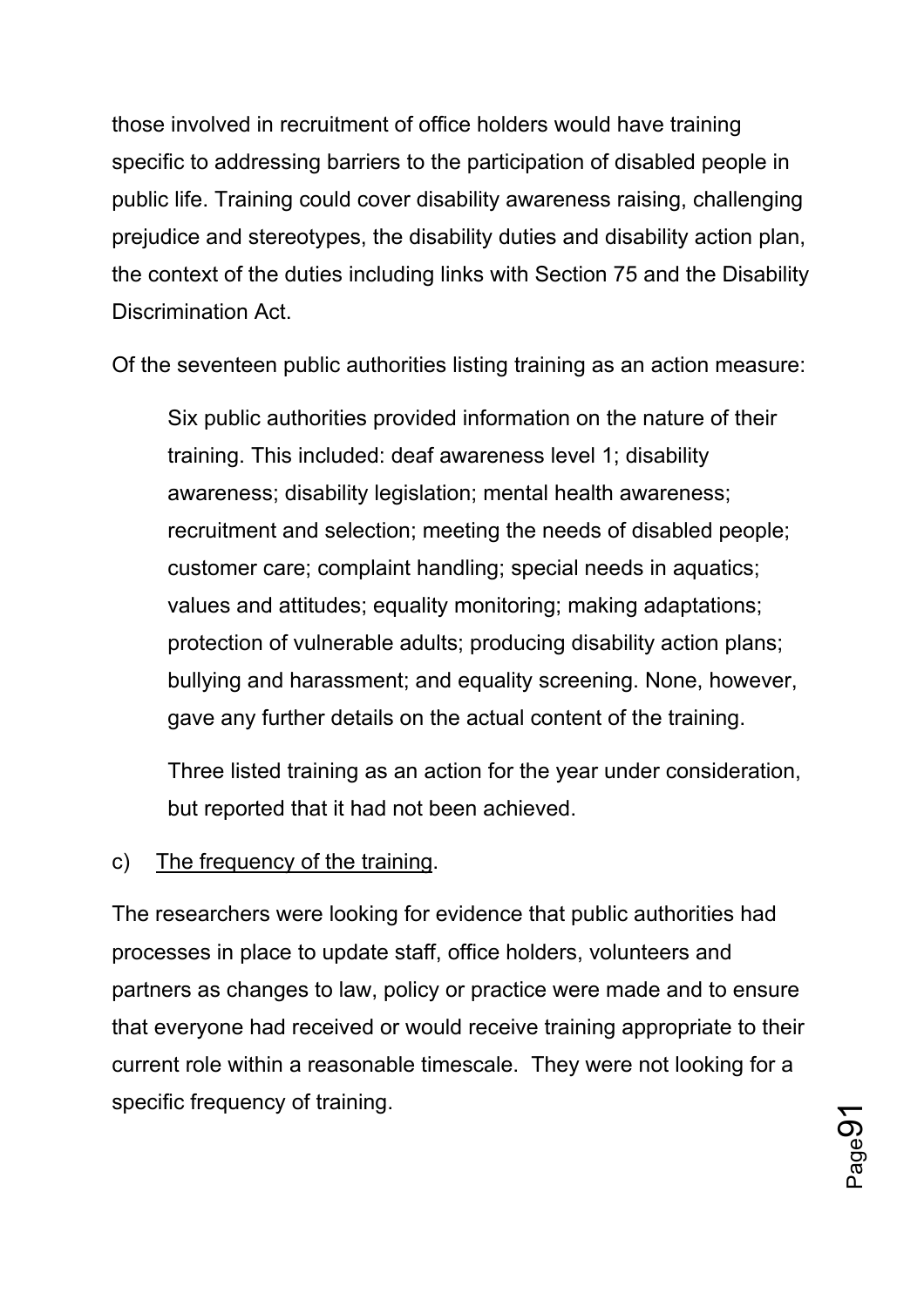those involved in recruitment of office holders would have training specific to addressing barriers to the participation of disabled people in public life. Training could cover disability awareness raising, challenging prejudice and stereotypes, the disability duties and disability action plan, the context of the duties including links with Section 75 and the Disability Discrimination Act.

Of the seventeen public authorities listing training as an action measure:

> Six public authorities provided information on the nature of their training. This included: deaf awareness level 1; disability awareness; disability legislation; mental health awareness; recruitment and selection; meeting the needs of disabled people; customer care; complaint handling; special needs in aquatics; values and attitudes; equality monitoring; making adaptations; protection of vulnerable adults; producing disability action plans; bullying and harassment; and equality screening. None, however, gave any further details on the actual content of the training.
>
> Three listed training as an action for the year under consideration, but reported that it had not been achieved.

c) <u>The frequency of the training</u>.

The researchers were looking for evidence that public authorities had processes in place to update staff, office holders, volunteers and partners as changes to law, policy or practice were made and to ensure that everyone had received or would receive training appropriate to their current role within a reasonable timescale. They were not looking for a specific frequency of training.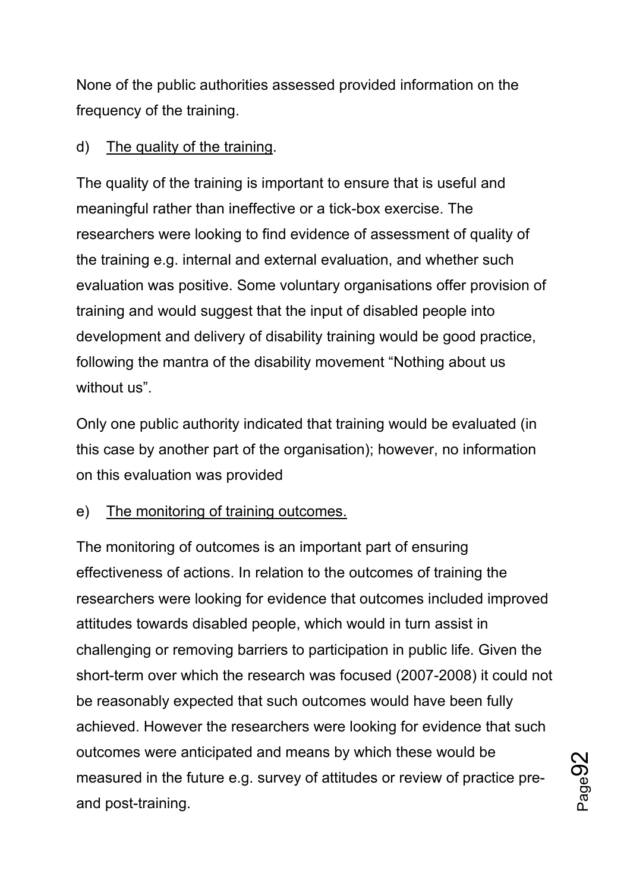None of the public authorities assessed provided information on the frequency of the training.

d) <u>The quality of the training</u>.

The quality of the training is important to ensure that is useful and meaningful rather than ineffective or a tick-box exercise. The researchers were looking to find evidence of assessment of quality of the training e.g. internal and external evaluation, and whether such evaluation was positive. Some voluntary organisations offer provision of training and would suggest that the input of disabled people into development and delivery of disability training would be good practice, following the mantra of the disability movement "Nothing about us without us".

Only one public authority indicated that training would be evaluated (in this case by another part of the organisation); however, no information on this evaluation was provided

e) <u>The monitoring of training outcomes.</u>

The monitoring of outcomes is an important part of ensuring effectiveness of actions. In relation to the outcomes of training the researchers were looking for evidence that outcomes included improved attitudes towards disabled people, which would in turn assist in challenging or removing barriers to participation in public life. Given the short-term over which the research was focused (2007-2008) it could not be reasonably expected that such outcomes would have been fully achieved. However the researchers were looking for evidence that such outcomes were anticipated and means by which these would be measured in the future e.g. survey of attitudes or review of practice pre- and post-training.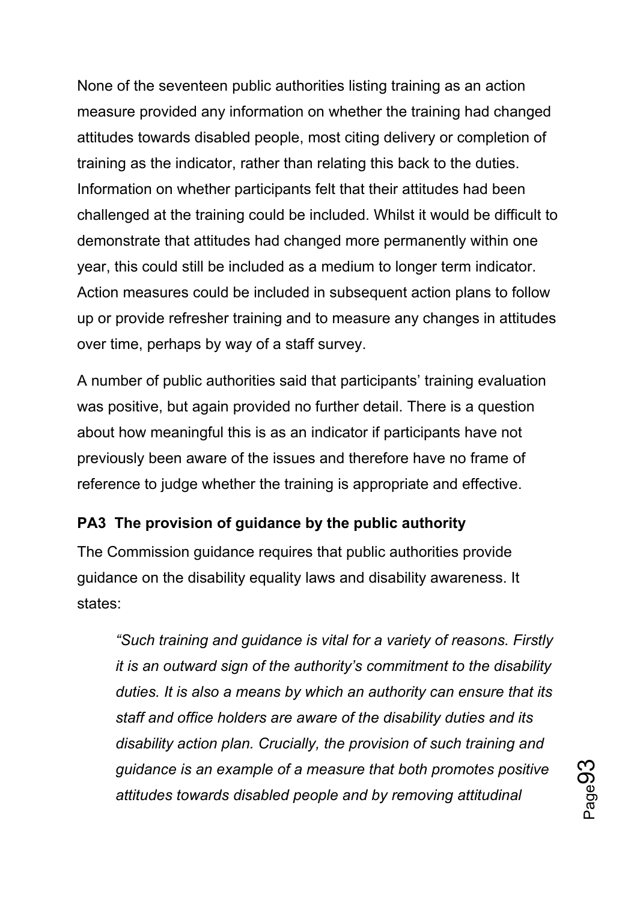None of the seventeen public authorities listing training as an action measure provided any information on whether the training had changed attitudes towards disabled people, most citing delivery or completion of training as the indicator, rather than relating this back to the duties. Information on whether participants felt that their attitudes had been challenged at the training could be included. Whilst it would be difficult to demonstrate that attitudes had changed more permanently within one year, this could still be included as a medium to longer term indicator. Action measures could be included in subsequent action plans to follow up or provide refresher training and to measure any changes in attitudes over time, perhaps by way of a staff survey.

A number of public authorities said that participants' training evaluation was positive, but again provided no further detail. There is a question about how meaningful this is as an indicator if participants have not previously been aware of the issues and therefore have no frame of reference to judge whether the training is appropriate and effective.

**PA3 The provision of guidance by the public authority**

The Commission guidance requires that public authorities provide guidance on the disability equality laws and disability awareness. It states:

> *"Such training and guidance is vital for a variety of reasons. Firstly it is an outward sign of the authority's commitment to the disability duties. It is also a means by which an authority can ensure that its staff and office holders are aware of the disability duties and its disability action plan. Crucially, the provision of such training and guidance is an example of a measure that both promotes positive attitudes towards disabled people and by removing attitudinal*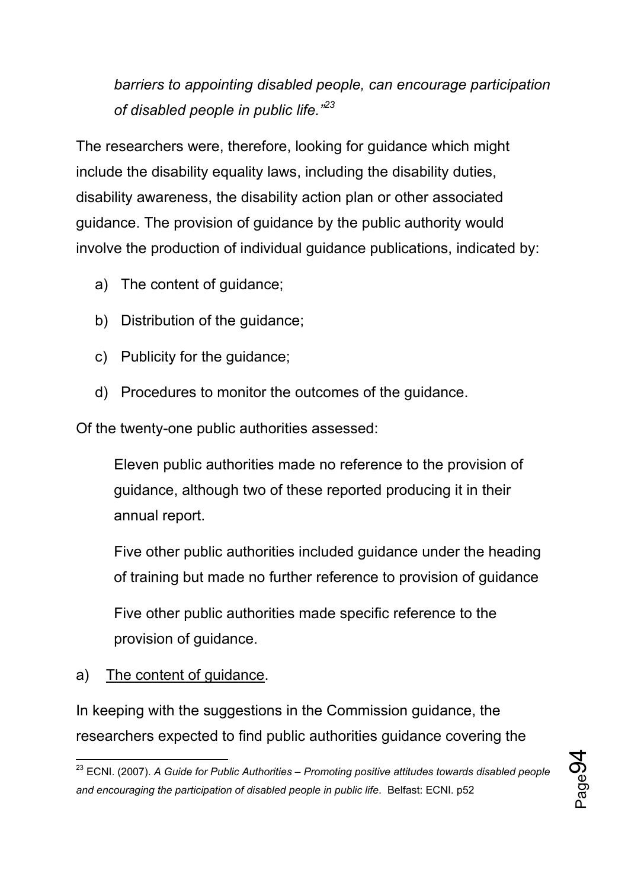*barriers to appointing disabled people, can encourage participation of disabled people in public life."*[23]

The researchers were, therefore, looking for guidance which might include the disability equality laws, including the disability duties, disability awareness, the disability action plan or other associated guidance. The provision of guidance by the public authority would involve the production of individual guidance publications, indicated by:

a) The content of guidance;

b) Distribution of the guidance;

c) Publicity for the guidance;

d) Procedures to monitor the outcomes of the guidance.

Of the twenty-one public authorities assessed:

Eleven public authorities made no reference to the provision of guidance, although two of these reported producing it in their annual report.

Five other public authorities included guidance under the heading of training but made no further reference to provision of guidance

Five other public authorities made specific reference to the provision of guidance.

a) <u>The content of guidance</u>.

In keeping with the suggestions in the Commission guidance, the researchers expected to find public authorities guidance covering the

---

[23] ECNI. (2007). *A Guide for Public Authorities – Promoting positive attitudes towards disabled people and encouraging the participation of disabled people in public life*. Belfast: ECNI. p52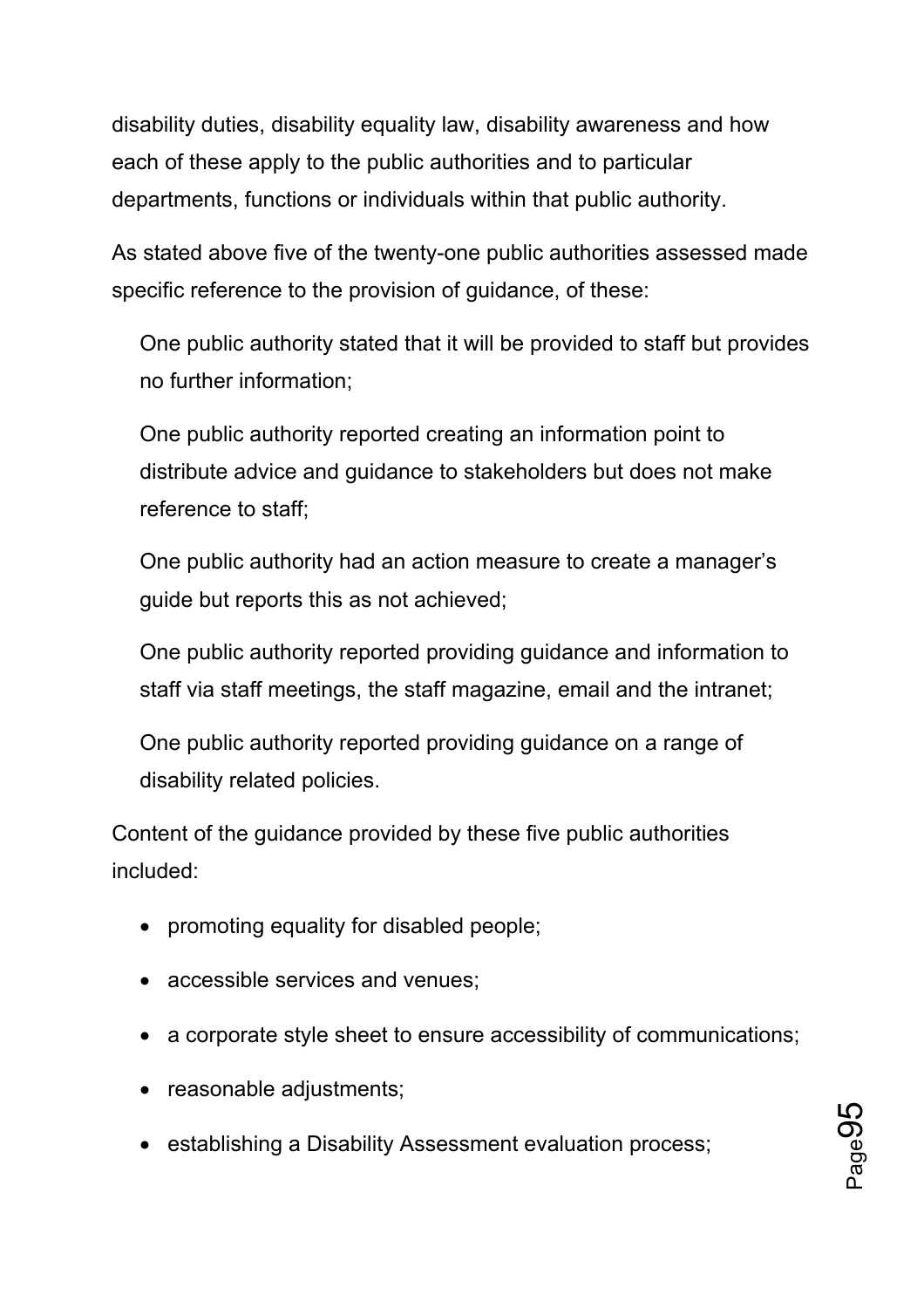disability duties, disability equality law, disability awareness and how each of these apply to the public authorities and to particular departments, functions or individuals within that public authority.

As stated above five of the twenty-one public authorities assessed made specific reference to the provision of guidance, of these:

One public authority stated that it will be provided to staff but provides no further information;

One public authority reported creating an information point to distribute advice and guidance to stakeholders but does not make reference to staff;

One public authority had an action measure to create a manager's guide but reports this as not achieved;

One public authority reported providing guidance and information to staff via staff meetings, the staff magazine, email and the intranet;

One public authority reported providing guidance on a range of disability related policies.

Content of the guidance provided by these five public authorities included:

- promoting equality for disabled people;
- accessible services and venues;
- a corporate style sheet to ensure accessibility of communications;
- reasonable adjustments;
- establishing a Disability Assessment evaluation process;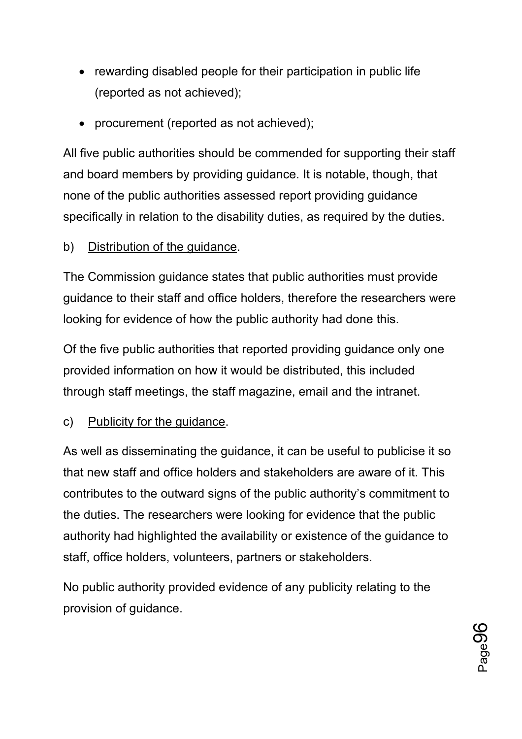- rewarding disabled people for their participation in public life (reported as not achieved);
- procurement (reported as not achieved);

All five public authorities should be commended for supporting their staff and board members by providing guidance. It is notable, though, that none of the public authorities assessed report providing guidance specifically in relation to the disability duties, as required by the duties.

b) Distribution of the guidance.

The Commission guidance states that public authorities must provide guidance to their staff and office holders, therefore the researchers were looking for evidence of how the public authority had done this.

Of the five public authorities that reported providing guidance only one provided information on how it would be distributed, this included through staff meetings, the staff magazine, email and the intranet.

c) Publicity for the guidance.

As well as disseminating the guidance, it can be useful to publicise it so that new staff and office holders and stakeholders are aware of it. This contributes to the outward signs of the public authority's commitment to the duties. The researchers were looking for evidence that the public authority had highlighted the availability or existence of the guidance to staff, office holders, volunteers, partners or stakeholders.

No public authority provided evidence of any publicity relating to the provision of guidance.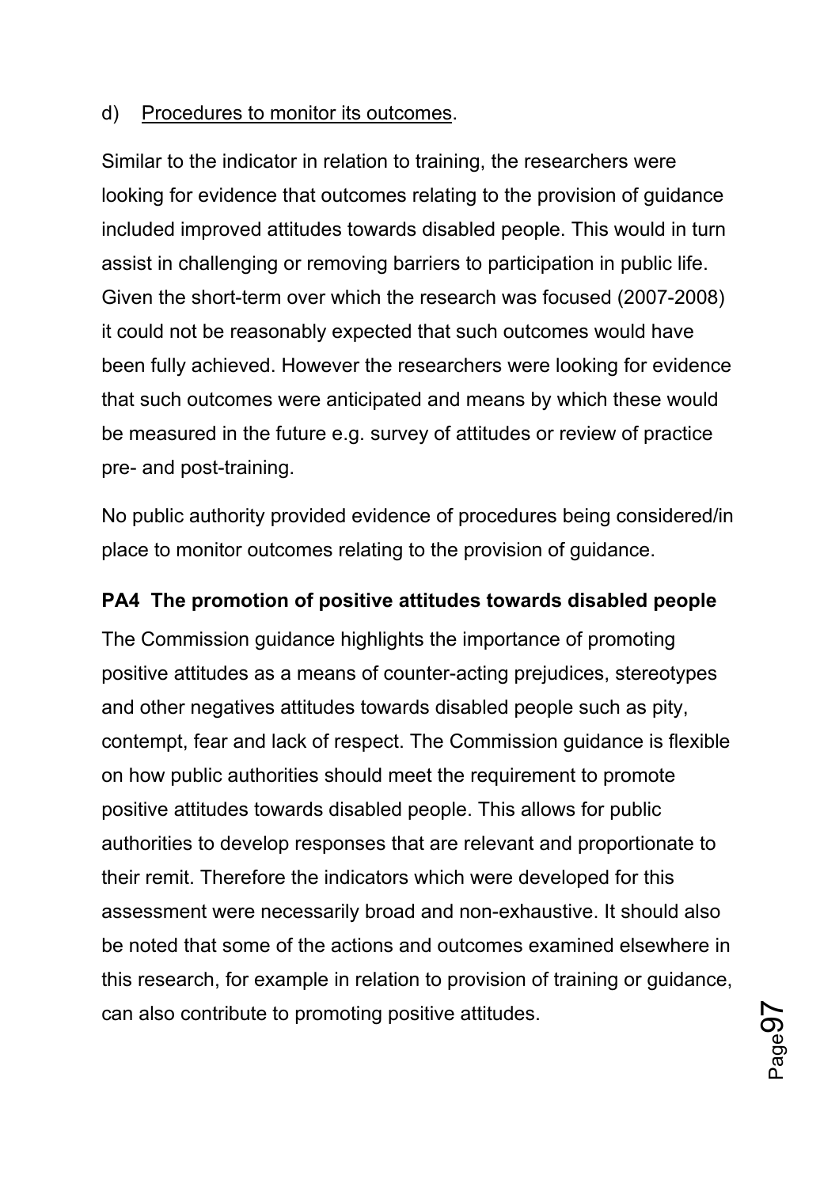d) Procedures to monitor its outcomes.

Similar to the indicator in relation to training, the researchers were looking for evidence that outcomes relating to the provision of guidance included improved attitudes towards disabled people. This would in turn assist in challenging or removing barriers to participation in public life. Given the short-term over which the research was focused (2007-2008) it could not be reasonably expected that such outcomes would have been fully achieved. However the researchers were looking for evidence that such outcomes were anticipated and means by which these would be measured in the future e.g. survey of attitudes or review of practice pre- and post-training.

No public authority provided evidence of procedures being considered/in place to monitor outcomes relating to the provision of guidance.

**PA4 The promotion of positive attitudes towards disabled people**

The Commission guidance highlights the importance of promoting positive attitudes as a means of counter-acting prejudices, stereotypes and other negatives attitudes towards disabled people such as pity, contempt, fear and lack of respect. The Commission guidance is flexible on how public authorities should meet the requirement to promote positive attitudes towards disabled people. This allows for public authorities to develop responses that are relevant and proportionate to their remit. Therefore the indicators which were developed for this assessment were necessarily broad and non-exhaustive. It should also be noted that some of the actions and outcomes examined elsewhere in this research, for example in relation to provision of training or guidance, can also contribute to promoting positive attitudes.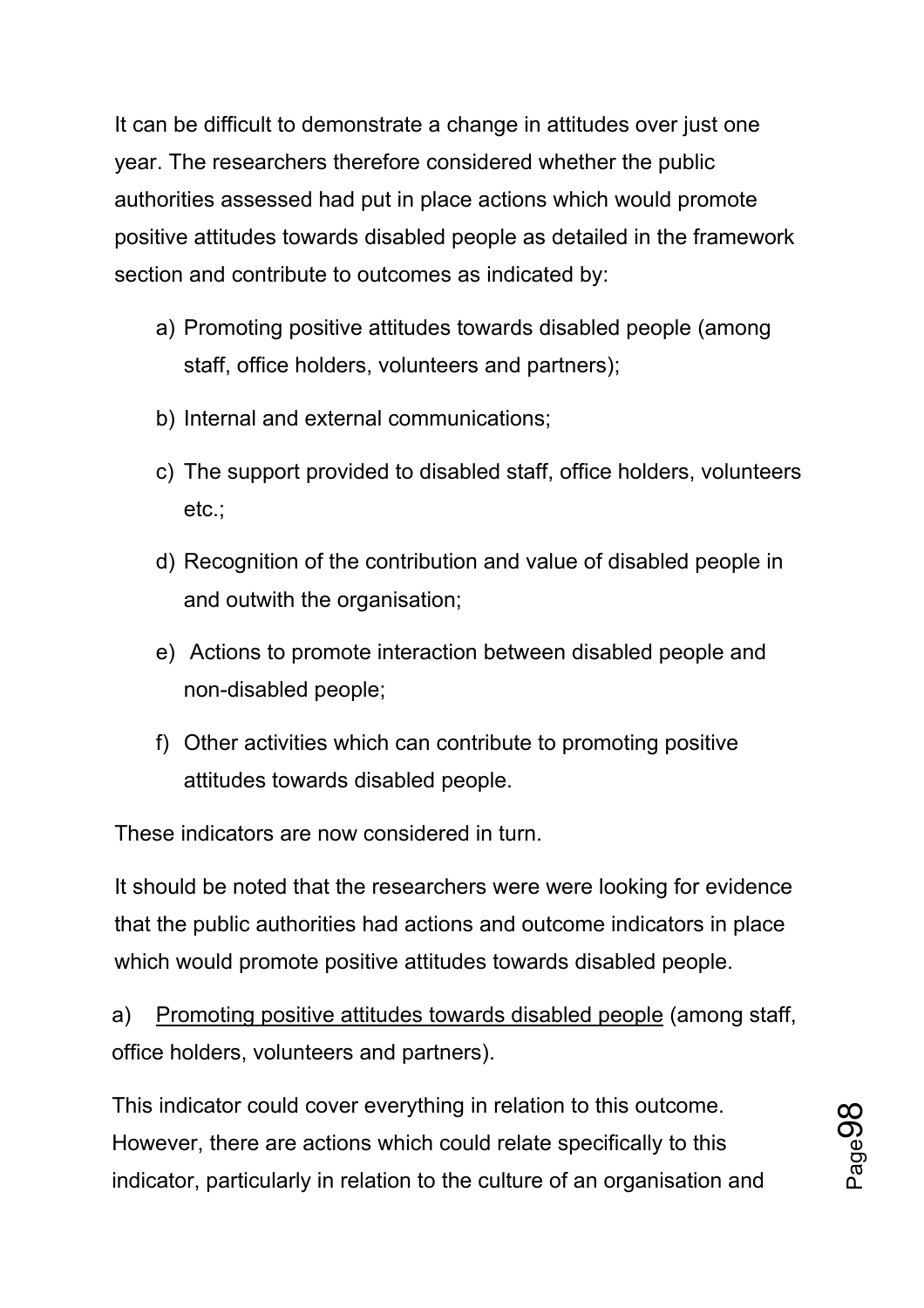It can be difficult to demonstrate a change in attitudes over just one year. The researchers therefore considered whether the public authorities assessed had put in place actions which would promote positive attitudes towards disabled people as detailed in the framework section and contribute to outcomes as indicated by:

a) Promoting positive attitudes towards disabled people (among staff, office holders, volunteers and partners);

b) Internal and external communications;

c) The support provided to disabled staff, office holders, volunteers etc.;

d) Recognition of the contribution and value of disabled people in and outwith the organisation;

e) Actions to promote interaction between disabled people and non-disabled people;

f) Other activities which can contribute to promoting positive attitudes towards disabled people.

These indicators are now considered in turn.

It should be noted that the researchers were were looking for evidence that the public authorities had actions and outcome indicators in place which would promote positive attitudes towards disabled people.

a) <u>Promoting positive attitudes towards disabled people</u> (among staff, office holders, volunteers and partners).

This indicator could cover everything in relation to this outcome. However, there are actions which could relate specifically to this indicator, particularly in relation to the culture of an organisation and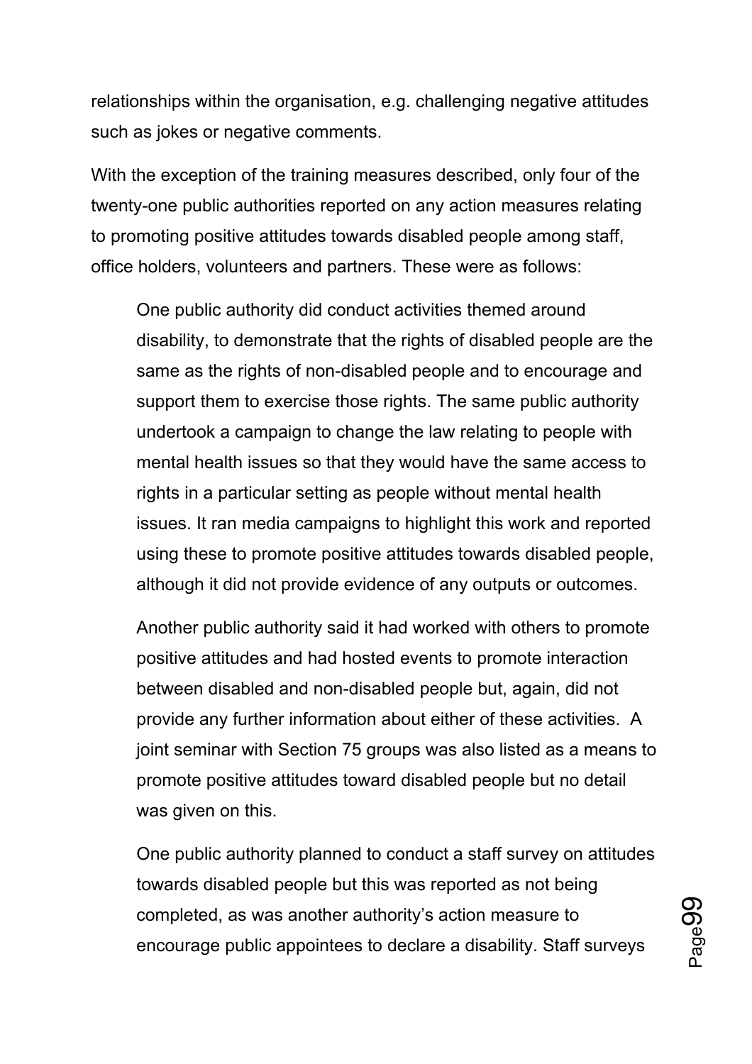relationships within the organisation, e.g. challenging negative attitudes such as jokes or negative comments.

With the exception of the training measures described, only four of the twenty-one public authorities reported on any action measures relating to promoting positive attitudes towards disabled people among staff, office holders, volunteers and partners. These were as follows:

> One public authority did conduct activities themed around disability, to demonstrate that the rights of disabled people are the same as the rights of non-disabled people and to encourage and support them to exercise those rights. The same public authority undertook a campaign to change the law relating to people with mental health issues so that they would have the same access to rights in a particular setting as people without mental health issues. It ran media campaigns to highlight this work and reported using these to promote positive attitudes towards disabled people, although it did not provide evidence of any outputs or outcomes.
>
> Another public authority said it had worked with others to promote positive attitudes and had hosted events to promote interaction between disabled and non-disabled people but, again, did not provide any further information about either of these activities. A joint seminar with Section 75 groups was also listed as a means to promote positive attitudes toward disabled people but no detail was given on this.
>
> One public authority planned to conduct a staff survey on attitudes towards disabled people but this was reported as not being completed, as was another authority's action measure to encourage public appointees to declare a disability. Staff surveys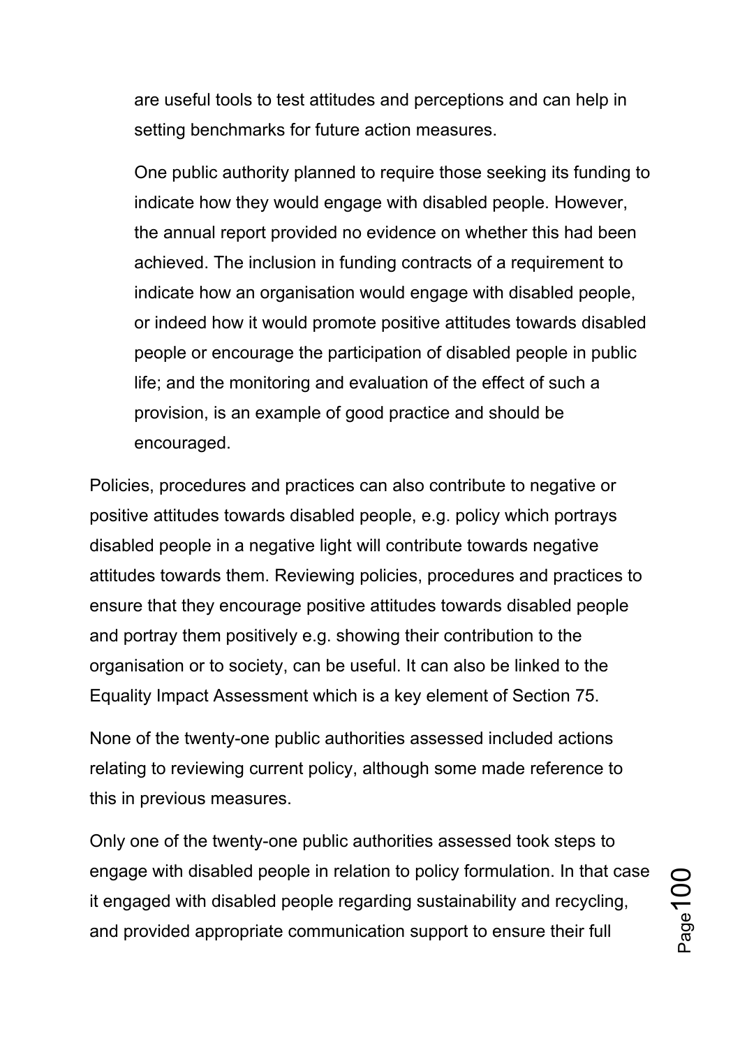are useful tools to test attitudes and perceptions and can help in setting benchmarks for future action measures.

> One public authority planned to require those seeking its funding to indicate how they would engage with disabled people. However, the annual report provided no evidence on whether this had been achieved. The inclusion in funding contracts of a requirement to indicate how an organisation would engage with disabled people, or indeed how it would promote positive attitudes towards disabled people or encourage the participation of disabled people in public life; and the monitoring and evaluation of the effect of such a provision, is an example of good practice and should be encouraged.

Policies, procedures and practices can also contribute to negative or positive attitudes towards disabled people, e.g. policy which portrays disabled people in a negative light will contribute towards negative attitudes towards them. Reviewing policies, procedures and practices to ensure that they encourage positive attitudes towards disabled people and portray them positively e.g. showing their contribution to the organisation or to society, can be useful. It can also be linked to the Equality Impact Assessment which is a key element of Section 75.

None of the twenty-one public authorities assessed included actions relating to reviewing current policy, although some made reference to this in previous measures.

Only one of the twenty-one public authorities assessed took steps to engage with disabled people in relation to policy formulation. In that case it engaged with disabled people regarding sustainability and recycling, and provided appropriate communication support to ensure their full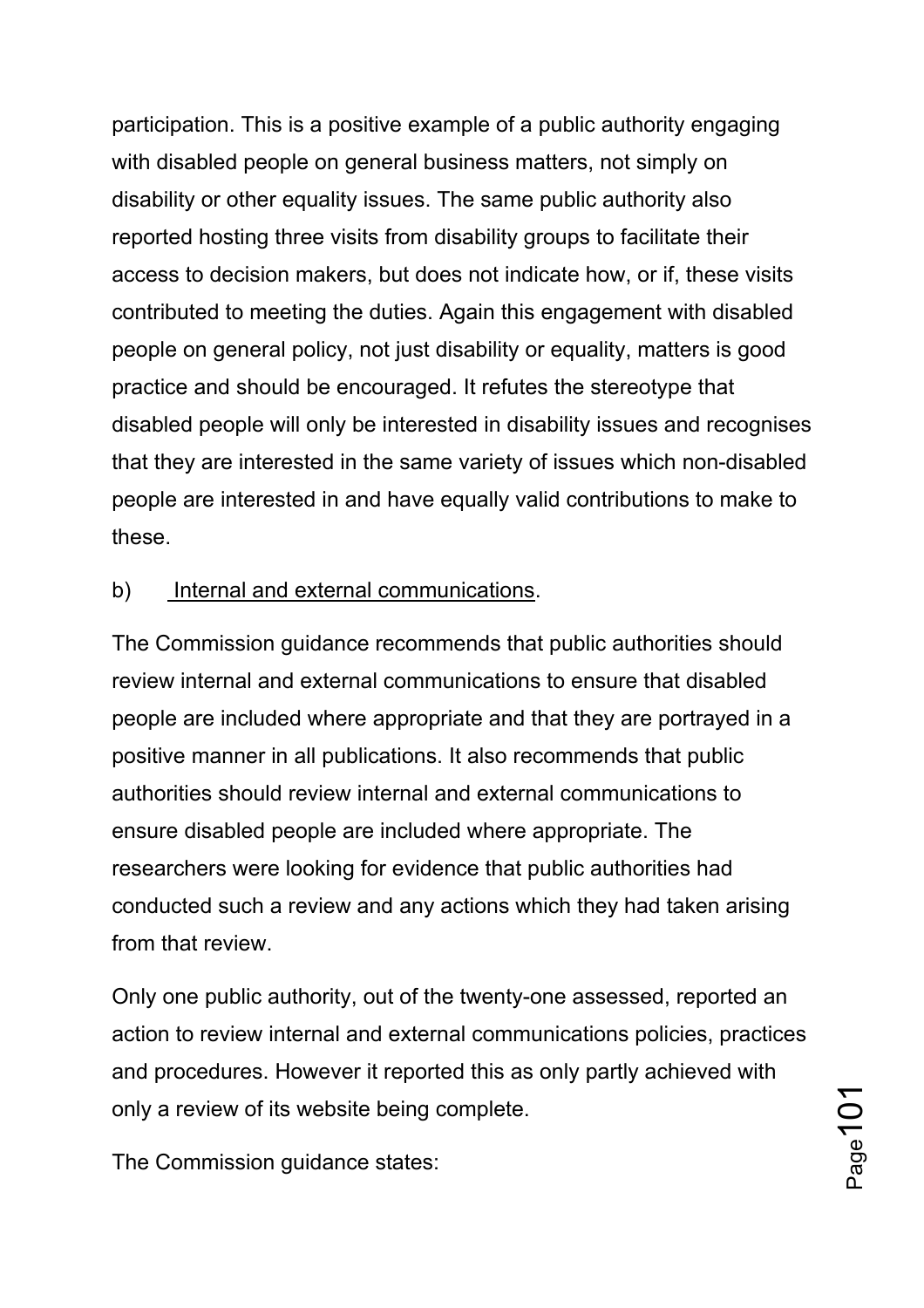participation. This is a positive example of a public authority engaging with disabled people on general business matters, not simply on disability or other equality issues. The same public authority also reported hosting three visits from disability groups to facilitate their access to decision makers, but does not indicate how, or if, these visits contributed to meeting the duties. Again this engagement with disabled people on general policy, not just disability or equality, matters is good practice and should be encouraged. It refutes the stereotype that disabled people will only be interested in disability issues and recognises that they are interested in the same variety of issues which non-disabled people are interested in and have equally valid contributions to make to these.

b) Internal and external communications.

The Commission guidance recommends that public authorities should review internal and external communications to ensure that disabled people are included where appropriate and that they are portrayed in a positive manner in all publications. It also recommends that public authorities should review internal and external communications to ensure disabled people are included where appropriate. The researchers were looking for evidence that public authorities had conducted such a review and any actions which they had taken arising from that review.

Only one public authority, out of the twenty-one assessed, reported an action to review internal and external communications policies, practices and procedures. However it reported this as only partly achieved with only a review of its website being complete.

The Commission guidance states: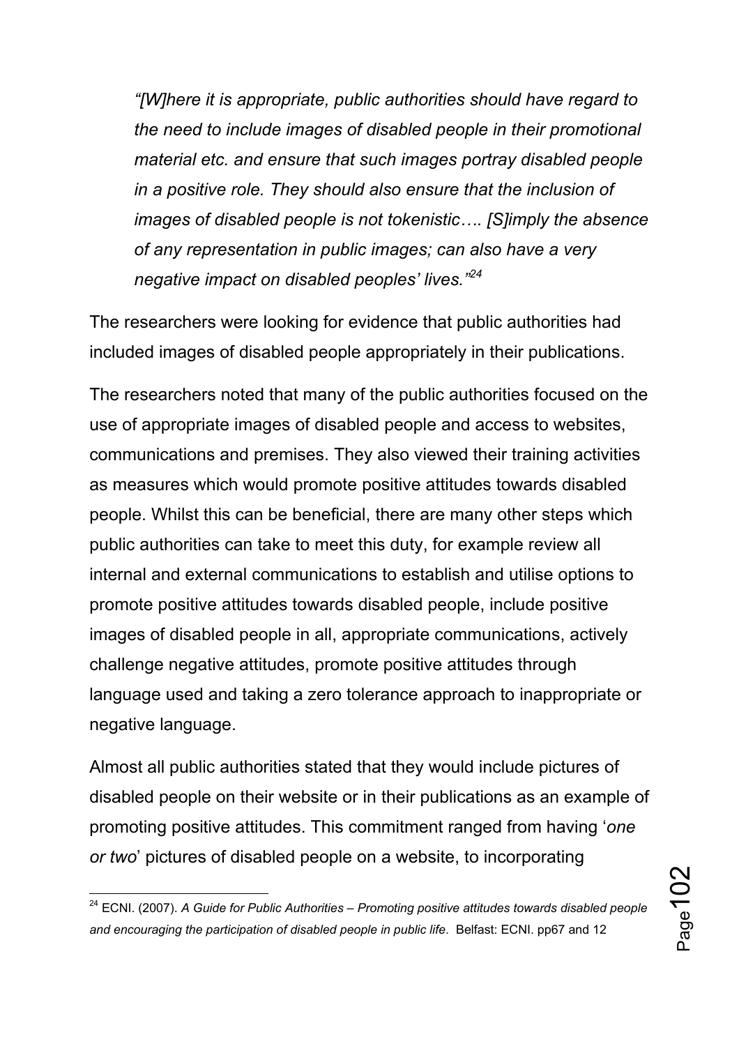> *"[W]here it is appropriate, public authorities should have regard to the need to include images of disabled people in their promotional material etc. and ensure that such images portray disabled people in a positive role. They should also ensure that the inclusion of images of disabled people is not tokenistic…. [S]imply the absence of any representation in public images; can also have a very negative impact on disabled peoples' lives."*[24]

The researchers were looking for evidence that public authorities had included images of disabled people appropriately in their publications.

The researchers noted that many of the public authorities focused on the use of appropriate images of disabled people and access to websites, communications and premises. They also viewed their training activities as measures which would promote positive attitudes towards disabled people. Whilst this can be beneficial, there are many other steps which public authorities can take to meet this duty, for example review all internal and external communications to establish and utilise options to promote positive attitudes towards disabled people, include positive images of disabled people in all, appropriate communications, actively challenge negative attitudes, promote positive attitudes through language used and taking a zero tolerance approach to inappropriate or negative language.

Almost all public authorities stated that they would include pictures of disabled people on their website or in their publications as an example of promoting positive attitudes. This commitment ranged from having '*one or two*' pictures of disabled people on a website, to incorporating

---

[24] ECNI. (2007). *A Guide for Public Authorities – Promoting positive attitudes towards disabled people and encouraging the participation of disabled people in public life*. Belfast: ECNI. pp67 and 12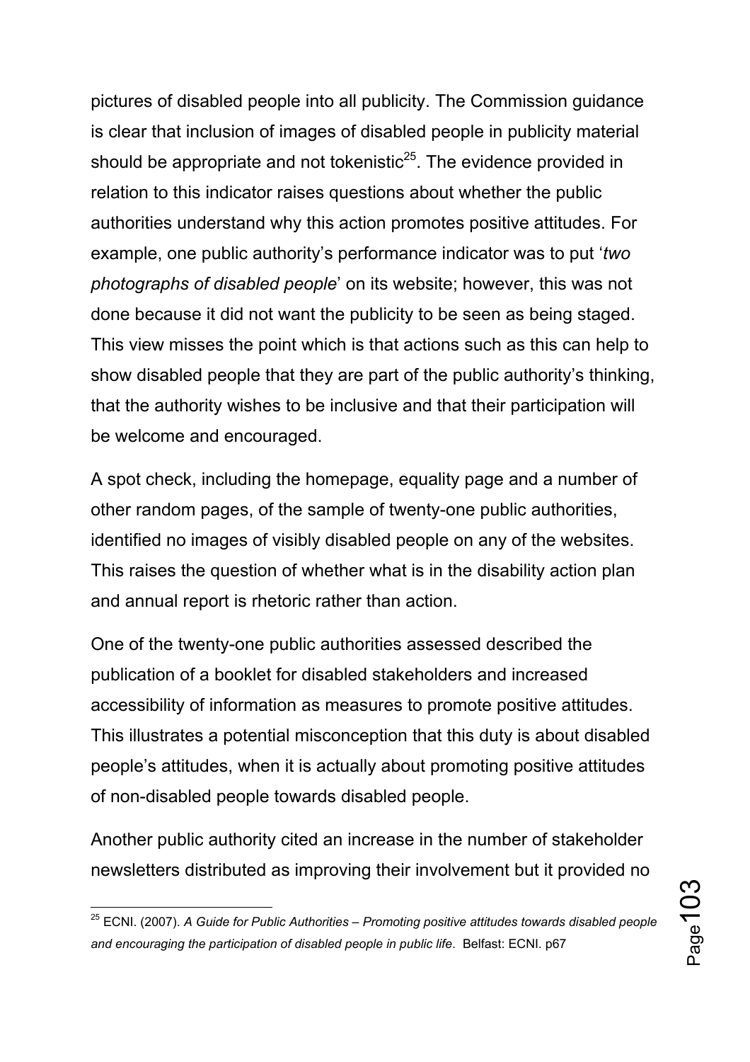pictures of disabled people into all publicity. The Commission guidance is clear that inclusion of images of disabled people in publicity material should be appropriate and not tokenistic[25]. The evidence provided in relation to this indicator raises questions about whether the public authorities understand why this action promotes positive attitudes. For example, one public authority's performance indicator was to put '*two photographs of disabled people*' on its website; however, this was not done because it did not want the publicity to be seen as being staged. This view misses the point which is that actions such as this can help to show disabled people that they are part of the public authority's thinking, that the authority wishes to be inclusive and that their participation will be welcome and encouraged.

A spot check, including the homepage, equality page and a number of other random pages, of the sample of twenty-one public authorities, identified no images of visibly disabled people on any of the websites. This raises the question of whether what is in the disability action plan and annual report is rhetoric rather than action.

One of the twenty-one public authorities assessed described the publication of a booklet for disabled stakeholders and increased accessibility of information as measures to promote positive attitudes. This illustrates a potential misconception that this duty is about disabled people's attitudes, when it is actually about promoting positive attitudes of non-disabled people towards disabled people.

Another public authority cited an increase in the number of stakeholder newsletters distributed as improving their involvement but it provided no

[25] ECNI. (2007). *A Guide for Public Authorities – Promoting positive attitudes towards disabled people and encouraging the participation of disabled people in public life*. Belfast: ECNI. p67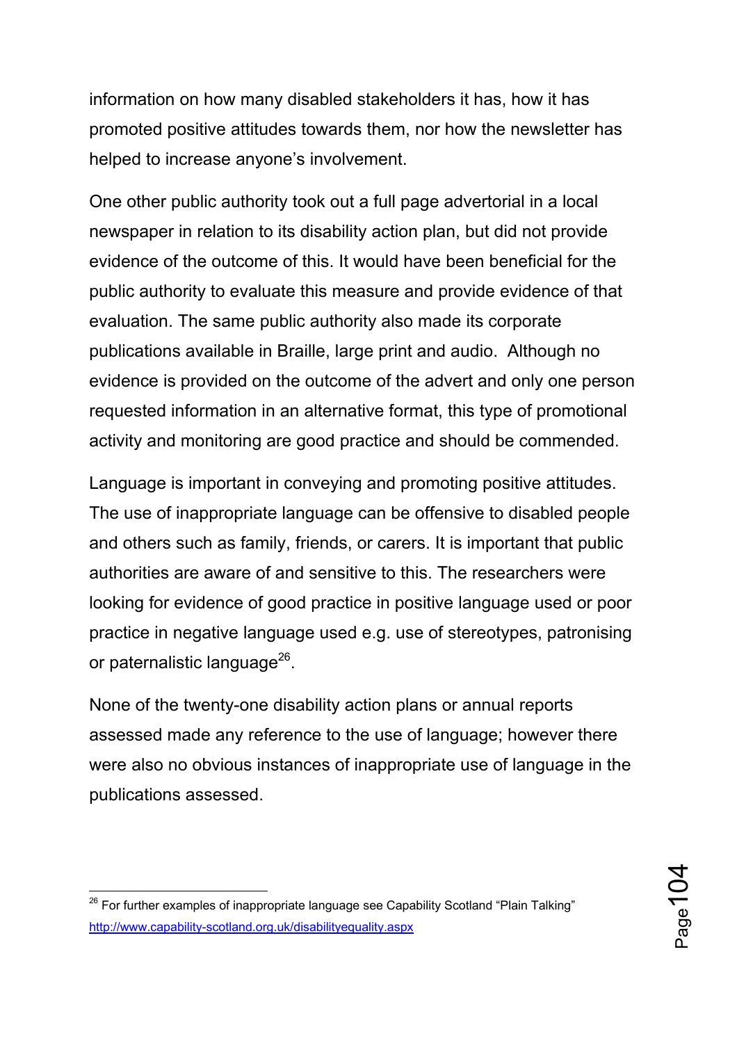information on how many disabled stakeholders it has, how it has promoted positive attitudes towards them, nor how the newsletter has helped to increase anyone's involvement.

One other public authority took out a full page advertorial in a local newspaper in relation to its disability action plan, but did not provide evidence of the outcome of this. It would have been beneficial for the public authority to evaluate this measure and provide evidence of that evaluation. The same public authority also made its corporate publications available in Braille, large print and audio. Although no evidence is provided on the outcome of the advert and only one person requested information in an alternative format, this type of promotional activity and monitoring are good practice and should be commended.

Language is important in conveying and promoting positive attitudes. The use of inappropriate language can be offensive to disabled people and others such as family, friends, or carers. It is important that public authorities are aware of and sensitive to this. The researchers were looking for evidence of good practice in positive language used or poor practice in negative language used e.g. use of stereotypes, patronising or paternalistic language[26].

None of the twenty-one disability action plans or annual reports assessed made any reference to the use of language; however there were also no obvious instances of inappropriate use of language in the publications assessed.

---

[26] For further examples of inappropriate language see Capability Scotland "Plain Talking" http://www.capability-scotland.org.uk/disabilityequality.aspx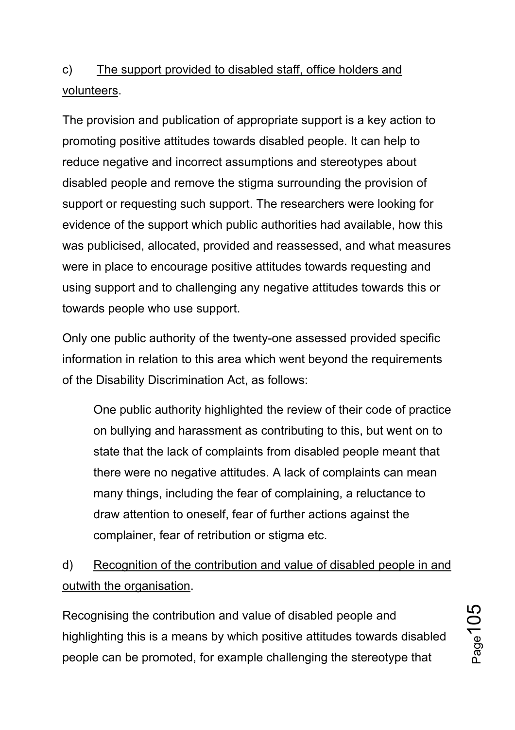c) <u>The support provided to disabled staff, office holders and volunteers</u>.

The provision and publication of appropriate support is a key action to promoting positive attitudes towards disabled people. It can help to reduce negative and incorrect assumptions and stereotypes about disabled people and remove the stigma surrounding the provision of support or requesting such support. The researchers were looking for evidence of the support which public authorities had available, how this was publicised, allocated, provided and reassessed, and what measures were in place to encourage positive attitudes towards requesting and using support and to challenging any negative attitudes towards this or towards people who use support.

Only one public authority of the twenty-one assessed provided specific information in relation to this area which went beyond the requirements of the Disability Discrimination Act, as follows:

> One public authority highlighted the review of their code of practice on bullying and harassment as contributing to this, but went on to state that the lack of complaints from disabled people meant that there were no negative attitudes. A lack of complaints can mean many things, including the fear of complaining, a reluctance to draw attention to oneself, fear of further actions against the complainer, fear of retribution or stigma etc.

d) <u>Recognition of the contribution and value of disabled people in and outwith the organisation</u>.

Recognising the contribution and value of disabled people and highlighting this is a means by which positive attitudes towards disabled people can be promoted, for example challenging the stereotype that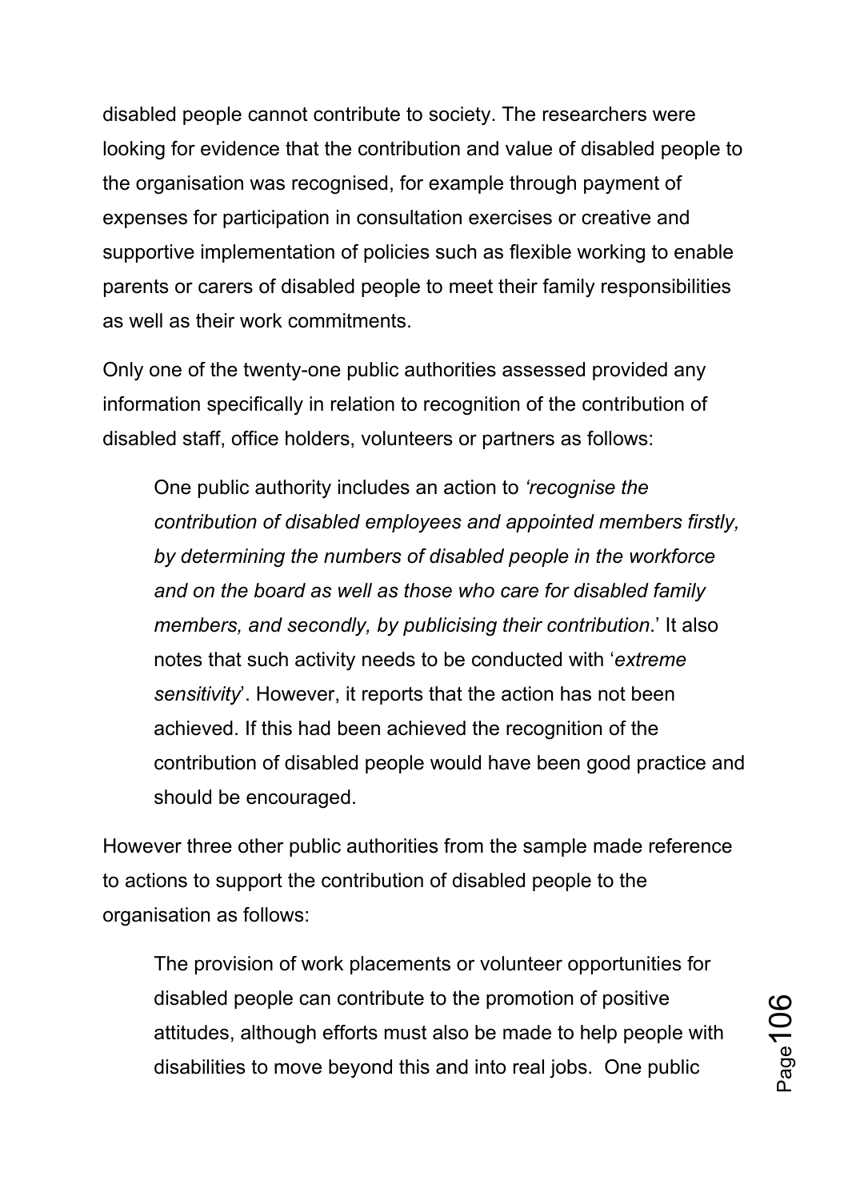disabled people cannot contribute to society. The researchers were looking for evidence that the contribution and value of disabled people to the organisation was recognised, for example through payment of expenses for participation in consultation exercises or creative and supportive implementation of policies such as flexible working to enable parents or carers of disabled people to meet their family responsibilities as well as their work commitments.

Only one of the twenty-one public authorities assessed provided any information specifically in relation to recognition of the contribution of disabled staff, office holders, volunteers or partners as follows:

> One public authority includes an action to *'recognise the contribution of disabled employees and appointed members firstly, by determining the numbers of disabled people in the workforce and on the board as well as those who care for disabled family members, and secondly, by publicising their contribution*.' It also notes that such activity needs to be conducted with '*extreme sensitivity*'. However, it reports that the action has not been achieved. If this had been achieved the recognition of the contribution of disabled people would have been good practice and should be encouraged.

However three other public authorities from the sample made reference to actions to support the contribution of disabled people to the organisation as follows:

> The provision of work placements or volunteer opportunities for disabled people can contribute to the promotion of positive attitudes, although efforts must also be made to help people with disabilities to move beyond this and into real jobs. One public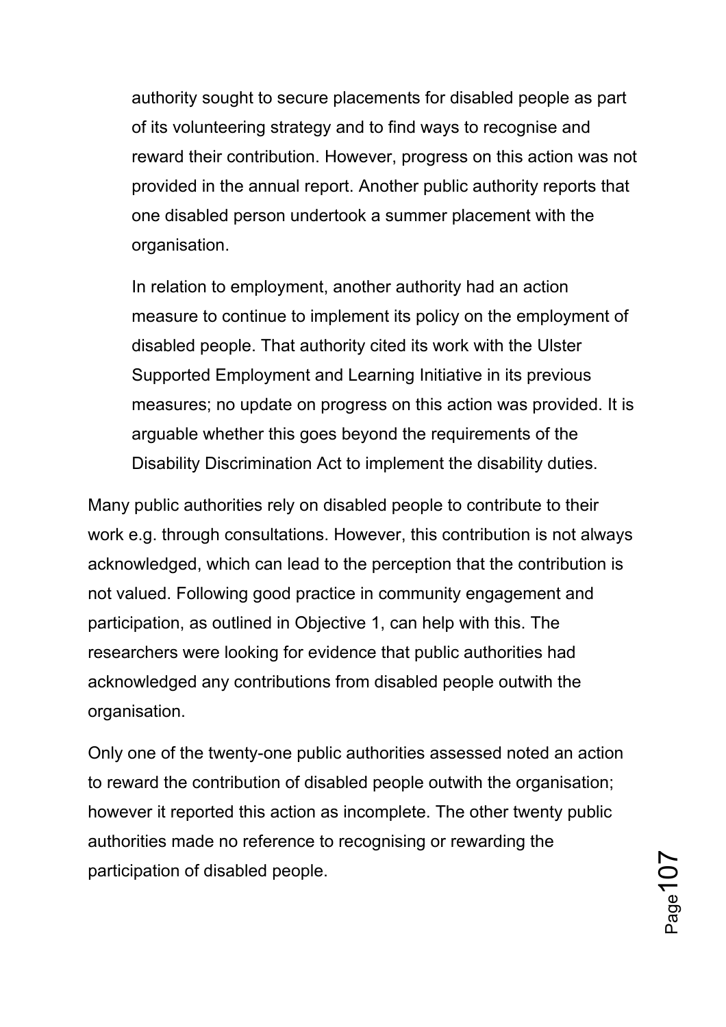authority sought to secure placements for disabled people as part of its volunteering strategy and to find ways to recognise and reward their contribution. However, progress on this action was not provided in the annual report. Another public authority reports that one disabled person undertook a summer placement with the organisation.

In relation to employment, another authority had an action measure to continue to implement its policy on the employment of disabled people. That authority cited its work with the Ulster Supported Employment and Learning Initiative in its previous measures; no update on progress on this action was provided. It is arguable whether this goes beyond the requirements of the Disability Discrimination Act to implement the disability duties.

Many public authorities rely on disabled people to contribute to their work e.g. through consultations. However, this contribution is not always acknowledged, which can lead to the perception that the contribution is not valued. Following good practice in community engagement and participation, as outlined in Objective 1, can help with this. The researchers were looking for evidence that public authorities had acknowledged any contributions from disabled people outwith the organisation.

Only one of the twenty-one public authorities assessed noted an action to reward the contribution of disabled people outwith the organisation; however it reported this action as incomplete. The other twenty public authorities made no reference to recognising or rewarding the participation of disabled people.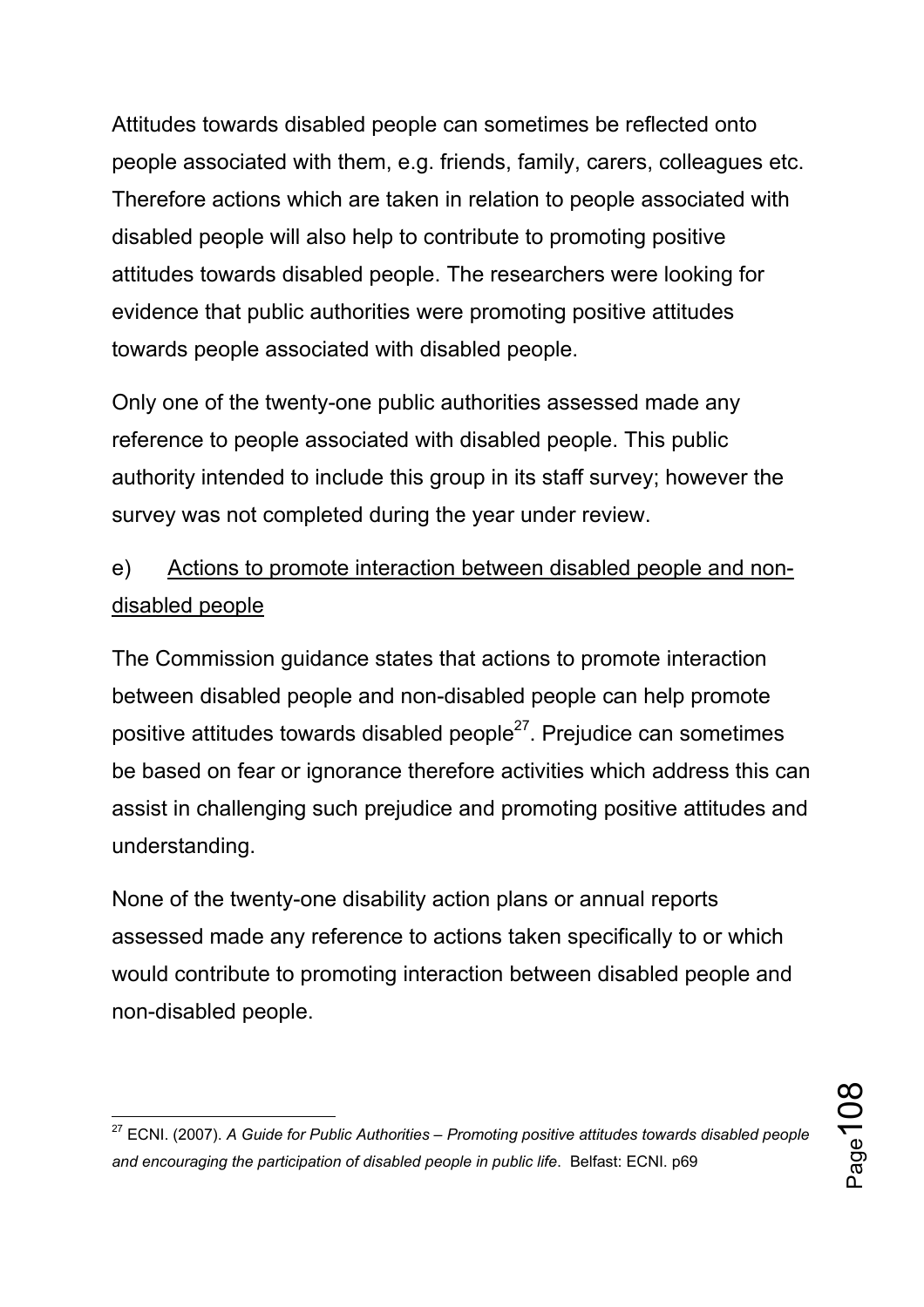Attitudes towards disabled people can sometimes be reflected onto people associated with them, e.g. friends, family, carers, colleagues etc. Therefore actions which are taken in relation to people associated with disabled people will also help to contribute to promoting positive attitudes towards disabled people. The researchers were looking for evidence that public authorities were promoting positive attitudes towards people associated with disabled people.

Only one of the twenty-one public authorities assessed made any reference to people associated with disabled people. This public authority intended to include this group in its staff survey; however the survey was not completed during the year under review.

e) Actions to promote interaction between disabled people and non-disabled people

The Commission guidance states that actions to promote interaction between disabled people and non-disabled people can help promote positive attitudes towards disabled people[27]. Prejudice can sometimes be based on fear or ignorance therefore activities which address this can assist in challenging such prejudice and promoting positive attitudes and understanding.

None of the twenty-one disability action plans or annual reports assessed made any reference to actions taken specifically to or which would contribute to promoting interaction between disabled people and non-disabled people.

---

[27] ECNI. (2007). *A Guide for Public Authorities – Promoting positive attitudes towards disabled people and encouraging the participation of disabled people in public life*. Belfast: ECNI. p69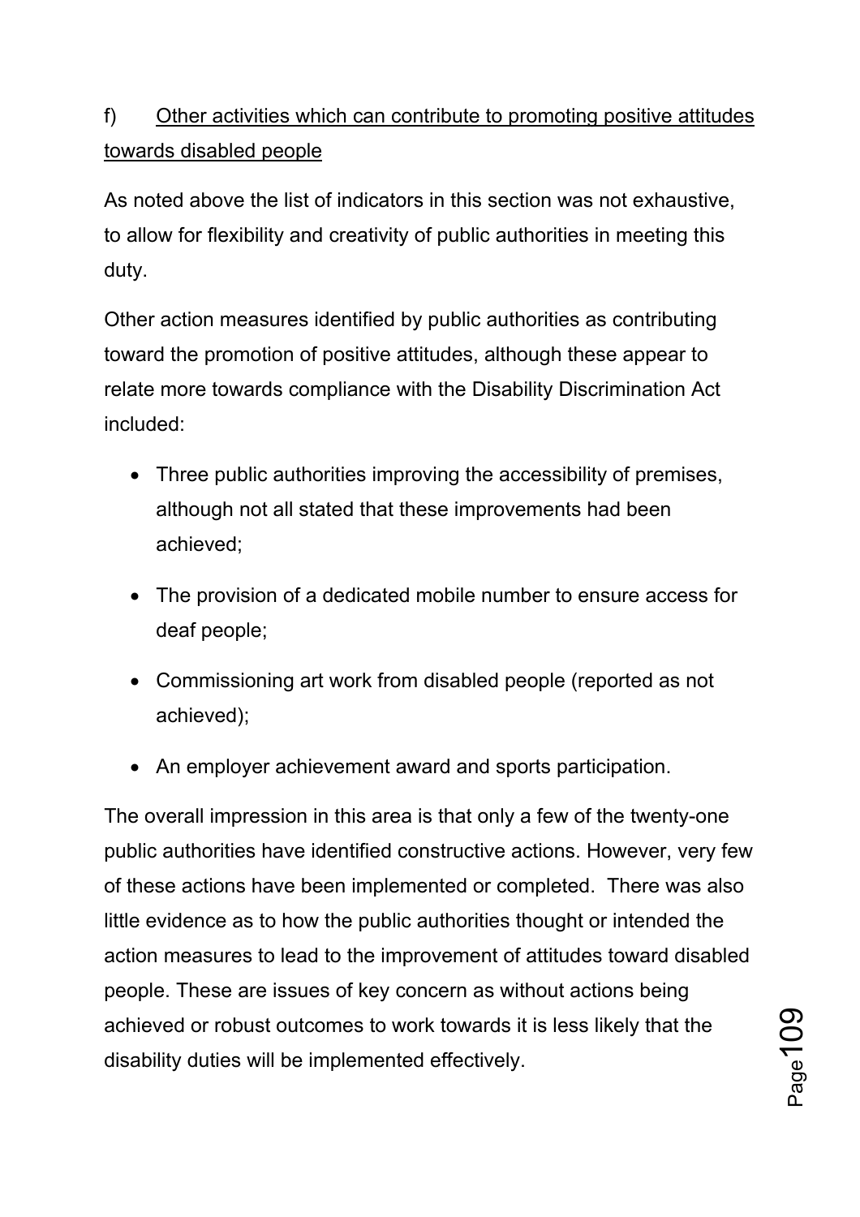f) <u>Other activities which can contribute to promoting positive attitudes towards disabled people</u>

As noted above the list of indicators in this section was not exhaustive, to allow for flexibility and creativity of public authorities in meeting this duty.

Other action measures identified by public authorities as contributing toward the promotion of positive attitudes, although these appear to relate more towards compliance with the Disability Discrimination Act included:

- Three public authorities improving the accessibility of premises, although not all stated that these improvements had been achieved;
- The provision of a dedicated mobile number to ensure access for deaf people;
- Commissioning art work from disabled people (reported as not achieved);
- An employer achievement award and sports participation.

The overall impression in this area is that only a few of the twenty-one public authorities have identified constructive actions. However, very few of these actions have been implemented or completed. There was also little evidence as to how the public authorities thought or intended the action measures to lead to the improvement of attitudes toward disabled people. These are issues of key concern as without actions being achieved or robust outcomes to work towards it is less likely that the disability duties will be implemented effectively.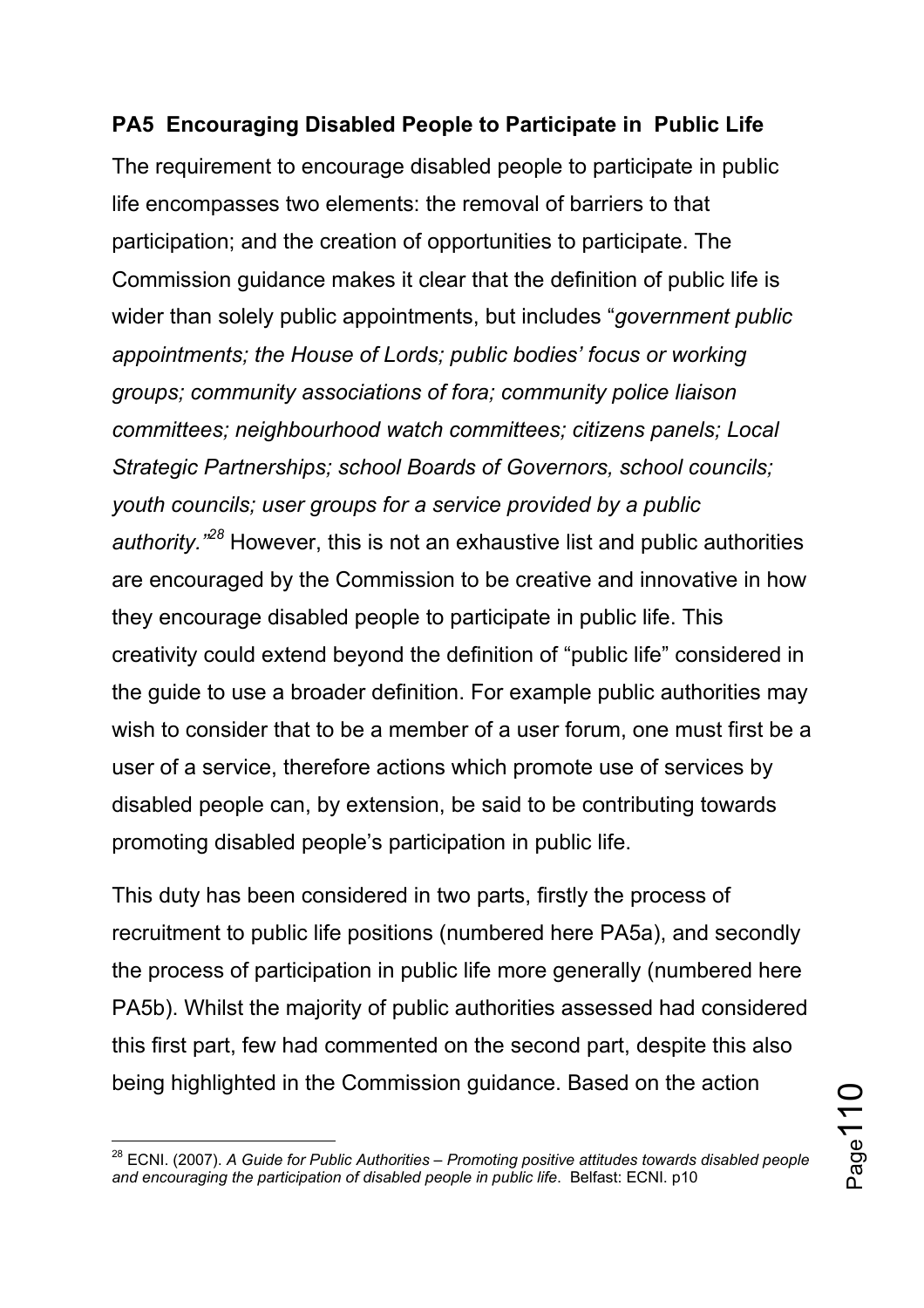**PA5 Encouraging Disabled People to Participate in Public Life**

The requirement to encourage disabled people to participate in public life encompasses two elements: the removal of barriers to that participation; and the creation of opportunities to participate. The Commission guidance makes it clear that the definition of public life is wider than solely public appointments, but includes "*government public appointments; the House of Lords; public bodies' focus or working groups; community associations of fora; community police liaison committees; neighbourhood watch committees; citizens panels; Local Strategic Partnerships; school Boards of Governors, school councils; youth councils; user groups for a service provided by a public authority.*"[28] However, this is not an exhaustive list and public authorities are encouraged by the Commission to be creative and innovative in how they encourage disabled people to participate in public life. This creativity could extend beyond the definition of "public life" considered in the guide to use a broader definition. For example public authorities may wish to consider that to be a member of a user forum, one must first be a user of a service, therefore actions which promote use of services by disabled people can, by extension, be said to be contributing towards promoting disabled people's participation in public life.

This duty has been considered in two parts, firstly the process of recruitment to public life positions (numbered here PA5a), and secondly the process of participation in public life more generally (numbered here PA5b). Whilst the majority of public authorities assessed had considered this first part, few had commented on the second part, despite this also being highlighted in the Commission guidance. Based on the action

[28] ECNI. (2007). *A Guide for Public Authorities – Promoting positive attitudes towards disabled people and encouraging the participation of disabled people in public life*. Belfast: ECNI. p10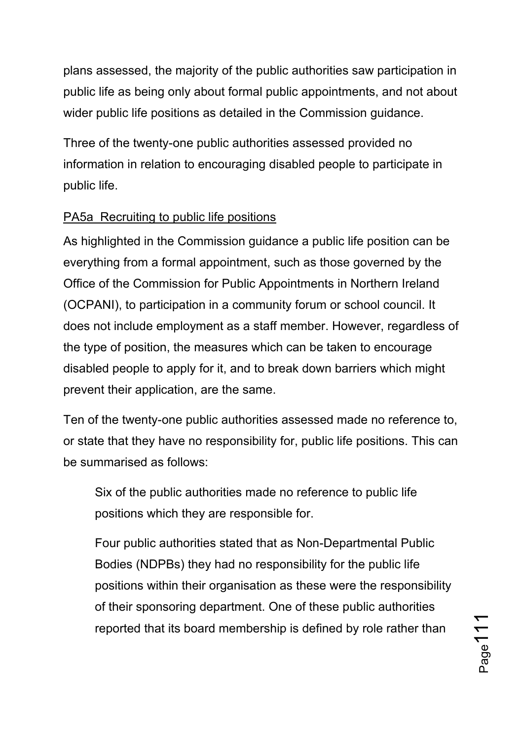plans assessed, the majority of the public authorities saw participation in public life as being only about formal public appointments, and not about wider public life positions as detailed in the Commission guidance.

Three of the twenty-one public authorities assessed provided no information in relation to encouraging disabled people to participate in public life.

<u>PA5a Recruiting to public life positions</u>

As highlighted in the Commission guidance a public life position can be everything from a formal appointment, such as those governed by the Office of the Commission for Public Appointments in Northern Ireland (OCPANI), to participation in a community forum or school council. It does not include employment as a staff member. However, regardless of the type of position, the measures which can be taken to encourage disabled people to apply for it, and to break down barriers which might prevent their application, are the same.

Ten of the twenty-one public authorities assessed made no reference to, or state that they have no responsibility for, public life positions. This can be summarised as follows:

> Six of the public authorities made no reference to public life positions which they are responsible for.
>
> Four public authorities stated that as Non-Departmental Public Bodies (NDPBs) they had no responsibility for the public life positions within their organisation as these were the responsibility of their sponsoring department. One of these public authorities reported that its board membership is defined by role rather than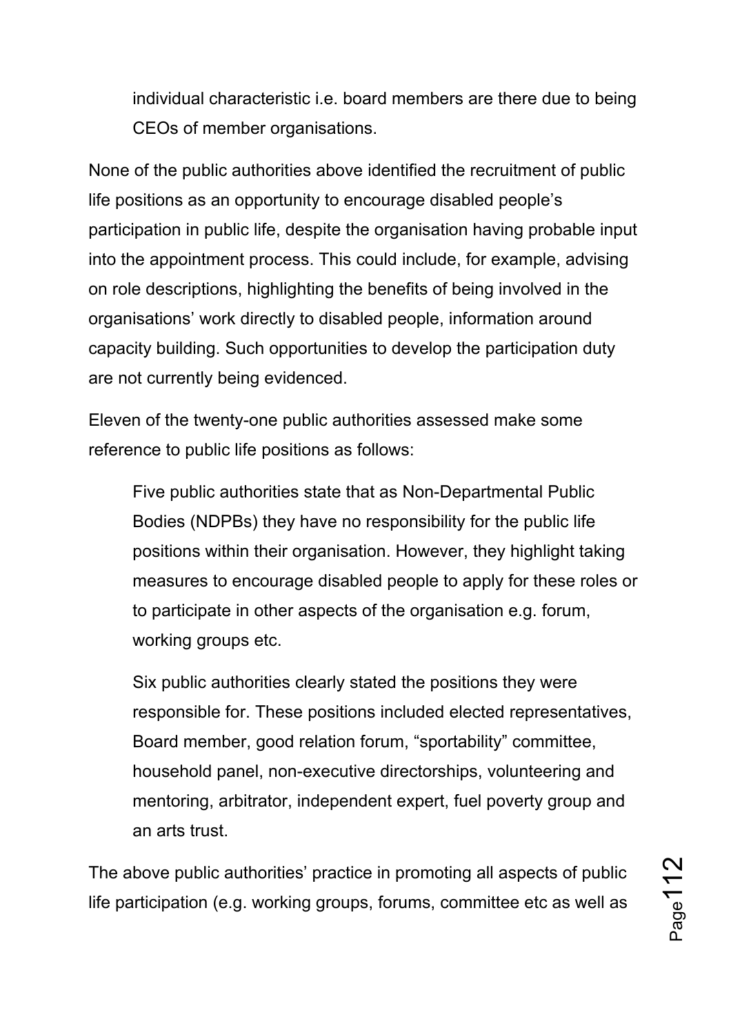individual characteristic i.e. board members are there due to being CEOs of member organisations.

None of the public authorities above identified the recruitment of public life positions as an opportunity to encourage disabled people's participation in public life, despite the organisation having probable input into the appointment process. This could include, for example, advising on role descriptions, highlighting the benefits of being involved in the organisations' work directly to disabled people, information around capacity building. Such opportunities to develop the participation duty are not currently being evidenced.

Eleven of the twenty-one public authorities assessed make some reference to public life positions as follows:

> Five public authorities state that as Non-Departmental Public Bodies (NDPBs) they have no responsibility for the public life positions within their organisation. However, they highlight taking measures to encourage disabled people to apply for these roles or to participate in other aspects of the organisation e.g. forum, working groups etc.
>
> Six public authorities clearly stated the positions they were responsible for. These positions included elected representatives, Board member, good relation forum, "sportability" committee, household panel, non-executive directorships, volunteering and mentoring, arbitrator, independent expert, fuel poverty group and an arts trust.

The above public authorities' practice in promoting all aspects of public life participation (e.g. working groups, forums, committee etc as well as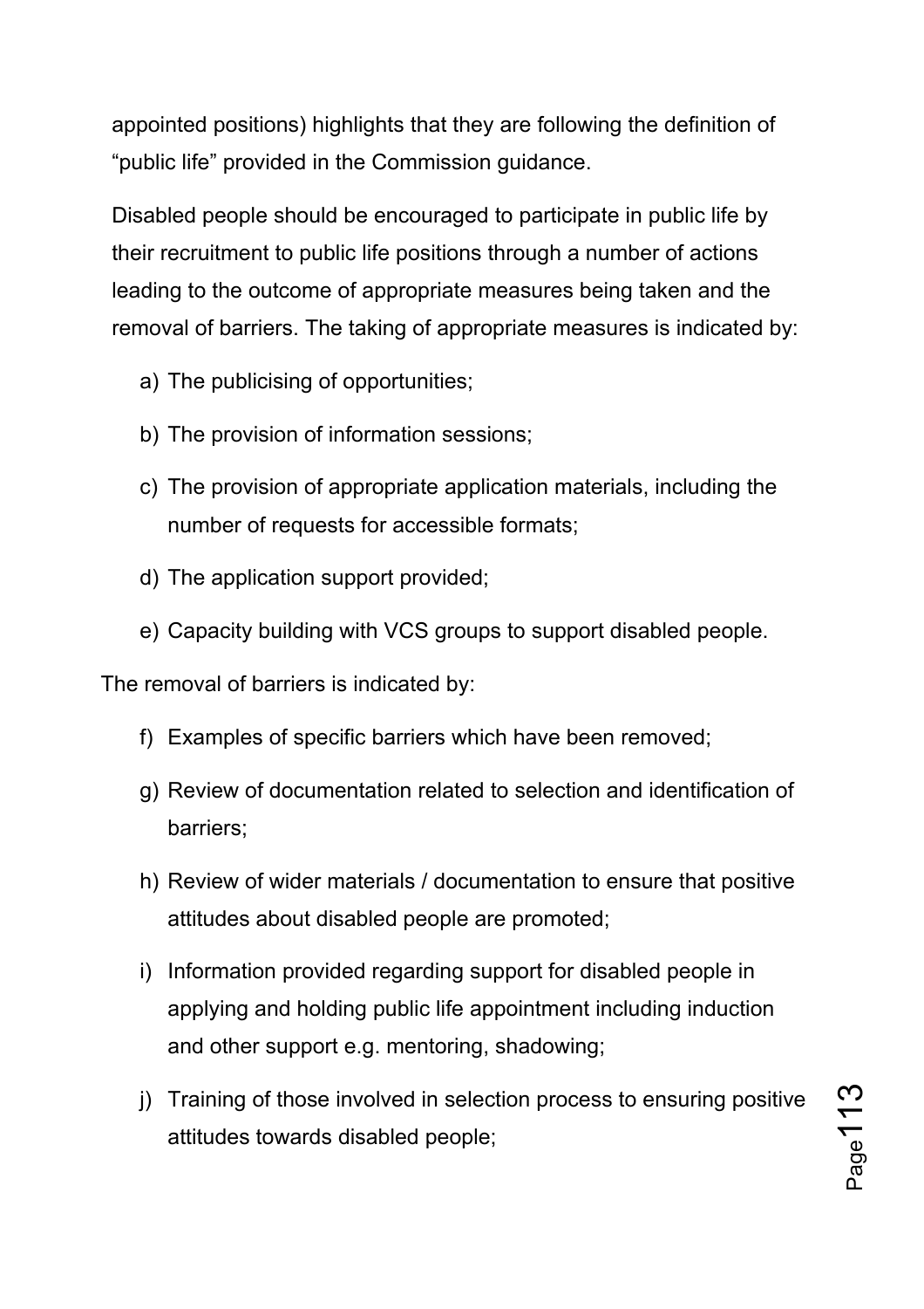appointed positions) highlights that they are following the definition of "public life" provided in the Commission guidance.

Disabled people should be encouraged to participate in public life by their recruitment to public life positions through a number of actions leading to the outcome of appropriate measures being taken and the removal of barriers. The taking of appropriate measures is indicated by:

a) The publicising of opportunities;

b) The provision of information sessions;

c) The provision of appropriate application materials, including the number of requests for accessible formats;

d) The application support provided;

e) Capacity building with VCS groups to support disabled people.

The removal of barriers is indicated by:

f) Examples of specific barriers which have been removed;

g) Review of documentation related to selection and identification of barriers;

h) Review of wider materials / documentation to ensure that positive attitudes about disabled people are promoted;

i) Information provided regarding support for disabled people in applying and holding public life appointment including induction and other support e.g. mentoring, shadowing;

j) Training of those involved in selection process to ensuring positive attitudes towards disabled people;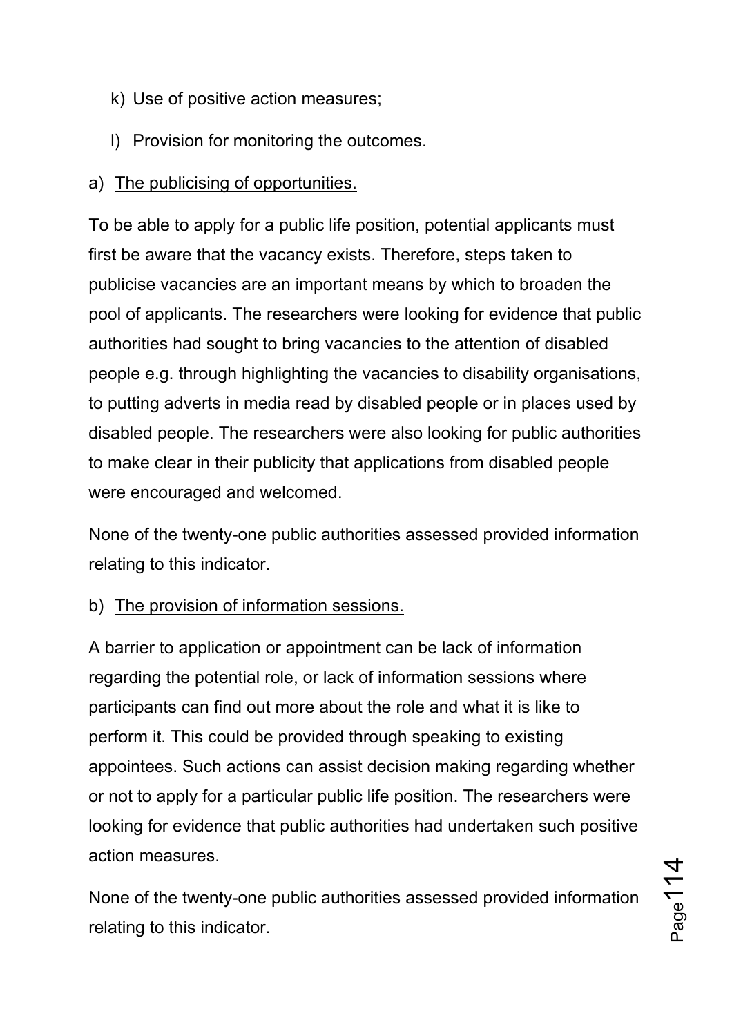k) Use of positive action measures;

l) Provision for monitoring the outcomes.

a) <u>The publicising of opportunities.</u>

To be able to apply for a public life position, potential applicants must first be aware that the vacancy exists. Therefore, steps taken to publicise vacancies are an important means by which to broaden the pool of applicants. The researchers were looking for evidence that public authorities had sought to bring vacancies to the attention of disabled people e.g. through highlighting the vacancies to disability organisations, to putting adverts in media read by disabled people or in places used by disabled people. The researchers were also looking for public authorities to make clear in their publicity that applications from disabled people were encouraged and welcomed.

None of the twenty-one public authorities assessed provided information relating to this indicator.

b) <u>The provision of information sessions.</u>

A barrier to application or appointment can be lack of information regarding the potential role, or lack of information sessions where participants can find out more about the role and what it is like to perform it. This could be provided through speaking to existing appointees. Such actions can assist decision making regarding whether or not to apply for a particular public life position. The researchers were looking for evidence that public authorities had undertaken such positive action measures.

None of the twenty-one public authorities assessed provided information relating to this indicator.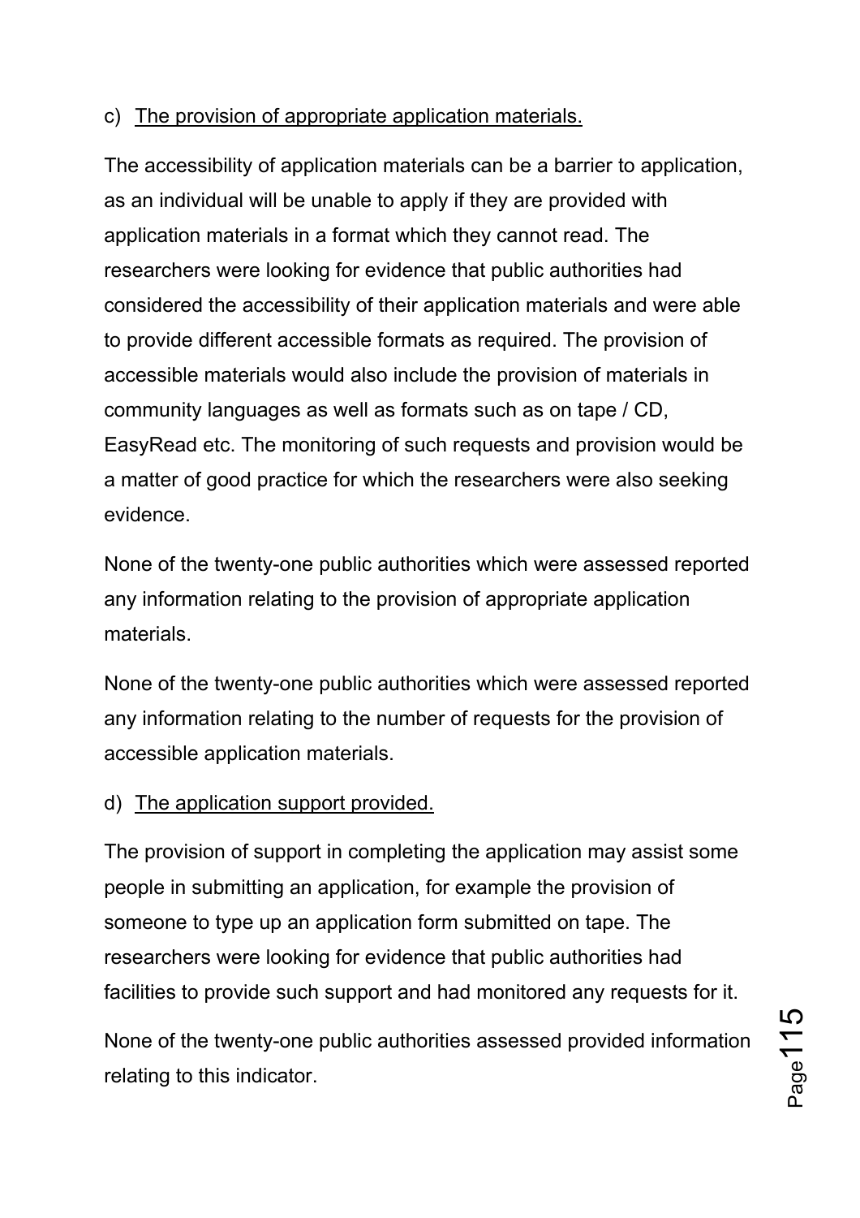c) <u>The provision of appropriate application materials.</u>

The accessibility of application materials can be a barrier to application, as an individual will be unable to apply if they are provided with application materials in a format which they cannot read. The researchers were looking for evidence that public authorities had considered the accessibility of their application materials and were able to provide different accessible formats as required. The provision of accessible materials would also include the provision of materials in community languages as well as formats such as on tape / CD, EasyRead etc. The monitoring of such requests and provision would be a matter of good practice for which the researchers were also seeking evidence.

None of the twenty-one public authorities which were assessed reported any information relating to the provision of appropriate application materials.

None of the twenty-one public authorities which were assessed reported any information relating to the number of requests for the provision of accessible application materials.

d) <u>The application support provided.</u>

The provision of support in completing the application may assist some people in submitting an application, for example the provision of someone to type up an application form submitted on tape. The researchers were looking for evidence that public authorities had facilities to provide such support and had monitored any requests for it.

None of the twenty-one public authorities assessed provided information relating to this indicator.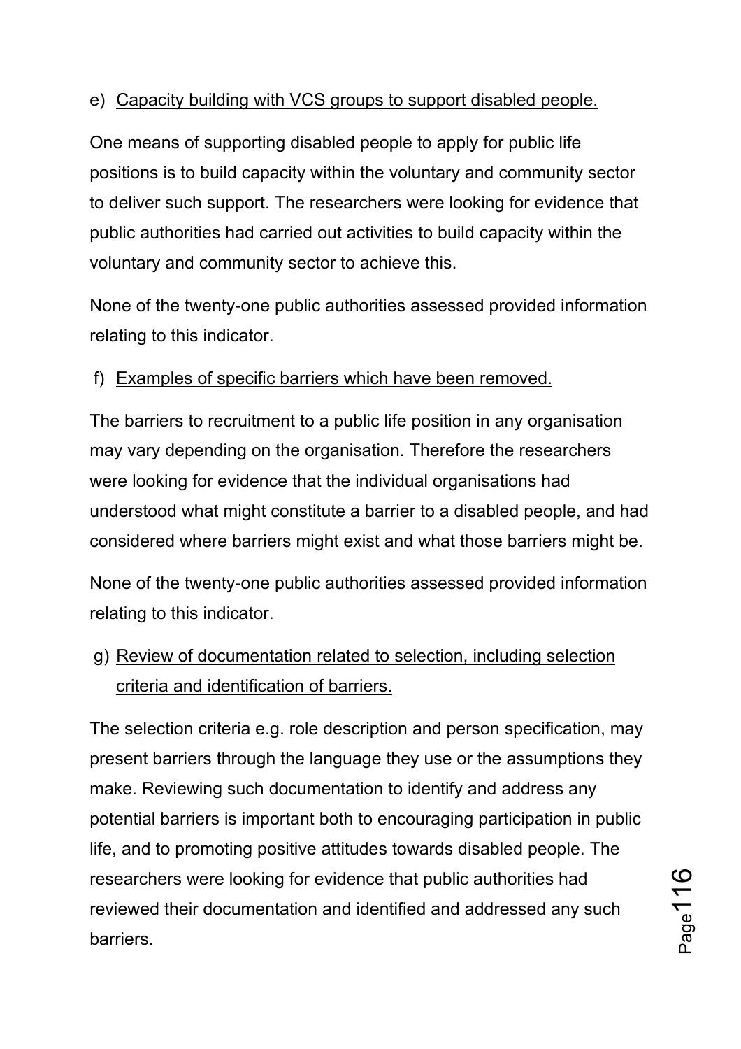e) Capacity building with VCS groups to support disabled people.

One means of supporting disabled people to apply for public life positions is to build capacity within the voluntary and community sector to deliver such support. The researchers were looking for evidence that public authorities had carried out activities to build capacity within the voluntary and community sector to achieve this.

None of the twenty-one public authorities assessed provided information relating to this indicator.

f) Examples of specific barriers which have been removed.

The barriers to recruitment to a public life position in any organisation may vary depending on the organisation. Therefore the researchers were looking for evidence that the individual organisations had understood what might constitute a barrier to a disabled people, and had considered where barriers might exist and what those barriers might be.

None of the twenty-one public authorities assessed provided information relating to this indicator.

g) Review of documentation related to selection, including selection criteria and identification of barriers.

The selection criteria e.g. role description and person specification, may present barriers through the language they use or the assumptions they make. Reviewing such documentation to identify and address any potential barriers is important both to encouraging participation in public life, and to promoting positive attitudes towards disabled people. The researchers were looking for evidence that public authorities had reviewed their documentation and identified and addressed any such barriers.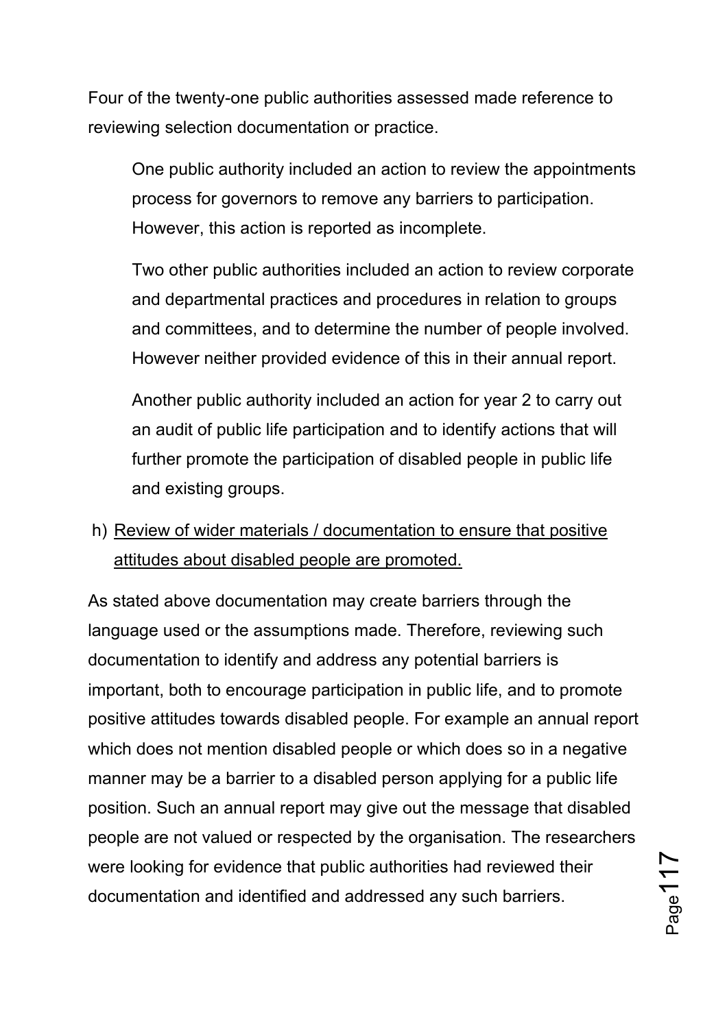Four of the twenty-one public authorities assessed made reference to reviewing selection documentation or practice.

> One public authority included an action to review the appointments process for governors to remove any barriers to participation. However, this action is reported as incomplete.
>
> Two other public authorities included an action to review corporate and departmental practices and procedures in relation to groups and committees, and to determine the number of people involved. However neither provided evidence of this in their annual report.
>
> Another public authority included an action for year 2 to carry out an audit of public life participation and to identify actions that will further promote the participation of disabled people in public life and existing groups.

h) <u>Review of wider materials / documentation to ensure that positive attitudes about disabled people are promoted.</u>

As stated above documentation may create barriers through the language used or the assumptions made. Therefore, reviewing such documentation to identify and address any potential barriers is important, both to encourage participation in public life, and to promote positive attitudes towards disabled people. For example an annual report which does not mention disabled people or which does so in a negative manner may be a barrier to a disabled person applying for a public life position. Such an annual report may give out the message that disabled people are not valued or respected by the organisation. The researchers were looking for evidence that public authorities had reviewed their documentation and identified and addressed any such barriers.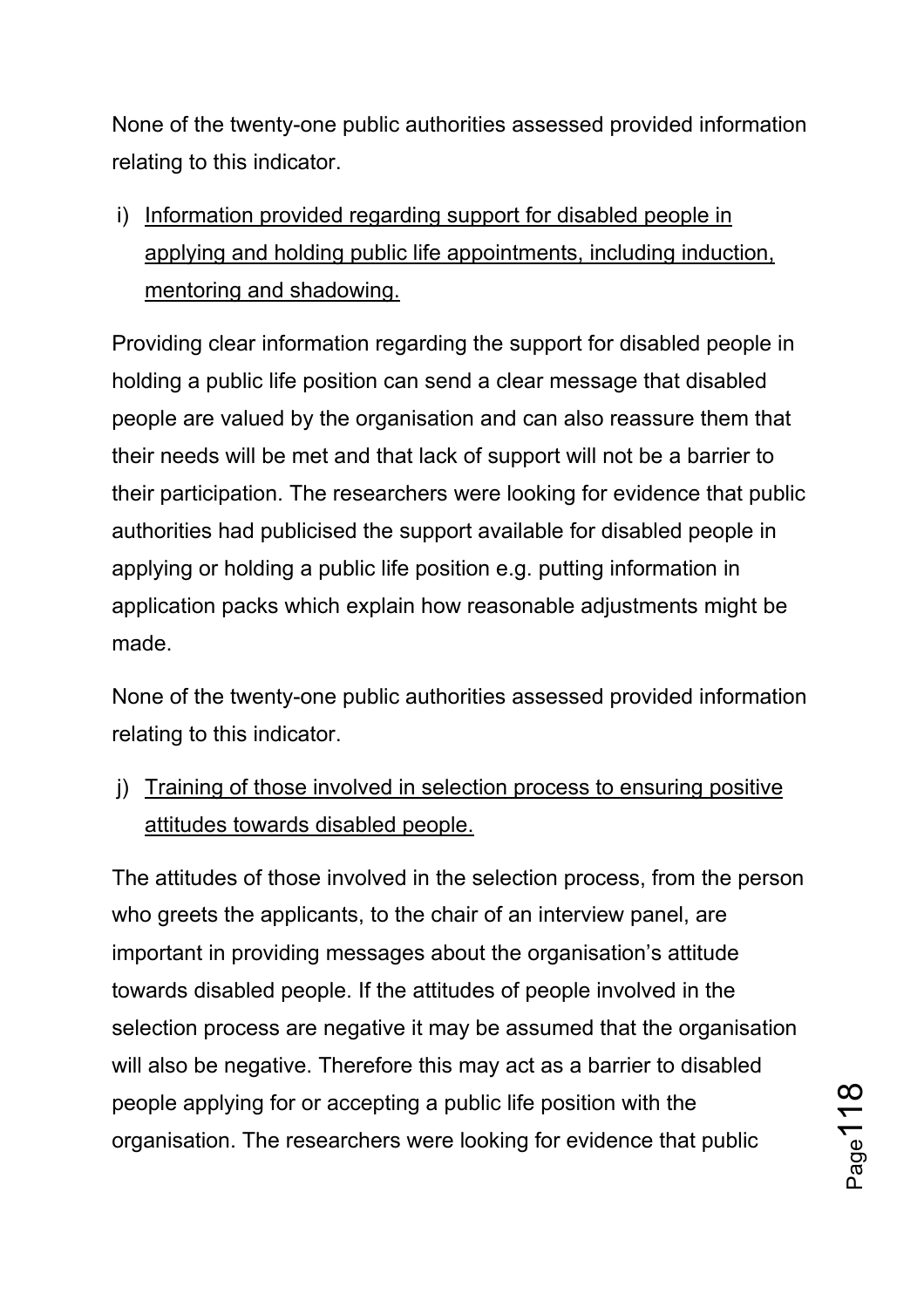None of the twenty-one public authorities assessed provided information relating to this indicator.

i) <u>Information provided regarding support for disabled people in applying and holding public life appointments, including induction, mentoring and shadowing.</u>

Providing clear information regarding the support for disabled people in holding a public life position can send a clear message that disabled people are valued by the organisation and can also reassure them that their needs will be met and that lack of support will not be a barrier to their participation. The researchers were looking for evidence that public authorities had publicised the support available for disabled people in applying or holding a public life position e.g. putting information in application packs which explain how reasonable adjustments might be made.

None of the twenty-one public authorities assessed provided information relating to this indicator.

j) <u>Training of those involved in selection process to ensuring positive attitudes towards disabled people.</u>

The attitudes of those involved in the selection process, from the person who greets the applicants, to the chair of an interview panel, are important in providing messages about the organisation's attitude towards disabled people. If the attitudes of people involved in the selection process are negative it may be assumed that the organisation will also be negative. Therefore this may act as a barrier to disabled people applying for or accepting a public life position with the organisation. The researchers were looking for evidence that public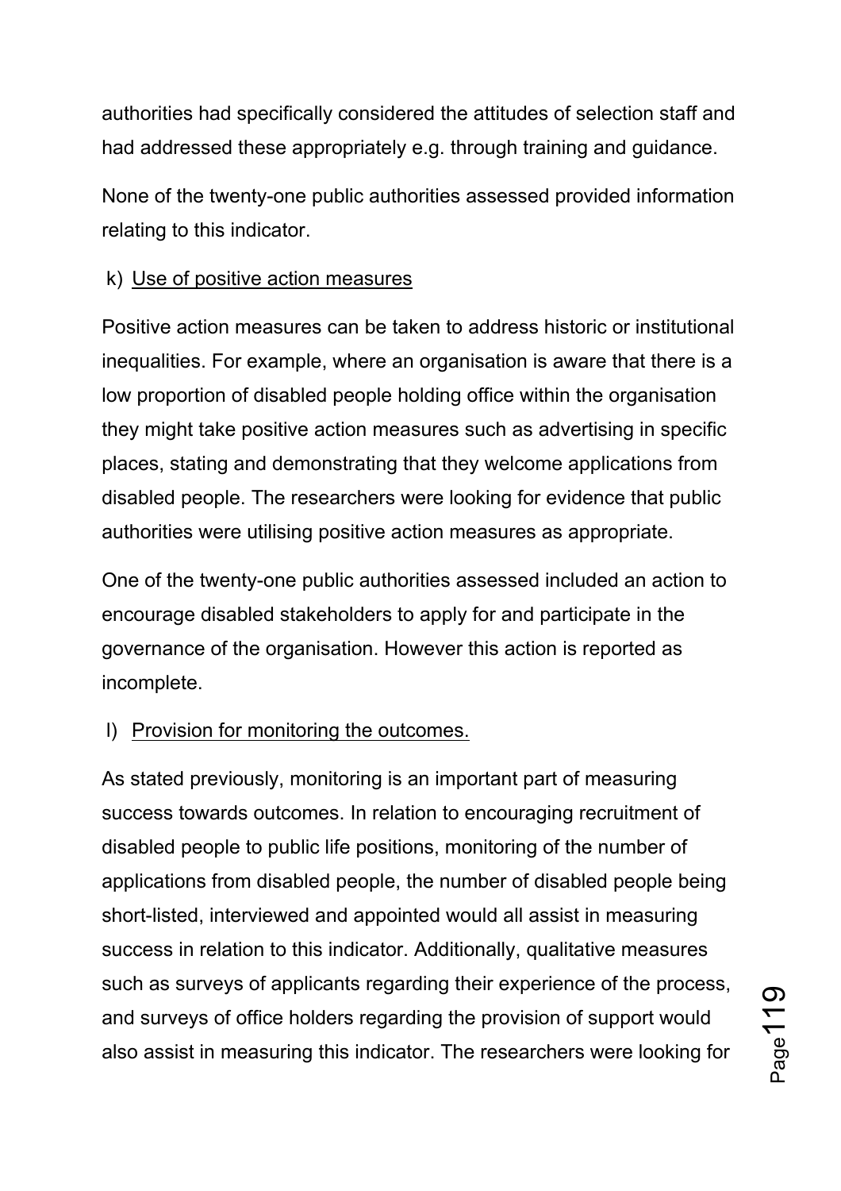authorities had specifically considered the attitudes of selection staff and had addressed these appropriately e.g. through training and guidance.

None of the twenty-one public authorities assessed provided information relating to this indicator.

k) Use of positive action measures

Positive action measures can be taken to address historic or institutional inequalities. For example, where an organisation is aware that there is a low proportion of disabled people holding office within the organisation they might take positive action measures such as advertising in specific places, stating and demonstrating that they welcome applications from disabled people. The researchers were looking for evidence that public authorities were utilising positive action measures as appropriate.

One of the twenty-one public authorities assessed included an action to encourage disabled stakeholders to apply for and participate in the governance of the organisation. However this action is reported as incomplete.

l) Provision for monitoring the outcomes.

As stated previously, monitoring is an important part of measuring success towards outcomes. In relation to encouraging recruitment of disabled people to public life positions, monitoring of the number of applications from disabled people, the number of disabled people being short-listed, interviewed and appointed would all assist in measuring success in relation to this indicator. Additionally, qualitative measures such as surveys of applicants regarding their experience of the process, and surveys of office holders regarding the provision of support would also assist in measuring this indicator. The researchers were looking for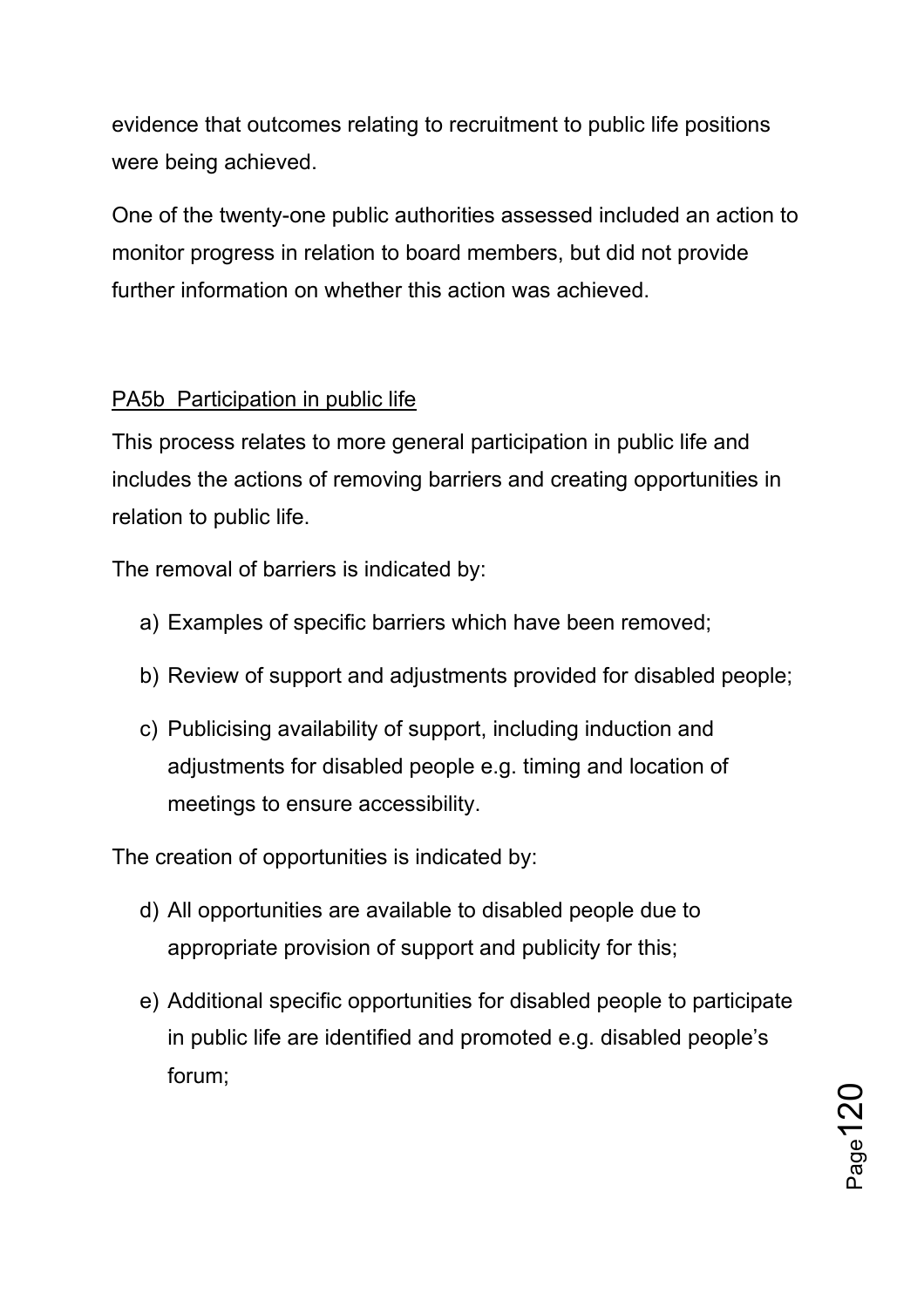evidence that outcomes relating to recruitment to public life positions were being achieved.

One of the twenty-one public authorities assessed included an action to monitor progress in relation to board members, but did not provide further information on whether this action was achieved.

<u>PA5b Participation in public life</u>

This process relates to more general participation in public life and includes the actions of removing barriers and creating opportunities in relation to public life.

The removal of barriers is indicated by:

a) Examples of specific barriers which have been removed;

b) Review of support and adjustments provided for disabled people;

c) Publicising availability of support, including induction and adjustments for disabled people e.g. timing and location of meetings to ensure accessibility.

The creation of opportunities is indicated by:

d) All opportunities are available to disabled people due to appropriate provision of support and publicity for this;

e) Additional specific opportunities for disabled people to participate in public life are identified and promoted e.g. disabled people's forum;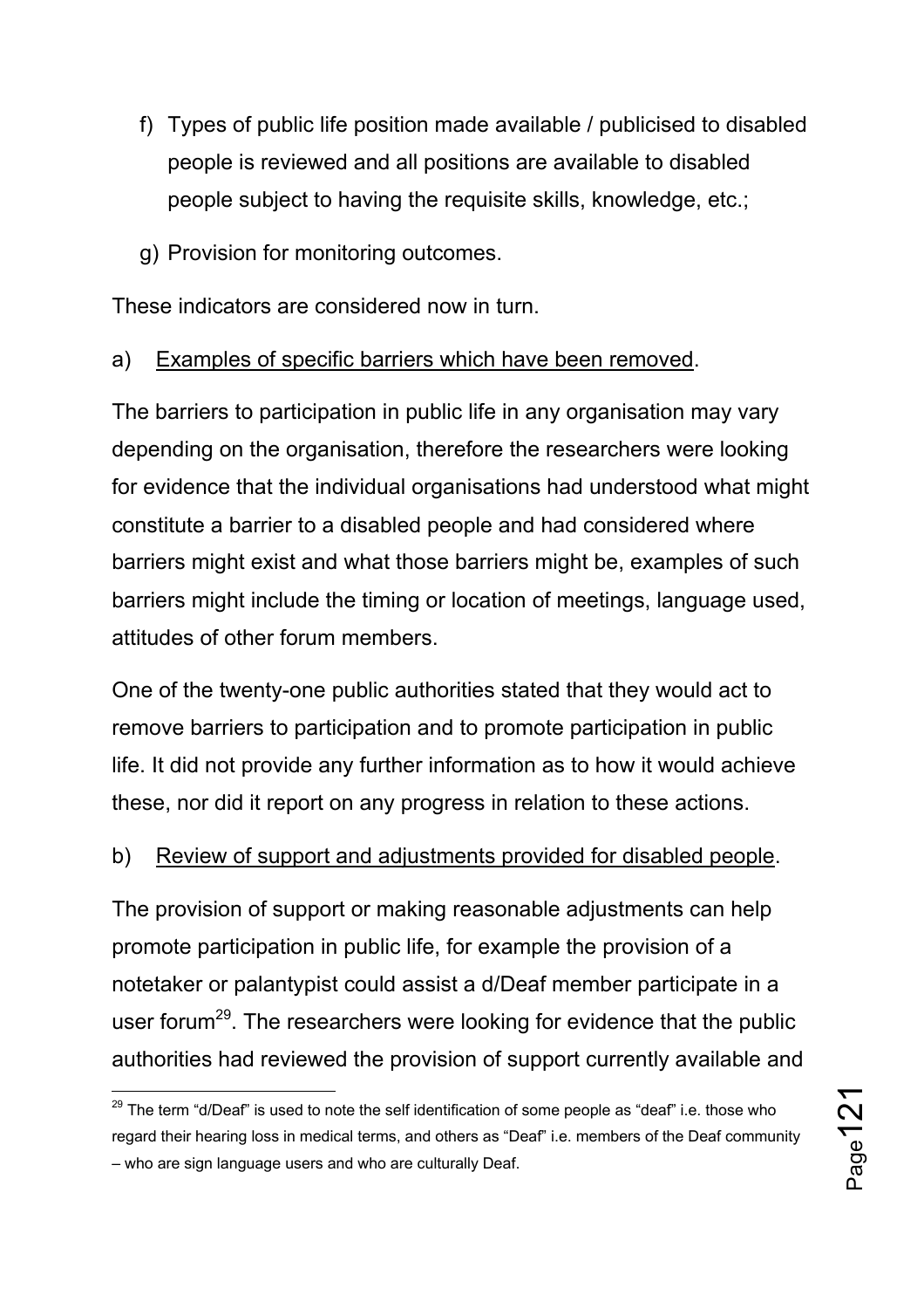f) Types of public life position made available / publicised to disabled people is reviewed and all positions are available to disabled people subject to having the requisite skills, knowledge, etc.;

g) Provision for monitoring outcomes.

These indicators are considered now in turn.

a) Examples of specific barriers which have been removed.

The barriers to participation in public life in any organisation may vary depending on the organisation, therefore the researchers were looking for evidence that the individual organisations had understood what might constitute a barrier to a disabled people and had considered where barriers might exist and what those barriers might be, examples of such barriers might include the timing or location of meetings, language used, attitudes of other forum members.

One of the twenty-one public authorities stated that they would act to remove barriers to participation and to promote participation in public life. It did not provide any further information as to how it would achieve these, nor did it report on any progress in relation to these actions.

b) Review of support and adjustments provided for disabled people.

The provision of support or making reasonable adjustments can help promote participation in public life, for example the provision of a notetaker or palantypist could assist a d/Deaf member participate in a user forum[29]. The researchers were looking for evidence that the public authorities had reviewed the provision of support currently available and

[29] The term "d/Deaf" is used to note the self identification of some people as "deaf" i.e. those who regard their hearing loss in medical terms, and others as "Deaf" i.e. members of the Deaf community – who are sign language users and who are culturally Deaf.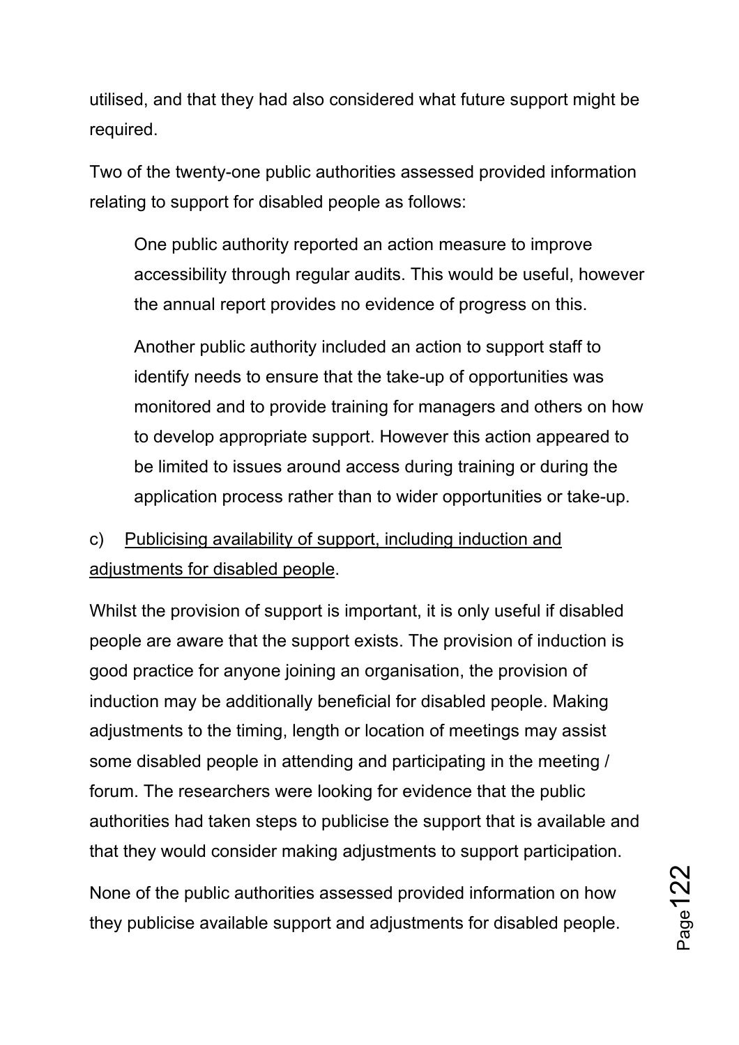utilised, and that they had also considered what future support might be required.

Two of the twenty-one public authorities assessed provided information relating to support for disabled people as follows:

> One public authority reported an action measure to improve accessibility through regular audits. This would be useful, however the annual report provides no evidence of progress on this.
>
> Another public authority included an action to support staff to identify needs to ensure that the take-up of opportunities was monitored and to provide training for managers and others on how to develop appropriate support. However this action appeared to be limited to issues around access during training or during the application process rather than to wider opportunities or take-up.

c) <u>Publicising availability of support, including induction and adjustments for disabled people</u>.

Whilst the provision of support is important, it is only useful if disabled people are aware that the support exists. The provision of induction is good practice for anyone joining an organisation, the provision of induction may be additionally beneficial for disabled people. Making adjustments to the timing, length or location of meetings may assist some disabled people in attending and participating in the meeting / forum. The researchers were looking for evidence that the public authorities had taken steps to publicise the support that is available and that they would consider making adjustments to support participation.

None of the public authorities assessed provided information on how they publicise available support and adjustments for disabled people.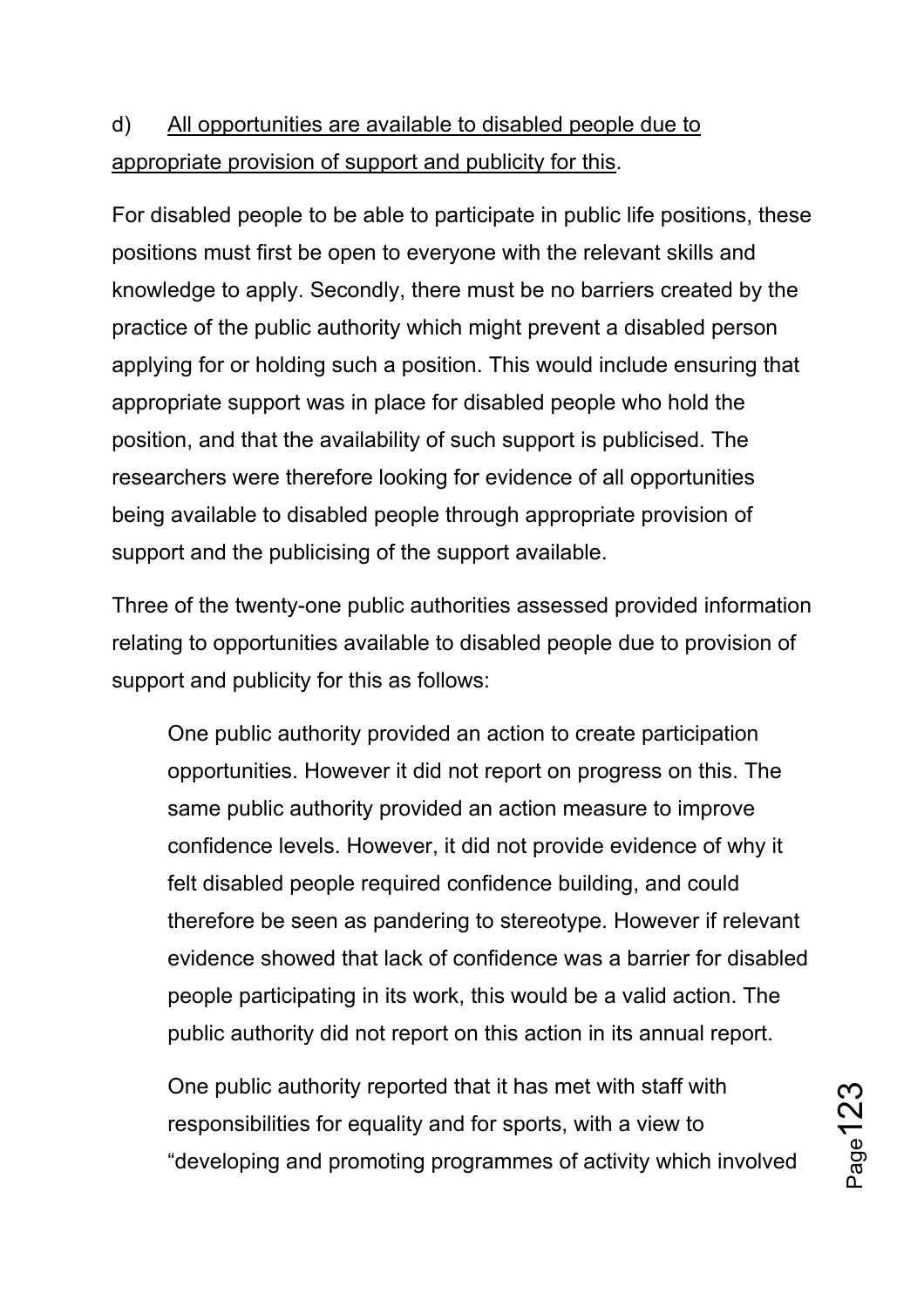d) <u>All opportunities are available to disabled people due to appropriate provision of support and publicity for this</u>.

For disabled people to be able to participate in public life positions, these positions must first be open to everyone with the relevant skills and knowledge to apply. Secondly, there must be no barriers created by the practice of the public authority which might prevent a disabled person applying for or holding such a position. This would include ensuring that appropriate support was in place for disabled people who hold the position, and that the availability of such support is publicised. The researchers were therefore looking for evidence of all opportunities being available to disabled people through appropriate provision of support and the publicising of the support available.

Three of the twenty-one public authorities assessed provided information relating to opportunities available to disabled people due to provision of support and publicity for this as follows:

> One public authority provided an action to create participation opportunities. However it did not report on progress on this. The same public authority provided an action measure to improve confidence levels. However, it did not provide evidence of why it felt disabled people required confidence building, and could therefore be seen as pandering to stereotype. However if relevant evidence showed that lack of confidence was a barrier for disabled people participating in its work, this would be a valid action. The public authority did not report on this action in its annual report.
>
> One public authority reported that it has met with staff with responsibilities for equality and for sports, with a view to "developing and promoting programmes of activity which involved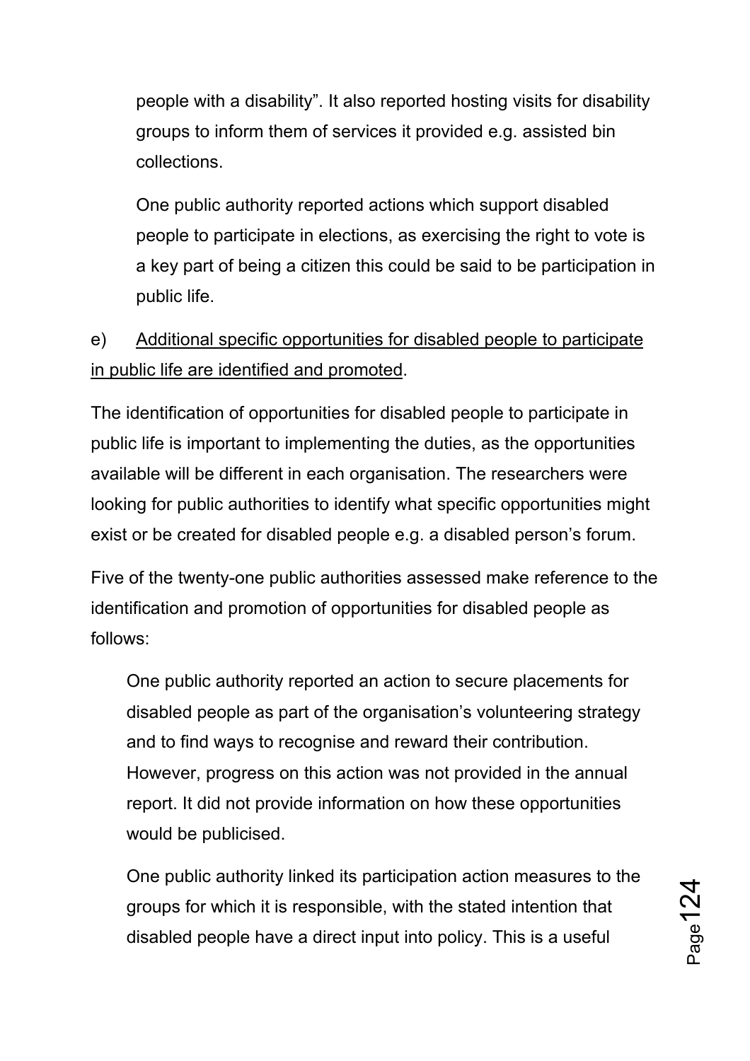people with a disability". It also reported hosting visits for disability groups to inform them of services it provided e.g. assisted bin collections.

One public authority reported actions which support disabled people to participate in elections, as exercising the right to vote is a key part of being a citizen this could be said to be participation in public life.

e) <u>Additional specific opportunities for disabled people to participate in public life are identified and promoted</u>.

The identification of opportunities for disabled people to participate in public life is important to implementing the duties, as the opportunities available will be different in each organisation. The researchers were looking for public authorities to identify what specific opportunities might exist or be created for disabled people e.g. a disabled person's forum.

Five of the twenty-one public authorities assessed make reference to the identification and promotion of opportunities for disabled people as follows:

One public authority reported an action to secure placements for disabled people as part of the organisation's volunteering strategy and to find ways to recognise and reward their contribution. However, progress on this action was not provided in the annual report. It did not provide information on how these opportunities would be publicised.

One public authority linked its participation action measures to the groups for which it is responsible, with the stated intention that disabled people have a direct input into policy. This is a useful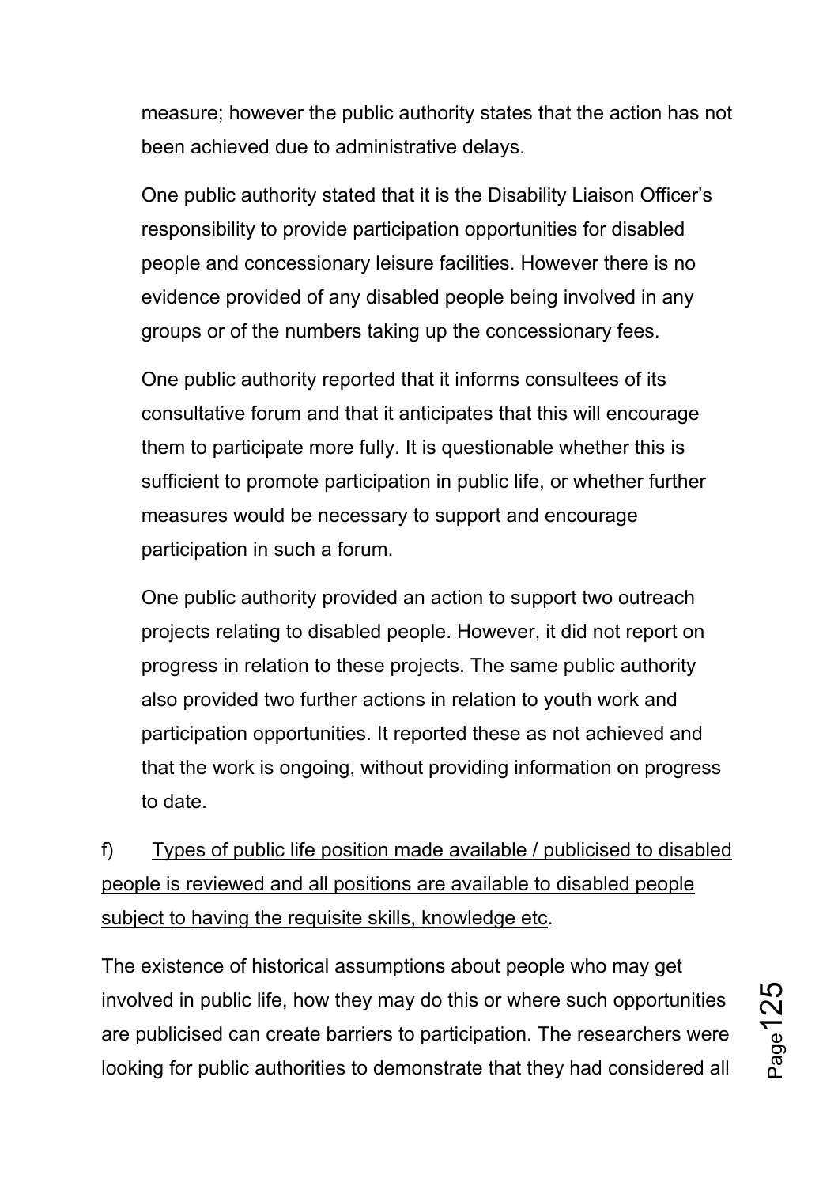measure; however the public authority states that the action has not been achieved due to administrative delays.

One public authority stated that it is the Disability Liaison Officer's responsibility to provide participation opportunities for disabled people and concessionary leisure facilities. However there is no evidence provided of any disabled people being involved in any groups or of the numbers taking up the concessionary fees.

One public authority reported that it informs consultees of its consultative forum and that it anticipates that this will encourage them to participate more fully. It is questionable whether this is sufficient to promote participation in public life, or whether further measures would be necessary to support and encourage participation in such a forum.

One public authority provided an action to support two outreach projects relating to disabled people. However, it did not report on progress in relation to these projects. The same public authority also provided two further actions in relation to youth work and participation opportunities. It reported these as not achieved and that the work is ongoing, without providing information on progress to date.

f) <u>Types of public life position made available / publicised to disabled people is reviewed and all positions are available to disabled people subject to having the requisite skills, knowledge etc</u>.

The existence of historical assumptions about people who may get involved in public life, how they may do this or where such opportunities are publicised can create barriers to participation. The researchers were looking for public authorities to demonstrate that they had considered all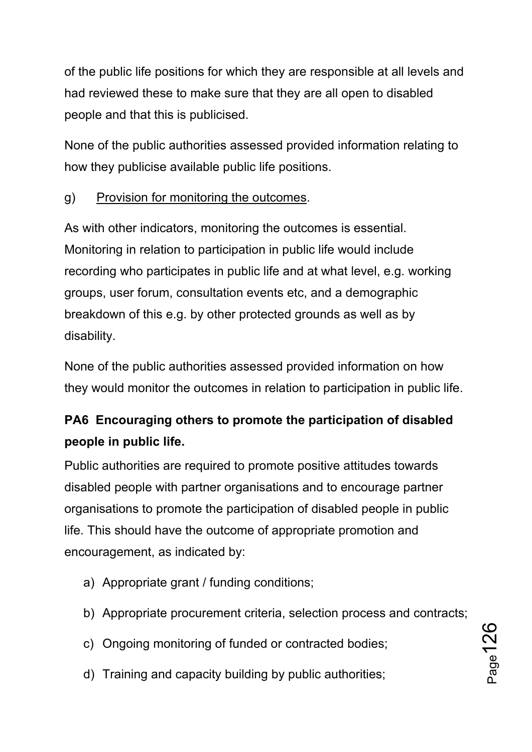of the public life positions for which they are responsible at all levels and had reviewed these to make sure that they are all open to disabled people and that this is publicised.

None of the public authorities assessed provided information relating to how they publicise available public life positions.

g) <u>Provision for monitoring the outcomes</u>.

As with other indicators, monitoring the outcomes is essential. Monitoring in relation to participation in public life would include recording who participates in public life and at what level, e.g. working groups, user forum, consultation events etc, and a demographic breakdown of this e.g. by other protected grounds as well as by disability.

None of the public authorities assessed provided information on how they would monitor the outcomes in relation to participation in public life.

**PA6 Encouraging others to promote the participation of disabled people in public life.**

Public authorities are required to promote positive attitudes towards disabled people with partner organisations and to encourage partner organisations to promote the participation of disabled people in public life. This should have the outcome of appropriate promotion and encouragement, as indicated by:

a) Appropriate grant / funding conditions;

b) Appropriate procurement criteria, selection process and contracts;

c) Ongoing monitoring of funded or contracted bodies;

d) Training and capacity building by public authorities;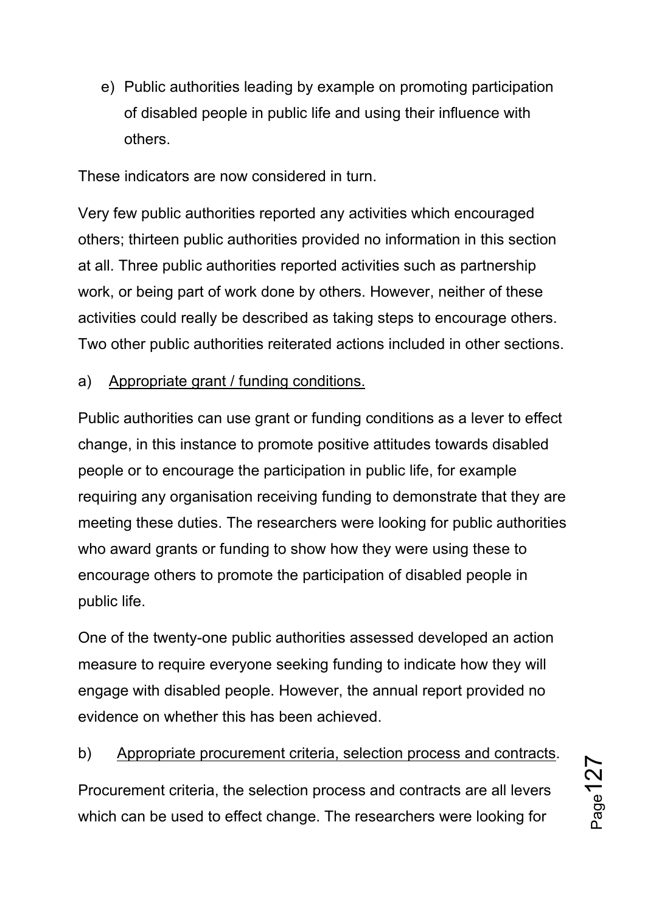e) Public authorities leading by example on promoting participation of disabled people in public life and using their influence with others.

These indicators are now considered in turn.

Very few public authorities reported any activities which encouraged others; thirteen public authorities provided no information in this section at all. Three public authorities reported activities such as partnership work, or being part of work done by others. However, neither of these activities could really be described as taking steps to encourage others. Two other public authorities reiterated actions included in other sections.

a) <u>Appropriate grant / funding conditions.</u>

Public authorities can use grant or funding conditions as a lever to effect change, in this instance to promote positive attitudes towards disabled people or to encourage the participation in public life, for example requiring any organisation receiving funding to demonstrate that they are meeting these duties. The researchers were looking for public authorities who award grants or funding to show how they were using these to encourage others to promote the participation of disabled people in public life.

One of the twenty-one public authorities assessed developed an action measure to require everyone seeking funding to indicate how they will engage with disabled people. However, the annual report provided no evidence on whether this has been achieved.

b) <u>Appropriate procurement criteria, selection process and contracts</u>.

Procurement criteria, the selection process and contracts are all levers which can be used to effect change. The researchers were looking for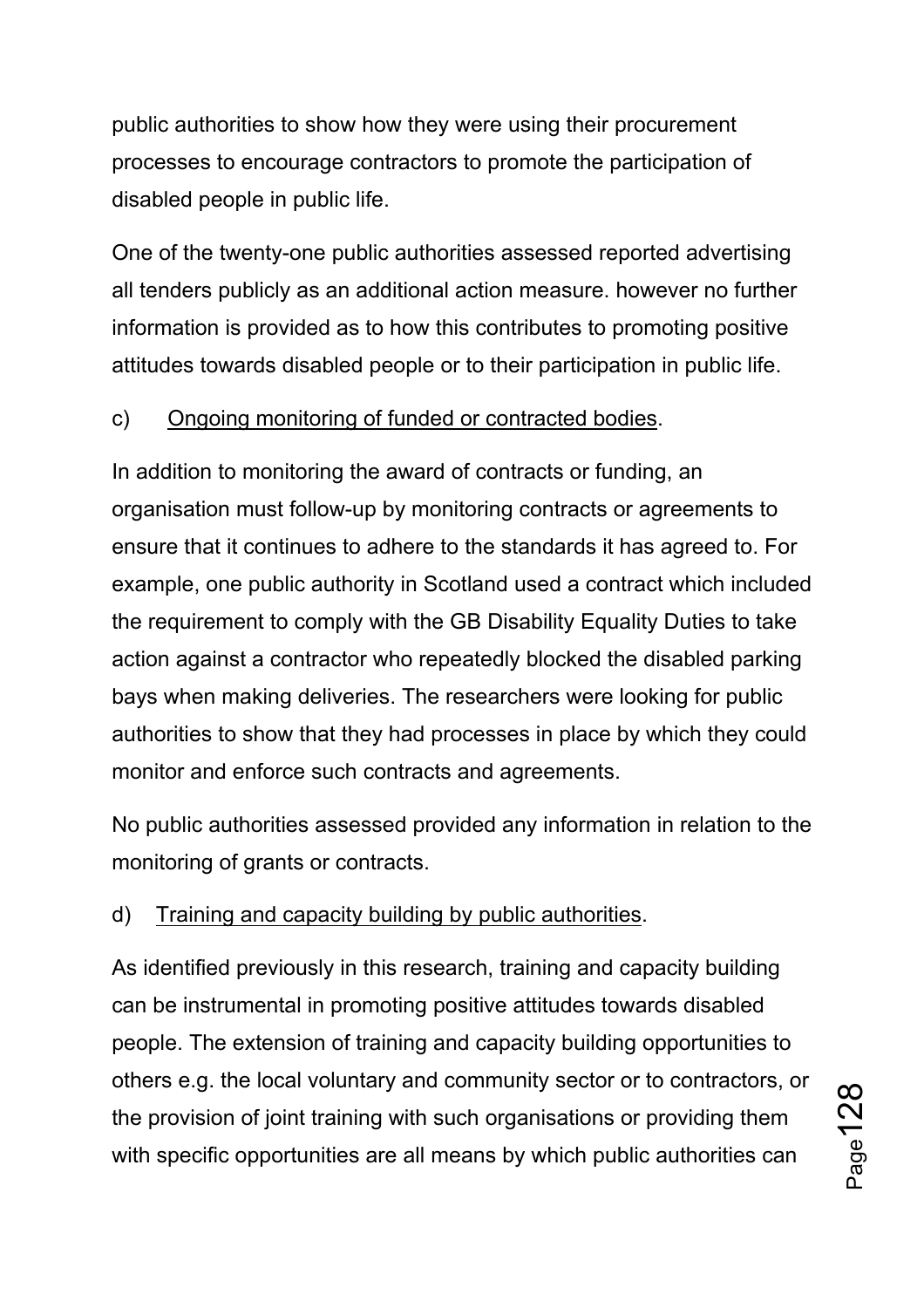public authorities to show how they were using their procurement processes to encourage contractors to promote the participation of disabled people in public life.

One of the twenty-one public authorities assessed reported advertising all tenders publicly as an additional action measure. however no further information is provided as to how this contributes to promoting positive attitudes towards disabled people or to their participation in public life.

c) <u>Ongoing monitoring of funded or contracted bodies</u>.

In addition to monitoring the award of contracts or funding, an organisation must follow-up by monitoring contracts or agreements to ensure that it continues to adhere to the standards it has agreed to. For example, one public authority in Scotland used a contract which included the requirement to comply with the GB Disability Equality Duties to take action against a contractor who repeatedly blocked the disabled parking bays when making deliveries. The researchers were looking for public authorities to show that they had processes in place by which they could monitor and enforce such contracts and agreements.

No public authorities assessed provided any information in relation to the monitoring of grants or contracts.

d) <u>Training and capacity building by public authorities</u>.

As identified previously in this research, training and capacity building can be instrumental in promoting positive attitudes towards disabled people. The extension of training and capacity building opportunities to others e.g. the local voluntary and community sector or to contractors, or the provision of joint training with such organisations or providing them with specific opportunities are all means by which public authorities can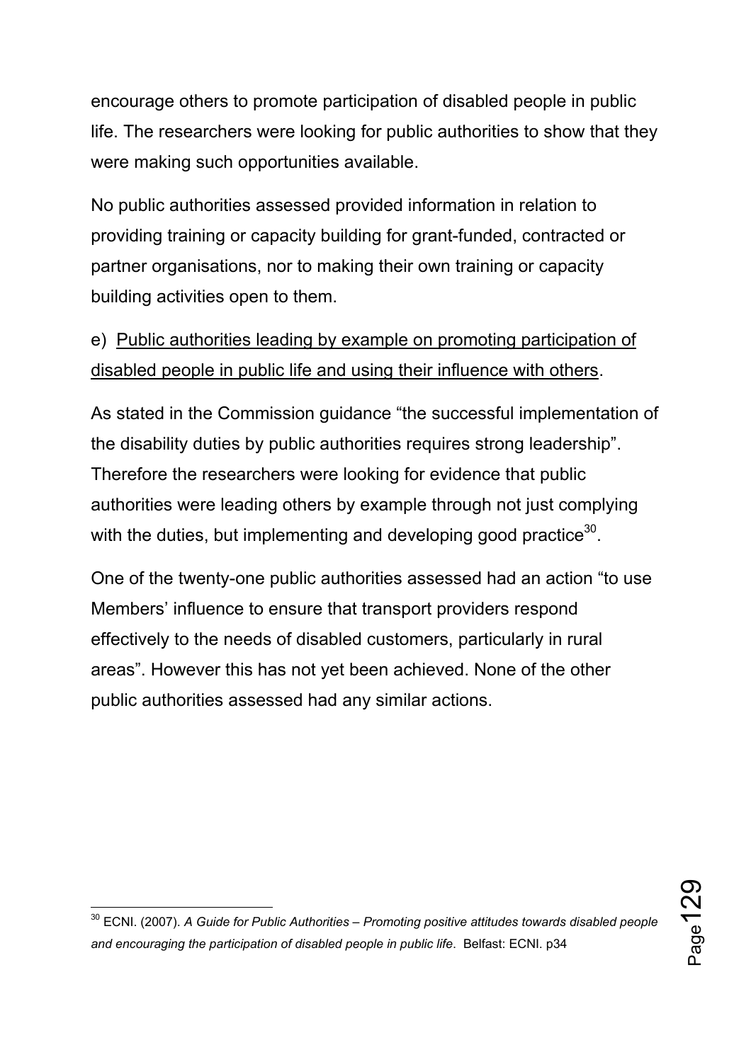encourage others to promote participation of disabled people in public life. The researchers were looking for public authorities to show that they were making such opportunities available.

No public authorities assessed provided information in relation to providing training or capacity building for grant-funded, contracted or partner organisations, nor to making their own training or capacity building activities open to them.

e) <u>Public authorities leading by example on promoting participation of disabled people in public life and using their influence with others</u>.

As stated in the Commission guidance “the successful implementation of the disability duties by public authorities requires strong leadership”. Therefore the researchers were looking for evidence that public authorities were leading others by example through not just complying with the duties, but implementing and developing good practice[30].

One of the twenty-one public authorities assessed had an action “to use Members’ influence to ensure that transport providers respond effectively to the needs of disabled customers, particularly in rural areas”. However this has not yet been achieved. None of the other public authorities assessed had any similar actions.

---

[30] ECNI. (2007). *A Guide for Public Authorities – Promoting positive attitudes towards disabled people and encouraging the participation of disabled people in public life*. Belfast: ECNI. p34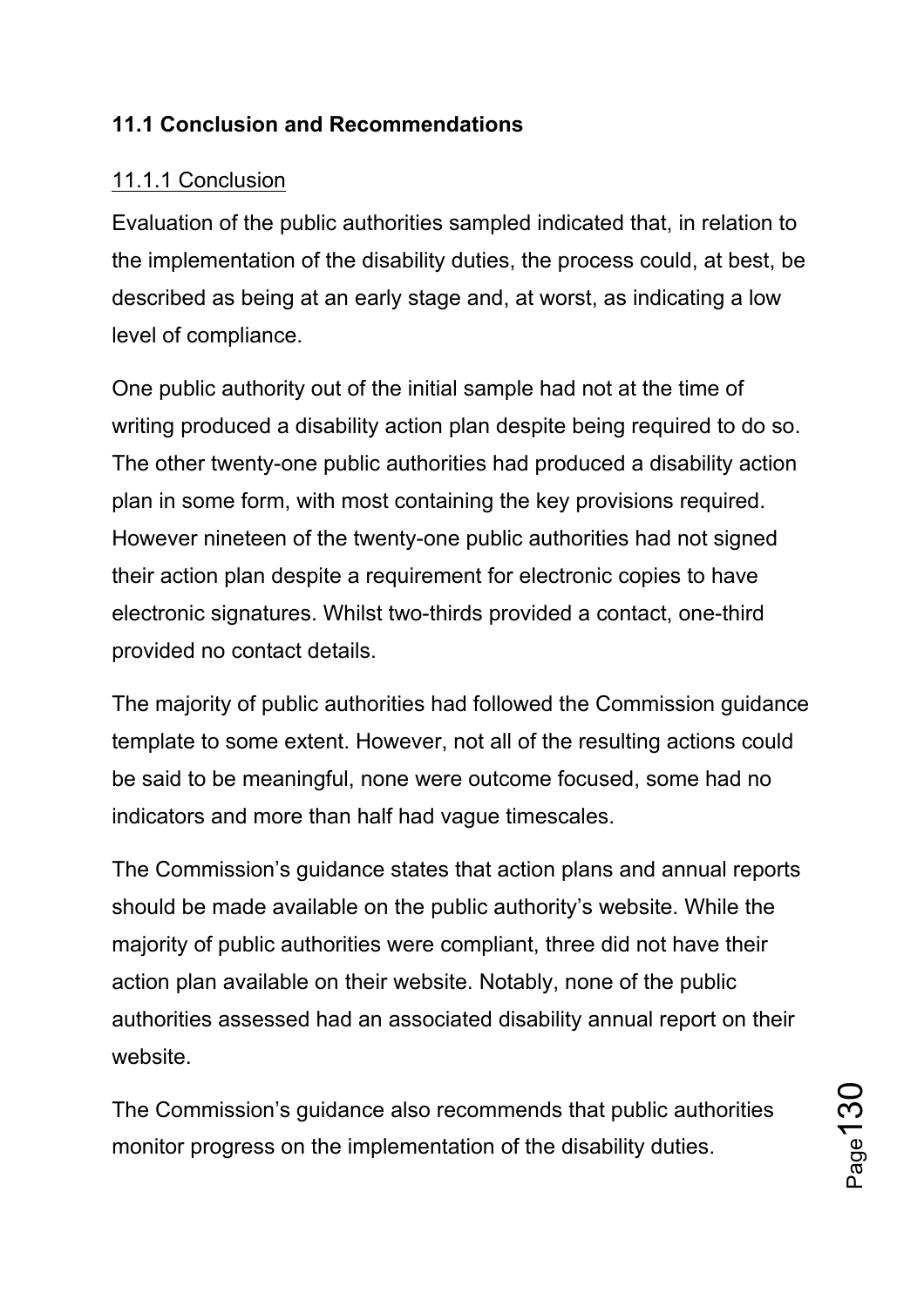## 11.1 Conclusion and Recommendations

### 11.1.1 Conclusion

Evaluation of the public authorities sampled indicated that, in relation to the implementation of the disability duties, the process could, at best, be described as being at an early stage and, at worst, as indicating a low level of compliance.

One public authority out of the initial sample had not at the time of writing produced a disability action plan despite being required to do so. The other twenty-one public authorities had produced a disability action plan in some form, with most containing the key provisions required. However nineteen of the twenty-one public authorities had not signed their action plan despite a requirement for electronic copies to have electronic signatures. Whilst two-thirds provided a contact, one-third provided no contact details.

The majority of public authorities had followed the Commission guidance template to some extent. However, not all of the resulting actions could be said to be meaningful, none were outcome focused, some had no indicators and more than half had vague timescales.

The Commission's guidance states that action plans and annual reports should be made available on the public authority's website. While the majority of public authorities were compliant, three did not have their action plan available on their website. Notably, none of the public authorities assessed had an associated disability annual report on their website.

The Commission's guidance also recommends that public authorities monitor progress on the implementation of the disability duties.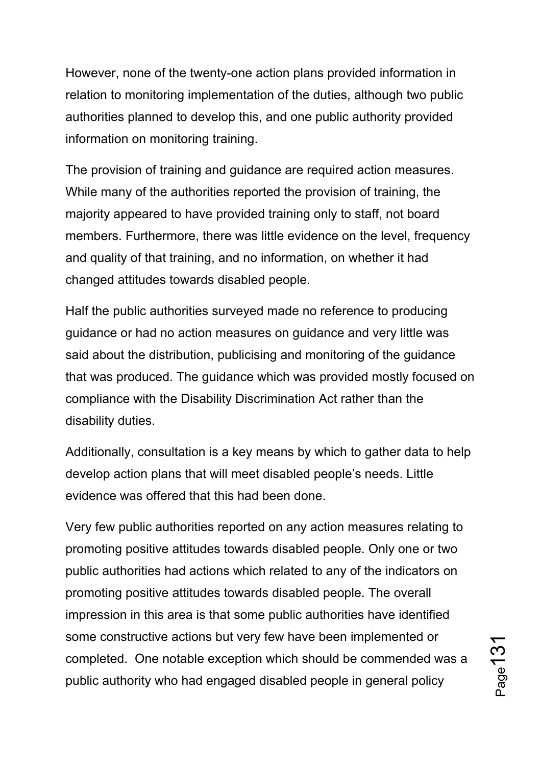However, none of the twenty-one action plans provided information in relation to monitoring implementation of the duties, although two public authorities planned to develop this, and one public authority provided information on monitoring training.

The provision of training and guidance are required action measures. While many of the authorities reported the provision of training, the majority appeared to have provided training only to staff, not board members. Furthermore, there was little evidence on the level, frequency and quality of that training, and no information, on whether it had changed attitudes towards disabled people.

Half the public authorities surveyed made no reference to producing guidance or had no action measures on guidance and very little was said about the distribution, publicising and monitoring of the guidance that was produced. The guidance which was provided mostly focused on compliance with the Disability Discrimination Act rather than the disability duties.

Additionally, consultation is a key means by which to gather data to help develop action plans that will meet disabled people's needs. Little evidence was offered that this had been done.

Very few public authorities reported on any action measures relating to promoting positive attitudes towards disabled people. Only one or two public authorities had actions which related to any of the indicators on promoting positive attitudes towards disabled people. The overall impression in this area is that some public authorities have identified some constructive actions but very few have been implemented or completed. One notable exception which should be commended was a public authority who had engaged disabled people in general policy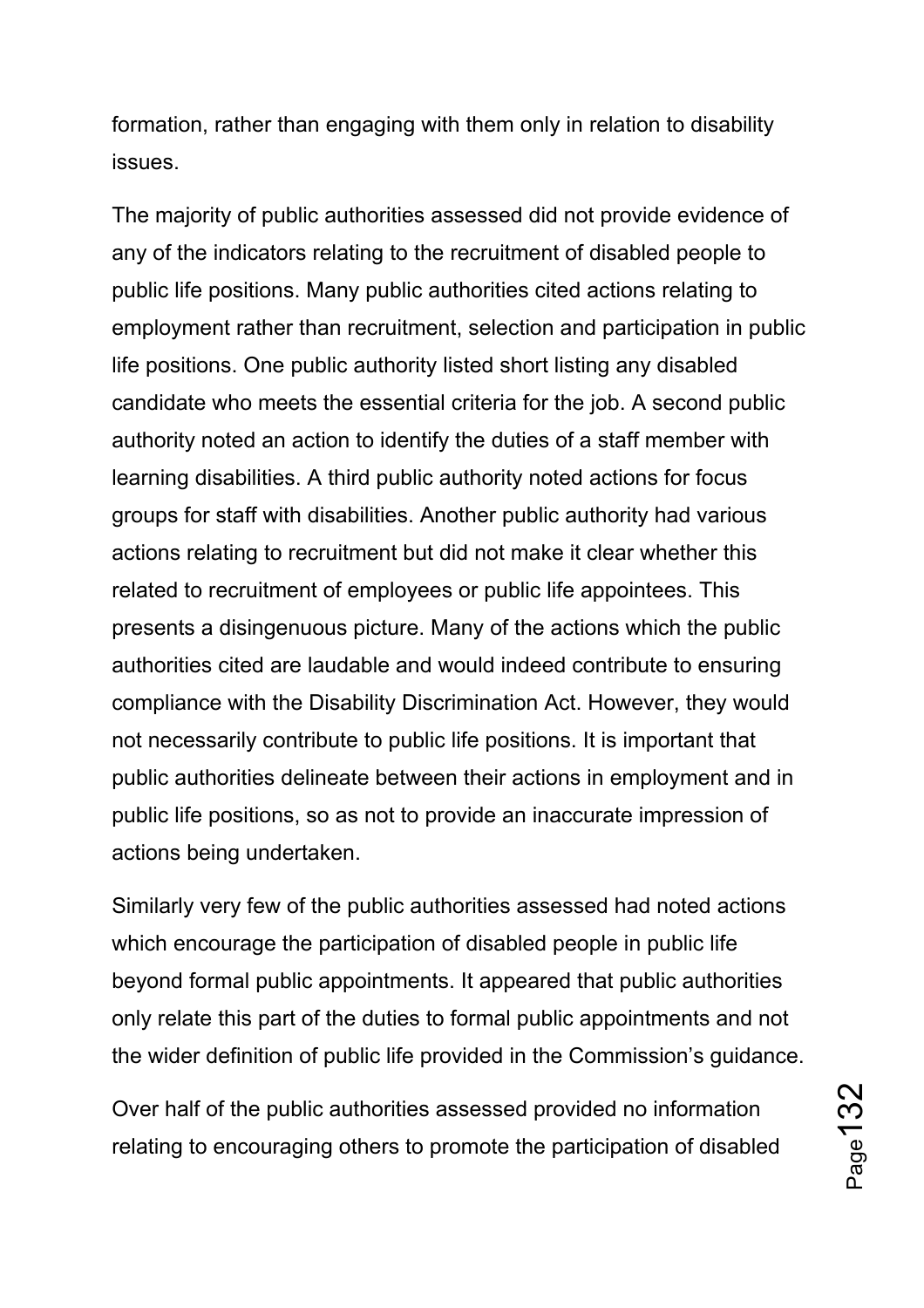formation, rather than engaging with them only in relation to disability issues.

The majority of public authorities assessed did not provide evidence of any of the indicators relating to the recruitment of disabled people to public life positions. Many public authorities cited actions relating to employment rather than recruitment, selection and participation in public life positions. One public authority listed short listing any disabled candidate who meets the essential criteria for the job. A second public authority noted an action to identify the duties of a staff member with learning disabilities. A third public authority noted actions for focus groups for staff with disabilities. Another public authority had various actions relating to recruitment but did not make it clear whether this related to recruitment of employees or public life appointees. This presents a disingenuous picture. Many of the actions which the public authorities cited are laudable and would indeed contribute to ensuring compliance with the Disability Discrimination Act. However, they would not necessarily contribute to public life positions. It is important that public authorities delineate between their actions in employment and in public life positions, so as not to provide an inaccurate impression of actions being undertaken.

Similarly very few of the public authorities assessed had noted actions which encourage the participation of disabled people in public life beyond formal public appointments. It appeared that public authorities only relate this part of the duties to formal public appointments and not the wider definition of public life provided in the Commission's guidance.

Over half of the public authorities assessed provided no information relating to encouraging others to promote the participation of disabled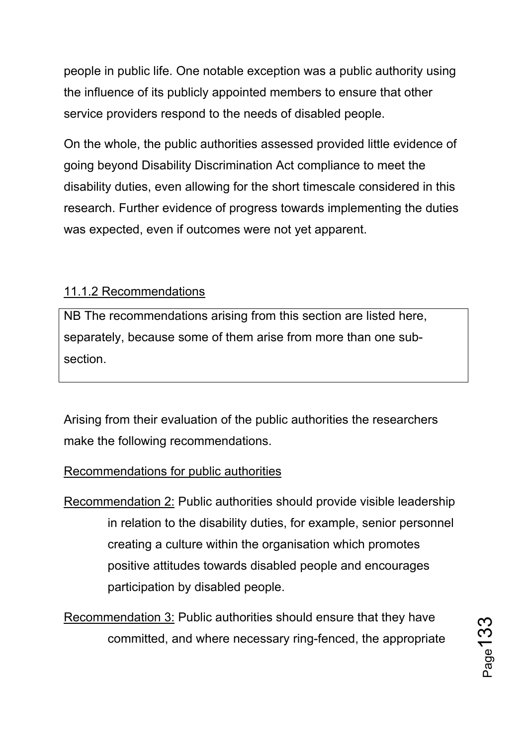people in public life. One notable exception was a public authority using the influence of its publicly appointed members to ensure that other service providers respond to the needs of disabled people.

On the whole, the public authorities assessed provided little evidence of going beyond Disability Discrimination Act compliance to meet the disability duties, even allowing for the short timescale considered in this research. Further evidence of progress towards implementing the duties was expected, even if outcomes were not yet apparent.

### 11.1.2 Recommendations

> NB The recommendations arising from this section are listed here, separately, because some of them arise from more than one sub-section.

Arising from their evaluation of the public authorities the researchers make the following recommendations.

Recommendations for public authorities

Recommendation 2: Public authorities should provide visible leadership in relation to the disability duties, for example, senior personnel creating a culture within the organisation which promotes positive attitudes towards disabled people and encourages participation by disabled people.

Recommendation 3: Public authorities should ensure that they have committed, and where necessary ring-fenced, the appropriate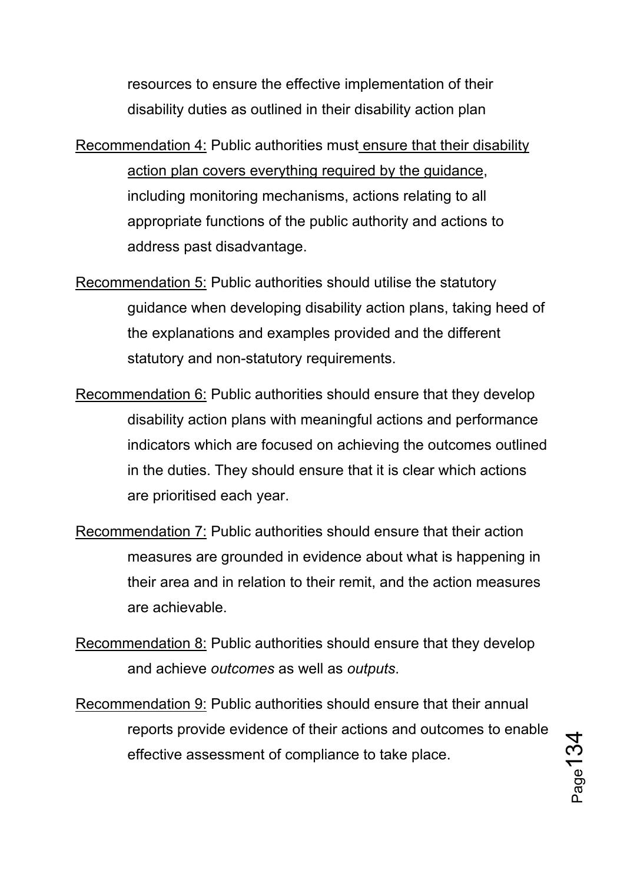resources to ensure the effective implementation of their disability duties as outlined in their disability action plan

Recommendation 4: Public authorities must ensure that their disability action plan covers everything required by the guidance, including monitoring mechanisms, actions relating to all appropriate functions of the public authority and actions to address past disadvantage.

Recommendation 5: Public authorities should utilise the statutory guidance when developing disability action plans, taking heed of the explanations and examples provided and the different statutory and non-statutory requirements.

Recommendation 6: Public authorities should ensure that they develop disability action plans with meaningful actions and performance indicators which are focused on achieving the outcomes outlined in the duties. They should ensure that it is clear which actions are prioritised each year.

Recommendation 7: Public authorities should ensure that their action measures are grounded in evidence about what is happening in their area and in relation to their remit, and the action measures are achievable.

Recommendation 8: Public authorities should ensure that they develop and achieve *outcomes* as well as *outputs*.

Recommendation 9: Public authorities should ensure that their annual reports provide evidence of their actions and outcomes to enable effective assessment of compliance to take place.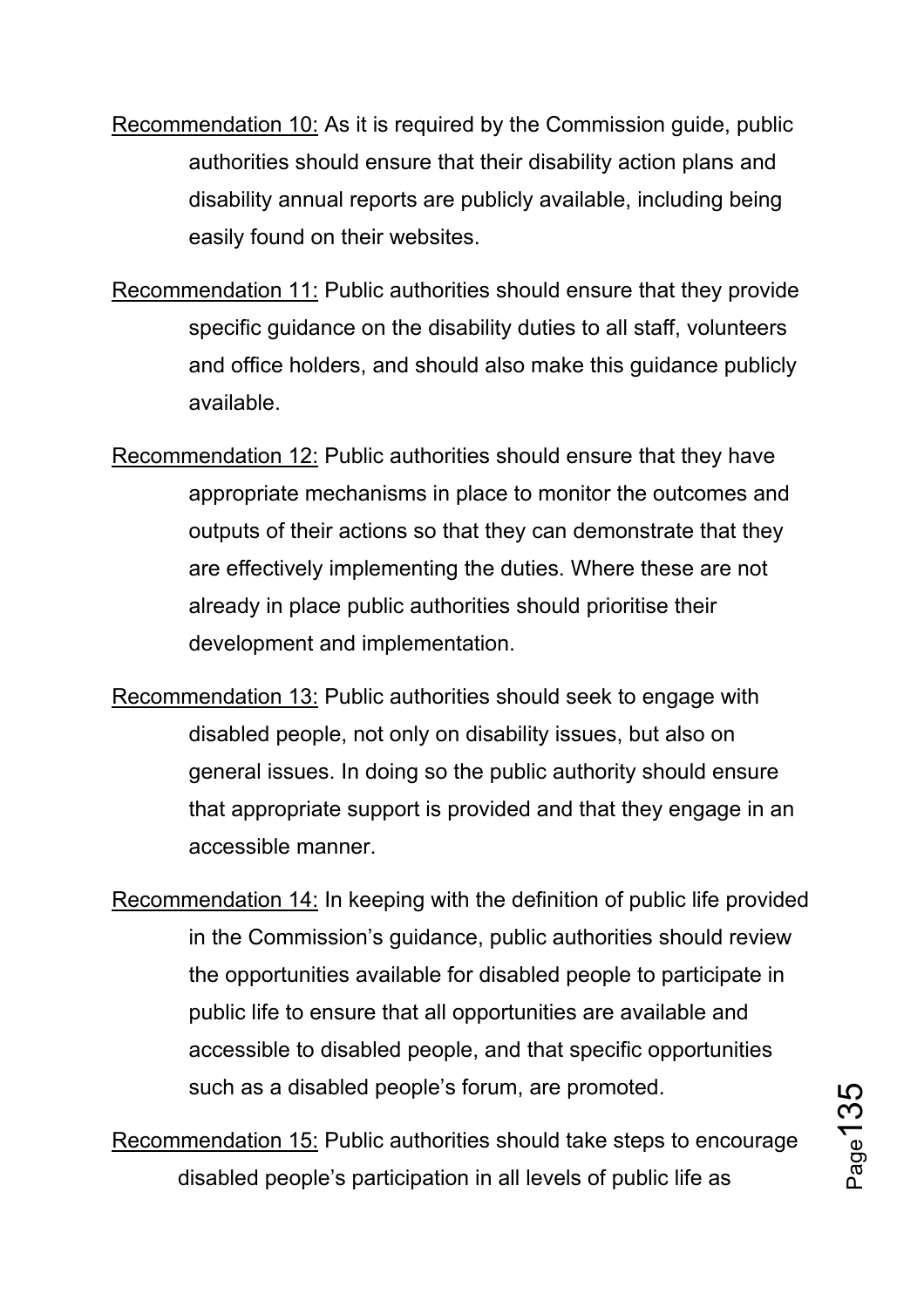Recommendation 10: As it is required by the Commission guide, public authorities should ensure that their disability action plans and disability annual reports are publicly available, including being easily found on their websites.

Recommendation 11: Public authorities should ensure that they provide specific guidance on the disability duties to all staff, volunteers and office holders, and should also make this guidance publicly available.

Recommendation 12: Public authorities should ensure that they have appropriate mechanisms in place to monitor the outcomes and outputs of their actions so that they can demonstrate that they are effectively implementing the duties. Where these are not already in place public authorities should prioritise their development and implementation.

Recommendation 13: Public authorities should seek to engage with disabled people, not only on disability issues, but also on general issues. In doing so the public authority should ensure that appropriate support is provided and that they engage in an accessible manner.

Recommendation 14: In keeping with the definition of public life provided in the Commission's guidance, public authorities should review the opportunities available for disabled people to participate in public life to ensure that all opportunities are available and accessible to disabled people, and that specific opportunities such as a disabled people's forum, are promoted.

Recommendation 15: Public authorities should take steps to encourage disabled people's participation in all levels of public life as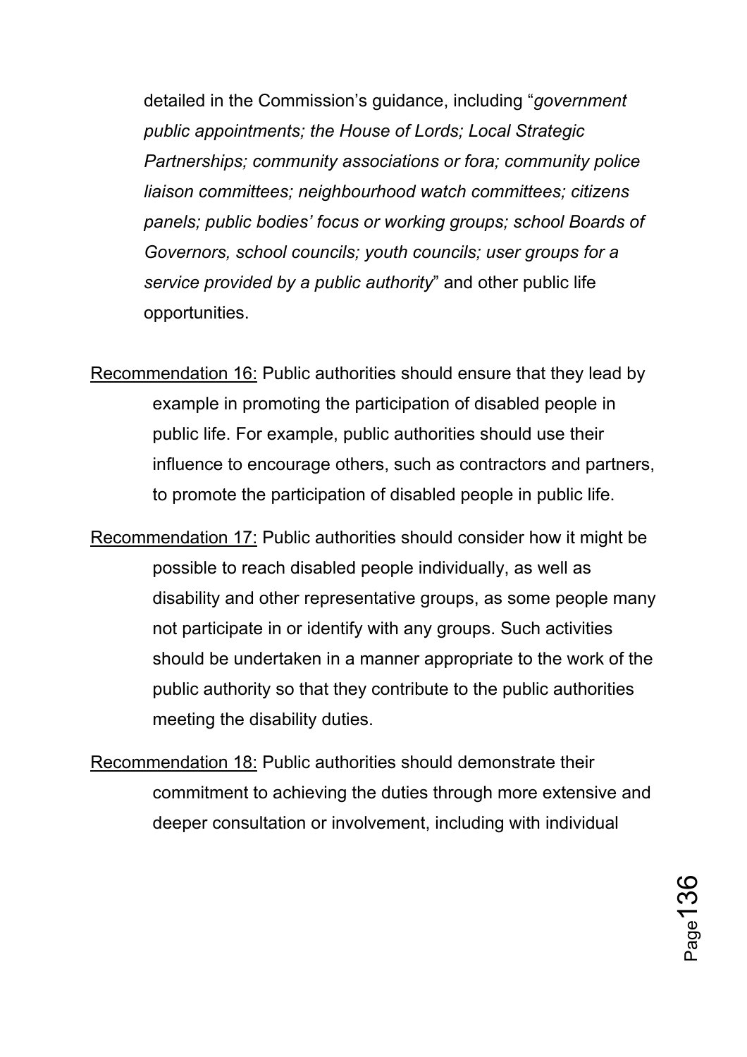detailed in the Commission's guidance, including "*government public appointments; the House of Lords; Local Strategic Partnerships; community associations or fora; community police liaison committees; neighbourhood watch committees; citizens panels; public bodies' focus or working groups; school Boards of Governors, school councils; youth councils; user groups for a service provided by a public authority*" and other public life opportunities.

<u>Recommendation 16:</u> Public authorities should ensure that they lead by example in promoting the participation of disabled people in public life. For example, public authorities should use their influence to encourage others, such as contractors and partners, to promote the participation of disabled people in public life.

<u>Recommendation 17:</u> Public authorities should consider how it might be possible to reach disabled people individually, as well as disability and other representative groups, as some people many not participate in or identify with any groups. Such activities should be undertaken in a manner appropriate to the work of the public authority so that they contribute to the public authorities meeting the disability duties.

<u>Recommendation 18:</u> Public authorities should demonstrate their commitment to achieving the duties through more extensive and deeper consultation or involvement, including with individual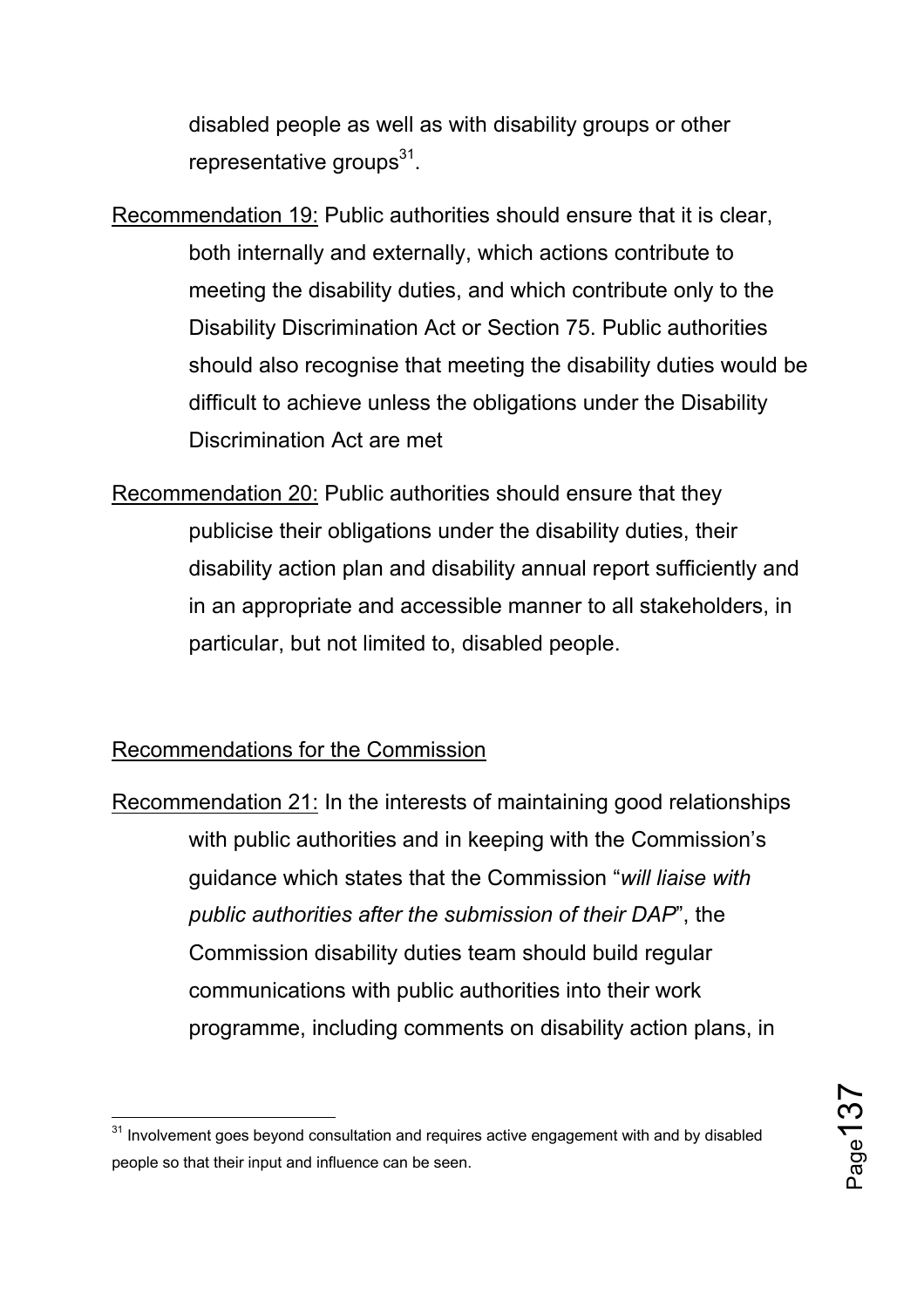disabled people as well as with disability groups or other representative groups[31].

Recommendation 19: Public authorities should ensure that it is clear, both internally and externally, which actions contribute to meeting the disability duties, and which contribute only to the Disability Discrimination Act or Section 75. Public authorities should also recognise that meeting the disability duties would be difficult to achieve unless the obligations under the Disability Discrimination Act are met

Recommendation 20: Public authorities should ensure that they publicise their obligations under the disability duties, their disability action plan and disability annual report sufficiently and in an appropriate and accessible manner to all stakeholders, in particular, but not limited to, disabled people.

Recommendations for the Commission

Recommendation 21: In the interests of maintaining good relationships with public authorities and in keeping with the Commission's guidance which states that the Commission "*will liaise with public authorities after the submission of their DAP*", the Commission disability duties team should build regular communications with public authorities into their work programme, including comments on disability action plans, in

[31] Involvement goes beyond consultation and requires active engagement with and by disabled people so that their input and influence can be seen.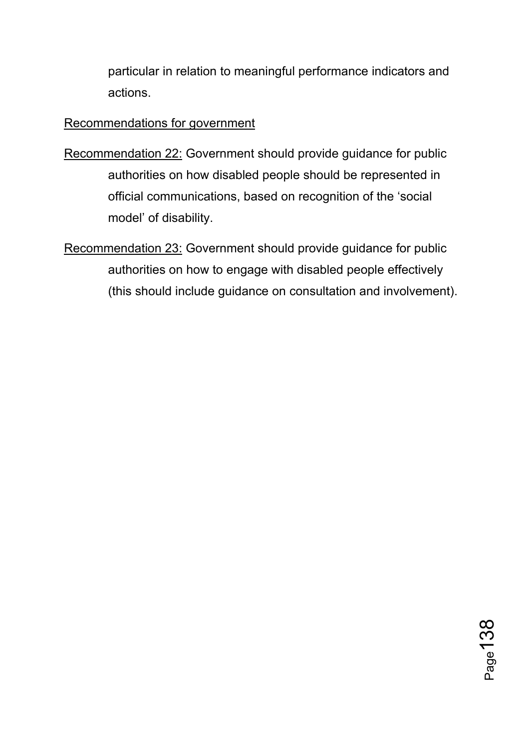particular in relation to meaningful performance indicators and actions.

<u>Recommendations for government</u>

<u>Recommendation 22:</u> Government should provide guidance for public authorities on how disabled people should be represented in official communications, based on recognition of the ‘social model’ of disability.

<u>Recommendation 23:</u> Government should provide guidance for public authorities on how to engage with disabled people effectively (this should include guidance on consultation and involvement).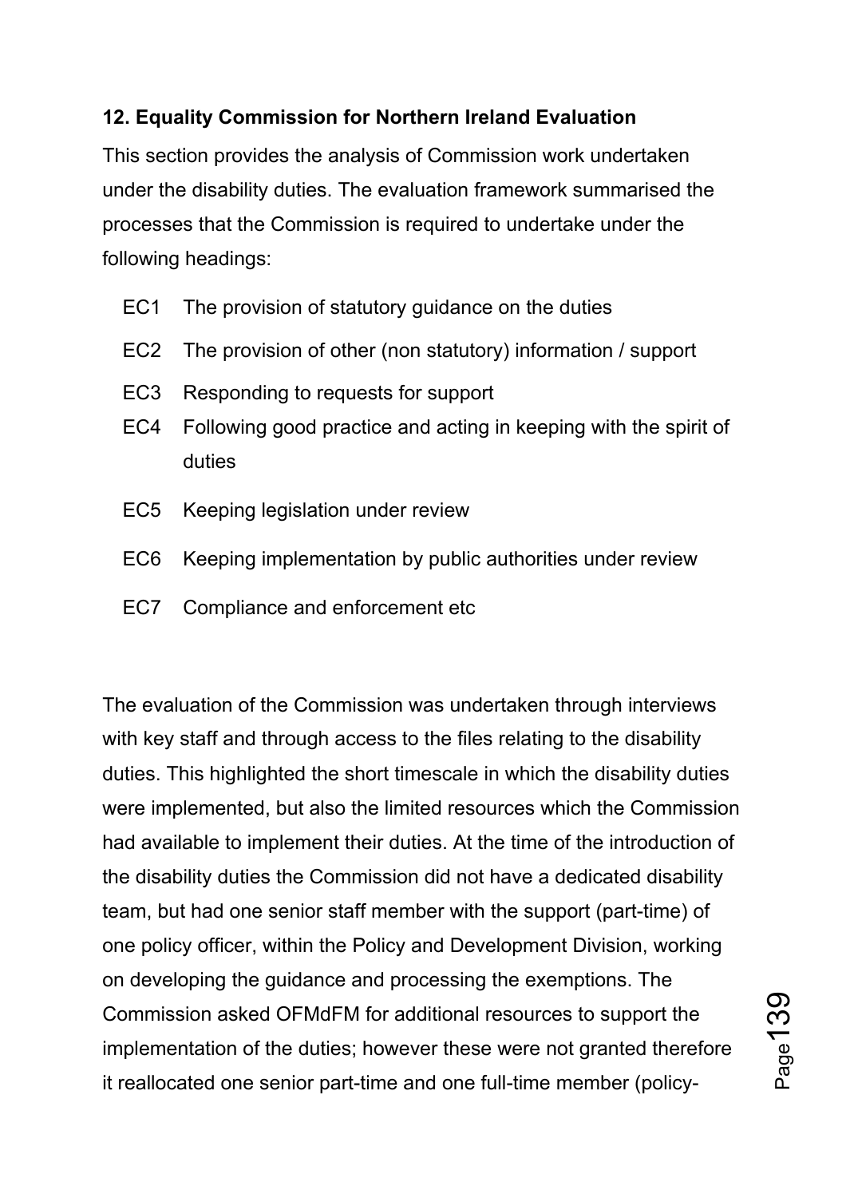**12. Equality Commission for Northern Ireland Evaluation**

This section provides the analysis of Commission work undertaken under the disability duties. The evaluation framework summarised the processes that the Commission is required to undertake under the following headings:

- EC1 The provision of statutory guidance on the duties
- EC2 The provision of other (non statutory) information / support
- EC3 Responding to requests for support
- EC4 Following good practice and acting in keeping with the spirit of duties
- EC5 Keeping legislation under review
- EC6 Keeping implementation by public authorities under review
- EC7 Compliance and enforcement etc

The evaluation of the Commission was undertaken through interviews with key staff and through access to the files relating to the disability duties. This highlighted the short timescale in which the disability duties were implemented, but also the limited resources which the Commission had available to implement their duties. At the time of the introduction of the disability duties the Commission did not have a dedicated disability team, but had one senior staff member with the support (part-time) of one policy officer, within the Policy and Development Division, working on developing the guidance and processing the exemptions. The Commission asked OFMdFM for additional resources to support the implementation of the duties; however these were not granted therefore it reallocated one senior part-time and one full-time member (policy-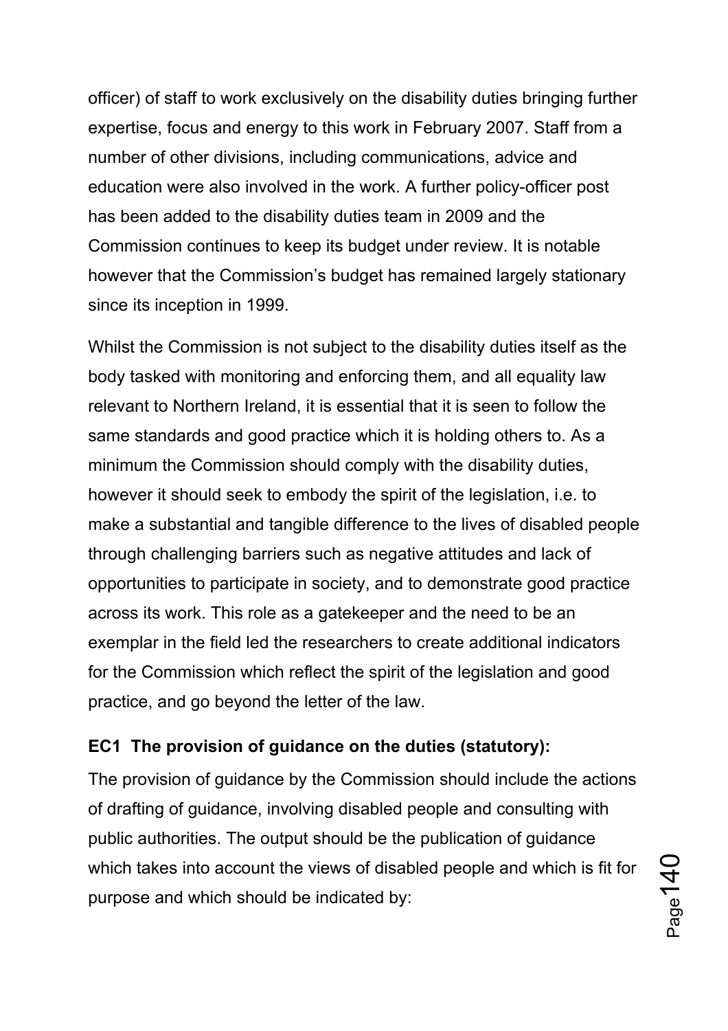officer) of staff to work exclusively on the disability duties bringing further expertise, focus and energy to this work in February 2007. Staff from a number of other divisions, including communications, advice and education were also involved in the work. A further policy-officer post has been added to the disability duties team in 2009 and the Commission continues to keep its budget under review. It is notable however that the Commission's budget has remained largely stationary since its inception in 1999.

Whilst the Commission is not subject to the disability duties itself as the body tasked with monitoring and enforcing them, and all equality law relevant to Northern Ireland, it is essential that it is seen to follow the same standards and good practice which it is holding others to. As a minimum the Commission should comply with the disability duties, however it should seek to embody the spirit of the legislation, i.e. to make a substantial and tangible difference to the lives of disabled people through challenging barriers such as negative attitudes and lack of opportunities to participate in society, and to demonstrate good practice across its work. This role as a gatekeeper and the need to be an exemplar in the field led the researchers to create additional indicators for the Commission which reflect the spirit of the legislation and good practice, and go beyond the letter of the law.

**EC1 The provision of guidance on the duties (statutory):**

The provision of guidance by the Commission should include the actions of drafting of guidance, involving disabled people and consulting with public authorities. The output should be the publication of guidance which takes into account the views of disabled people and which is fit for purpose and which should be indicated by: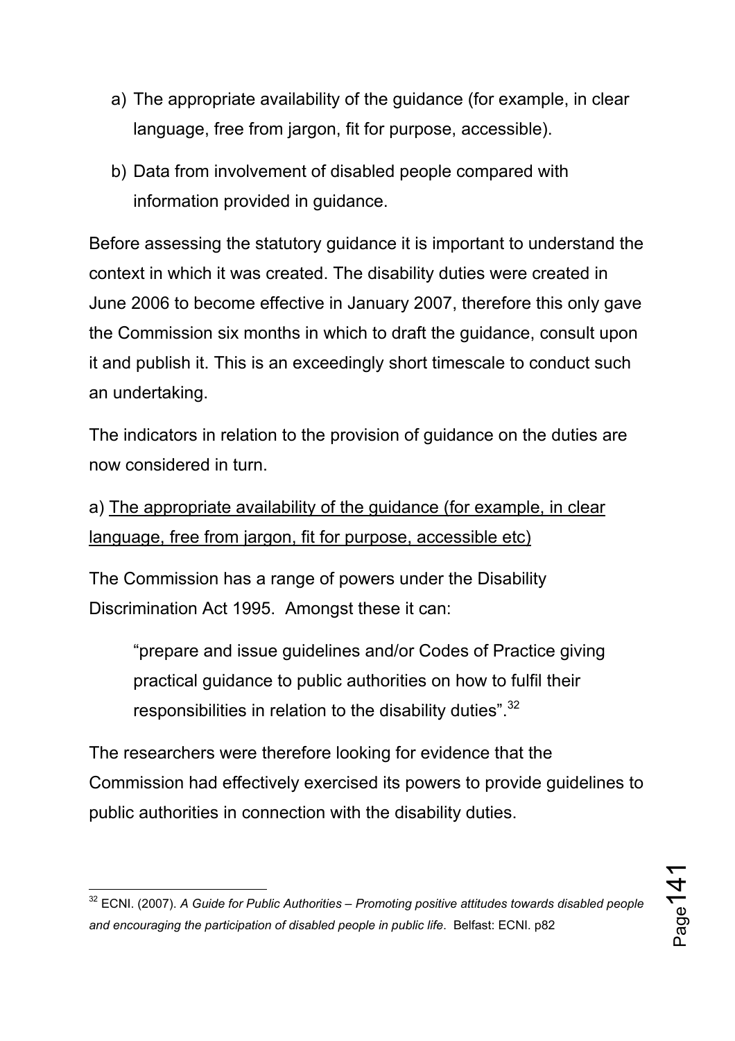a) The appropriate availability of the guidance (for example, in clear language, free from jargon, fit for purpose, accessible).

b) Data from involvement of disabled people compared with information provided in guidance.

Before assessing the statutory guidance it is important to understand the context in which it was created. The disability duties were created in June 2006 to become effective in January 2007, therefore this only gave the Commission six months in which to draft the guidance, consult upon it and publish it. This is an exceedingly short timescale to conduct such an undertaking.

The indicators in relation to the provision of guidance on the duties are now considered in turn.

a) <u>The appropriate availability of the guidance (for example, in clear language, free from jargon, fit for purpose, accessible etc)</u>

The Commission has a range of powers under the Disability Discrimination Act 1995. Amongst these it can:

> "prepare and issue guidelines and/or Codes of Practice giving practical guidance to public authorities on how to fulfil their responsibilities in relation to the disability duties".[32]

The researchers were therefore looking for evidence that the Commission had effectively exercised its powers to provide guidelines to public authorities in connection with the disability duties.

---

[32] ECNI. (2007). *A Guide for Public Authorities – Promoting positive attitudes towards disabled people and encouraging the participation of disabled people in public life*. Belfast: ECNI. p82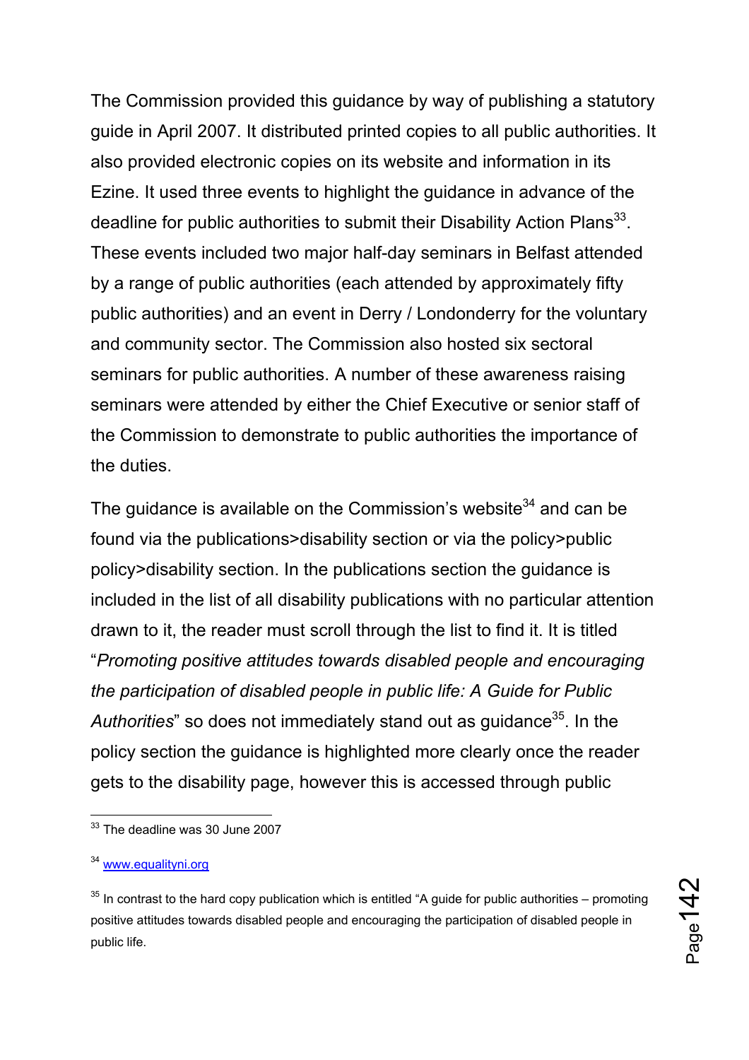The Commission provided this guidance by way of publishing a statutory guide in April 2007. It distributed printed copies to all public authorities. It also provided electronic copies on its website and information in its Ezine. It used three events to highlight the guidance in advance of the deadline for public authorities to submit their Disability Action Plans[33]. These events included two major half-day seminars in Belfast attended by a range of public authorities (each attended by approximately fifty public authorities) and an event in Derry / Londonderry for the voluntary and community sector. The Commission also hosted six sectoral seminars for public authorities. A number of these awareness raising seminars were attended by either the Chief Executive or senior staff of the Commission to demonstrate to public authorities the importance of the duties.

The guidance is available on the Commission's website[34] and can be found via the publications>disability section or via the policy>public policy>disability section. In the publications section the guidance is included in the list of all disability publications with no particular attention drawn to it, the reader must scroll through the list to find it. It is titled "*Promoting positive attitudes towards disabled people and encouraging the participation of disabled people in public life: A Guide for Public Authorities*" so does not immediately stand out as guidance[35]. In the policy section the guidance is highlighted more clearly once the reader gets to the disability page, however this is accessed through public

[33] The deadline was 30 June 2007

[34] www.equalityni.org

[35] In contrast to the hard copy publication which is entitled "A guide for public authorities – promoting positive attitudes towards disabled people and encouraging the participation of disabled people in public life.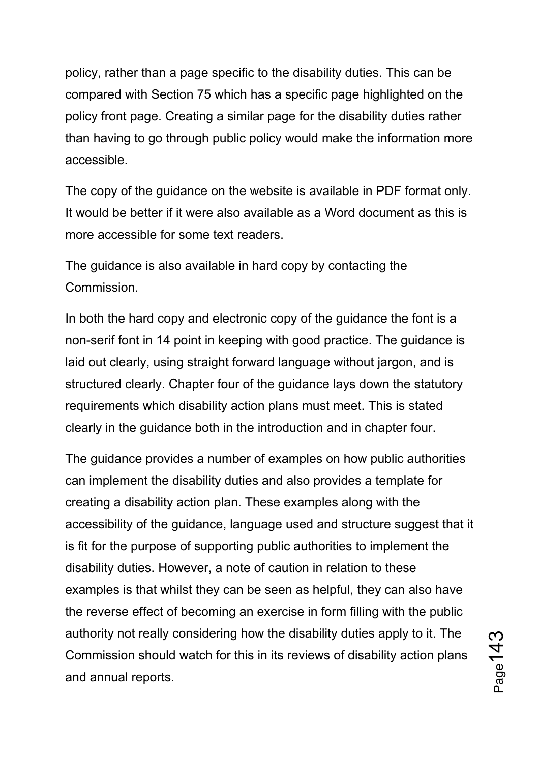policy, rather than a page specific to the disability duties. This can be compared with Section 75 which has a specific page highlighted on the policy front page. Creating a similar page for the disability duties rather than having to go through public policy would make the information more accessible.

The copy of the guidance on the website is available in PDF format only. It would be better if it were also available as a Word document as this is more accessible for some text readers.

The guidance is also available in hard copy by contacting the Commission.

In both the hard copy and electronic copy of the guidance the font is a non-serif font in 14 point in keeping with good practice. The guidance is laid out clearly, using straight forward language without jargon, and is structured clearly. Chapter four of the guidance lays down the statutory requirements which disability action plans must meet. This is stated clearly in the guidance both in the introduction and in chapter four.

The guidance provides a number of examples on how public authorities can implement the disability duties and also provides a template for creating a disability action plan. These examples along with the accessibility of the guidance, language used and structure suggest that it is fit for the purpose of supporting public authorities to implement the disability duties. However, a note of caution in relation to these examples is that whilst they can be seen as helpful, they can also have the reverse effect of becoming an exercise in form filling with the public authority not really considering how the disability duties apply to it. The Commission should watch for this in its reviews of disability action plans and annual reports.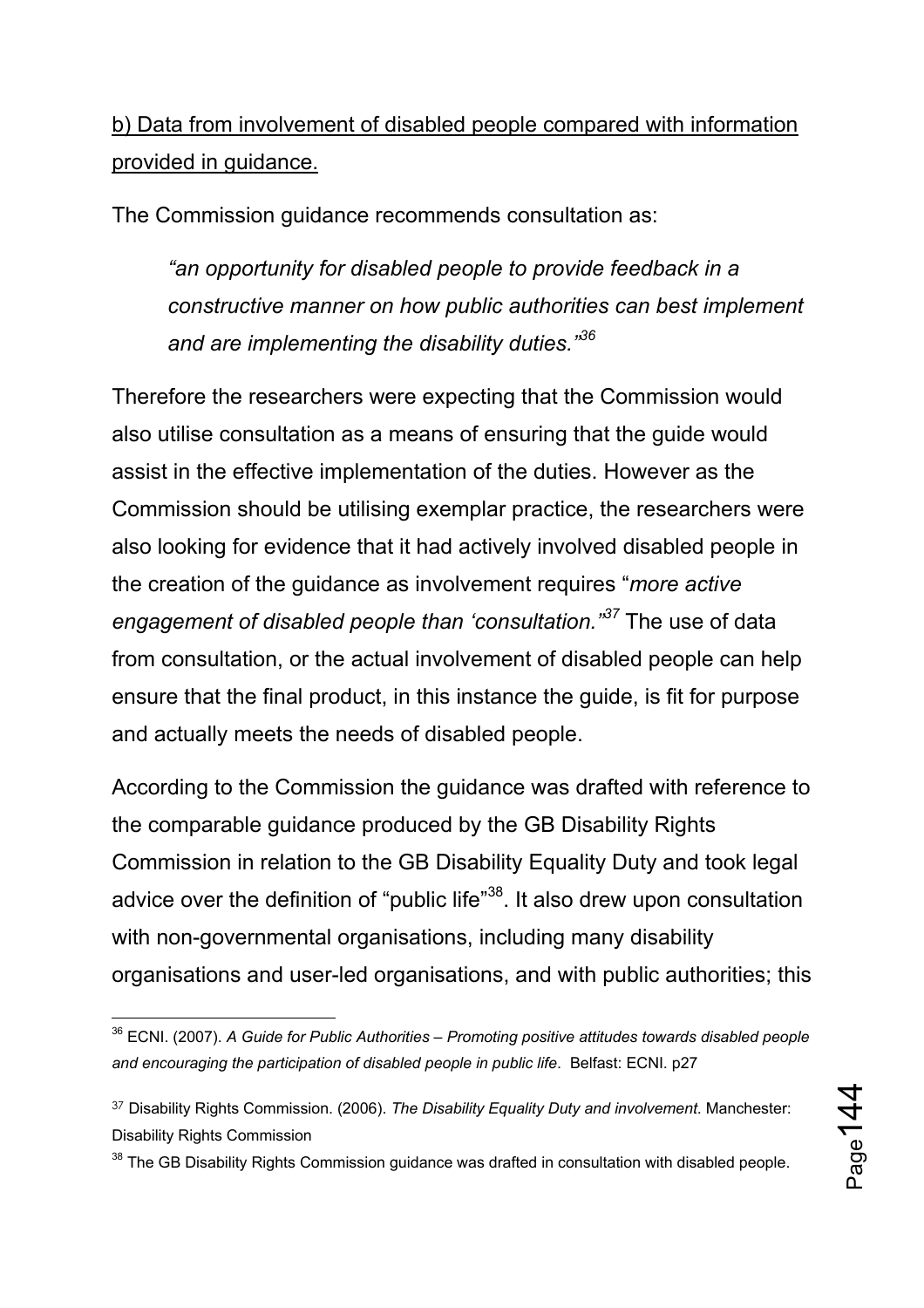b) Data from involvement of disabled people compared with information provided in guidance.

The Commission guidance recommends consultation as:

> *"an opportunity for disabled people to provide feedback in a constructive manner on how public authorities can best implement and are implementing the disability duties."*[36]

Therefore the researchers were expecting that the Commission would also utilise consultation as a means of ensuring that the guide would assist in the effective implementation of the duties. However as the Commission should be utilising exemplar practice, the researchers were also looking for evidence that it had actively involved disabled people in the creation of the guidance as involvement requires "*more active engagement of disabled people than 'consultation.'*"[37] The use of data from consultation, or the actual involvement of disabled people can help ensure that the final product, in this instance the guide, is fit for purpose and actually meets the needs of disabled people.

According to the Commission the guidance was drafted with reference to the comparable guidance produced by the GB Disability Rights Commission in relation to the GB Disability Equality Duty and took legal advice over the definition of "public life"[38]. It also drew upon consultation with non-governmental organisations, including many disability organisations and user-led organisations, and with public authorities; this

---

[36] ECNI. (2007). *A Guide for Public Authorities – Promoting positive attitudes towards disabled people and encouraging the participation of disabled people in public life*. Belfast: ECNI. p27

[37] Disability Rights Commission. (2006). *The Disability Equality Duty and involvement*. Manchester: Disability Rights Commission

[38] The GB Disability Rights Commission guidance was drafted in consultation with disabled people.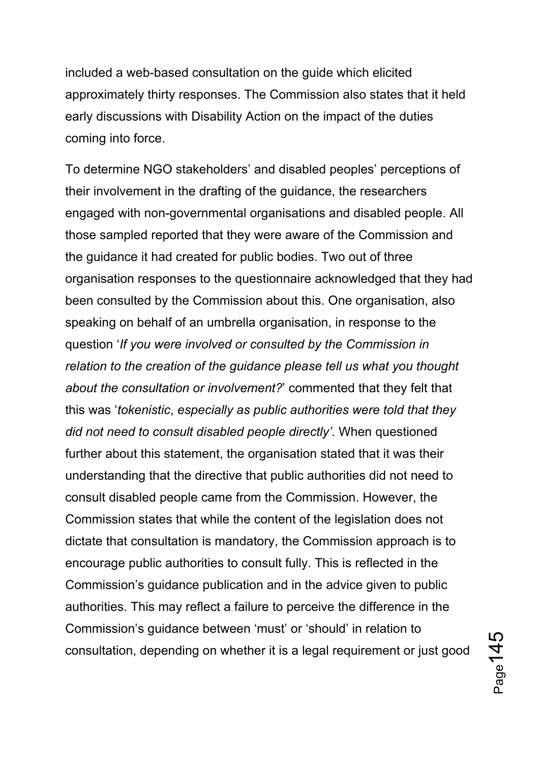included a web-based consultation on the guide which elicited approximately thirty responses. The Commission also states that it held early discussions with Disability Action on the impact of the duties coming into force.

To determine NGO stakeholders' and disabled peoples' perceptions of their involvement in the drafting of the guidance, the researchers engaged with non-governmental organisations and disabled people. All those sampled reported that they were aware of the Commission and the guidance it had created for public bodies. Two out of three organisation responses to the questionnaire acknowledged that they had been consulted by the Commission about this. One organisation, also speaking on behalf of an umbrella organisation, in response to the question '*If you were involved or consulted by the Commission in relation to the creation of the guidance please tell us what you thought about the consultation or involvement?*' commented that they felt that this was '*tokenistic*, *especially as public authorities were told that they did not need to consult disabled people directly'*. When questioned further about this statement, the organisation stated that it was their understanding that the directive that public authorities did not need to consult disabled people came from the Commission. However, the Commission states that while the content of the legislation does not dictate that consultation is mandatory, the Commission approach is to encourage public authorities to consult fully. This is reflected in the Commission's guidance publication and in the advice given to public authorities. This may reflect a failure to perceive the difference in the Commission's guidance between 'must' or 'should' in relation to consultation, depending on whether it is a legal requirement or just good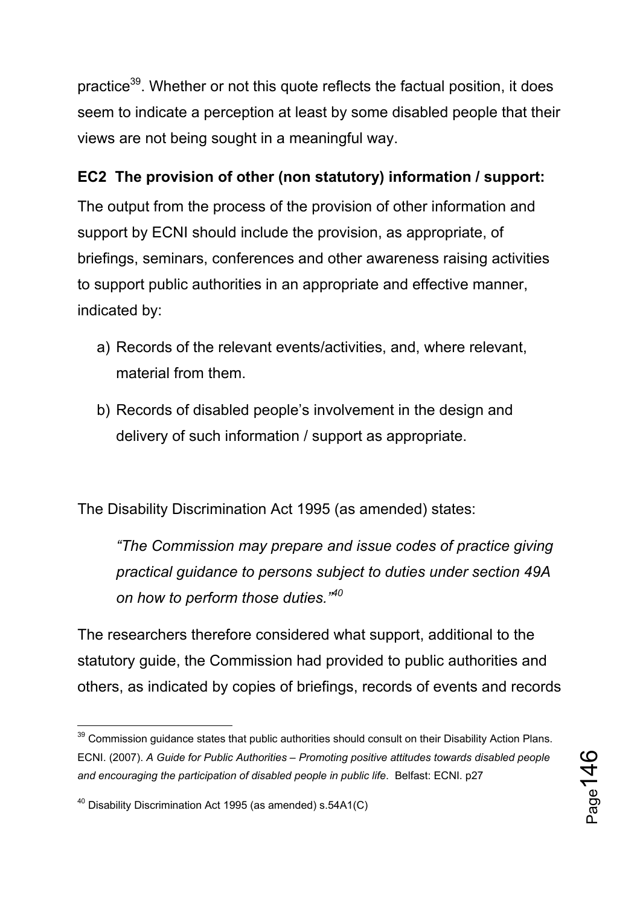practice[39]. Whether or not this quote reflects the factual position, it does seem to indicate a perception at least by some disabled people that their views are not being sought in a meaningful way.

**EC2 The provision of other (non statutory) information / support:**

The output from the process of the provision of other information and support by ECNI should include the provision, as appropriate, of briefings, seminars, conferences and other awareness raising activities to support public authorities in an appropriate and effective manner, indicated by:

a) Records of the relevant events/activities, and, where relevant, material from them.

b) Records of disabled people's involvement in the design and delivery of such information / support as appropriate.

The Disability Discrimination Act 1995 (as amended) states:

> *"The Commission may prepare and issue codes of practice giving practical guidance to persons subject to duties under section 49A on how to perform those duties."*[40]

The researchers therefore considered what support, additional to the statutory guide, the Commission had provided to public authorities and others, as indicated by copies of briefings, records of events and records

---

[39] Commission guidance states that public authorities should consult on their Disability Action Plans. ECNI. (2007). *A Guide for Public Authorities – Promoting positive attitudes towards disabled people and encouraging the participation of disabled people in public life*. Belfast: ECNI. p27

[40] Disability Discrimination Act 1995 (as amended) s.54A1(C)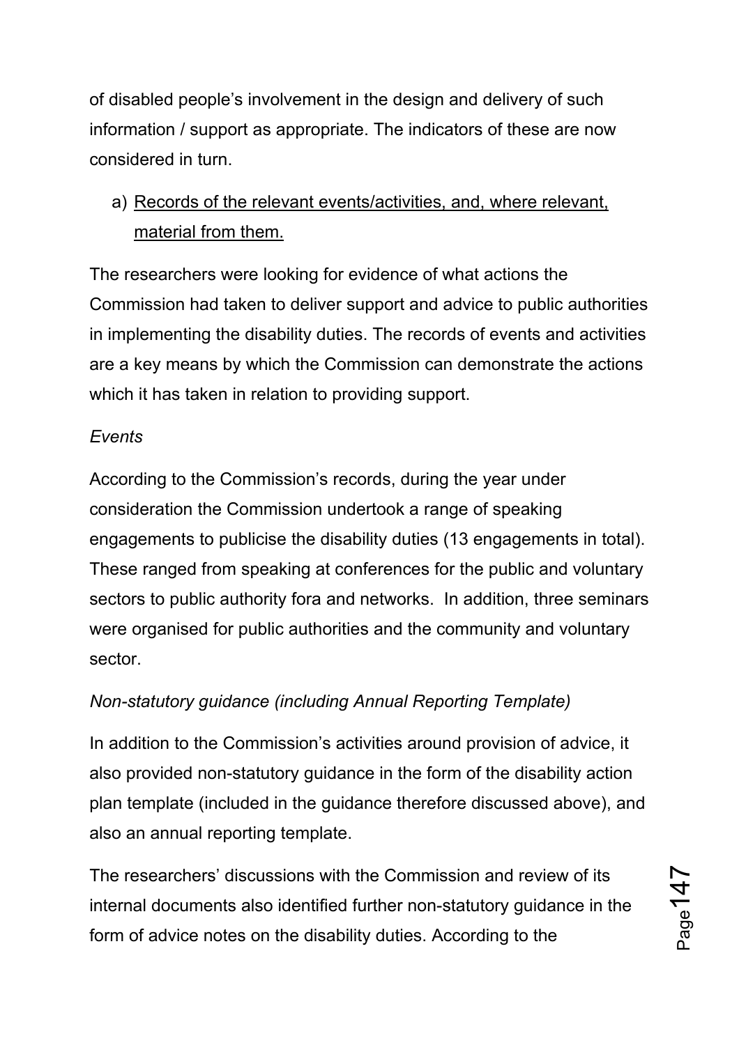of disabled people's involvement in the design and delivery of such information / support as appropriate. The indicators of these are now considered in turn.

a) <u>Records of the relevant events/activities, and, where relevant, material from them.</u>

The researchers were looking for evidence of what actions the Commission had taken to deliver support and advice to public authorities in implementing the disability duties. The records of events and activities are a key means by which the Commission can demonstrate the actions which it has taken in relation to providing support.

*Events*

According to the Commission's records, during the year under consideration the Commission undertook a range of speaking engagements to publicise the disability duties (13 engagements in total). These ranged from speaking at conferences for the public and voluntary sectors to public authority fora and networks. In addition, three seminars were organised for public authorities and the community and voluntary sector.

*Non-statutory guidance (including Annual Reporting Template)*

In addition to the Commission's activities around provision of advice, it also provided non-statutory guidance in the form of the disability action plan template (included in the guidance therefore discussed above), and also an annual reporting template.

The researchers' discussions with the Commission and review of its internal documents also identified further non-statutory guidance in the form of advice notes on the disability duties. According to the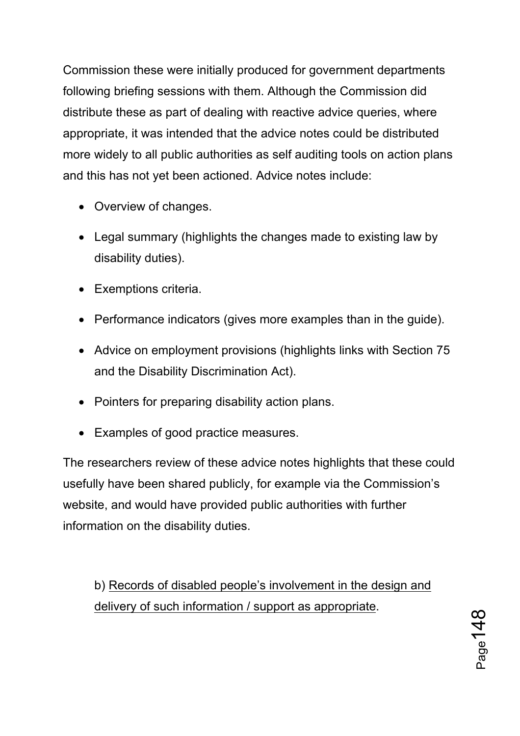Commission these were initially produced for government departments following briefing sessions with them. Although the Commission did distribute these as part of dealing with reactive advice queries, where appropriate, it was intended that the advice notes could be distributed more widely to all public authorities as self auditing tools on action plans and this has not yet been actioned. Advice notes include:

- Overview of changes.
- Legal summary (highlights the changes made to existing law by disability duties).
- Exemptions criteria.
- Performance indicators (gives more examples than in the guide).
- Advice on employment provisions (highlights links with Section 75 and the Disability Discrimination Act).
- Pointers for preparing disability action plans.
- Examples of good practice measures.

The researchers review of these advice notes highlights that these could usefully have been shared publicly, for example via the Commission's website, and would have provided public authorities with further information on the disability duties.

b) <u>Records of disabled people's involvement in the design and delivery of such information / support as appropriate</u>.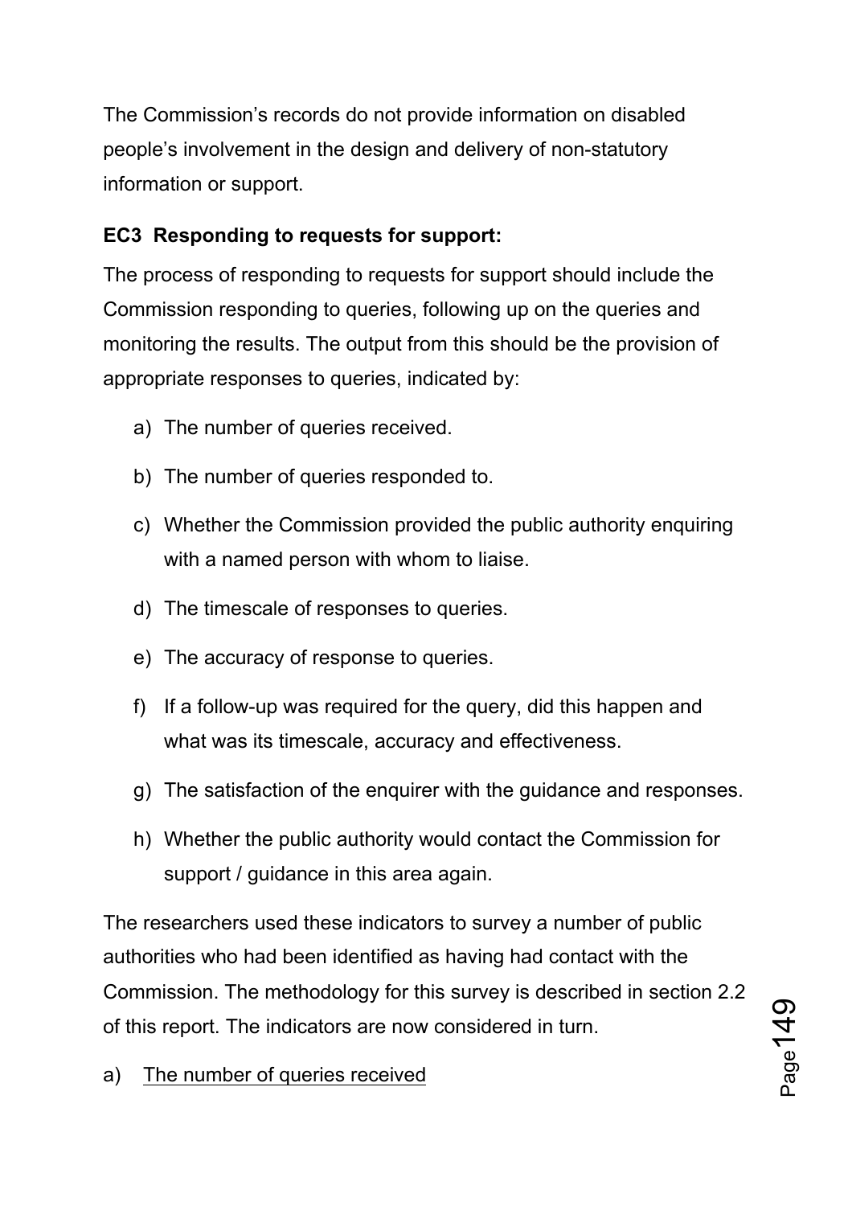The Commission's records do not provide information on disabled people's involvement in the design and delivery of non-statutory information or support.

**EC3 Responding to requests for support:**

The process of responding to requests for support should include the Commission responding to queries, following up on the queries and monitoring the results. The output from this should be the provision of appropriate responses to queries, indicated by:

a) The number of queries received.

b) The number of queries responded to.

c) Whether the Commission provided the public authority enquiring with a named person with whom to liaise.

d) The timescale of responses to queries.

e) The accuracy of response to queries.

f) If a follow-up was required for the query, did this happen and what was its timescale, accuracy and effectiveness.

g) The satisfaction of the enquirer with the guidance and responses.

h) Whether the public authority would contact the Commission for support / guidance in this area again.

The researchers used these indicators to survey a number of public authorities who had been identified as having had contact with the Commission. The methodology for this survey is described in section 2.2 of this report. The indicators are now considered in turn.

a) <u>The number of queries received</u>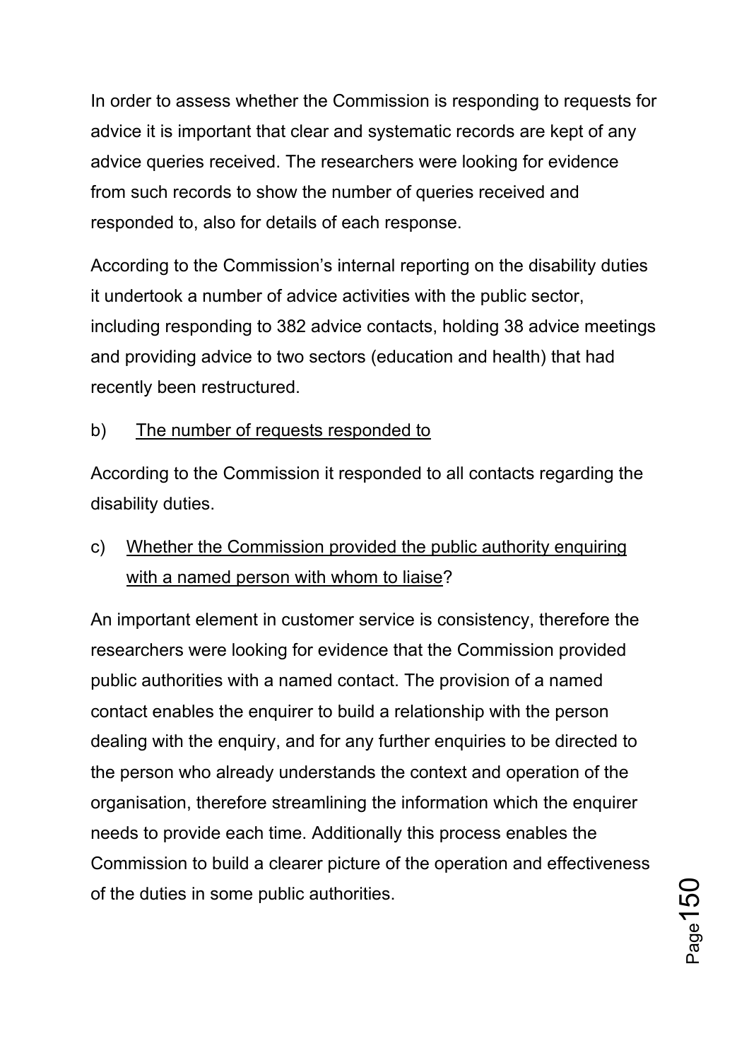In order to assess whether the Commission is responding to requests for advice it is important that clear and systematic records are kept of any advice queries received. The researchers were looking for evidence from such records to show the number of queries received and responded to, also for details of each response.

According to the Commission's internal reporting on the disability duties it undertook a number of advice activities with the public sector, including responding to 382 advice contacts, holding 38 advice meetings and providing advice to two sectors (education and health) that had recently been restructured.

b) <u>The number of requests responded to</u>

According to the Commission it responded to all contacts regarding the disability duties.

c) <u>Whether the Commission provided the public authority enquiring with a named person with whom to liaise</u>?

An important element in customer service is consistency, therefore the researchers were looking for evidence that the Commission provided public authorities with a named contact. The provision of a named contact enables the enquirer to build a relationship with the person dealing with the enquiry, and for any further enquiries to be directed to the person who already understands the context and operation of the organisation, therefore streamlining the information which the enquirer needs to provide each time. Additionally this process enables the Commission to build a clearer picture of the operation and effectiveness of the duties in some public authorities.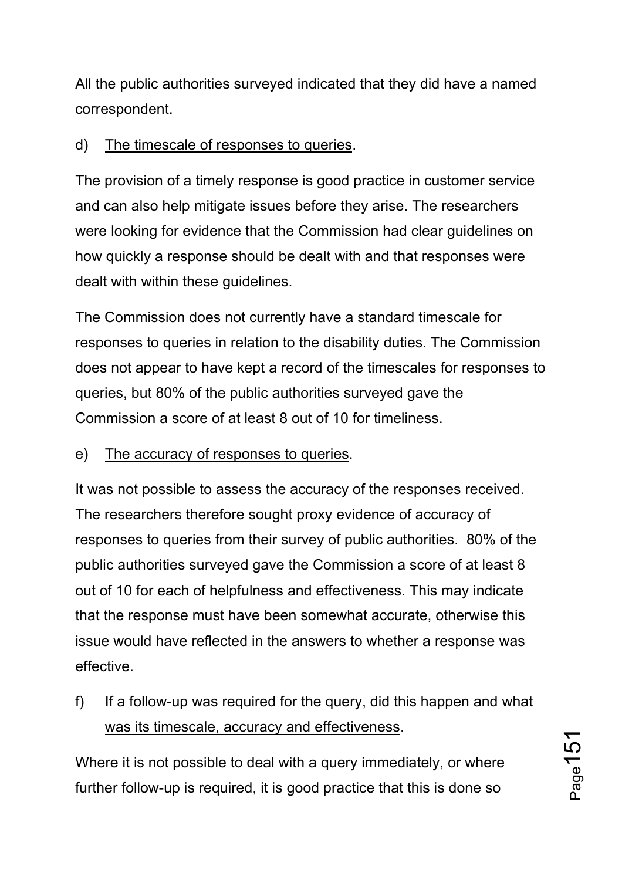All the public authorities surveyed indicated that they did have a named correspondent.

d) The timescale of responses to queries.

The provision of a timely response is good practice in customer service and can also help mitigate issues before they arise. The researchers were looking for evidence that the Commission had clear guidelines on how quickly a response should be dealt with and that responses were dealt with within these guidelines.

The Commission does not currently have a standard timescale for responses to queries in relation to the disability duties. The Commission does not appear to have kept a record of the timescales for responses to queries, but 80% of the public authorities surveyed gave the Commission a score of at least 8 out of 10 for timeliness.

e) The accuracy of responses to queries.

It was not possible to assess the accuracy of the responses received. The researchers therefore sought proxy evidence of accuracy of responses to queries from their survey of public authorities. 80% of the public authorities surveyed gave the Commission a score of at least 8 out of 10 for each of helpfulness and effectiveness. This may indicate that the response must have been somewhat accurate, otherwise this issue would have reflected in the answers to whether a response was effective.

f) If a follow-up was required for the query, did this happen and what was its timescale, accuracy and effectiveness.

Where it is not possible to deal with a query immediately, or where further follow-up is required, it is good practice that this is done so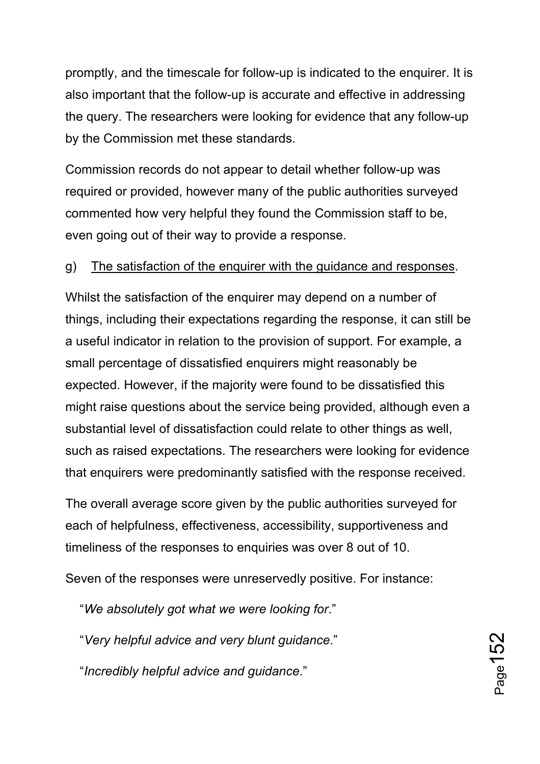promptly, and the timescale for follow-up is indicated to the enquirer. It is also important that the follow-up is accurate and effective in addressing the query. The researchers were looking for evidence that any follow-up by the Commission met these standards.

Commission records do not appear to detail whether follow-up was required or provided, however many of the public authorities surveyed commented how very helpful they found the Commission staff to be, even going out of their way to provide a response.

g) <u>The satisfaction of the enquirer with the guidance and responses</u>.

Whilst the satisfaction of the enquirer may depend on a number of things, including their expectations regarding the response, it can still be a useful indicator in relation to the provision of support. For example, a small percentage of dissatisfied enquirers might reasonably be expected. However, if the majority were found to be dissatisfied this might raise questions about the service being provided, although even a substantial level of dissatisfaction could relate to other things as well, such as raised expectations. The researchers were looking for evidence that enquirers were predominantly satisfied with the response received.

The overall average score given by the public authorities surveyed for each of helpfulness, effectiveness, accessibility, supportiveness and timeliness of the responses to enquiries was over 8 out of 10.

Seven of the responses were unreservedly positive. For instance:

"*We absolutely got what we were looking for*."

"*Very helpful advice and very blunt guidance*."

"*Incredibly helpful advice and guidance*."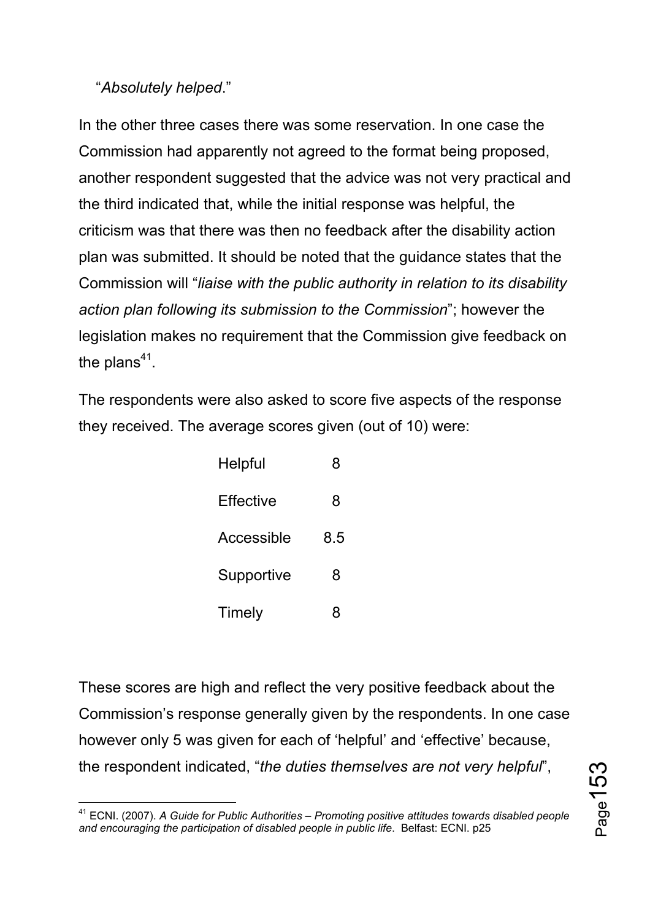"*Absolutely helped*."

In the other three cases there was some reservation. In one case the Commission had apparently not agreed to the format being proposed, another respondent suggested that the advice was not very practical and the third indicated that, while the initial response was helpful, the criticism was that there was then no feedback after the disability action plan was submitted. It should be noted that the guidance states that the Commission will "*liaise with the public authority in relation to its disability action plan following its submission to the Commission*"; however the legislation makes no requirement that the Commission give feedback on the plans[41].

The respondents were also asked to score five aspects of the response they received. The average scores given (out of 10) were:

| | |
|---|---|
| Helpful | 8 |
| Effective | 8 |
| Accessible | 8.5 |
| Supportive | 8 |
| Timely | 8 |

These scores are high and reflect the very positive feedback about the Commission's response generally given by the respondents. In one case however only 5 was given for each of 'helpful' and 'effective' because, the respondent indicated, "*the duties themselves are not very helpful*",

[41] ECNI. (2007). *A Guide for Public Authorities – Promoting positive attitudes towards disabled people and encouraging the participation of disabled people in public life*. Belfast: ECNI. p25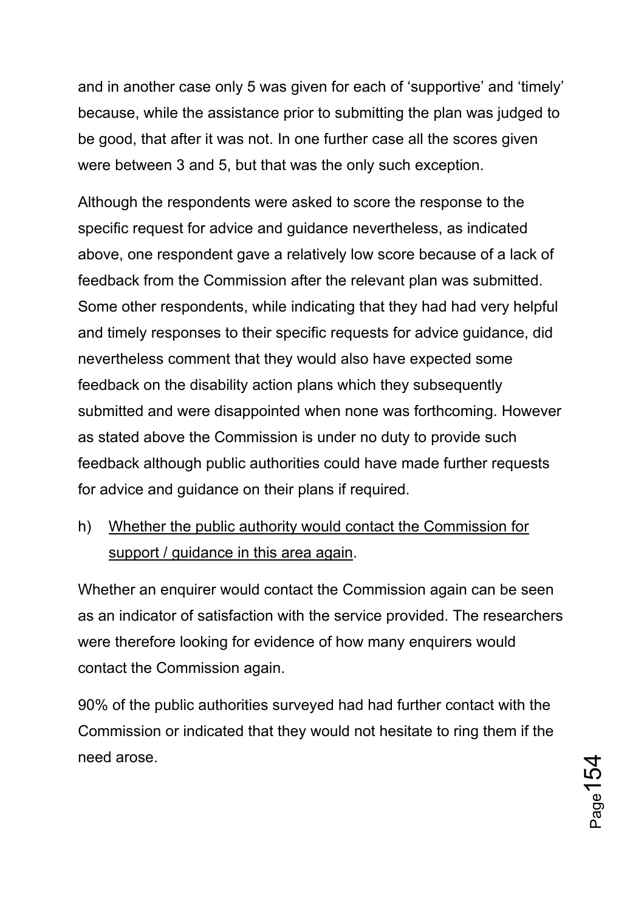and in another case only 5 was given for each of 'supportive' and 'timely' because, while the assistance prior to submitting the plan was judged to be good, that after it was not. In one further case all the scores given were between 3 and 5, but that was the only such exception.

Although the respondents were asked to score the response to the specific request for advice and guidance nevertheless, as indicated above, one respondent gave a relatively low score because of a lack of feedback from the Commission after the relevant plan was submitted. Some other respondents, while indicating that they had had very helpful and timely responses to their specific requests for advice guidance, did nevertheless comment that they would also have expected some feedback on the disability action plans which they subsequently submitted and were disappointed when none was forthcoming. However as stated above the Commission is under no duty to provide such feedback although public authorities could have made further requests for advice and guidance on their plans if required.

h) <u>Whether the public authority would contact the Commission for support / guidance in this area again</u>.

Whether an enquirer would contact the Commission again can be seen as an indicator of satisfaction with the service provided. The researchers were therefore looking for evidence of how many enquirers would contact the Commission again.

90% of the public authorities surveyed had had further contact with the Commission or indicated that they would not hesitate to ring them if the need arose.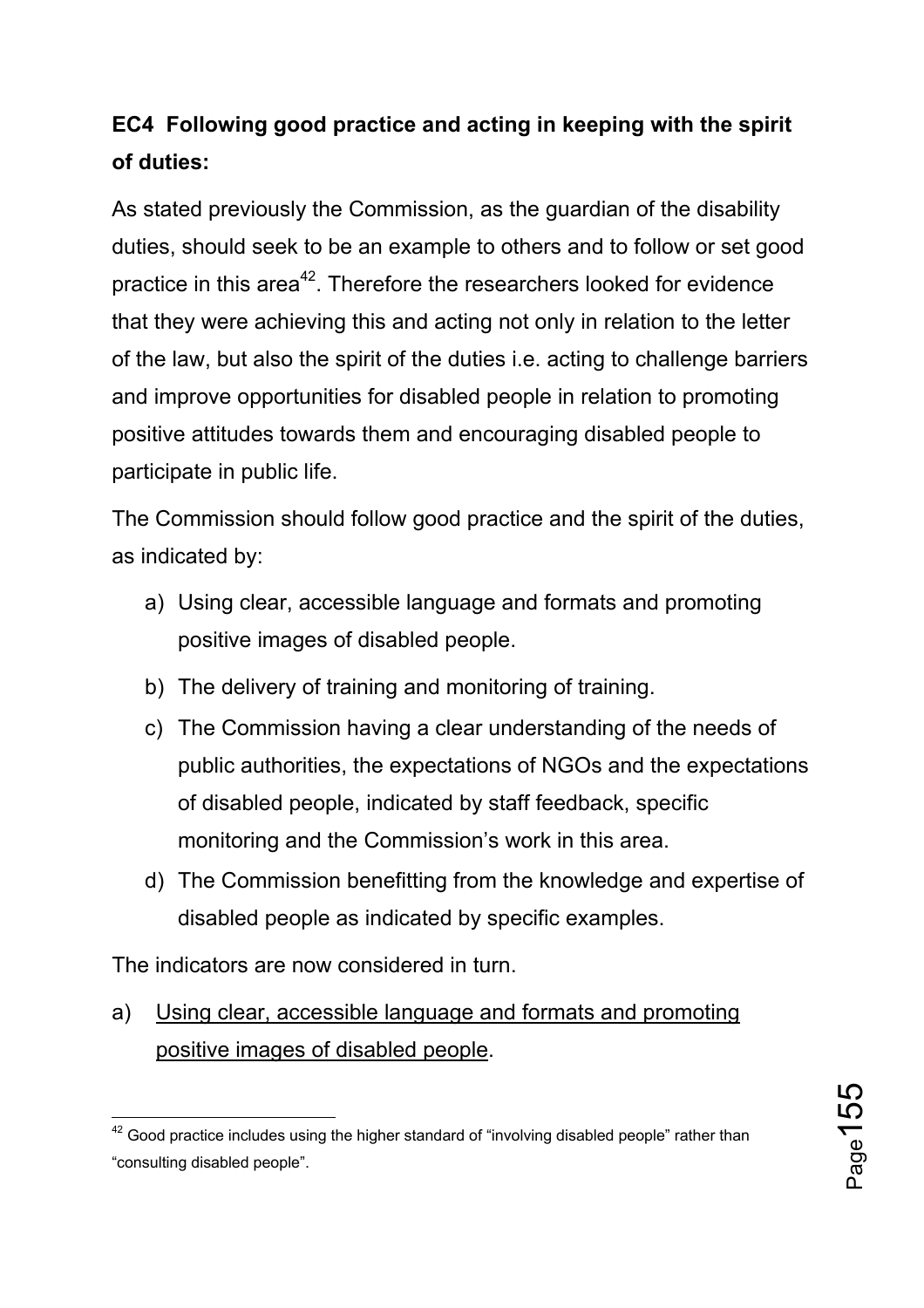**EC4 Following good practice and acting in keeping with the spirit of duties:**

As stated previously the Commission, as the guardian of the disability duties, should seek to be an example to others and to follow or set good practice in this area[42]. Therefore the researchers looked for evidence that they were achieving this and acting not only in relation to the letter of the law, but also the spirit of the duties i.e. acting to challenge barriers and improve opportunities for disabled people in relation to promoting positive attitudes towards them and encouraging disabled people to participate in public life.

The Commission should follow good practice and the spirit of the duties, as indicated by:

a) Using clear, accessible language and formats and promoting positive images of disabled people.
b) The delivery of training and monitoring of training.
c) The Commission having a clear understanding of the needs of public authorities, the expectations of NGOs and the expectations of disabled people, indicated by staff feedback, specific monitoring and the Commission's work in this area.
d) The Commission benefitting from the knowledge and expertise of disabled people as indicated by specific examples.

The indicators are now considered in turn.

a) <u>Using clear, accessible language and formats and promoting positive images of disabled people</u>.

---

[42] Good practice includes using the higher standard of "involving disabled people" rather than "consulting disabled people".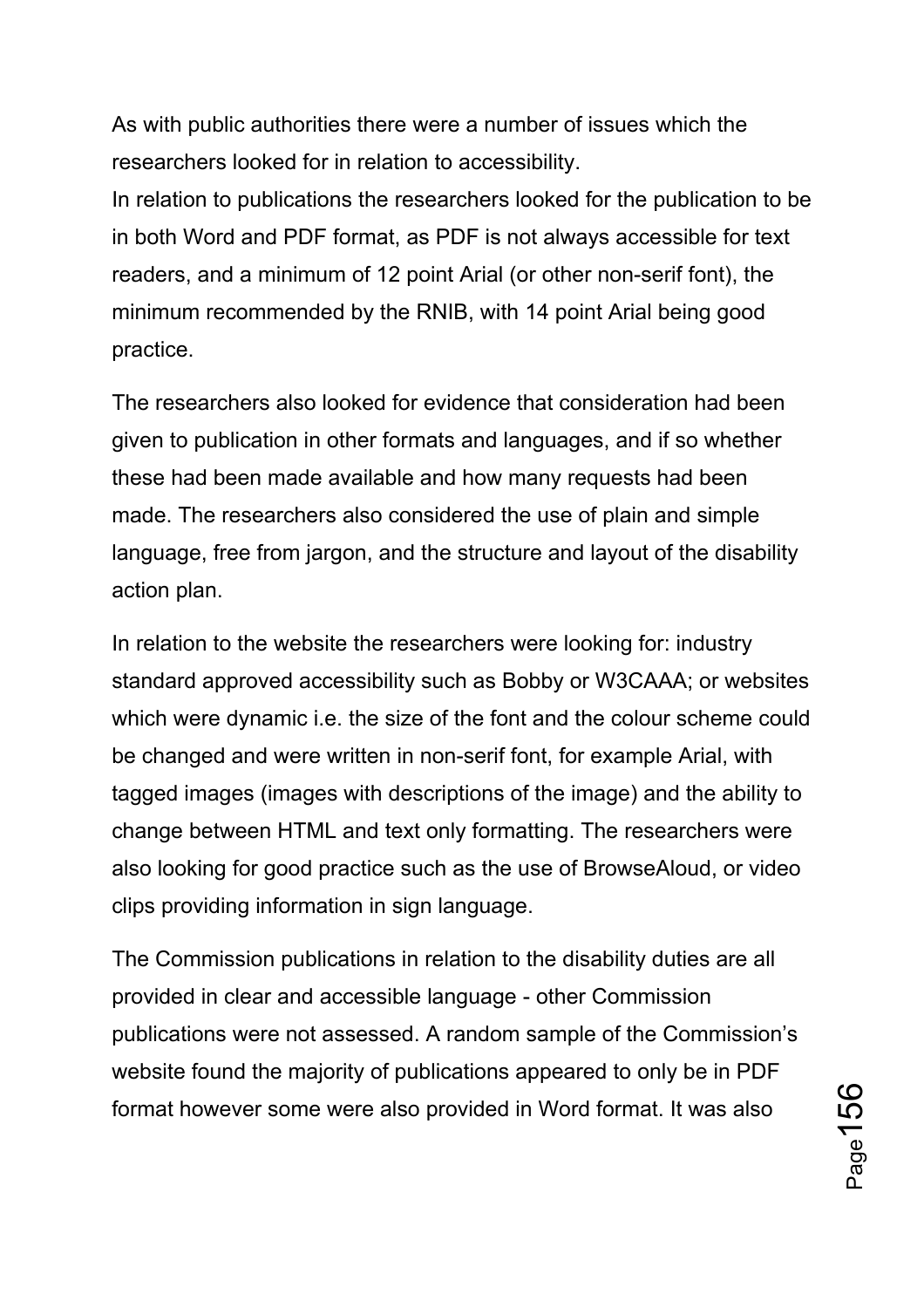As with public authorities there were a number of issues which the researchers looked for in relation to accessibility.
In relation to publications the researchers looked for the publication to be in both Word and PDF format, as PDF is not always accessible for text readers, and a minimum of 12 point Arial (or other non-serif font), the minimum recommended by the RNIB, with 14 point Arial being good practice.

The researchers also looked for evidence that consideration had been given to publication in other formats and languages, and if so whether these had been made available and how many requests had been made. The researchers also considered the use of plain and simple language, free from jargon, and the structure and layout of the disability action plan.

In relation to the website the researchers were looking for: industry standard approved accessibility such as Bobby or W3CAAA; or websites which were dynamic i.e. the size of the font and the colour scheme could be changed and were written in non-serif font, for example Arial, with tagged images (images with descriptions of the image) and the ability to change between HTML and text only formatting. The researchers were also looking for good practice such as the use of BrowseAloud, or video clips providing information in sign language.

The Commission publications in relation to the disability duties are all provided in clear and accessible language - other Commission publications were not assessed. A random sample of the Commission's website found the majority of publications appeared to only be in PDF format however some were also provided in Word format. It was also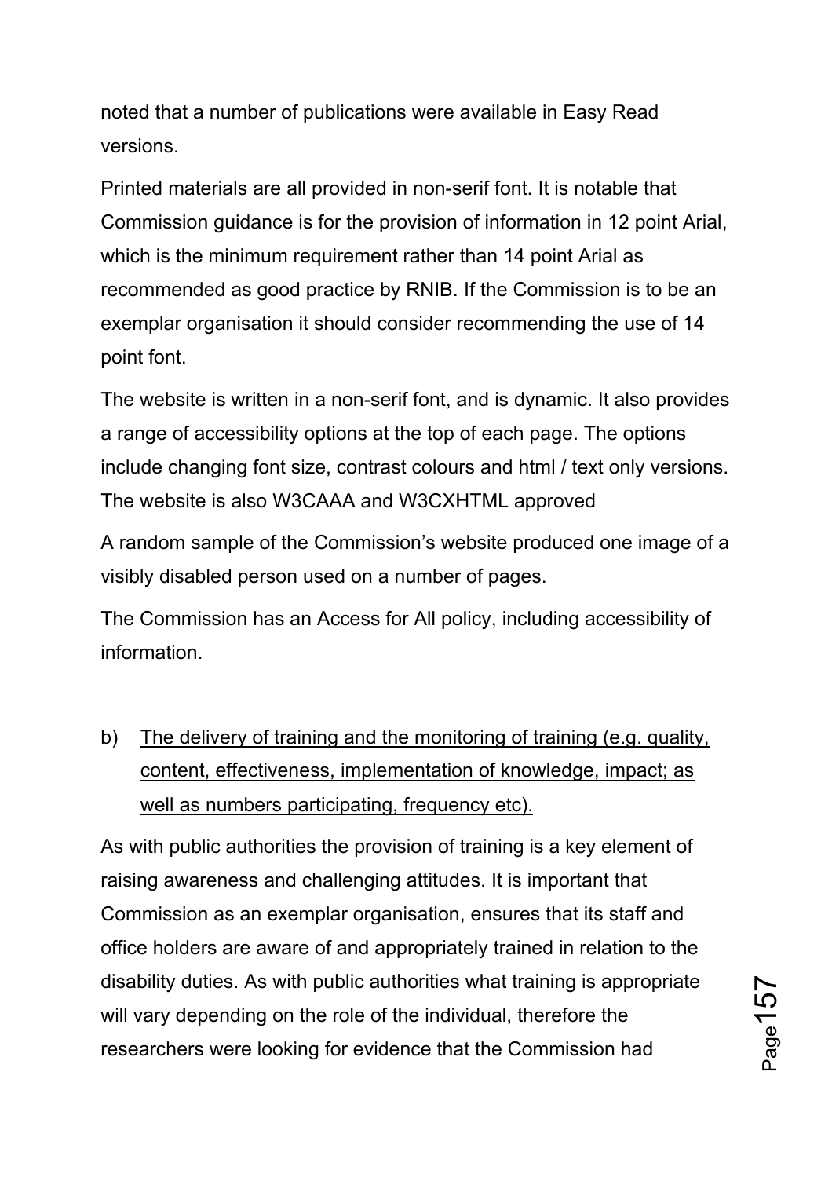noted that a number of publications were available in Easy Read versions.

Printed materials are all provided in non-serif font. It is notable that Commission guidance is for the provision of information in 12 point Arial, which is the minimum requirement rather than 14 point Arial as recommended as good practice by RNIB. If the Commission is to be an exemplar organisation it should consider recommending the use of 14 point font.

The website is written in a non-serif font, and is dynamic. It also provides a range of accessibility options at the top of each page. The options include changing font size, contrast colours and html / text only versions. The website is also W3CAAA and W3CXHTML approved

A random sample of the Commission's website produced one image of a visibly disabled person used on a number of pages.

The Commission has an Access for All policy, including accessibility of information.

b) <u>The delivery of training and the monitoring of training (e.g. quality, content, effectiveness, implementation of knowledge, impact; as well as numbers participating, frequency etc).</u>

As with public authorities the provision of training is a key element of raising awareness and challenging attitudes. It is important that Commission as an exemplar organisation, ensures that its staff and office holders are aware of and appropriately trained in relation to the disability duties. As with public authorities what training is appropriate will vary depending on the role of the individual, therefore the researchers were looking for evidence that the Commission had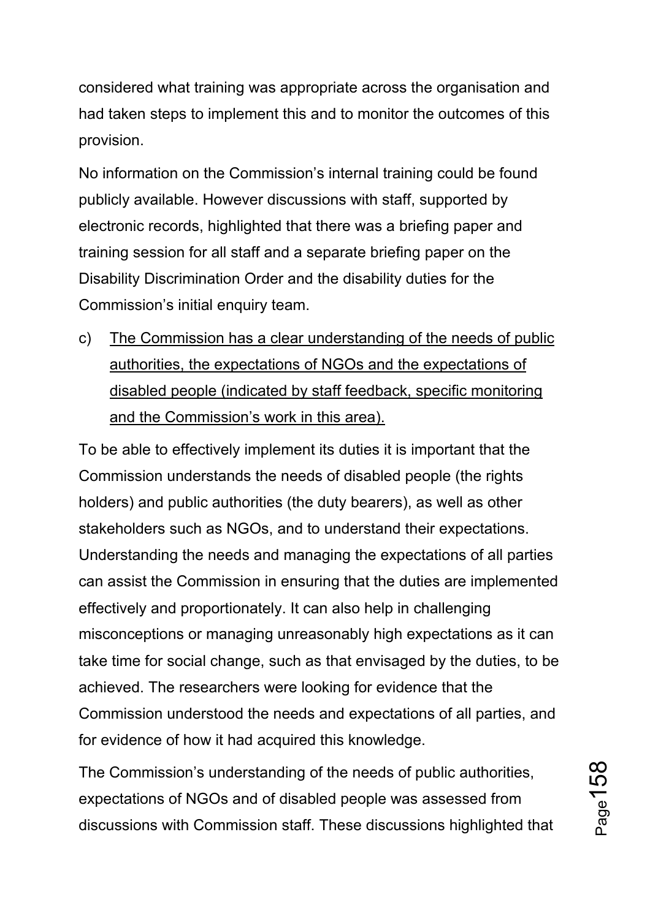considered what training was appropriate across the organisation and had taken steps to implement this and to monitor the outcomes of this provision.

No information on the Commission's internal training could be found publicly available. However discussions with staff, supported by electronic records, highlighted that there was a briefing paper and training session for all staff and a separate briefing paper on the Disability Discrimination Order and the disability duties for the Commission's initial enquiry team.

c) <u>The Commission has a clear understanding of the needs of public authorities, the expectations of NGOs and the expectations of disabled people (indicated by staff feedback, specific monitoring and the Commission's work in this area).</u>

To be able to effectively implement its duties it is important that the Commission understands the needs of disabled people (the rights holders) and public authorities (the duty bearers), as well as other stakeholders such as NGOs, and to understand their expectations. Understanding the needs and managing the expectations of all parties can assist the Commission in ensuring that the duties are implemented effectively and proportionately. It can also help in challenging misconceptions or managing unreasonably high expectations as it can take time for social change, such as that envisaged by the duties, to be achieved. The researchers were looking for evidence that the Commission understood the needs and expectations of all parties, and for evidence of how it had acquired this knowledge.

The Commission's understanding of the needs of public authorities, expectations of NGOs and of disabled people was assessed from discussions with Commission staff. These discussions highlighted that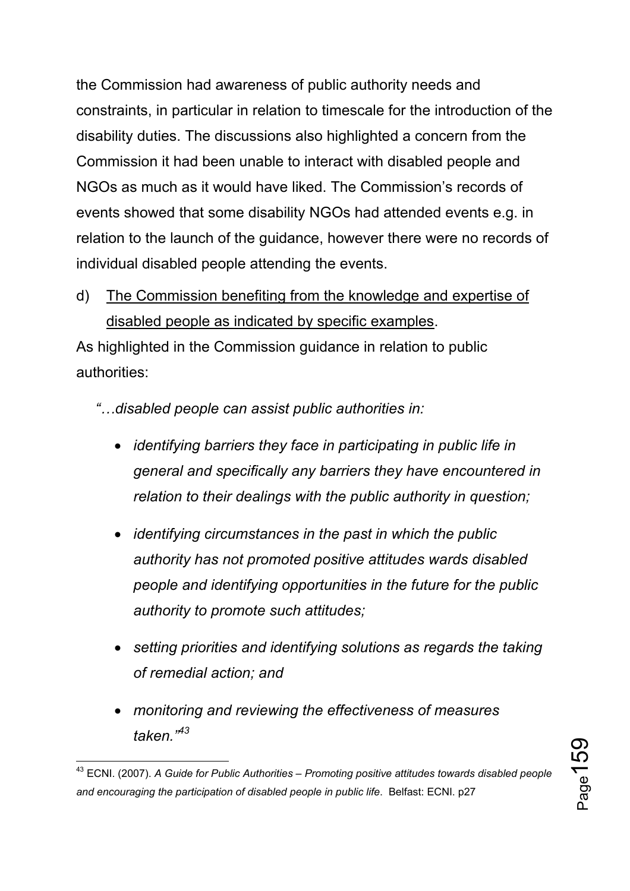the Commission had awareness of public authority needs and constraints, in particular in relation to timescale for the introduction of the disability duties. The discussions also highlighted a concern from the Commission it had been unable to interact with disabled people and NGOs as much as it would have liked. The Commission's records of events showed that some disability NGOs had attended events e.g. in relation to the launch of the guidance, however there were no records of individual disabled people attending the events.

d) <u>The Commission benefiting from the knowledge and expertise of disabled people as indicated by specific examples</u>.

As highlighted in the Commission guidance in relation to public authorities:

*"…disabled people can assist public authorities in:*

- *identifying barriers they face in participating in public life in general and specifically any barriers they have encountered in relation to their dealings with the public authority in question;*
- *identifying circumstances in the past in which the public authority has not promoted positive attitudes wards disabled people and identifying opportunities in the future for the public authority to promote such attitudes;*
- *setting priorities and identifying solutions as regards the taking of remedial action; and*
- *monitoring and reviewing the effectiveness of measures taken."*[43]

---

[43] ECNI. (2007). *A Guide for Public Authorities – Promoting positive attitudes towards disabled people and encouraging the participation of disabled people in public life*. Belfast: ECNI. p27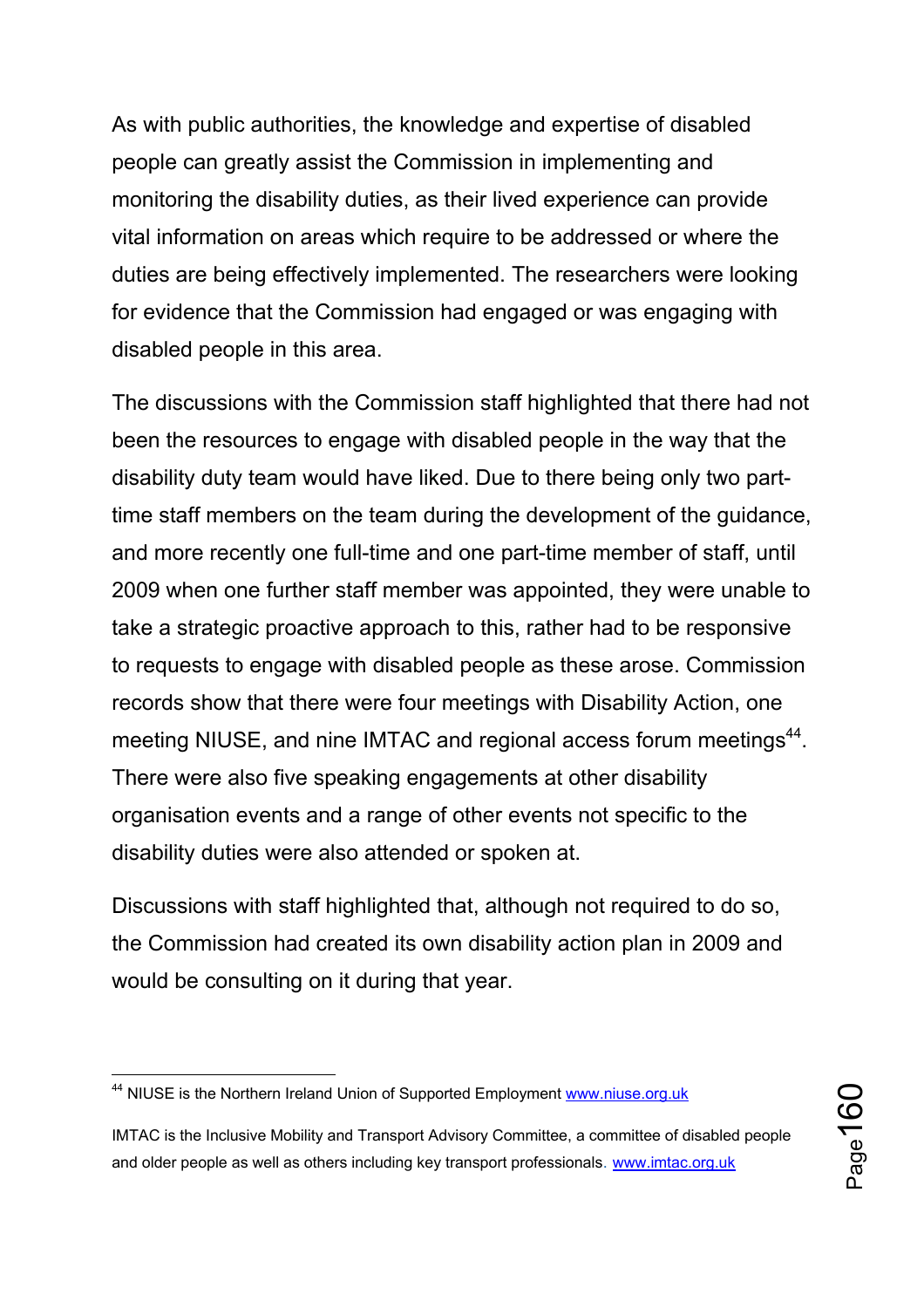As with public authorities, the knowledge and expertise of disabled people can greatly assist the Commission in implementing and monitoring the disability duties, as their lived experience can provide vital information on areas which require to be addressed or where the duties are being effectively implemented. The researchers were looking for evidence that the Commission had engaged or was engaging with disabled people in this area.

The discussions with the Commission staff highlighted that there had not been the resources to engage with disabled people in the way that the disability duty team would have liked. Due to there being only two part-time staff members on the team during the development of the guidance, and more recently one full-time and one part-time member of staff, until 2009 when one further staff member was appointed, they were unable to take a strategic proactive approach to this, rather had to be responsive to requests to engage with disabled people as these arose. Commission records show that there were four meetings with Disability Action, one meeting NIUSE, and nine IMTAC and regional access forum meetings[44]. There were also five speaking engagements at other disability organisation events and a range of other events not specific to the disability duties were also attended or spoken at.

Discussions with staff highlighted that, although not required to do so, the Commission had created its own disability action plan in 2009 and would be consulting on it during that year.

---

[44] NIUSE is the Northern Ireland Union of Supported Employment www.niuse.org.uk

IMTAC is the Inclusive Mobility and Transport Advisory Committee, a committee of disabled people and older people as well as others including key transport professionals. www.imtac.org.uk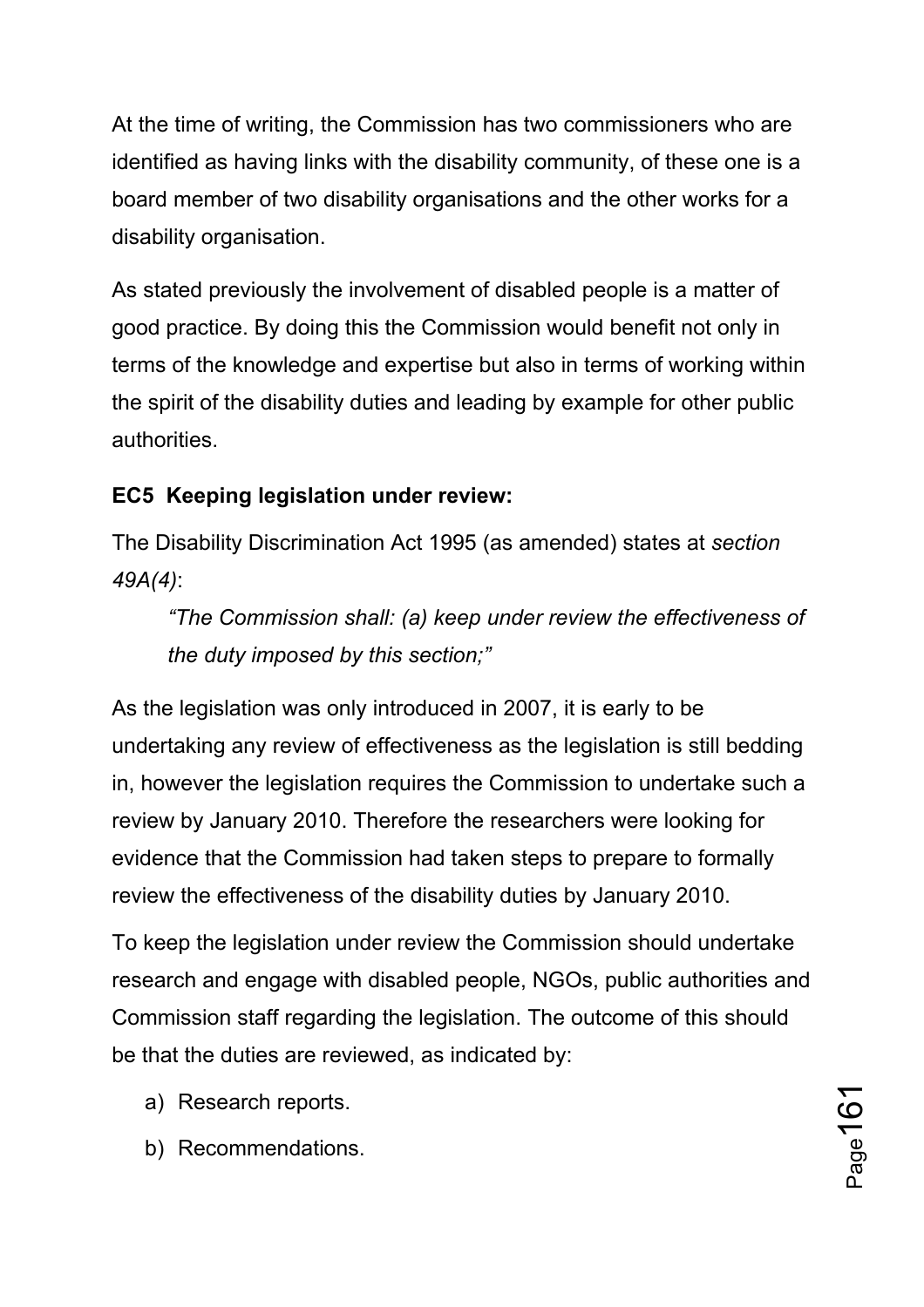At the time of writing, the Commission has two commissioners who are identified as having links with the disability community, of these one is a board member of two disability organisations and the other works for a disability organisation.

As stated previously the involvement of disabled people is a matter of good practice. By doing this the Commission would benefit not only in terms of the knowledge and expertise but also in terms of working within the spirit of the disability duties and leading by example for other public authorities.

**EC5 Keeping legislation under review:**

The Disability Discrimination Act 1995 (as amended) states at *section 49A(4)*:

> *"The Commission shall: (a) keep under review the effectiveness of the duty imposed by this section;"*

As the legislation was only introduced in 2007, it is early to be undertaking any review of effectiveness as the legislation is still bedding in, however the legislation requires the Commission to undertake such a review by January 2010. Therefore the researchers were looking for evidence that the Commission had taken steps to prepare to formally review the effectiveness of the disability duties by January 2010.

To keep the legislation under review the Commission should undertake research and engage with disabled people, NGOs, public authorities and Commission staff regarding the legislation. The outcome of this should be that the duties are reviewed, as indicated by:

a) Research reports.

b) Recommendations.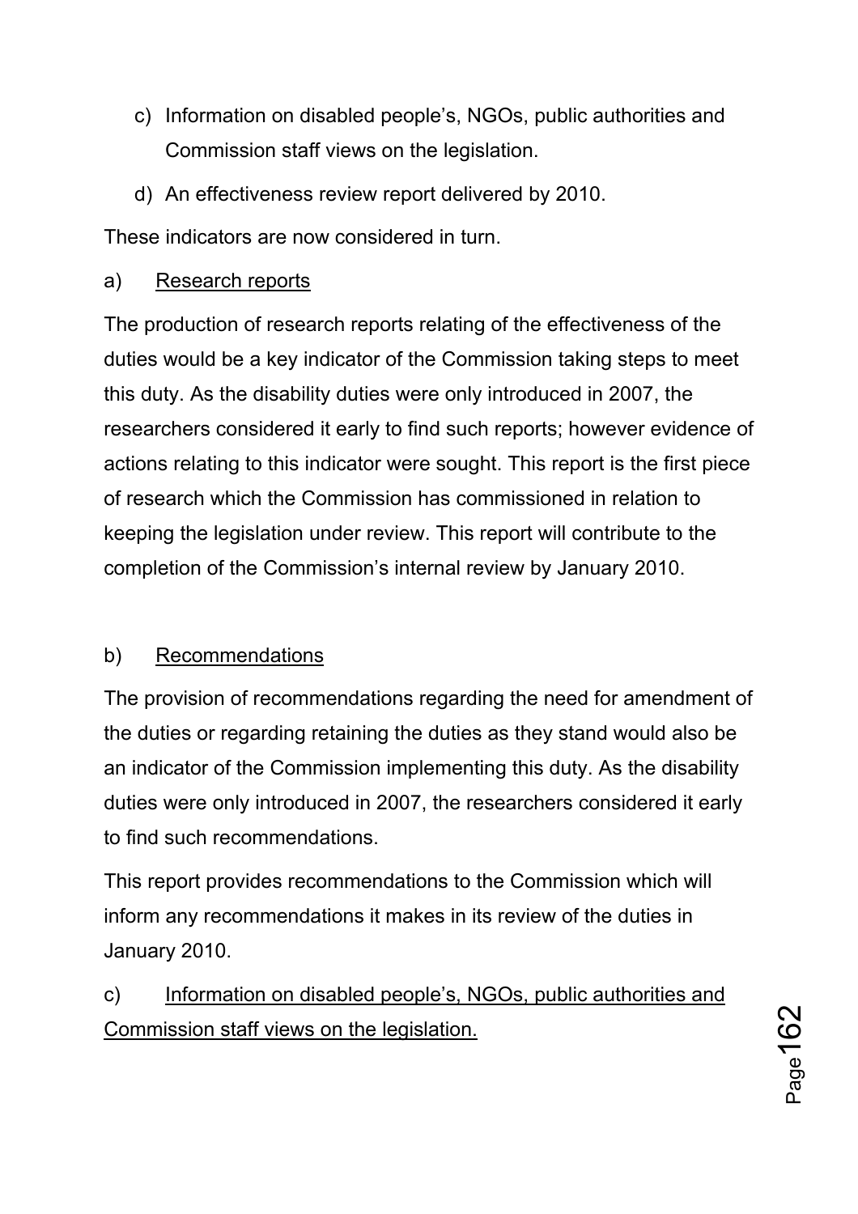c) Information on disabled people's, NGOs, public authorities and Commission staff views on the legislation.

d) An effectiveness review report delivered by 2010.

These indicators are now considered in turn.

a) Research reports

The production of research reports relating of the effectiveness of the duties would be a key indicator of the Commission taking steps to meet this duty. As the disability duties were only introduced in 2007, the researchers considered it early to find such reports; however evidence of actions relating to this indicator were sought. This report is the first piece of research which the Commission has commissioned in relation to keeping the legislation under review. This report will contribute to the completion of the Commission's internal review by January 2010.

b) Recommendations

The provision of recommendations regarding the need for amendment of the duties or regarding retaining the duties as they stand would also be an indicator of the Commission implementing this duty. As the disability duties were only introduced in 2007, the researchers considered it early to find such recommendations.

This report provides recommendations to the Commission which will inform any recommendations it makes in its review of the duties in January 2010.

c) Information on disabled people's, NGOs, public authorities and Commission staff views on the legislation.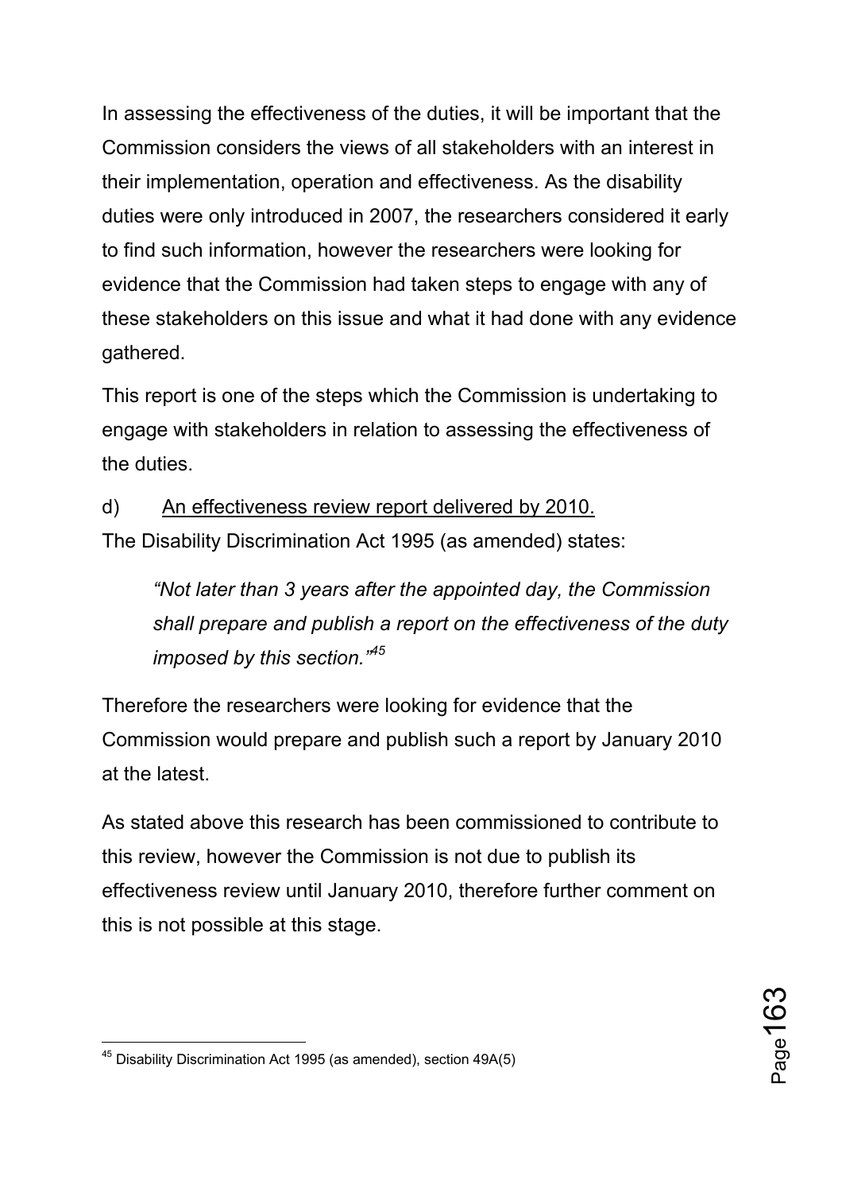In assessing the effectiveness of the duties, it will be important that the Commission considers the views of all stakeholders with an interest in their implementation, operation and effectiveness. As the disability duties were only introduced in 2007, the researchers considered it early to find such information, however the researchers were looking for evidence that the Commission had taken steps to engage with any of these stakeholders on this issue and what it had done with any evidence gathered.

This report is one of the steps which the Commission is undertaking to engage with stakeholders in relation to assessing the effectiveness of the duties.

d) <u>An effectiveness review report delivered by 2010.</u>

The Disability Discrimination Act 1995 (as amended) states:

> *"Not later than 3 years after the appointed day, the Commission shall prepare and publish a report on the effectiveness of the duty imposed by this section."*[45]

Therefore the researchers were looking for evidence that the Commission would prepare and publish such a report by January 2010 at the latest.

As stated above this research has been commissioned to contribute to this review, however the Commission is not due to publish its effectiveness review until January 2010, therefore further comment on this is not possible at this stage.

---

[45] Disability Discrimination Act 1995 (as amended), section 49A(5)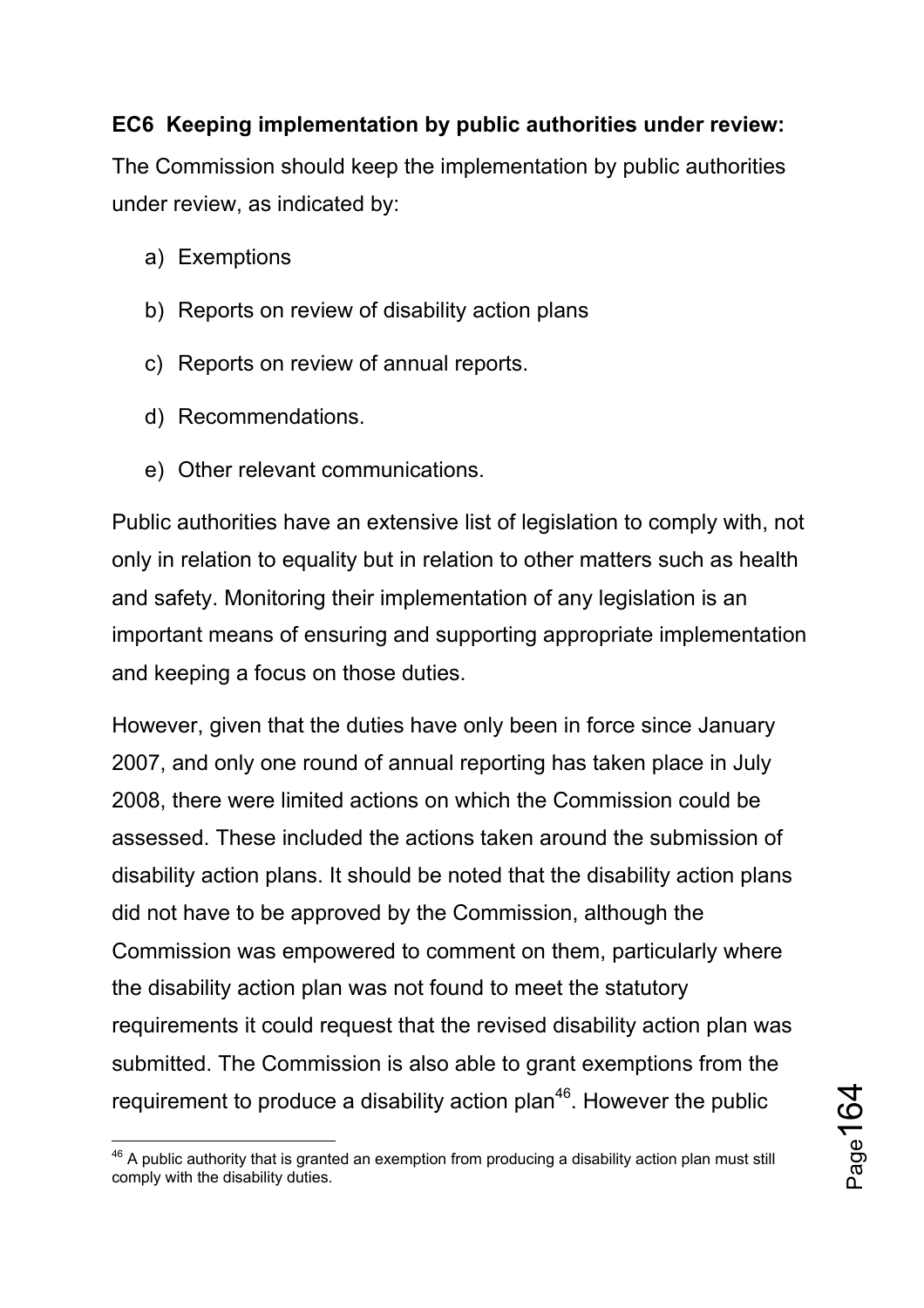**EC6 Keeping implementation by public authorities under review:** The Commission should keep the implementation by public authorities under review, as indicated by:

a) Exemptions

b) Reports on review of disability action plans

c) Reports on review of annual reports.

d) Recommendations.

e) Other relevant communications.

Public authorities have an extensive list of legislation to comply with, not only in relation to equality but in relation to other matters such as health and safety. Monitoring their implementation of any legislation is an important means of ensuring and supporting appropriate implementation and keeping a focus on those duties.

However, given that the duties have only been in force since January 2007, and only one round of annual reporting has taken place in July 2008, there were limited actions on which the Commission could be assessed. These included the actions taken around the submission of disability action plans. It should be noted that the disability action plans did not have to be approved by the Commission, although the Commission was empowered to comment on them, particularly where the disability action plan was not found to meet the statutory requirements it could request that the revised disability action plan was submitted. The Commission is also able to grant exemptions from the requirement to produce a disability action plan[46]. However the public

[46] A public authority that is granted an exemption from producing a disability action plan must still comply with the disability duties.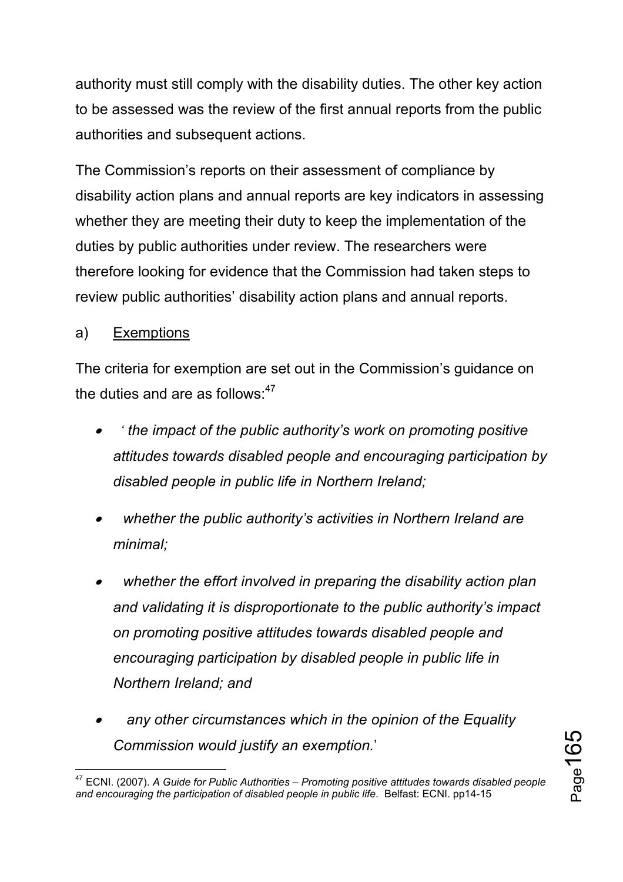authority must still comply with the disability duties. The other key action to be assessed was the review of the first annual reports from the public authorities and subsequent actions.

The Commission's reports on their assessment of compliance by disability action plans and annual reports are key indicators in assessing whether they are meeting their duty to keep the implementation of the duties by public authorities under review. The researchers were therefore looking for evidence that the Commission had taken steps to review public authorities' disability action plans and annual reports.

a) <u>Exemptions</u>

The criteria for exemption are set out in the Commission's guidance on the duties and are as follows:[47]

- *' the impact of the public authority's work on promoting positive attitudes towards disabled people and encouraging participation by disabled people in public life in Northern Ireland;*
- *whether the public authority's activities in Northern Ireland are minimal;*
- *whether the effort involved in preparing the disability action plan and validating it is disproportionate to the public authority's impact on promoting positive attitudes towards disabled people and encouraging participation by disabled people in public life in Northern Ireland; and*
- *any other circumstances which in the opinion of the Equality Commission would justify an exemption.'*

[47] ECNI. (2007). *A Guide for Public Authorities – Promoting positive attitudes towards disabled people and encouraging the participation of disabled people in public life*. Belfast: ECNI. pp14-15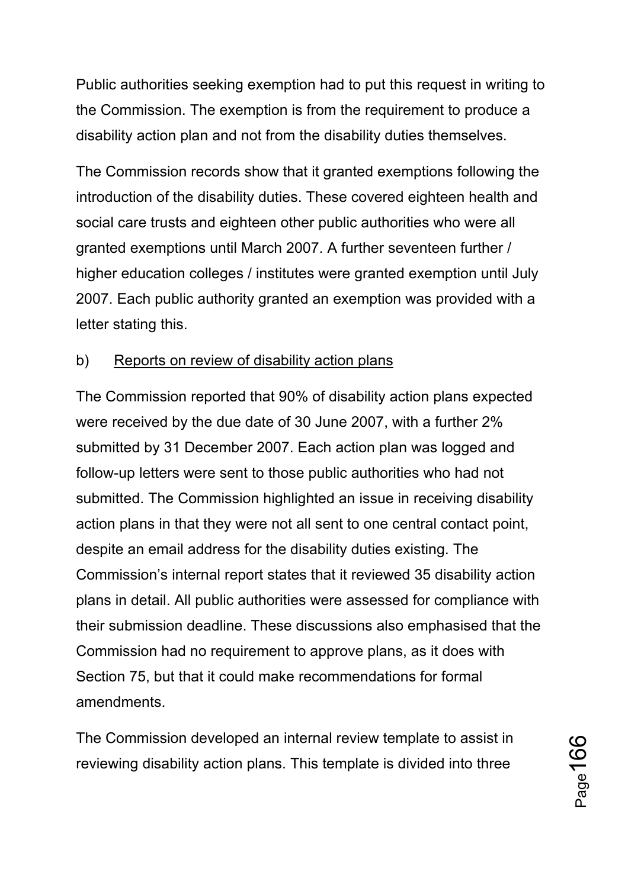Public authorities seeking exemption had to put this request in writing to the Commission. The exemption is from the requirement to produce a disability action plan and not from the disability duties themselves.

The Commission records show that it granted exemptions following the introduction of the disability duties. These covered eighteen health and social care trusts and eighteen other public authorities who were all granted exemptions until March 2007. A further seventeen further / higher education colleges / institutes were granted exemption until July 2007. Each public authority granted an exemption was provided with a letter stating this.

b) <u>Reports on review of disability action plans</u>

The Commission reported that 90% of disability action plans expected were received by the due date of 30 June 2007, with a further 2% submitted by 31 December 2007. Each action plan was logged and follow-up letters were sent to those public authorities who had not submitted. The Commission highlighted an issue in receiving disability action plans in that they were not all sent to one central contact point, despite an email address for the disability duties existing. The Commission's internal report states that it reviewed 35 disability action plans in detail. All public authorities were assessed for compliance with their submission deadline. These discussions also emphasised that the Commission had no requirement to approve plans, as it does with Section 75, but that it could make recommendations for formal amendments.

The Commission developed an internal review template to assist in reviewing disability action plans. This template is divided into three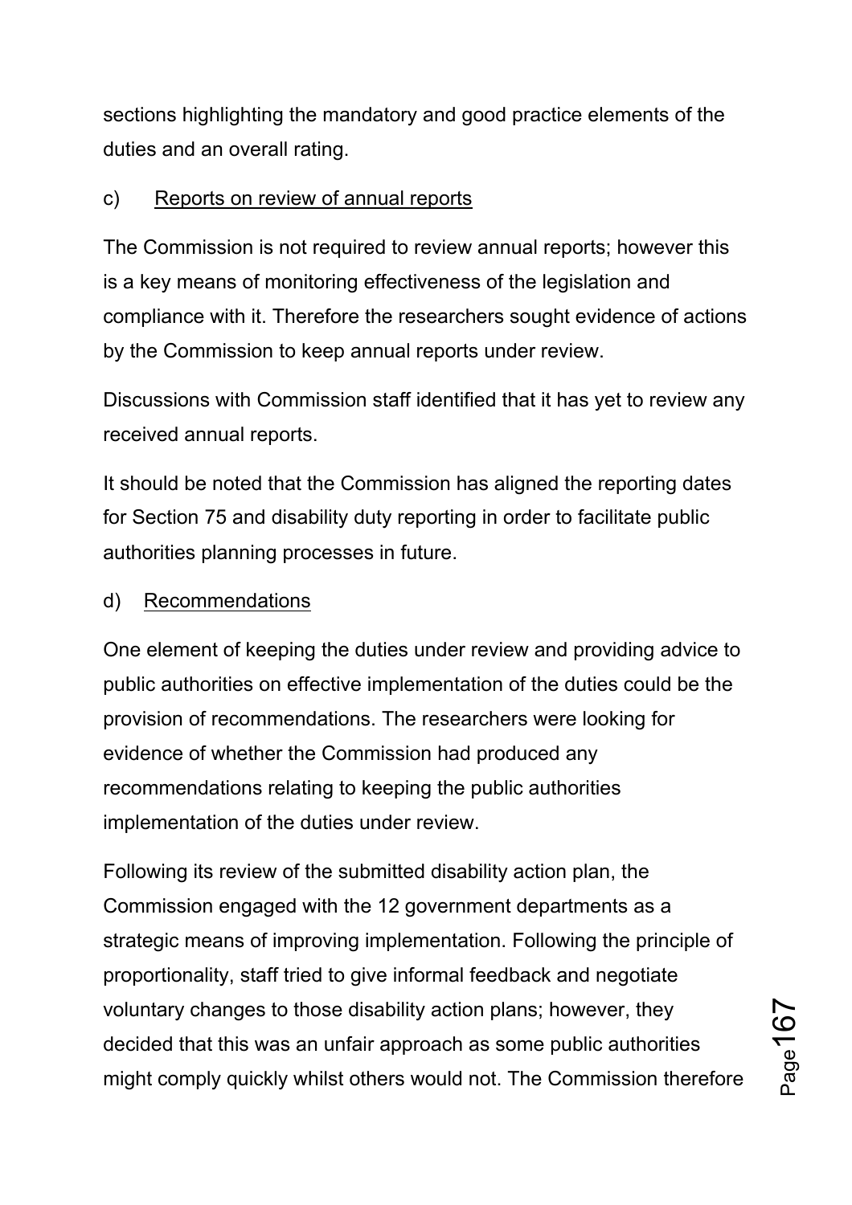sections highlighting the mandatory and good practice elements of the duties and an overall rating.

c) Reports on review of annual reports

The Commission is not required to review annual reports; however this is a key means of monitoring effectiveness of the legislation and compliance with it. Therefore the researchers sought evidence of actions by the Commission to keep annual reports under review.

Discussions with Commission staff identified that it has yet to review any received annual reports.

It should be noted that the Commission has aligned the reporting dates for Section 75 and disability duty reporting in order to facilitate public authorities planning processes in future.

d) Recommendations

One element of keeping the duties under review and providing advice to public authorities on effective implementation of the duties could be the provision of recommendations. The researchers were looking for evidence of whether the Commission had produced any recommendations relating to keeping the public authorities implementation of the duties under review.

Following its review of the submitted disability action plan, the Commission engaged with the 12 government departments as a strategic means of improving implementation. Following the principle of proportionality, staff tried to give informal feedback and negotiate voluntary changes to those disability action plans; however, they decided that this was an unfair approach as some public authorities might comply quickly whilst others would not. The Commission therefore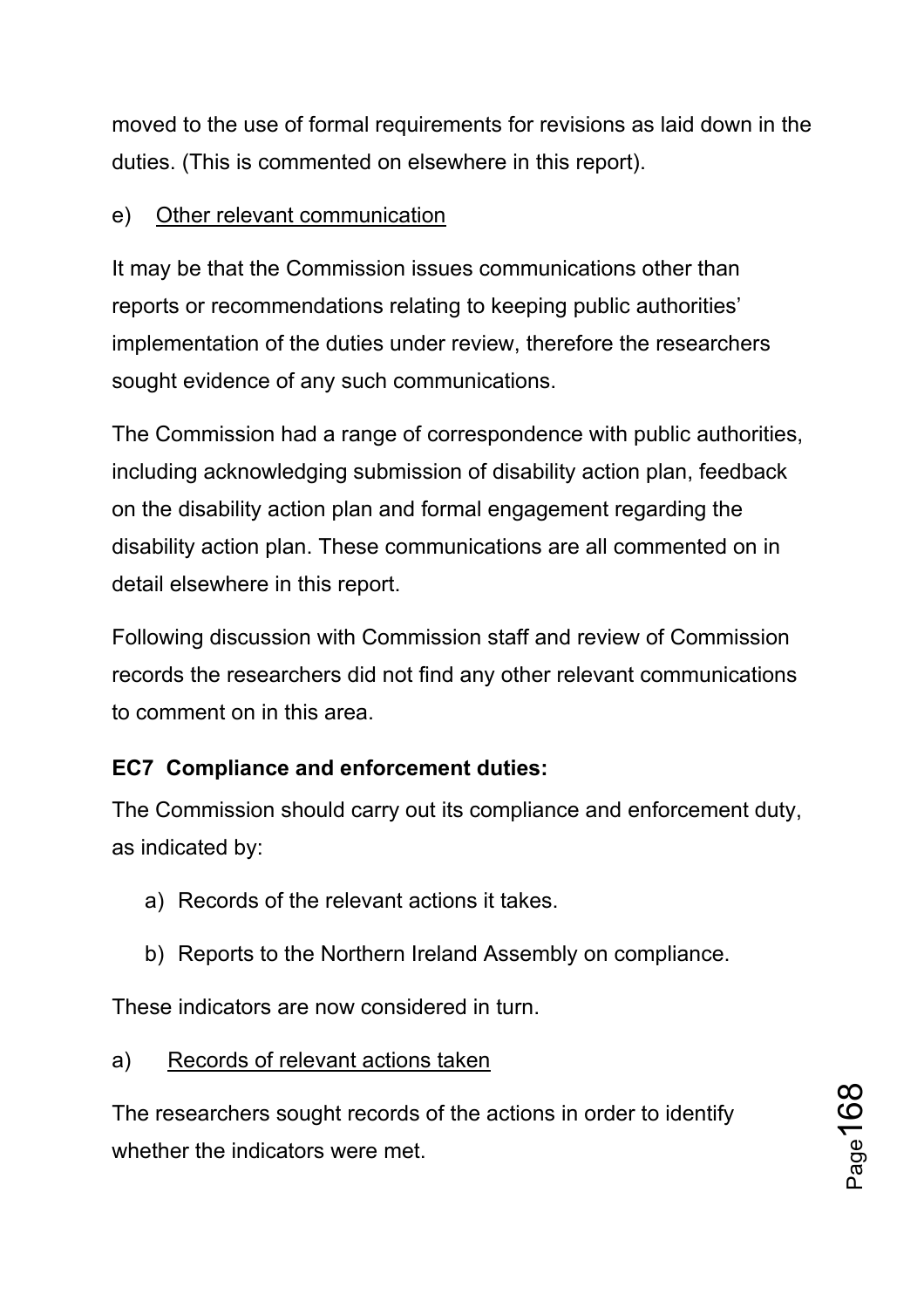moved to the use of formal requirements for revisions as laid down in the duties. (This is commented on elsewhere in this report).

e) Other relevant communication

It may be that the Commission issues communications other than reports or recommendations relating to keeping public authorities' implementation of the duties under review, therefore the researchers sought evidence of any such communications.

The Commission had a range of correspondence with public authorities, including acknowledging submission of disability action plan, feedback on the disability action plan and formal engagement regarding the disability action plan. These communications are all commented on in detail elsewhere in this report.

Following discussion with Commission staff and review of Commission records the researchers did not find any other relevant communications to comment on in this area.

**EC7 Compliance and enforcement duties:**

The Commission should carry out its compliance and enforcement duty, as indicated by:

a) Records of the relevant actions it takes.
b) Reports to the Northern Ireland Assembly on compliance.

These indicators are now considered in turn.

a) Records of relevant actions taken

The researchers sought records of the actions in order to identify whether the indicators were met.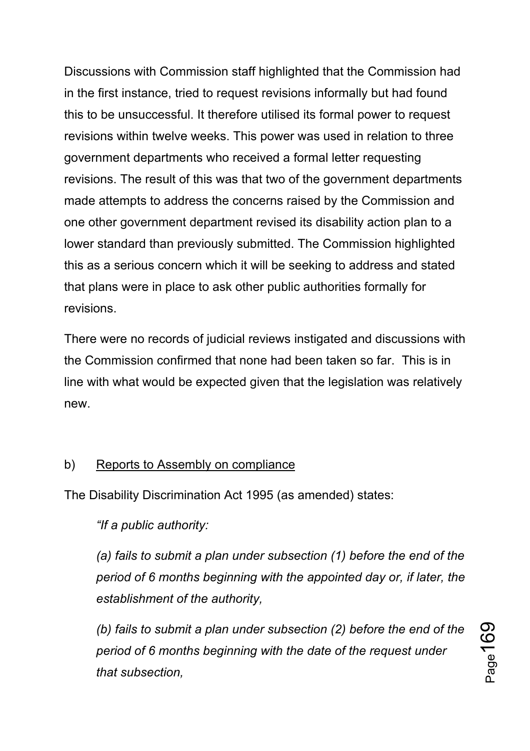Discussions with Commission staff highlighted that the Commission had in the first instance, tried to request revisions informally but had found this to be unsuccessful. It therefore utilised its formal power to request revisions within twelve weeks. This power was used in relation to three government departments who received a formal letter requesting revisions. The result of this was that two of the government departments made attempts to address the concerns raised by the Commission and one other government department revised its disability action plan to a lower standard than previously submitted. The Commission highlighted this as a serious concern which it will be seeking to address and stated that plans were in place to ask other public authorities formally for revisions.

There were no records of judicial reviews instigated and discussions with the Commission confirmed that none had been taken so far. This is in line with what would be expected given that the legislation was relatively new.

b) Reports to Assembly on compliance

The Disability Discrimination Act 1995 (as amended) states:

> *"If a public authority:*
>
> *(a) fails to submit a plan under subsection (1) before the end of the period of 6 months beginning with the appointed day or, if later, the establishment of the authority,*
>
> *(b) fails to submit a plan under subsection (2) before the end of the period of 6 months beginning with the date of the request under that subsection,*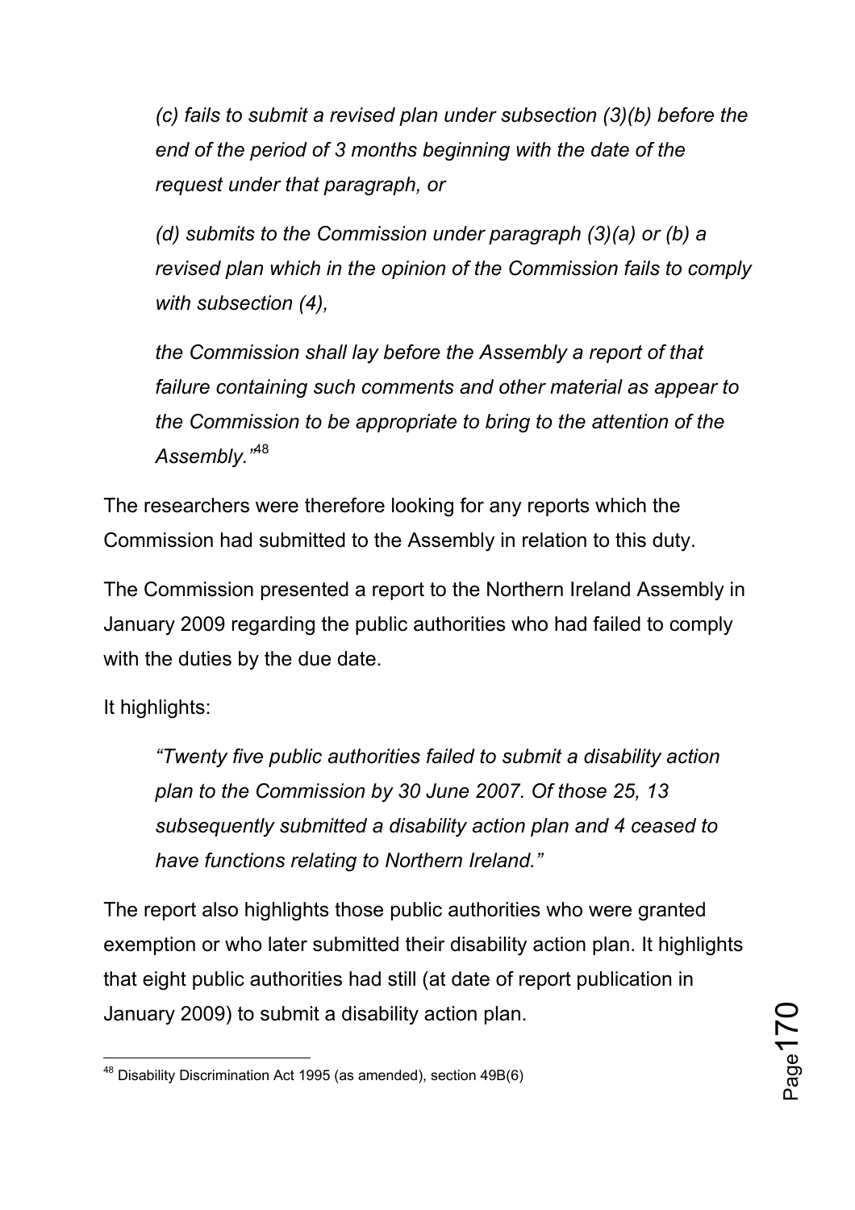> *(c) fails to submit a revised plan under subsection (3)(b) before the end of the period of 3 months beginning with the date of the request under that paragraph, or*
>
> *(d) submits to the Commission under paragraph (3)(a) or (b) a revised plan which in the opinion of the Commission fails to comply with subsection (4),*
>
> *the Commission shall lay before the Assembly a report of that failure containing such comments and other material as appear to the Commission to be appropriate to bring to the attention of the Assembly."*[48]

The researchers were therefore looking for any reports which the Commission had submitted to the Assembly in relation to this duty.

The Commission presented a report to the Northern Ireland Assembly in January 2009 regarding the public authorities who had failed to comply with the duties by the due date.

It highlights:

> *"Twenty five public authorities failed to submit a disability action plan to the Commission by 30 June 2007. Of those 25, 13 subsequently submitted a disability action plan and 4 ceased to have functions relating to Northern Ireland."*

The report also highlights those public authorities who were granted exemption or who later submitted their disability action plan. It highlights that eight public authorities had still (at date of report publication in January 2009) to submit a disability action plan.

---

[48] Disability Discrimination Act 1995 (as amended), section 49B(6)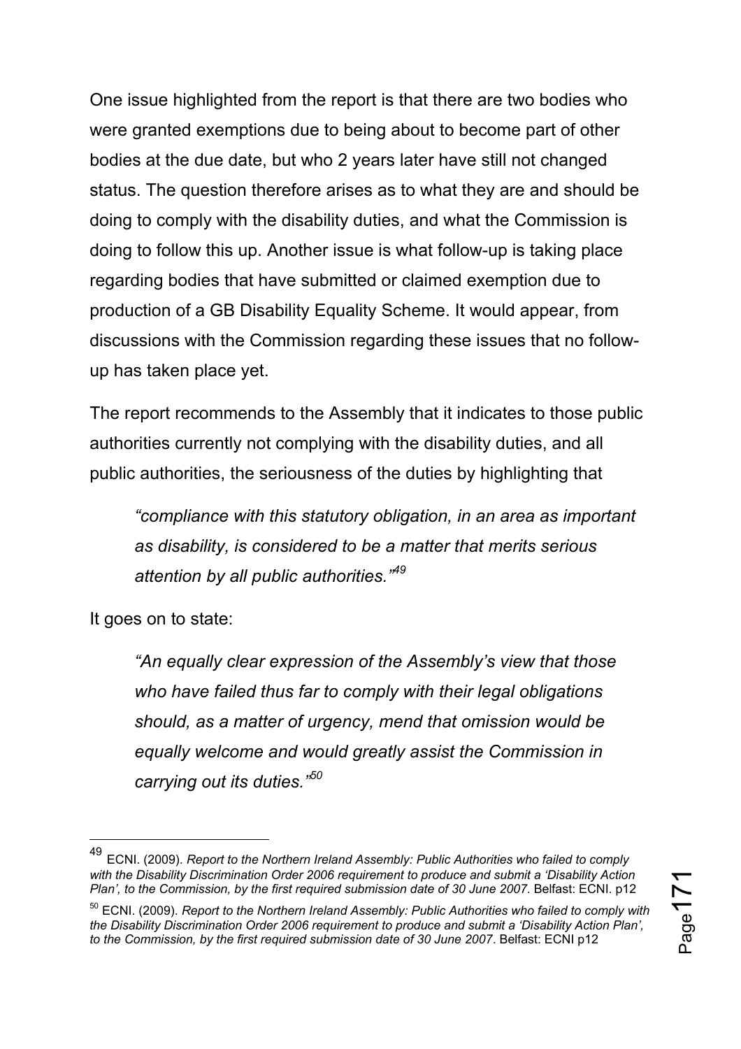One issue highlighted from the report is that there are two bodies who were granted exemptions due to being about to become part of other bodies at the due date, but who 2 years later have still not changed status. The question therefore arises as to what they are and should be doing to comply with the disability duties, and what the Commission is doing to follow this up. Another issue is what follow-up is taking place regarding bodies that have submitted or claimed exemption due to production of a GB Disability Equality Scheme. It would appear, from discussions with the Commission regarding these issues that no follow-up has taken place yet.

The report recommends to the Assembly that it indicates to those public authorities currently not complying with the disability duties, and all public authorities, the seriousness of the duties by highlighting that

> *"compliance with this statutory obligation, in an area as important as disability, is considered to be a matter that merits serious attention by all public authorities."*[49]

It goes on to state:

> *"An equally clear expression of the Assembly's view that those who have failed thus far to comply with their legal obligations should, as a matter of urgency, mend that omission would be equally welcome and would greatly assist the Commission in carrying out its duties."*[50]

---

[49] ECNI. (2009). *Report to the Northern Ireland Assembly: Public Authorities who failed to comply with the Disability Discrimination Order 2006 requirement to produce and submit a 'Disability Action Plan', to the Commission, by the first required submission date of 30 June 2007*. Belfast: ECNI. p12

[50] ECNI. (2009). *Report to the Northern Ireland Assembly: Public Authorities who failed to comply with the Disability Discrimination Order 2006 requirement to produce and submit a 'Disability Action Plan', to the Commission, by the first required submission date of 30 June 2007*. Belfast: ECNI p12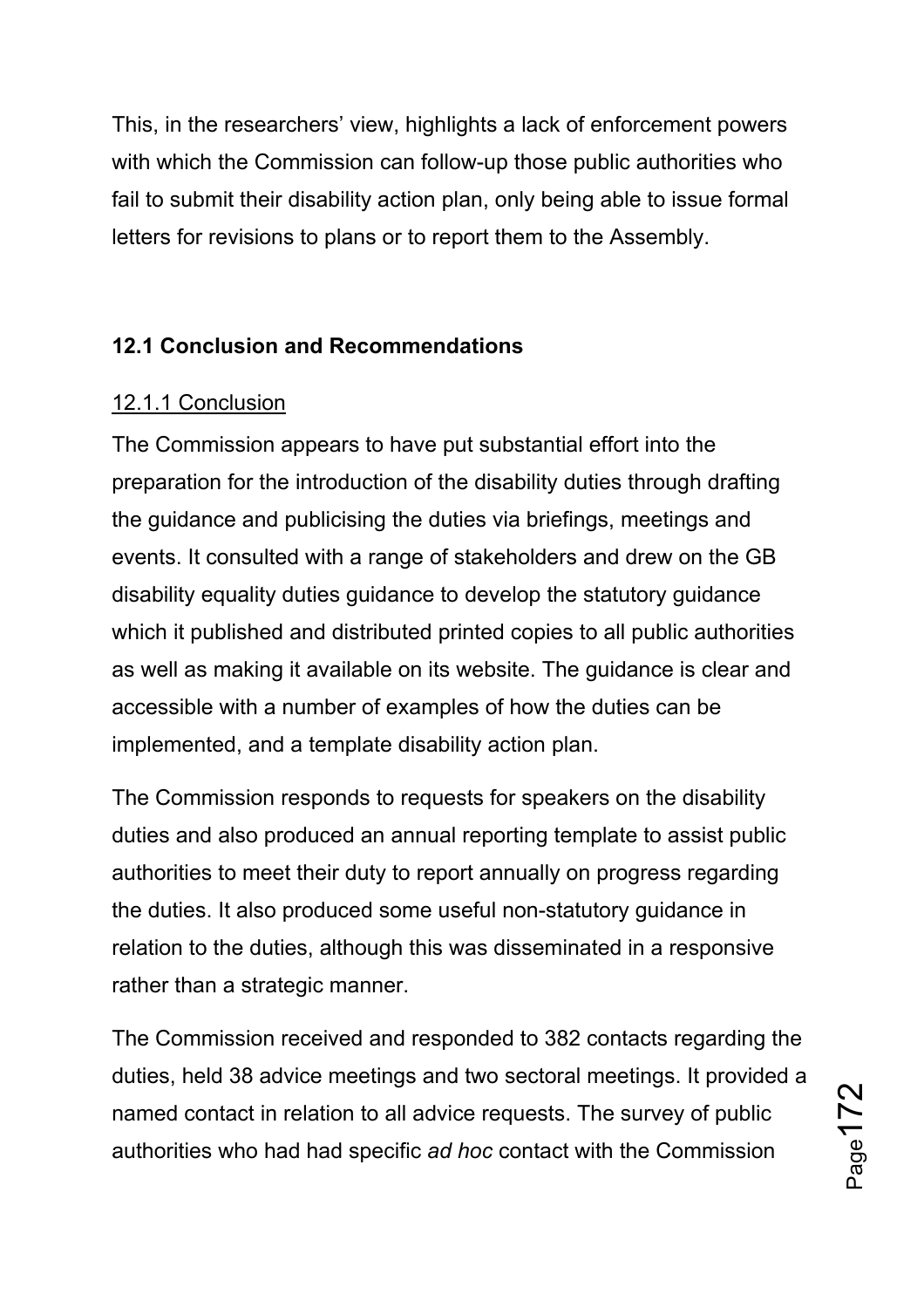This, in the researchers' view, highlights a lack of enforcement powers with which the Commission can follow-up those public authorities who fail to submit their disability action plan, only being able to issue formal letters for revisions to plans or to report them to the Assembly.

### 12.1 Conclusion and Recommendations

#### 12.1.1 Conclusion

The Commission appears to have put substantial effort into the preparation for the introduction of the disability duties through drafting the guidance and publicising the duties via briefings, meetings and events. It consulted with a range of stakeholders and drew on the GB disability equality duties guidance to develop the statutory guidance which it published and distributed printed copies to all public authorities as well as making it available on its website. The guidance is clear and accessible with a number of examples of how the duties can be implemented, and a template disability action plan.

The Commission responds to requests for speakers on the disability duties and also produced an annual reporting template to assist public authorities to meet their duty to report annually on progress regarding the duties. It also produced some useful non-statutory guidance in relation to the duties, although this was disseminated in a responsive rather than a strategic manner.

The Commission received and responded to 382 contacts regarding the duties, held 38 advice meetings and two sectoral meetings. It provided a named contact in relation to all advice requests. The survey of public authorities who had had specific *ad hoc* contact with the Commission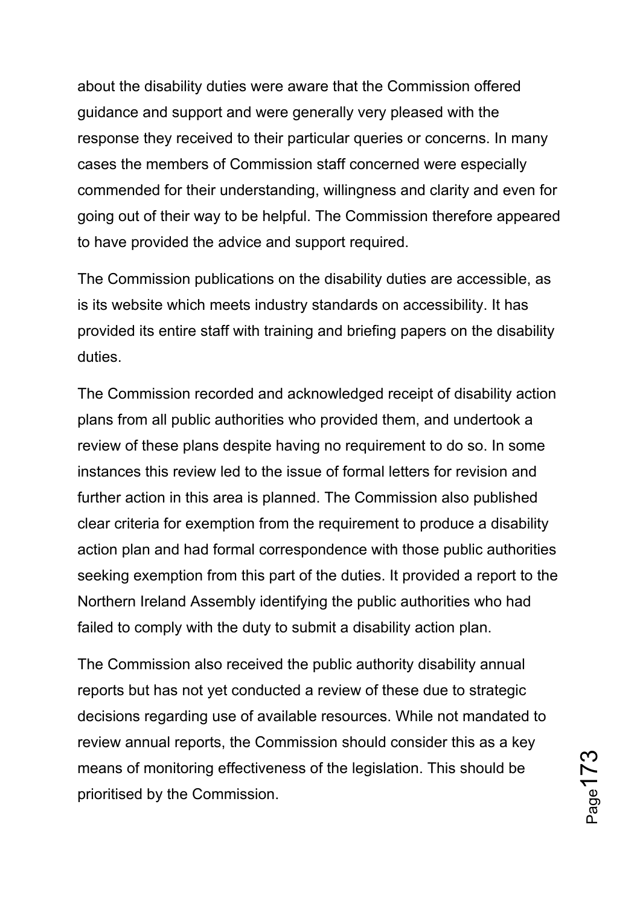about the disability duties were aware that the Commission offered guidance and support and were generally very pleased with the response they received to their particular queries or concerns. In many cases the members of Commission staff concerned were especially commended for their understanding, willingness and clarity and even for going out of their way to be helpful. The Commission therefore appeared to have provided the advice and support required.

The Commission publications on the disability duties are accessible, as is its website which meets industry standards on accessibility. It has provided its entire staff with training and briefing papers on the disability duties.

The Commission recorded and acknowledged receipt of disability action plans from all public authorities who provided them, and undertook a review of these plans despite having no requirement to do so. In some instances this review led to the issue of formal letters for revision and further action in this area is planned. The Commission also published clear criteria for exemption from the requirement to produce a disability action plan and had formal correspondence with those public authorities seeking exemption from this part of the duties. It provided a report to the Northern Ireland Assembly identifying the public authorities who had failed to comply with the duty to submit a disability action plan.

The Commission also received the public authority disability annual reports but has not yet conducted a review of these due to strategic decisions regarding use of available resources. While not mandated to review annual reports, the Commission should consider this as a key means of monitoring effectiveness of the legislation. This should be prioritised by the Commission.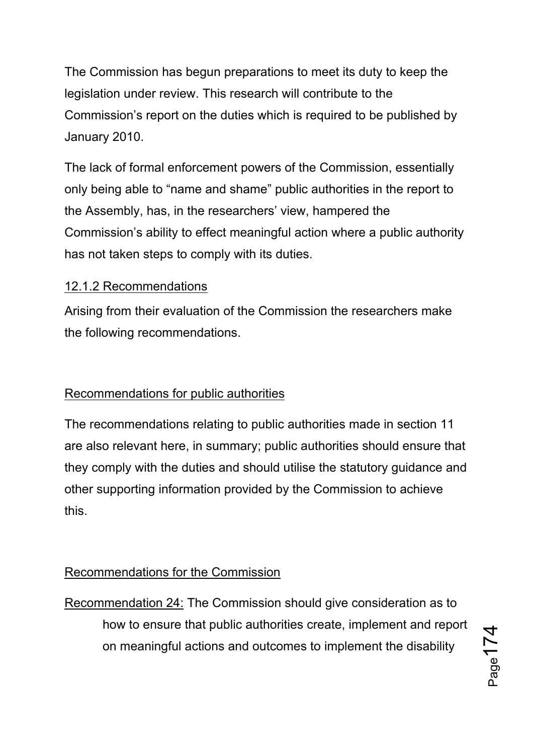The Commission has begun preparations to meet its duty to keep the legislation under review. This research will contribute to the Commission's report on the duties which is required to be published by January 2010.

The lack of formal enforcement powers of the Commission, essentially only being able to "name and shame" public authorities in the report to the Assembly, has, in the researchers' view, hampered the Commission's ability to effect meaningful action where a public authority has not taken steps to comply with its duties.

#### 12.1.2 Recommendations

Arising from their evaluation of the Commission the researchers make the following recommendations.

##### Recommendations for public authorities

The recommendations relating to public authorities made in section 11 are also relevant here, in summary; public authorities should ensure that they comply with the duties and should utilise the statutory guidance and other supporting information provided by the Commission to achieve this.

##### Recommendations for the Commission

Recommendation 24: The Commission should give consideration as to how to ensure that public authorities create, implement and report on meaningful actions and outcomes to implement the disability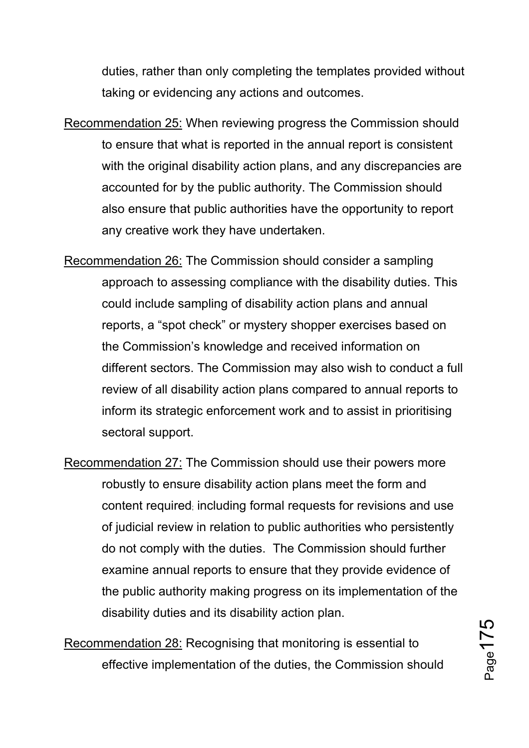duties, rather than only completing the templates provided without taking or evidencing any actions and outcomes.

Recommendation 25: When reviewing progress the Commission should to ensure that what is reported in the annual report is consistent with the original disability action plans, and any discrepancies are accounted for by the public authority. The Commission should also ensure that public authorities have the opportunity to report any creative work they have undertaken.

Recommendation 26: The Commission should consider a sampling approach to assessing compliance with the disability duties. This could include sampling of disability action plans and annual reports, a "spot check" or mystery shopper exercises based on the Commission's knowledge and received information on different sectors. The Commission may also wish to conduct a full review of all disability action plans compared to annual reports to inform its strategic enforcement work and to assist in prioritising sectoral support.

Recommendation 27: The Commission should use their powers more robustly to ensure disability action plans meet the form and content required; including formal requests for revisions and use of judicial review in relation to public authorities who persistently do not comply with the duties. The Commission should further examine annual reports to ensure that they provide evidence of the public authority making progress on its implementation of the disability duties and its disability action plan.

Recommendation 28: Recognising that monitoring is essential to effective implementation of the duties, the Commission should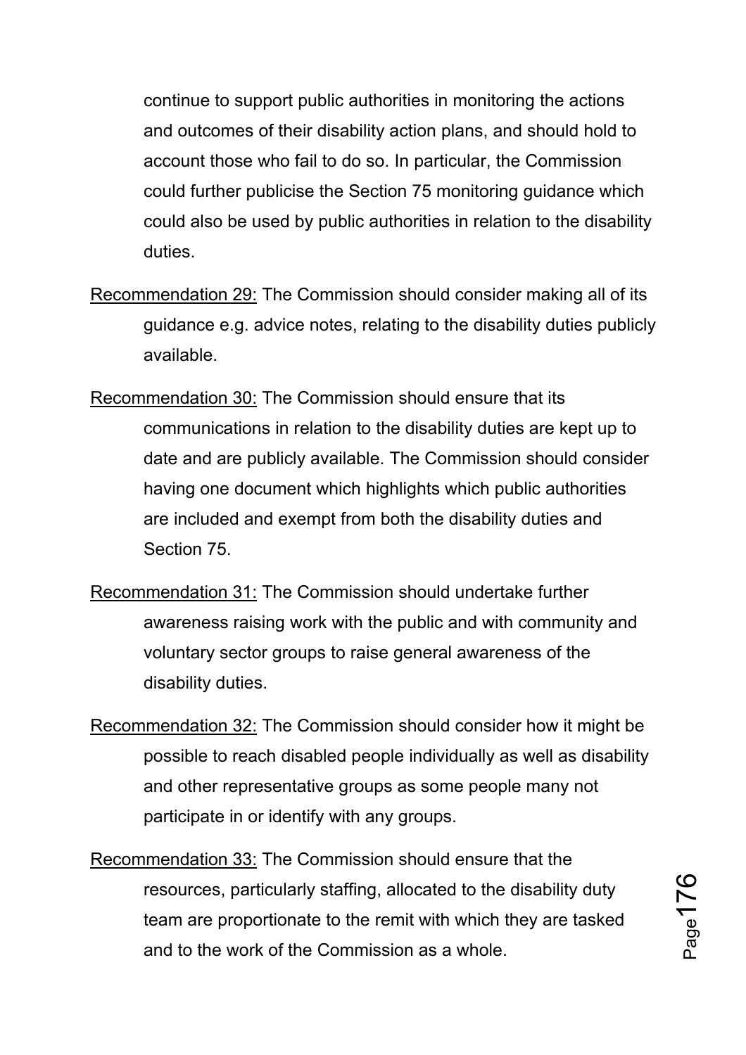continue to support public authorities in monitoring the actions and outcomes of their disability action plans, and should hold to account those who fail to do so. In particular, the Commission could further publicise the Section 75 monitoring guidance which could also be used by public authorities in relation to the disability duties.

<u>Recommendation 29:</u> The Commission should consider making all of its guidance e.g. advice notes, relating to the disability duties publicly available.

<u>Recommendation 30:</u> The Commission should ensure that its communications in relation to the disability duties are kept up to date and are publicly available. The Commission should consider having one document which highlights which public authorities are included and exempt from both the disability duties and Section 75.

<u>Recommendation 31:</u> The Commission should undertake further awareness raising work with the public and with community and voluntary sector groups to raise general awareness of the disability duties.

<u>Recommendation 32:</u> The Commission should consider how it might be possible to reach disabled people individually as well as disability and other representative groups as some people many not participate in or identify with any groups.

<u>Recommendation 33:</u> The Commission should ensure that the resources, particularly staffing, allocated to the disability duty team are proportionate to the remit with which they are tasked and to the work of the Commission as a whole.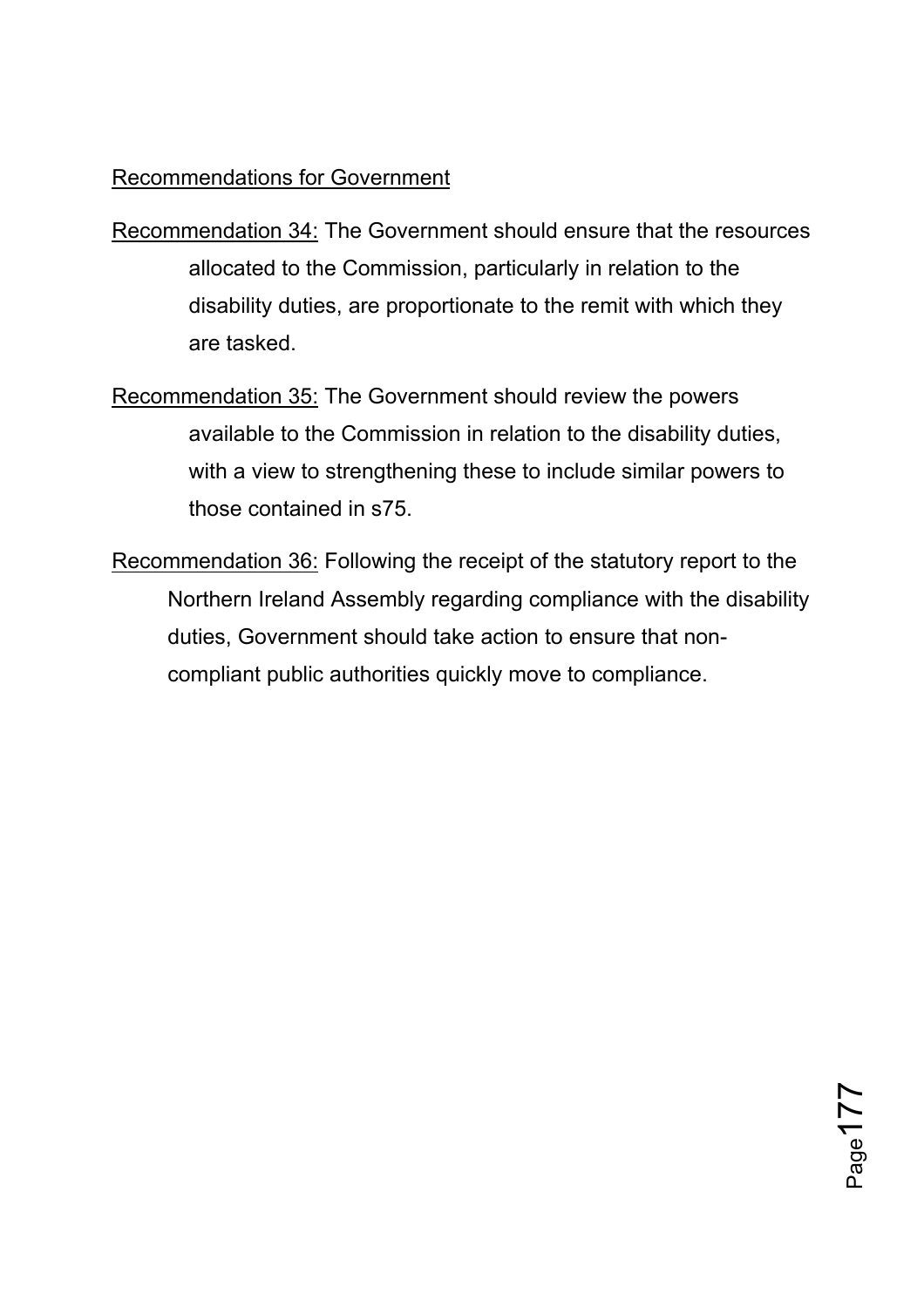Recommendations for Government

Recommendation 34: The Government should ensure that the resources allocated to the Commission, particularly in relation to the disability duties, are proportionate to the remit with which they are tasked.

Recommendation 35: The Government should review the powers available to the Commission in relation to the disability duties, with a view to strengthening these to include similar powers to those contained in s75.

Recommendation 36: Following the receipt of the statutory report to the Northern Ireland Assembly regarding compliance with the disability duties, Government should take action to ensure that non-compliant public authorities quickly move to compliance.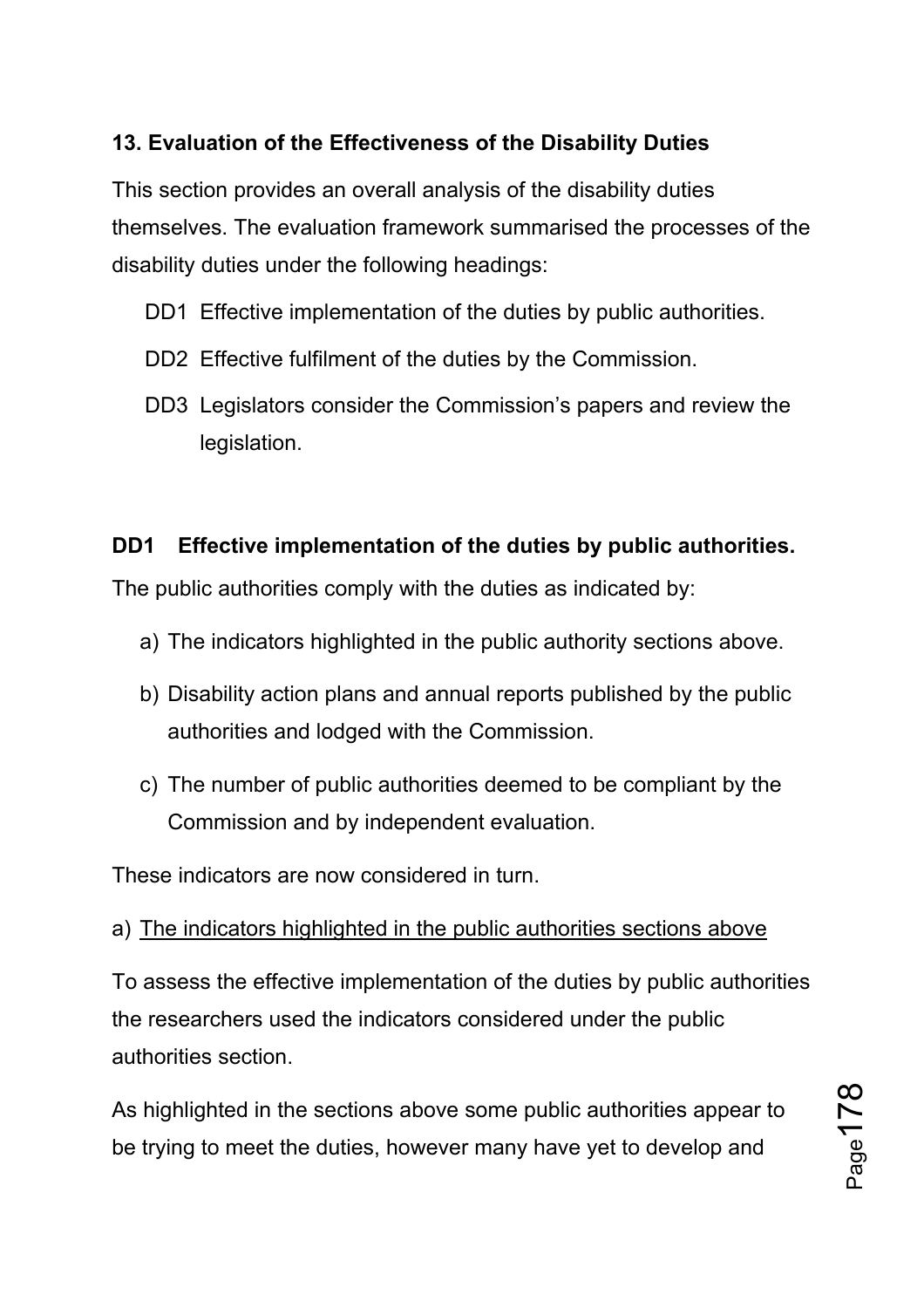## 13. Evaluation of the Effectiveness of the Disability Duties

This section provides an overall analysis of the disability duties themselves. The evaluation framework summarised the processes of the disability duties under the following headings:

- DD1 Effective implementation of the duties by public authorities.
- DD2 Effective fulfilment of the duties by the Commission.
- DD3 Legislators consider the Commission's papers and review the legislation.

### DD1 Effective implementation of the duties by public authorities.

The public authorities comply with the duties as indicated by:

a) The indicators highlighted in the public authority sections above.

b) Disability action plans and annual reports published by the public authorities and lodged with the Commission.

c) The number of public authorities deemed to be compliant by the Commission and by independent evaluation.

These indicators are now considered in turn.

a) <u>The indicators highlighted in the public authorities sections above</u>

To assess the effective implementation of the duties by public authorities the researchers used the indicators considered under the public authorities section.

As highlighted in the sections above some public authorities appear to be trying to meet the duties, however many have yet to develop and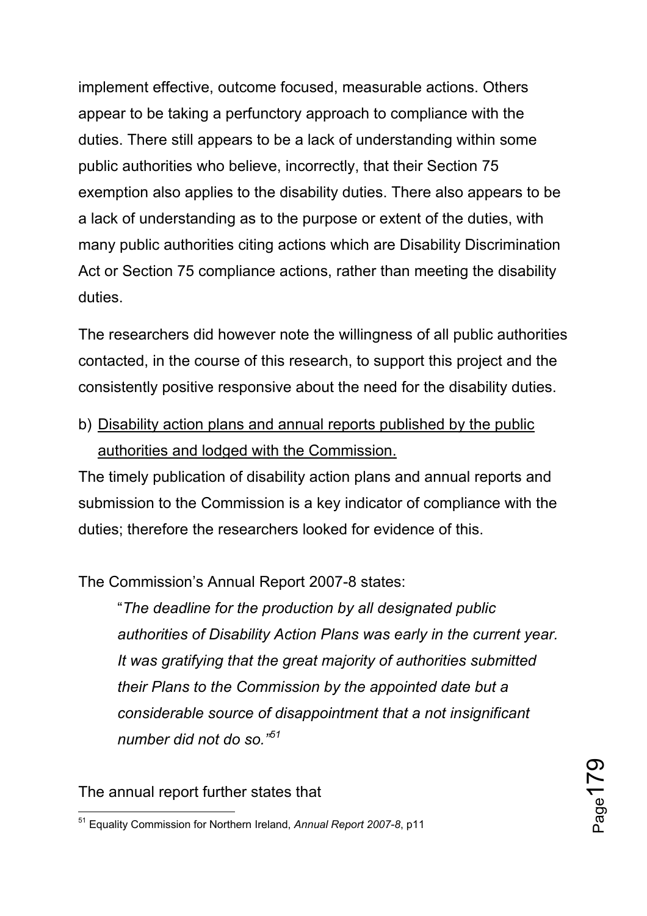implement effective, outcome focused, measurable actions. Others appear to be taking a perfunctory approach to compliance with the duties. There still appears to be a lack of understanding within some public authorities who believe, incorrectly, that their Section 75 exemption also applies to the disability duties. There also appears to be a lack of understanding as to the purpose or extent of the duties, with many public authorities citing actions which are Disability Discrimination Act or Section 75 compliance actions, rather than meeting the disability duties.

The researchers did however note the willingness of all public authorities contacted, in the course of this research, to support this project and the consistently positive responsive about the need for the disability duties.

b) <u>Disability action plans and annual reports published by the public authorities and lodged with the Commission.</u>

The timely publication of disability action plans and annual reports and submission to the Commission is a key indicator of compliance with the duties; therefore the researchers looked for evidence of this.

The Commission's Annual Report 2007-8 states:

> "*The deadline for the production by all designated public authorities of Disability Action Plans was early in the current year. It was gratifying that the great majority of authorities submitted their Plans to the Commission by the appointed date but a considerable source of disappointment that a not insignificant number did not do so.*"[51]

The annual report further states that

[51] Equality Commission for Northern Ireland, *Annual Report 2007-8*, p11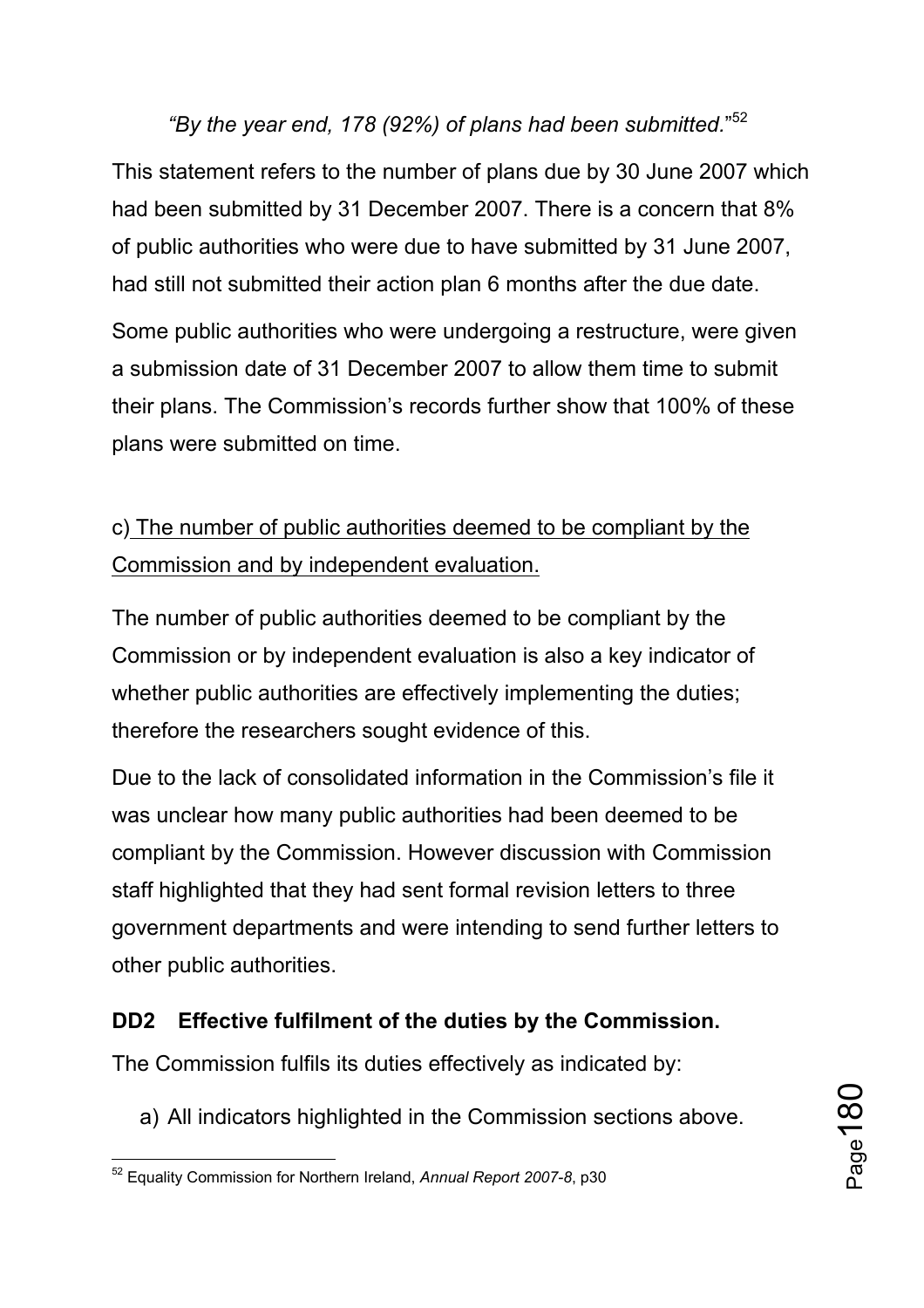*"By the year end, 178 (92%) of plans had been submitted."*[52]

This statement refers to the number of plans due by 30 June 2007 which had been submitted by 31 December 2007. There is a concern that 8% of public authorities who were due to have submitted by 31 June 2007, had still not submitted their action plan 6 months after the due date.

Some public authorities who were undergoing a restructure, were given a submission date of 31 December 2007 to allow them time to submit their plans. The Commission's records further show that 100% of these plans were submitted on time.

c) <u>The number of public authorities deemed to be compliant by the Commission and by independent evaluation.</u>

The number of public authorities deemed to be compliant by the Commission or by independent evaluation is also a key indicator of whether public authorities are effectively implementing the duties; therefore the researchers sought evidence of this.

Due to the lack of consolidated information in the Commission's file it was unclear how many public authorities had been deemed to be compliant by the Commission. However discussion with Commission staff highlighted that they had sent formal revision letters to three government departments and were intending to send further letters to other public authorities.

**DD2 Effective fulfilment of the duties by the Commission.**

The Commission fulfils its duties effectively as indicated by:

a) All indicators highlighted in the Commission sections above.

[52] Equality Commission for Northern Ireland, *Annual Report 2007-8*, p30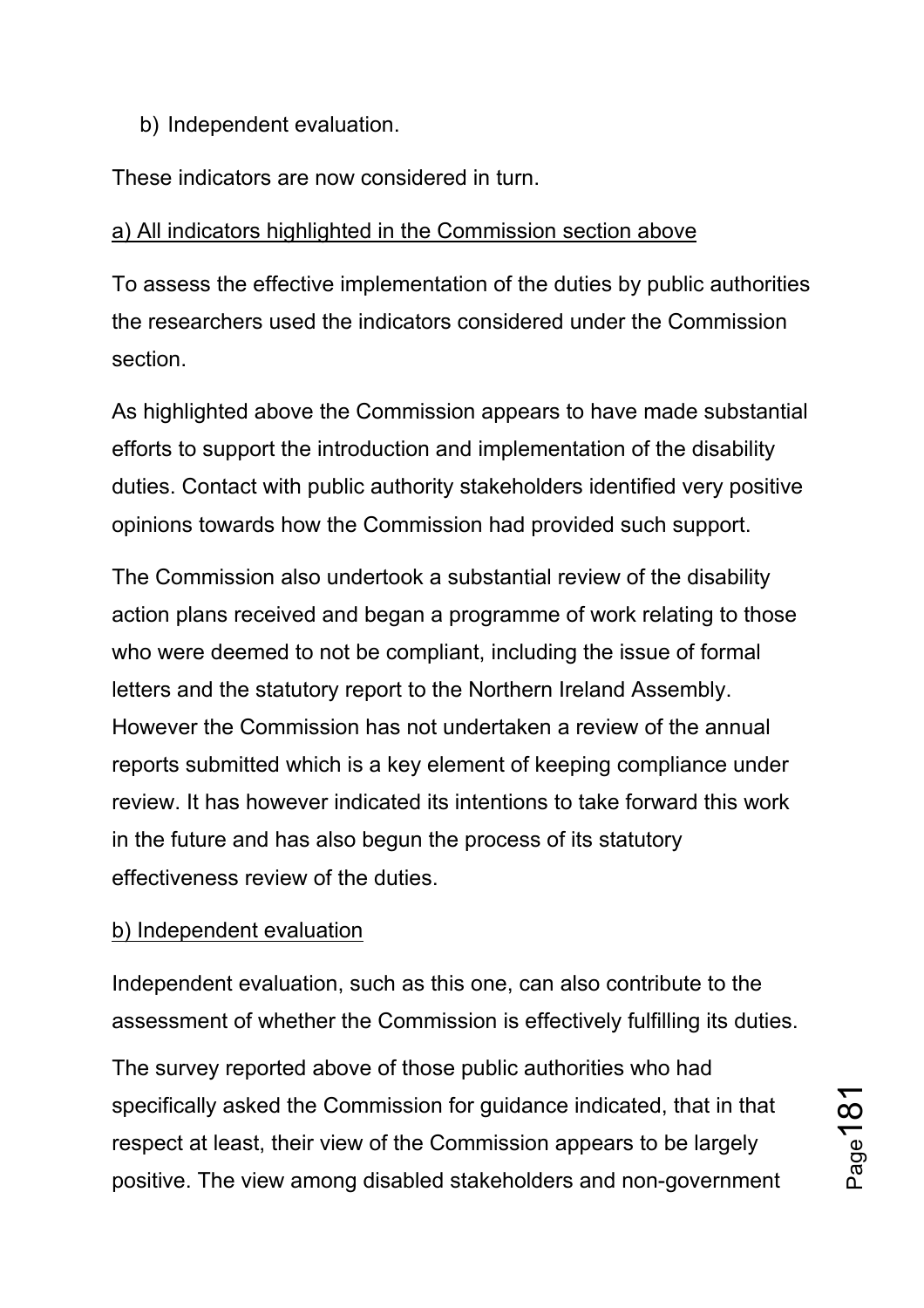b) Independent evaluation.

These indicators are now considered in turn.

a) All indicators highlighted in the Commission section above

To assess the effective implementation of the duties by public authorities the researchers used the indicators considered under the Commission section.

As highlighted above the Commission appears to have made substantial efforts to support the introduction and implementation of the disability duties. Contact with public authority stakeholders identified very positive opinions towards how the Commission had provided such support.

The Commission also undertook a substantial review of the disability action plans received and began a programme of work relating to those who were deemed to not be compliant, including the issue of formal letters and the statutory report to the Northern Ireland Assembly. However the Commission has not undertaken a review of the annual reports submitted which is a key element of keeping compliance under review. It has however indicated its intentions to take forward this work in the future and has also begun the process of its statutory effectiveness review of the duties.

b) Independent evaluation

Independent evaluation, such as this one, can also contribute to the assessment of whether the Commission is effectively fulfilling its duties.

The survey reported above of those public authorities who had specifically asked the Commission for guidance indicated, that in that respect at least, their view of the Commission appears to be largely positive. The view among disabled stakeholders and non-government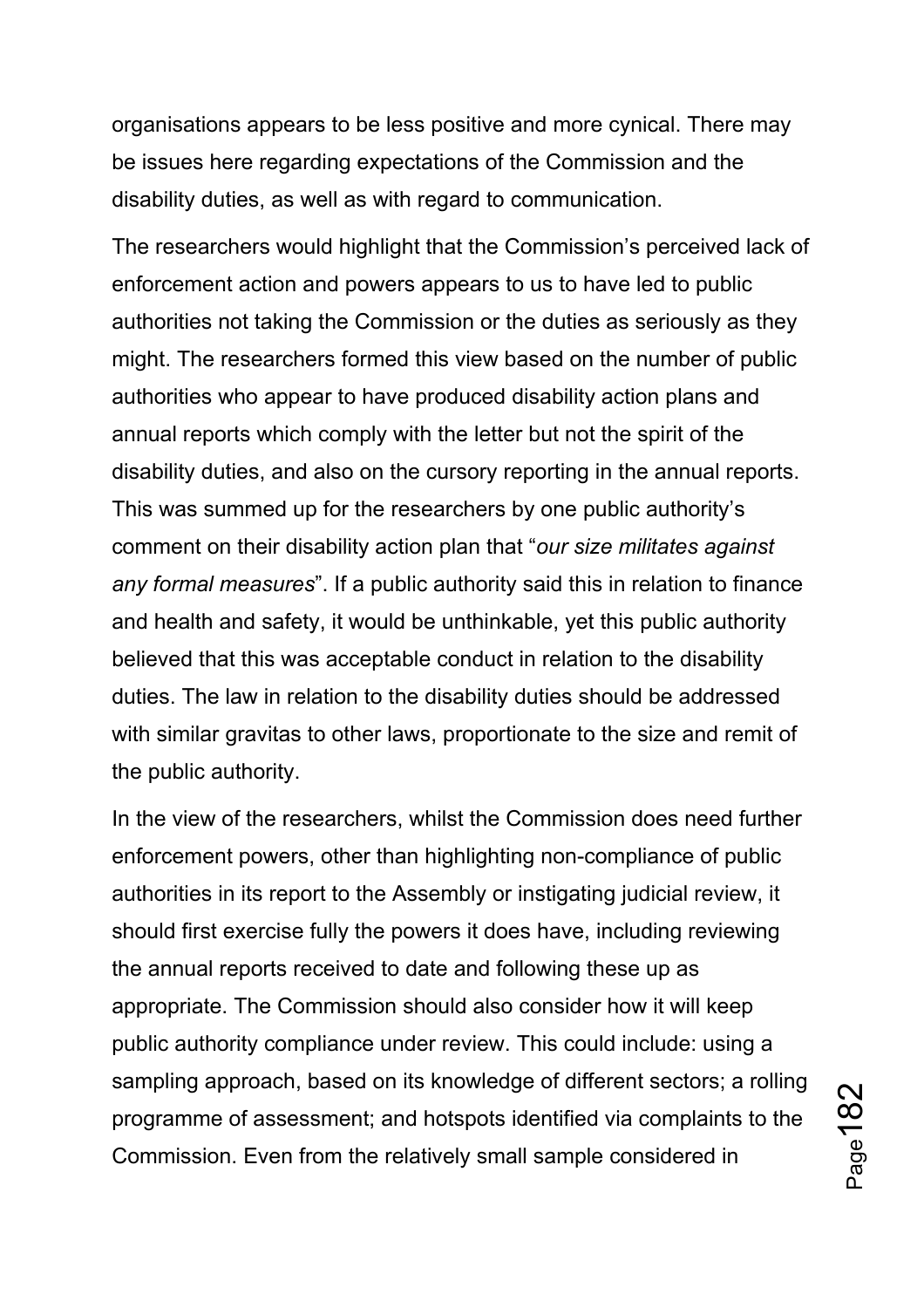organisations appears to be less positive and more cynical. There may be issues here regarding expectations of the Commission and the disability duties, as well as with regard to communication.

The researchers would highlight that the Commission's perceived lack of enforcement action and powers appears to us to have led to public authorities not taking the Commission or the duties as seriously as they might. The researchers formed this view based on the number of public authorities who appear to have produced disability action plans and annual reports which comply with the letter but not the spirit of the disability duties, and also on the cursory reporting in the annual reports. This was summed up for the researchers by one public authority's comment on their disability action plan that "*our size militates against any formal measures*". If a public authority said this in relation to finance and health and safety, it would be unthinkable, yet this public authority believed that this was acceptable conduct in relation to the disability duties. The law in relation to the disability duties should be addressed with similar gravitas to other laws, proportionate to the size and remit of the public authority.

In the view of the researchers, whilst the Commission does need further enforcement powers, other than highlighting non-compliance of public authorities in its report to the Assembly or instigating judicial review, it should first exercise fully the powers it does have, including reviewing the annual reports received to date and following these up as appropriate. The Commission should also consider how it will keep public authority compliance under review. This could include: using a sampling approach, based on its knowledge of different sectors; a rolling programme of assessment; and hotspots identified via complaints to the Commission. Even from the relatively small sample considered in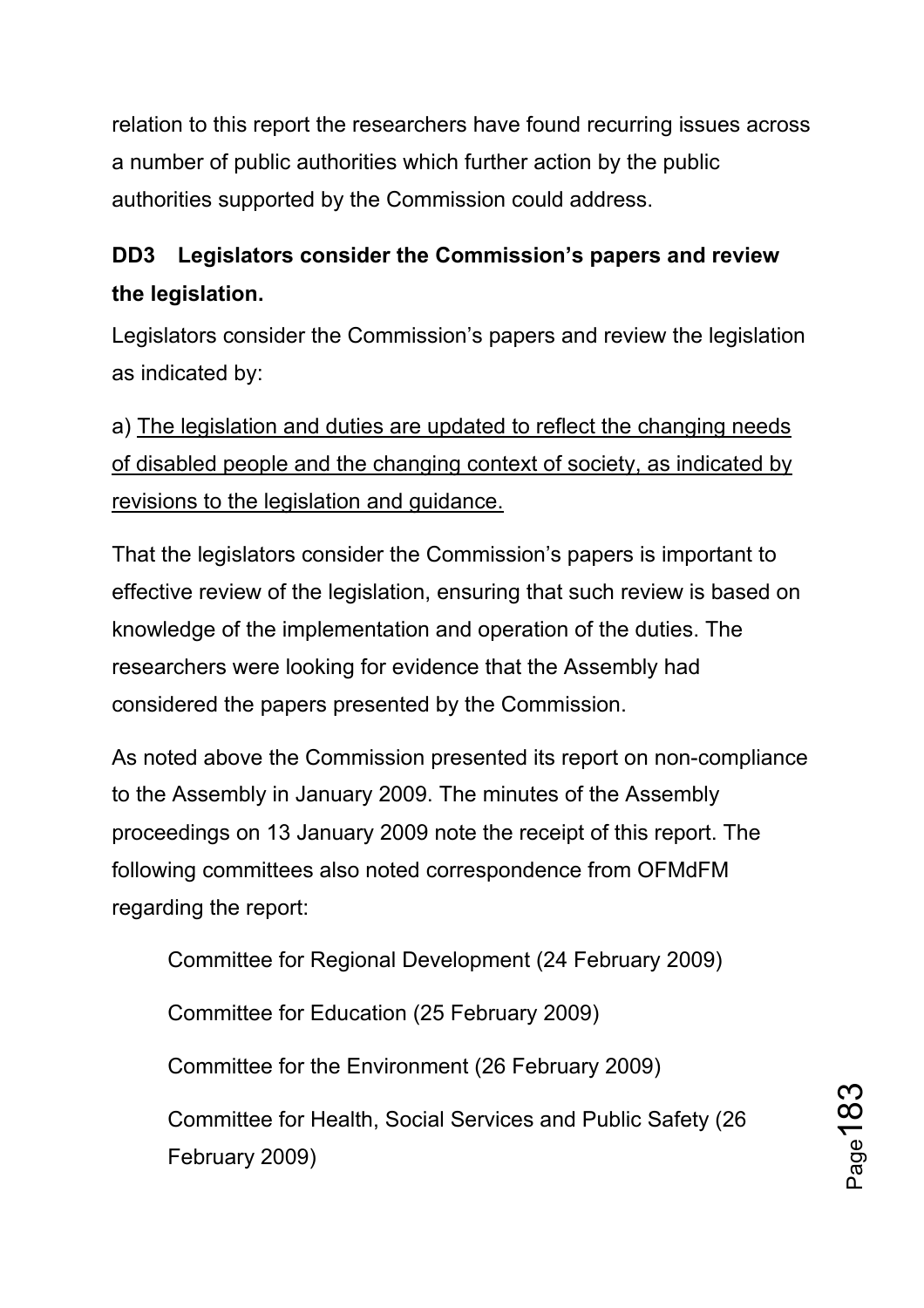relation to this report the researchers have found recurring issues across a number of public authorities which further action by the public authorities supported by the Commission could address.

**DD3 Legislators consider the Commission's papers and review the legislation.**

Legislators consider the Commission's papers and review the legislation as indicated by:

a) <u>The legislation and duties are updated to reflect the changing needs of disabled people and the changing context of society, as indicated by revisions to the legislation and guidance.</u>

That the legislators consider the Commission's papers is important to effective review of the legislation, ensuring that such review is based on knowledge of the implementation and operation of the duties. The researchers were looking for evidence that the Assembly had considered the papers presented by the Commission.

As noted above the Commission presented its report on non-compliance to the Assembly in January 2009. The minutes of the Assembly proceedings on 13 January 2009 note the receipt of this report. The following committees also noted correspondence from OFMdFM regarding the report:

Committee for Regional Development (24 February 2009)

Committee for Education (25 February 2009)

Committee for the Environment (26 February 2009)

Committee for Health, Social Services and Public Safety (26 February 2009)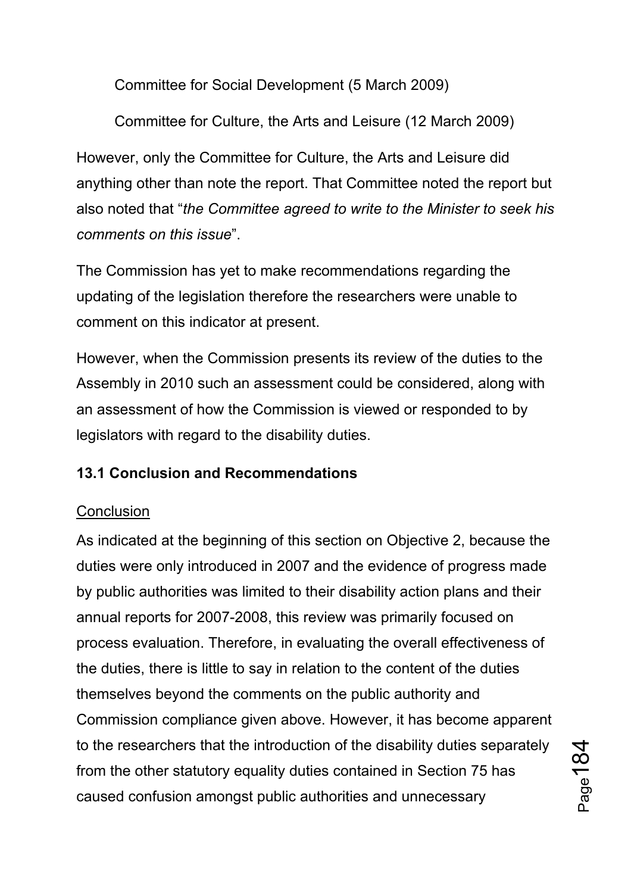Committee for Social Development (5 March 2009)

Committee for Culture, the Arts and Leisure (12 March 2009)

However, only the Committee for Culture, the Arts and Leisure did anything other than note the report. That Committee noted the report but also noted that "*the Committee agreed to write to the Minister to seek his comments on this issue*".

The Commission has yet to make recommendations regarding the updating of the legislation therefore the researchers were unable to comment on this indicator at present.

However, when the Commission presents its review of the duties to the Assembly in 2010 such an assessment could be considered, along with an assessment of how the Commission is viewed or responded to by legislators with regard to the disability duties.

### 13.1 Conclusion and Recommendations

<u>Conclusion</u>

As indicated at the beginning of this section on Objective 2, because the duties were only introduced in 2007 and the evidence of progress made by public authorities was limited to their disability action plans and their annual reports for 2007-2008, this review was primarily focused on process evaluation. Therefore, in evaluating the overall effectiveness of the duties, there is little to say in relation to the content of the duties themselves beyond the comments on the public authority and Commission compliance given above. However, it has become apparent to the researchers that the introduction of the disability duties separately from the other statutory equality duties contained in Section 75 has caused confusion amongst public authorities and unnecessary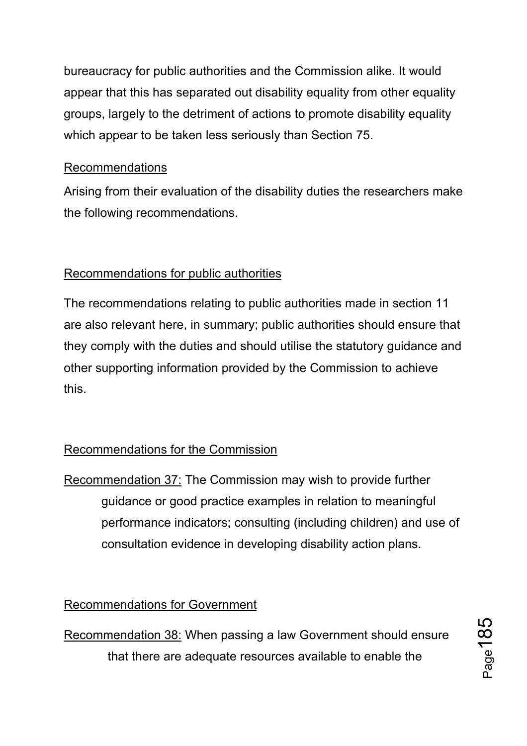bureaucracy for public authorities and the Commission alike. It would appear that this has separated out disability equality from other equality groups, largely to the detriment of actions to promote disability equality which appear to be taken less seriously than Section 75.

<u>Recommendations</u>

Arising from their evaluation of the disability duties the researchers make the following recommendations.

<u>Recommendations for public authorities</u>

The recommendations relating to public authorities made in section 11 are also relevant here, in summary; public authorities should ensure that they comply with the duties and should utilise the statutory guidance and other supporting information provided by the Commission to achieve this.

<u>Recommendations for the Commission</u>

<u>Recommendation 37:</u> The Commission may wish to provide further guidance or good practice examples in relation to meaningful performance indicators; consulting (including children) and use of consultation evidence in developing disability action plans.

<u>Recommendations for Government</u>

<u>Recommendation 38:</u> When passing a law Government should ensure that there are adequate resources available to enable the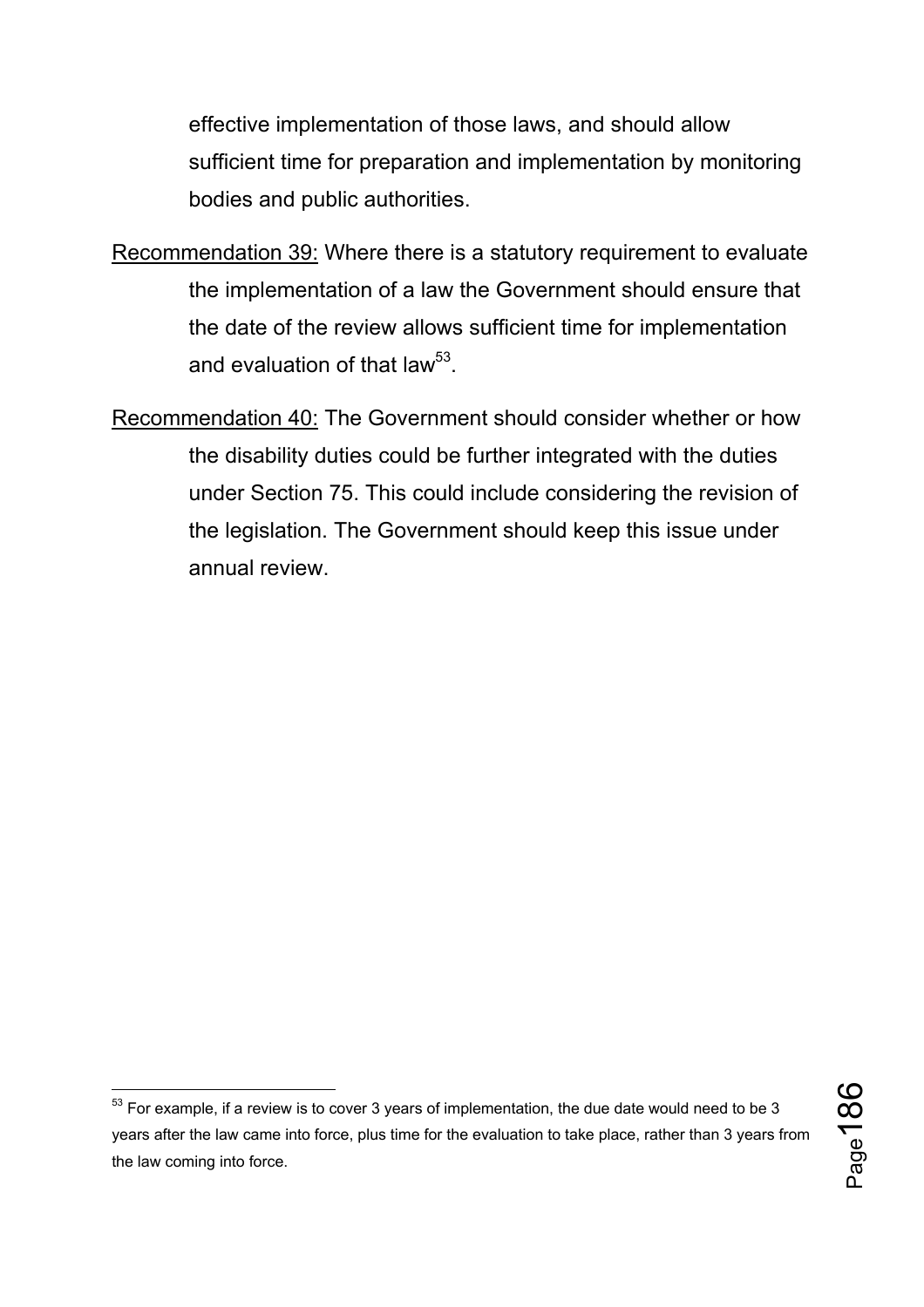effective implementation of those laws, and should allow sufficient time for preparation and implementation by monitoring bodies and public authorities.

Recommendation 39: Where there is a statutory requirement to evaluate the implementation of a law the Government should ensure that the date of the review allows sufficient time for implementation and evaluation of that law[53].

Recommendation 40: The Government should consider whether or how the disability duties could be further integrated with the duties under Section 75. This could include considering the revision of the legislation. The Government should keep this issue under annual review.

---

[53] For example, if a review is to cover 3 years of implementation, the due date would need to be 3 years after the law came into force, plus time for the evaluation to take place, rather than 3 years from the law coming into force.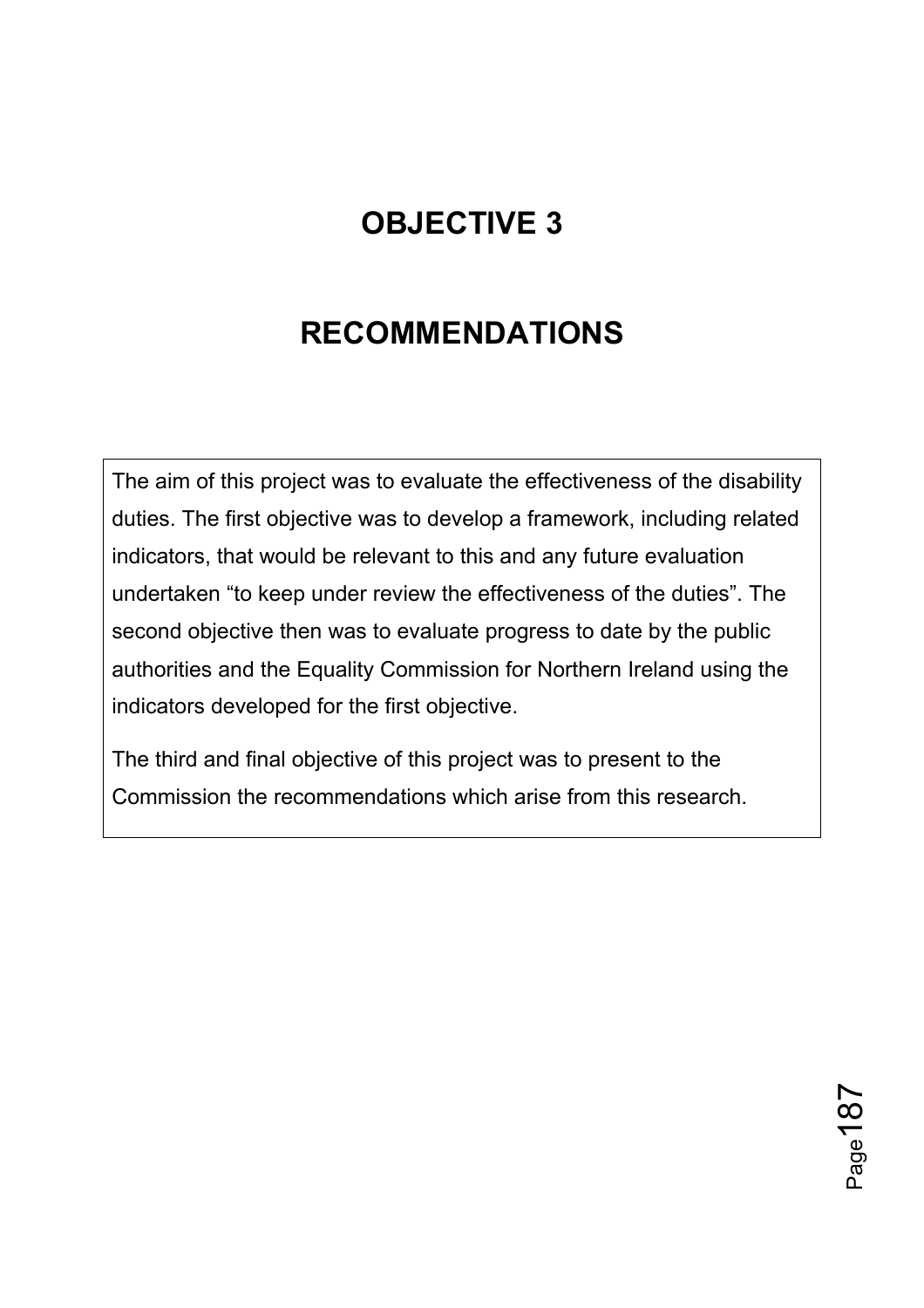# OBJECTIVE 3

# RECOMMENDATIONS

The aim of this project was to evaluate the effectiveness of the disability duties. The first objective was to develop a framework, including related indicators, that would be relevant to this and any future evaluation undertaken "to keep under review the effectiveness of the duties". The second objective then was to evaluate progress to date by the public authorities and the Equality Commission for Northern Ireland using the indicators developed for the first objective.

The third and final objective of this project was to present to the Commission the recommendations which arise from this research.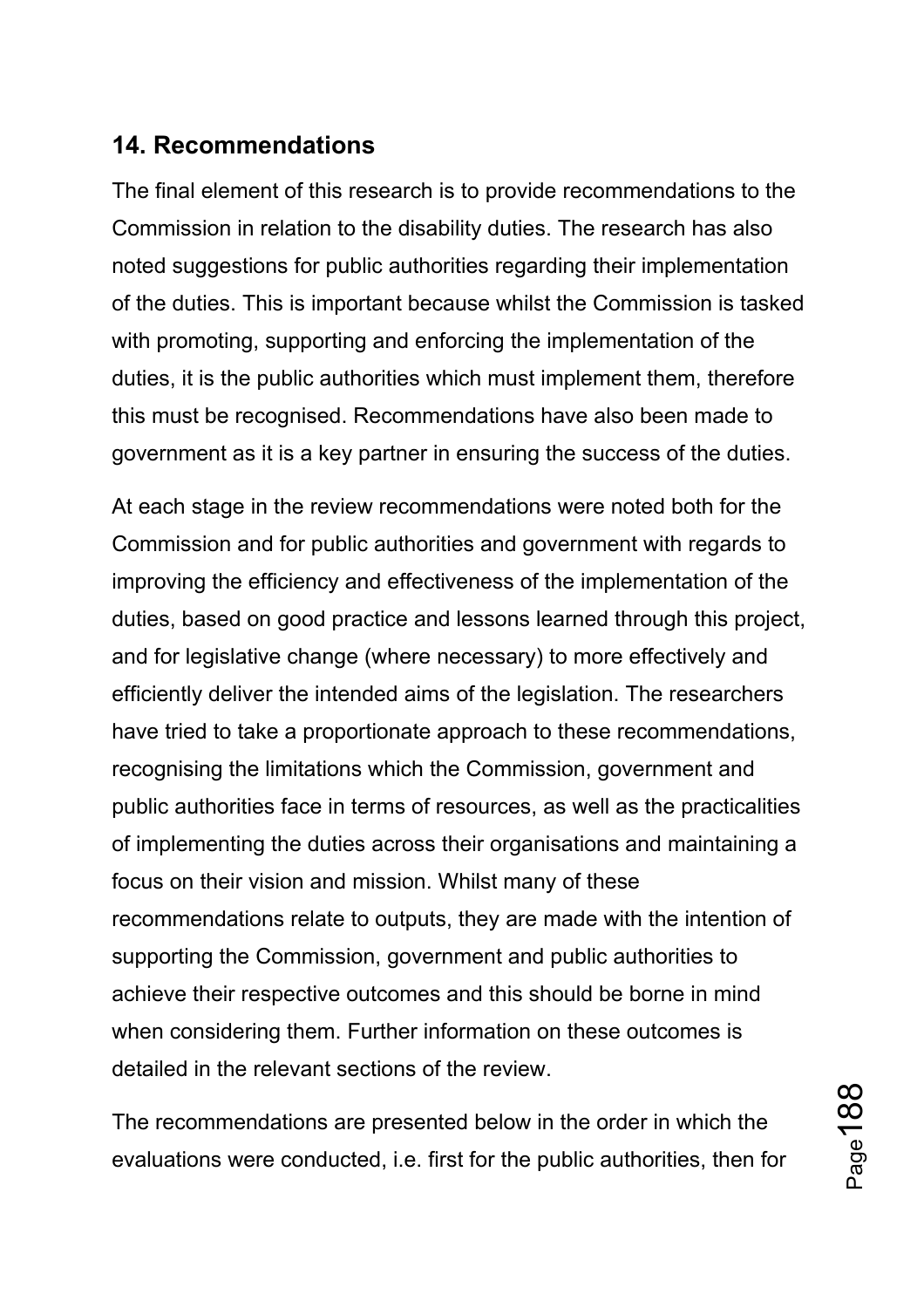## 14. Recommendations

The final element of this research is to provide recommendations to the Commission in relation to the disability duties. The research has also noted suggestions for public authorities regarding their implementation of the duties. This is important because whilst the Commission is tasked with promoting, supporting and enforcing the implementation of the duties, it is the public authorities which must implement them, therefore this must be recognised. Recommendations have also been made to government as it is a key partner in ensuring the success of the duties.

At each stage in the review recommendations were noted both for the Commission and for public authorities and government with regards to improving the efficiency and effectiveness of the implementation of the duties, based on good practice and lessons learned through this project, and for legislative change (where necessary) to more effectively and efficiently deliver the intended aims of the legislation. The researchers have tried to take a proportionate approach to these recommendations, recognising the limitations which the Commission, government and public authorities face in terms of resources, as well as the practicalities of implementing the duties across their organisations and maintaining a focus on their vision and mission. Whilst many of these recommendations relate to outputs, they are made with the intention of supporting the Commission, government and public authorities to achieve their respective outcomes and this should be borne in mind when considering them. Further information on these outcomes is detailed in the relevant sections of the review.

The recommendations are presented below in the order in which the evaluations were conducted, i.e. first for the public authorities, then for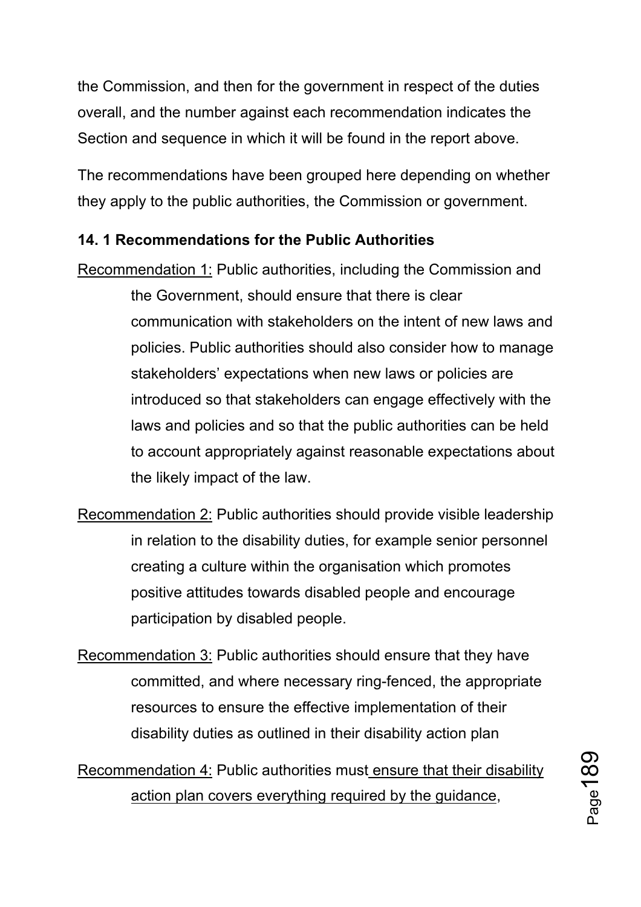the Commission, and then for the government in respect of the duties overall, and the number against each recommendation indicates the Section and sequence in which it will be found in the report above.

The recommendations have been grouped here depending on whether they apply to the public authorities, the Commission or government.

### 14. 1 Recommendations for the Public Authorities

<u>Recommendation 1:</u> Public authorities, including the Commission and the Government, should ensure that there is clear communication with stakeholders on the intent of new laws and policies. Public authorities should also consider how to manage stakeholders' expectations when new laws or policies are introduced so that stakeholders can engage effectively with the laws and policies and so that the public authorities can be held to account appropriately against reasonable expectations about the likely impact of the law.

<u>Recommendation 2:</u> Public authorities should provide visible leadership in relation to the disability duties, for example senior personnel creating a culture within the organisation which promotes positive attitudes towards disabled people and encourage participation by disabled people.

<u>Recommendation 3:</u> Public authorities should ensure that they have committed, and where necessary ring-fenced, the appropriate resources to ensure the effective implementation of their disability duties as outlined in their disability action plan

<u>Recommendation 4:</u> Public authorities must <u>ensure that their disability action plan covers everything required by the guidance</u>,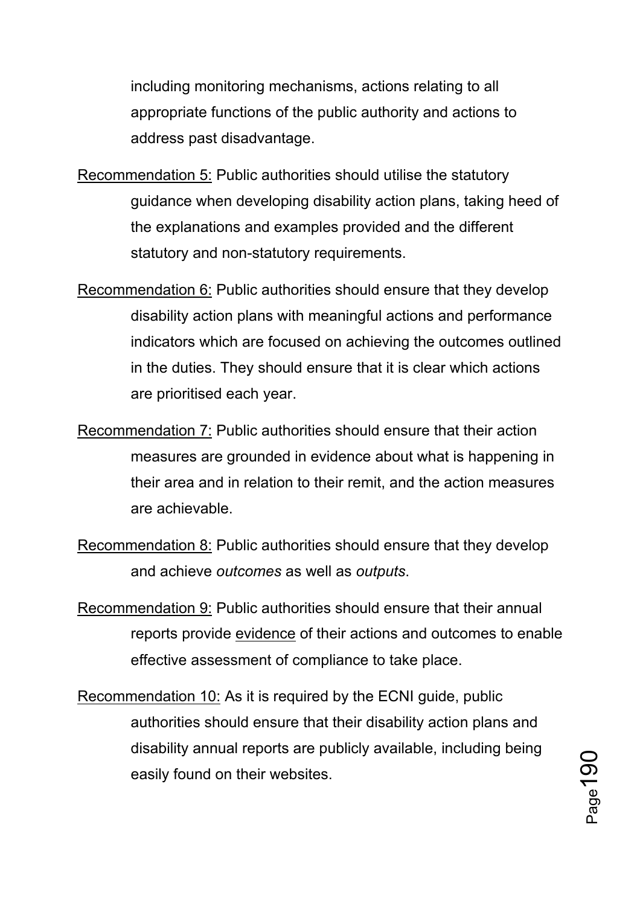including monitoring mechanisms, actions relating to all appropriate functions of the public authority and actions to address past disadvantage.

Recommendation 5: Public authorities should utilise the statutory guidance when developing disability action plans, taking heed of the explanations and examples provided and the different statutory and non-statutory requirements.

Recommendation 6: Public authorities should ensure that they develop disability action plans with meaningful actions and performance indicators which are focused on achieving the outcomes outlined in the duties. They should ensure that it is clear which actions are prioritised each year.

Recommendation 7: Public authorities should ensure that their action measures are grounded in evidence about what is happening in their area and in relation to their remit, and the action measures are achievable.

Recommendation 8: Public authorities should ensure that they develop and achieve *outcomes* as well as *outputs*.

Recommendation 9: Public authorities should ensure that their annual reports provide evidence of their actions and outcomes to enable effective assessment of compliance to take place.

Recommendation 10: As it is required by the ECNI guide, public authorities should ensure that their disability action plans and disability annual reports are publicly available, including being easily found on their websites.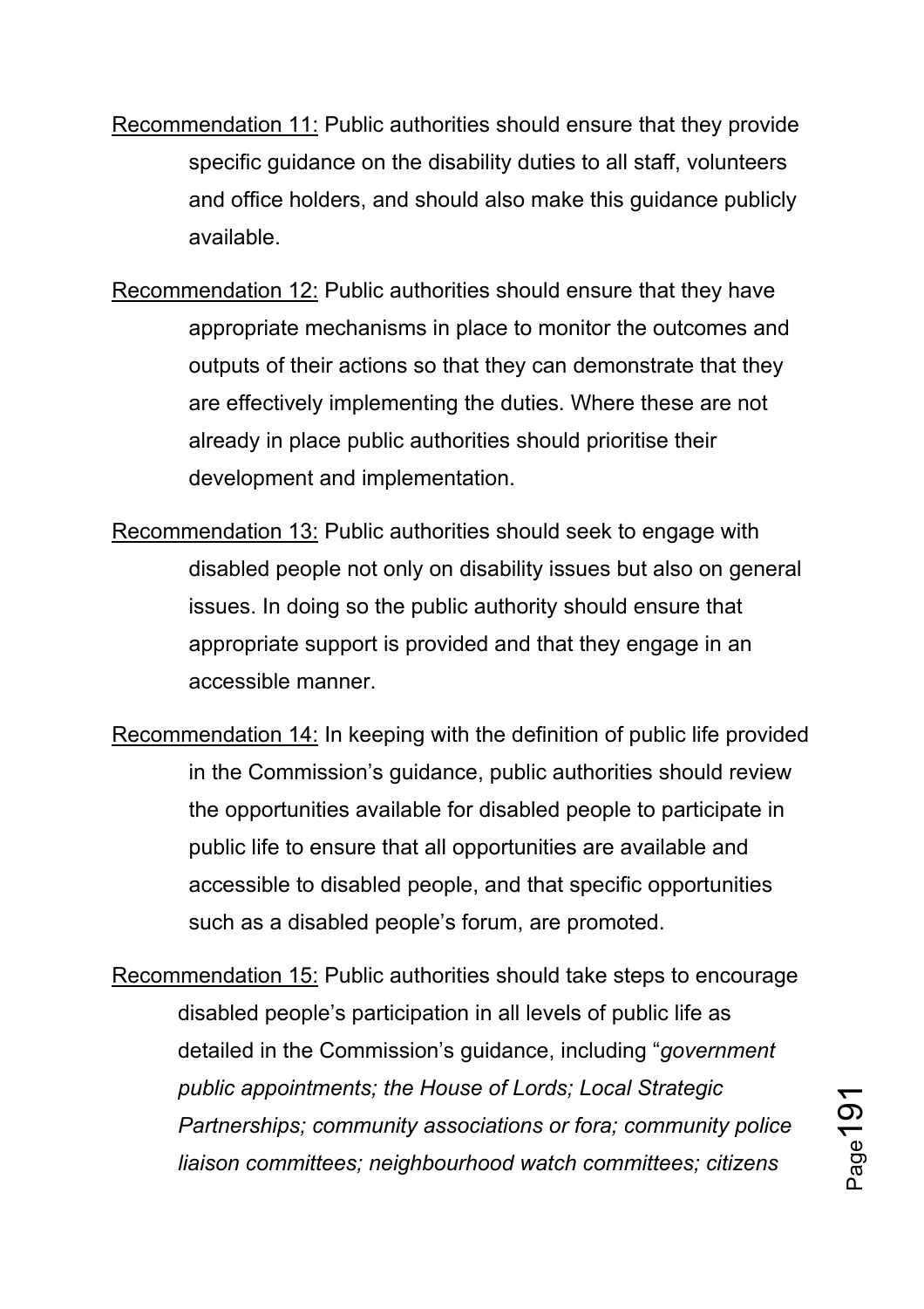<u>Recommendation 11:</u> Public authorities should ensure that they provide specific guidance on the disability duties to all staff, volunteers and office holders, and should also make this guidance publicly available.

<u>Recommendation 12:</u> Public authorities should ensure that they have appropriate mechanisms in place to monitor the outcomes and outputs of their actions so that they can demonstrate that they are effectively implementing the duties. Where these are not already in place public authorities should prioritise their development and implementation.

<u>Recommendation 13:</u> Public authorities should seek to engage with disabled people not only on disability issues but also on general issues. In doing so the public authority should ensure that appropriate support is provided and that they engage in an accessible manner.

<u>Recommendation 14:</u> In keeping with the definition of public life provided in the Commission's guidance, public authorities should review the opportunities available for disabled people to participate in public life to ensure that all opportunities are available and accessible to disabled people, and that specific opportunities such as a disabled people's forum, are promoted.

<u>Recommendation 15:</u> Public authorities should take steps to encourage disabled people's participation in all levels of public life as detailed in the Commission's guidance, including "*government public appointments; the House of Lords; Local Strategic Partnerships; community associations or fora; community police liaison committees; neighbourhood watch committees; citizens*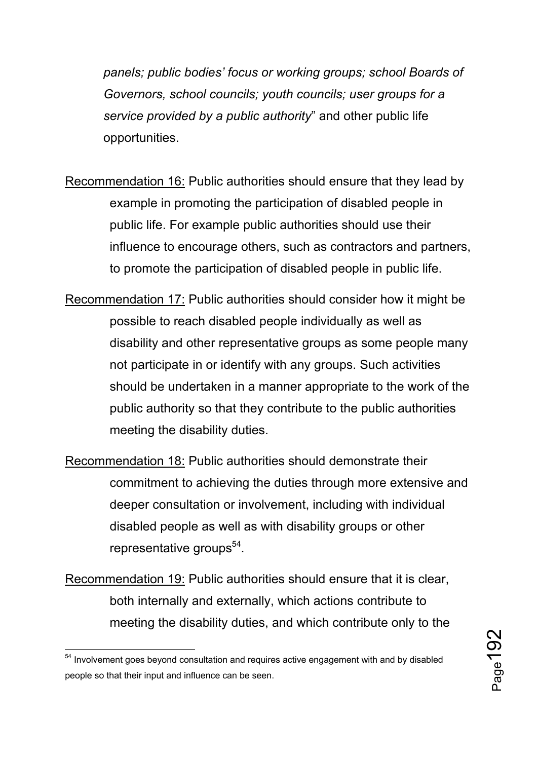*panels; public bodies' focus or working groups; school Boards of Governors, school councils; youth councils; user groups for a service provided by a public authority*" and other public life opportunities.

Recommendation 16: Public authorities should ensure that they lead by example in promoting the participation of disabled people in public life. For example public authorities should use their influence to encourage others, such as contractors and partners, to promote the participation of disabled people in public life.

Recommendation 17: Public authorities should consider how it might be possible to reach disabled people individually as well as disability and other representative groups as some people many not participate in or identify with any groups. Such activities should be undertaken in a manner appropriate to the work of the public authority so that they contribute to the public authorities meeting the disability duties.

Recommendation 18: Public authorities should demonstrate their commitment to achieving the duties through more extensive and deeper consultation or involvement, including with individual disabled people as well as with disability groups or other representative groups[54].

Recommendation 19: Public authorities should ensure that it is clear, both internally and externally, which actions contribute to meeting the disability duties, and which contribute only to the

---

[54] Involvement goes beyond consultation and requires active engagement with and by disabled people so that their input and influence can be seen.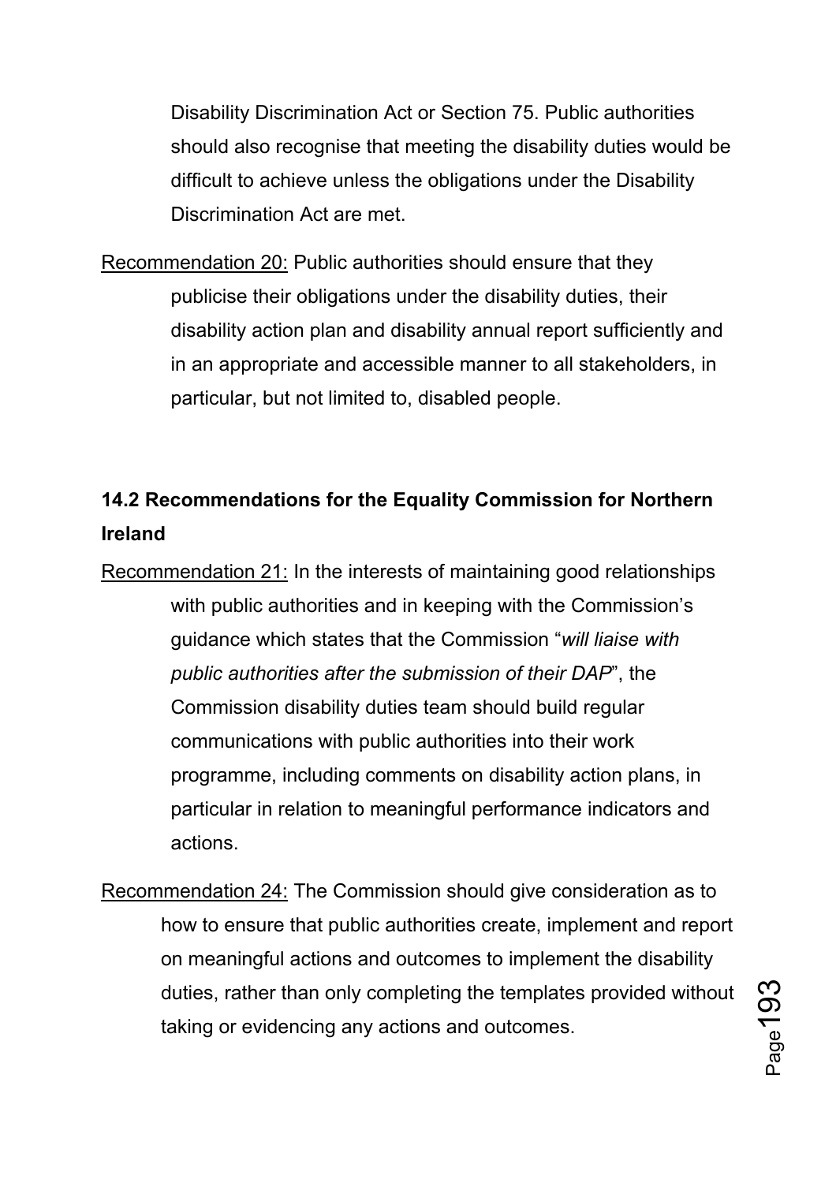Disability Discrimination Act or Section 75. Public authorities should also recognise that meeting the disability duties would be difficult to achieve unless the obligations under the Disability Discrimination Act are met.

Recommendation 20: Public authorities should ensure that they publicise their obligations under the disability duties, their disability action plan and disability annual report sufficiently and in an appropriate and accessible manner to all stakeholders, in particular, but not limited to, disabled people.

### 14.2 Recommendations for the Equality Commission for Northern Ireland

Recommendation 21: In the interests of maintaining good relationships with public authorities and in keeping with the Commission's guidance which states that the Commission "*will liaise with public authorities after the submission of their DAP*", the Commission disability duties team should build regular communications with public authorities into their work programme, including comments on disability action plans, in particular in relation to meaningful performance indicators and actions.

Recommendation 24: The Commission should give consideration as to how to ensure that public authorities create, implement and report on meaningful actions and outcomes to implement the disability duties, rather than only completing the templates provided without taking or evidencing any actions and outcomes.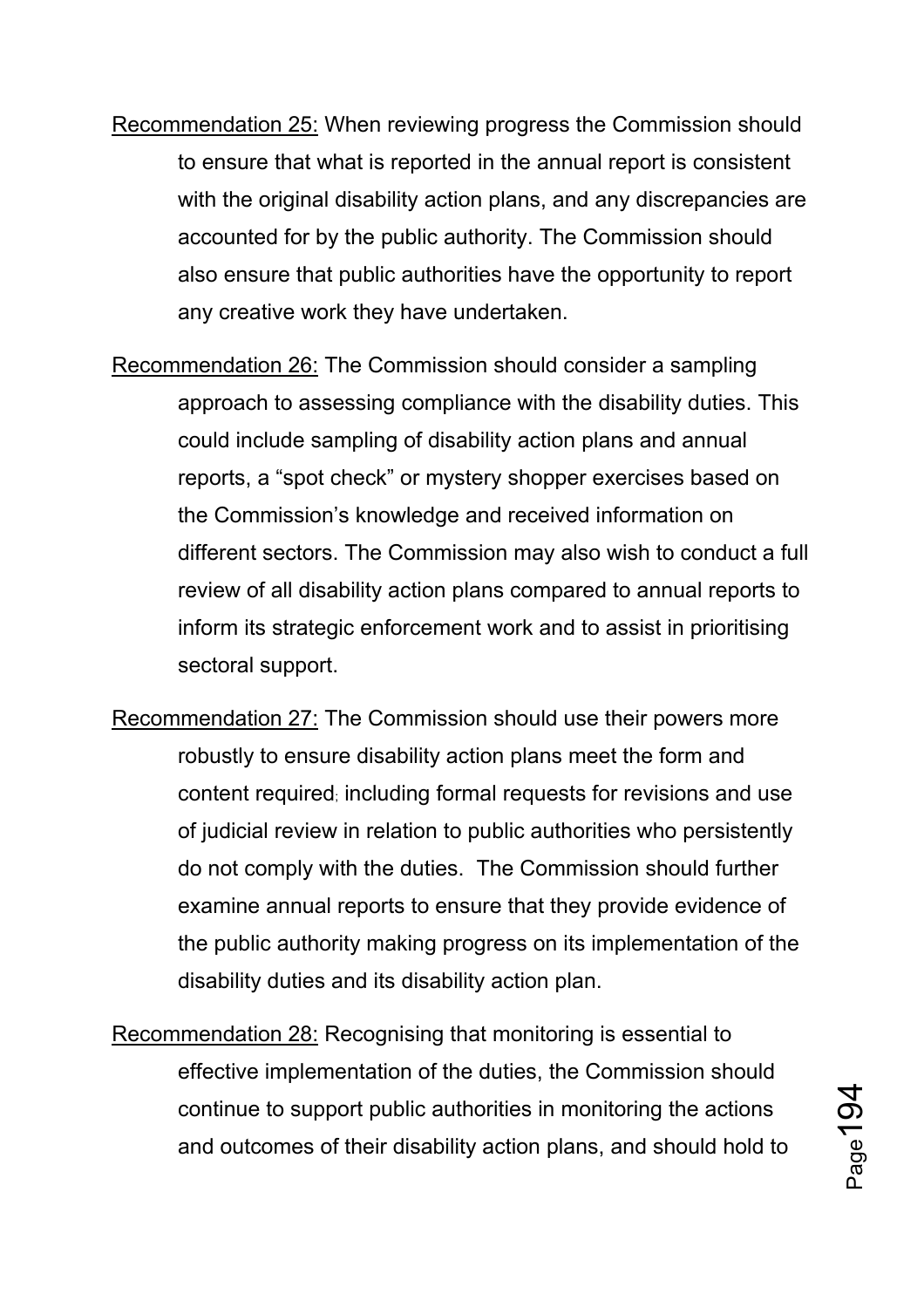Recommendation 25: When reviewing progress the Commission should to ensure that what is reported in the annual report is consistent with the original disability action plans, and any discrepancies are accounted for by the public authority. The Commission should also ensure that public authorities have the opportunity to report any creative work they have undertaken.

Recommendation 26: The Commission should consider a sampling approach to assessing compliance with the disability duties. This could include sampling of disability action plans and annual reports, a "spot check" or mystery shopper exercises based on the Commission's knowledge and received information on different sectors. The Commission may also wish to conduct a full review of all disability action plans compared to annual reports to inform its strategic enforcement work and to assist in prioritising sectoral support.

Recommendation 27: The Commission should use their powers more robustly to ensure disability action plans meet the form and content required; including formal requests for revisions and use of judicial review in relation to public authorities who persistently do not comply with the duties. The Commission should further examine annual reports to ensure that they provide evidence of the public authority making progress on its implementation of the disability duties and its disability action plan.

Recommendation 28: Recognising that monitoring is essential to effective implementation of the duties, the Commission should continue to support public authorities in monitoring the actions and outcomes of their disability action plans, and should hold to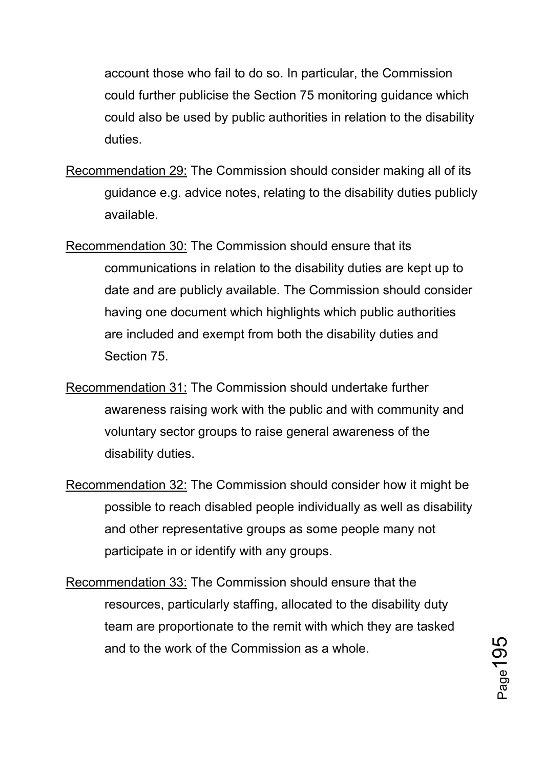account those who fail to do so. In particular, the Commission could further publicise the Section 75 monitoring guidance which could also be used by public authorities in relation to the disability duties.

Recommendation 29: The Commission should consider making all of its guidance e.g. advice notes, relating to the disability duties publicly available.

Recommendation 30: The Commission should ensure that its communications in relation to the disability duties are kept up to date and are publicly available. The Commission should consider having one document which highlights which public authorities are included and exempt from both the disability duties and Section 75.

Recommendation 31: The Commission should undertake further awareness raising work with the public and with community and voluntary sector groups to raise general awareness of the disability duties.

Recommendation 32: The Commission should consider how it might be possible to reach disabled people individually as well as disability and other representative groups as some people many not participate in or identify with any groups.

Recommendation 33: The Commission should ensure that the resources, particularly staffing, allocated to the disability duty team are proportionate to the remit with which they are tasked and to the work of the Commission as a whole.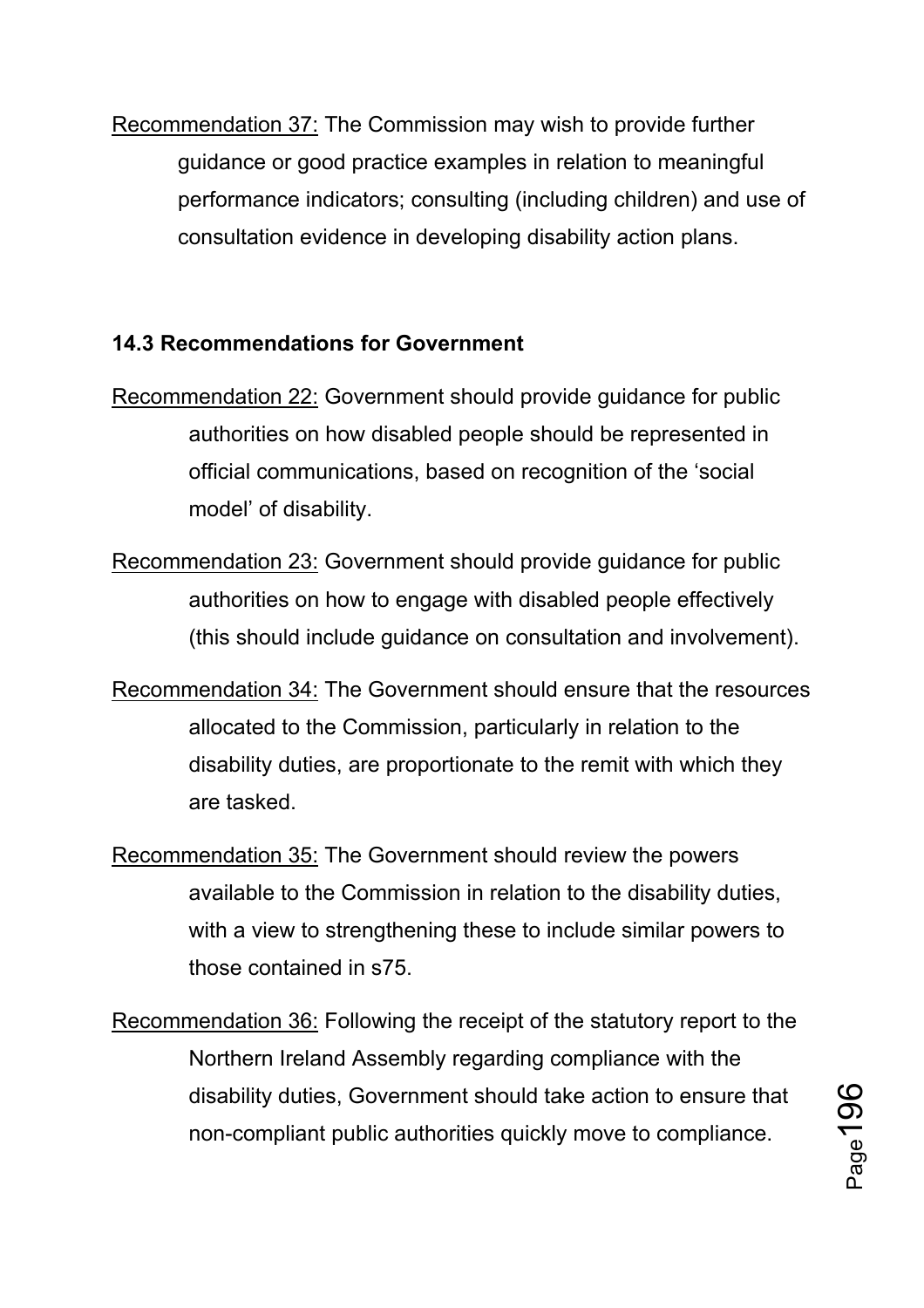Recommendation 37: The Commission may wish to provide further guidance or good practice examples in relation to meaningful performance indicators; consulting (including children) and use of consultation evidence in developing disability action plans.

### 14.3 Recommendations for Government

Recommendation 22: Government should provide guidance for public authorities on how disabled people should be represented in official communications, based on recognition of the 'social model' of disability.

Recommendation 23: Government should provide guidance for public authorities on how to engage with disabled people effectively (this should include guidance on consultation and involvement).

Recommendation 34: The Government should ensure that the resources allocated to the Commission, particularly in relation to the disability duties, are proportionate to the remit with which they are tasked.

Recommendation 35: The Government should review the powers available to the Commission in relation to the disability duties, with a view to strengthening these to include similar powers to those contained in s75.

Recommendation 36: Following the receipt of the statutory report to the Northern Ireland Assembly regarding compliance with the disability duties, Government should take action to ensure that non-compliant public authorities quickly move to compliance.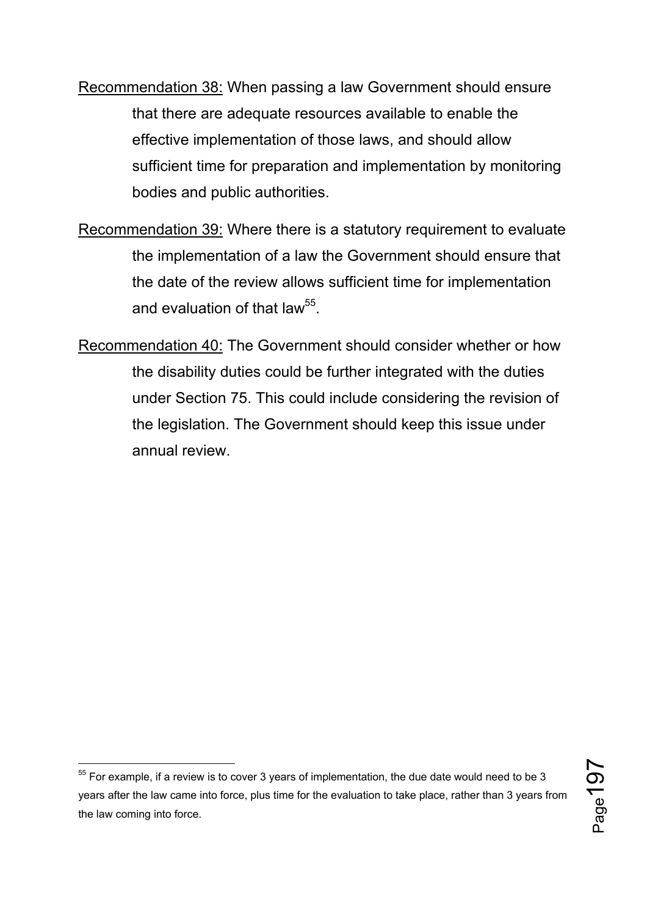Recommendation 38: When passing a law Government should ensure that there are adequate resources available to enable the effective implementation of those laws, and should allow sufficient time for preparation and implementation by monitoring bodies and public authorities.

Recommendation 39: Where there is a statutory requirement to evaluate the implementation of a law the Government should ensure that the date of the review allows sufficient time for implementation and evaluation of that law[55].

Recommendation 40: The Government should consider whether or how the disability duties could be further integrated with the duties under Section 75. This could include considering the revision of the legislation. The Government should keep this issue under annual review.

[55] For example, if a review is to cover 3 years of implementation, the due date would need to be 3 years after the law came into force, plus time for the evaluation to take place, rather than 3 years from the law coming into force.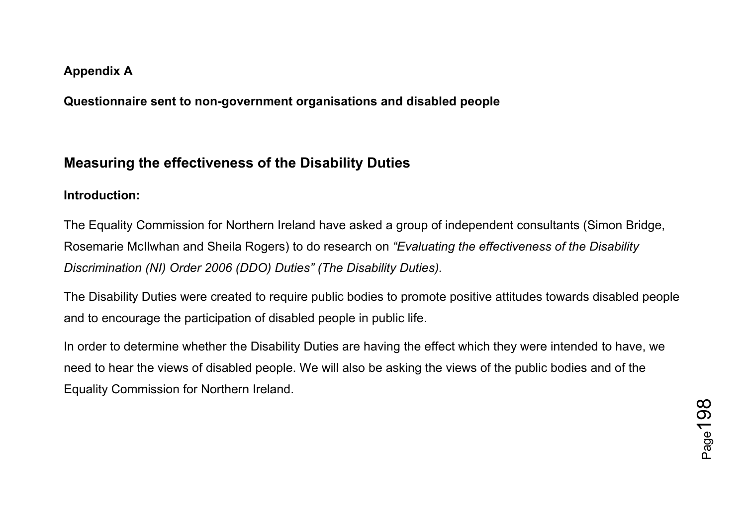**Appendix A**

**Questionnaire sent to non-government organisations and disabled people**

## Measuring the effectiveness of the Disability Duties

**Introduction:**

The Equality Commission for Northern Ireland have asked a group of independent consultants (Simon Bridge, Rosemarie McIlwhan and Sheila Rogers) to do research on *"Evaluating the effectiveness of the Disability Discrimination (NI) Order 2006 (DDO) Duties" (The Disability Duties).*

The Disability Duties were created to require public bodies to promote positive attitudes towards disabled people and to encourage the participation of disabled people in public life.

In order to determine whether the Disability Duties are having the effect which they were intended to have, we need to hear the views of disabled people. We will also be asking the views of the public bodies and of the Equality Commission for Northern Ireland.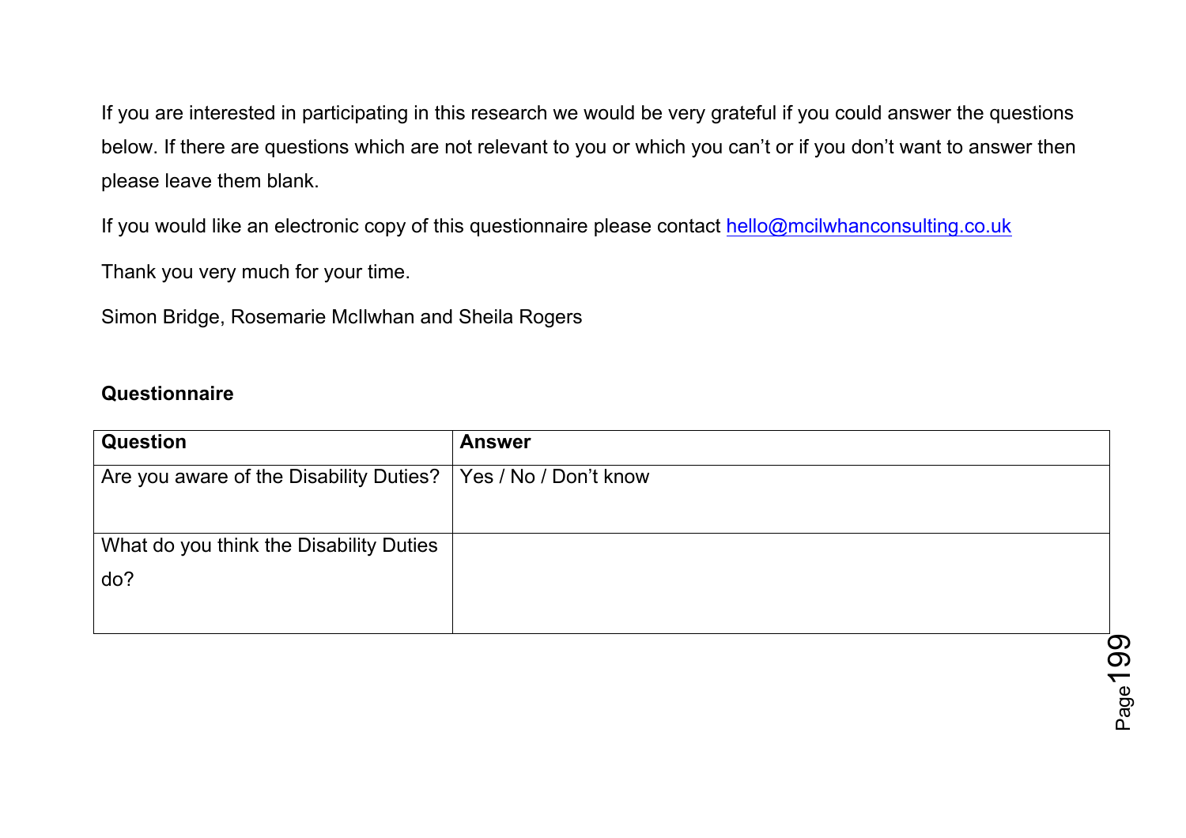If you are interested in participating in this research we would be very grateful if you could answer the questions below. If there are questions which are not relevant to you or which you can't or if you don't want to answer then please leave them blank.

If you would like an electronic copy of this questionnaire please contact hello@mcilwhanconsulting.co.uk

Thank you very much for your time.

Simon Bridge, Rosemarie McIlwhan and Sheila Rogers

**Questionnaire**

| Question | Answer |
| --- | --- |
| Are you aware of the Disability Duties? | Yes / No / Don't know |
| What do you think the Disability Duties do? | |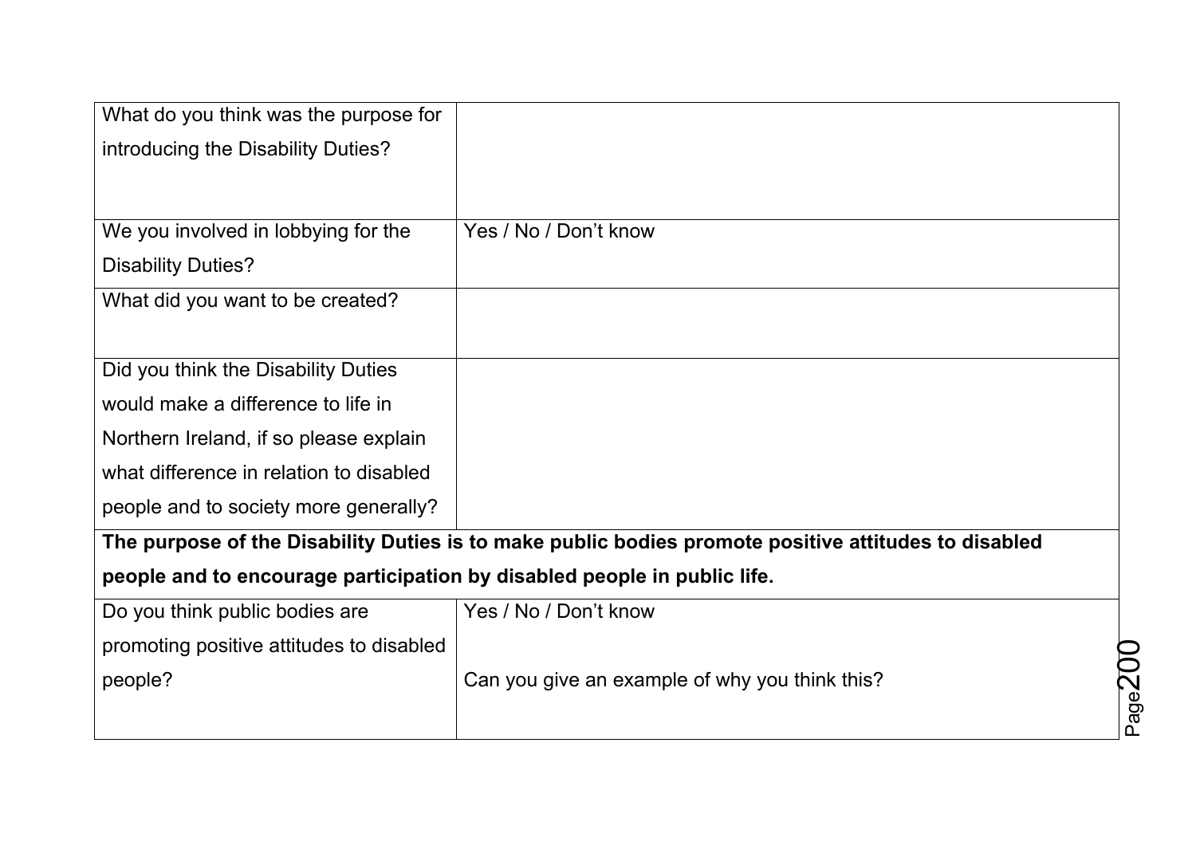| What do you think was the purpose for introducing the Disability Duties? | |
|---|---|
| We you involved in lobbying for the Disability Duties? | Yes / No / Don’t know |
| What did you want to be created? | |
| Did you think the Disability Duties would make a difference to life in Northern Ireland, if so please explain what difference in relation to disabled people and to society more generally? | |
| **The purpose of the Disability Duties is to make public bodies promote positive attitudes to disabled people and to encourage participation by disabled people in public life.** | |
| Do you think public bodies are promoting positive attitudes to disabled people? | Yes / No / Don’t know<br><br>Can you give an example of why you think this? |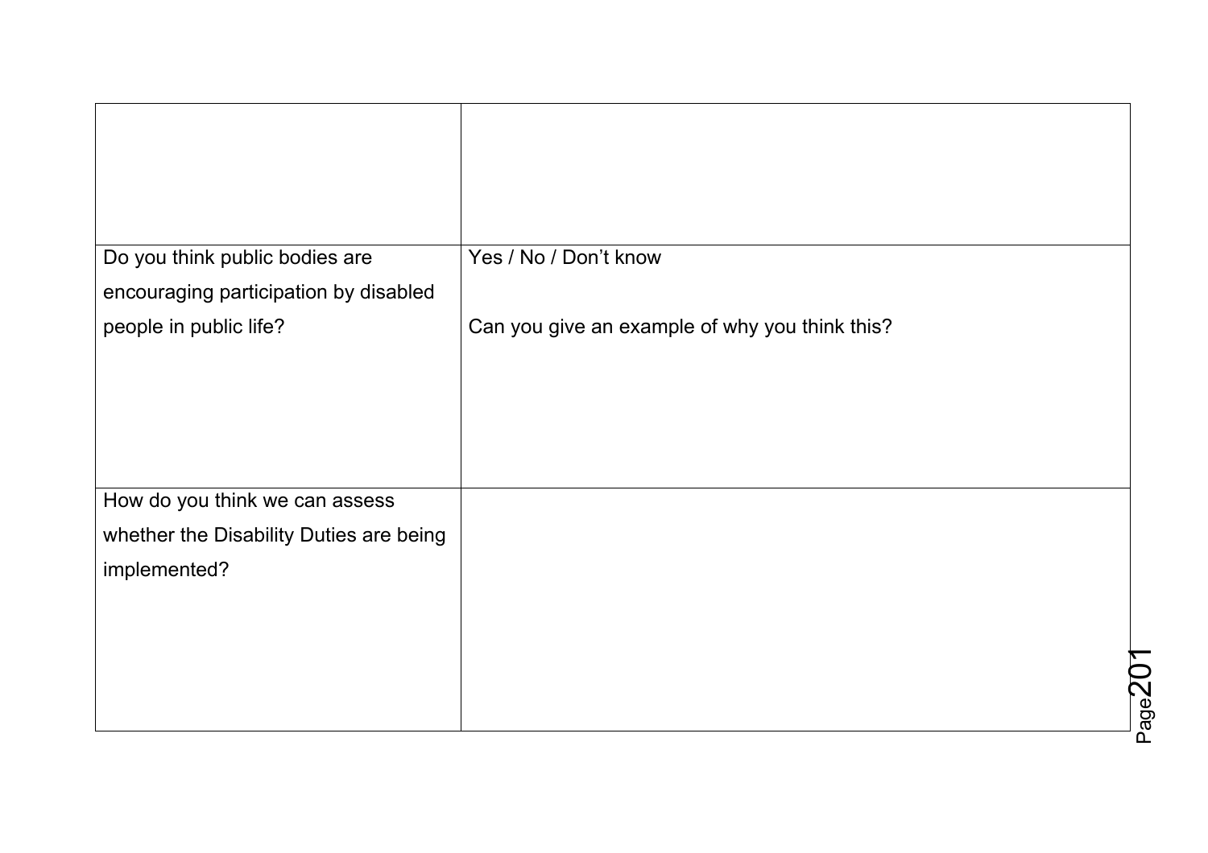| | |
|---|---|
| | |
| Do you think public bodies are encouraging participation by disabled people in public life? | Yes / No / Don't know<br><br>Can you give an example of why you think this? |
| How do you think we can assess whether the Disability Duties are being implemented? | |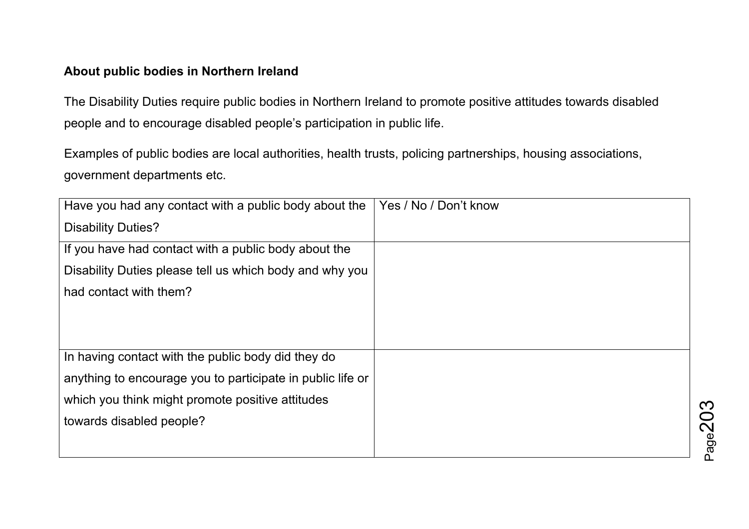**About public bodies in Northern Ireland**

The Disability Duties require public bodies in Northern Ireland to promote positive attitudes towards disabled people and to encourage disabled people's participation in public life.

Examples of public bodies are local authorities, health trusts, policing partnerships, housing associations, government departments etc.

| Have you had any contact with a public body about the Disability Duties? | Yes / No / Don't know |
|---|---|
| If you have had contact with a public body about the Disability Duties please tell us which body and why you had contact with them? | |
| In having contact with the public body did they do anything to encourage you to participate in public life or which you think might promote positive attitudes towards disabled people? | |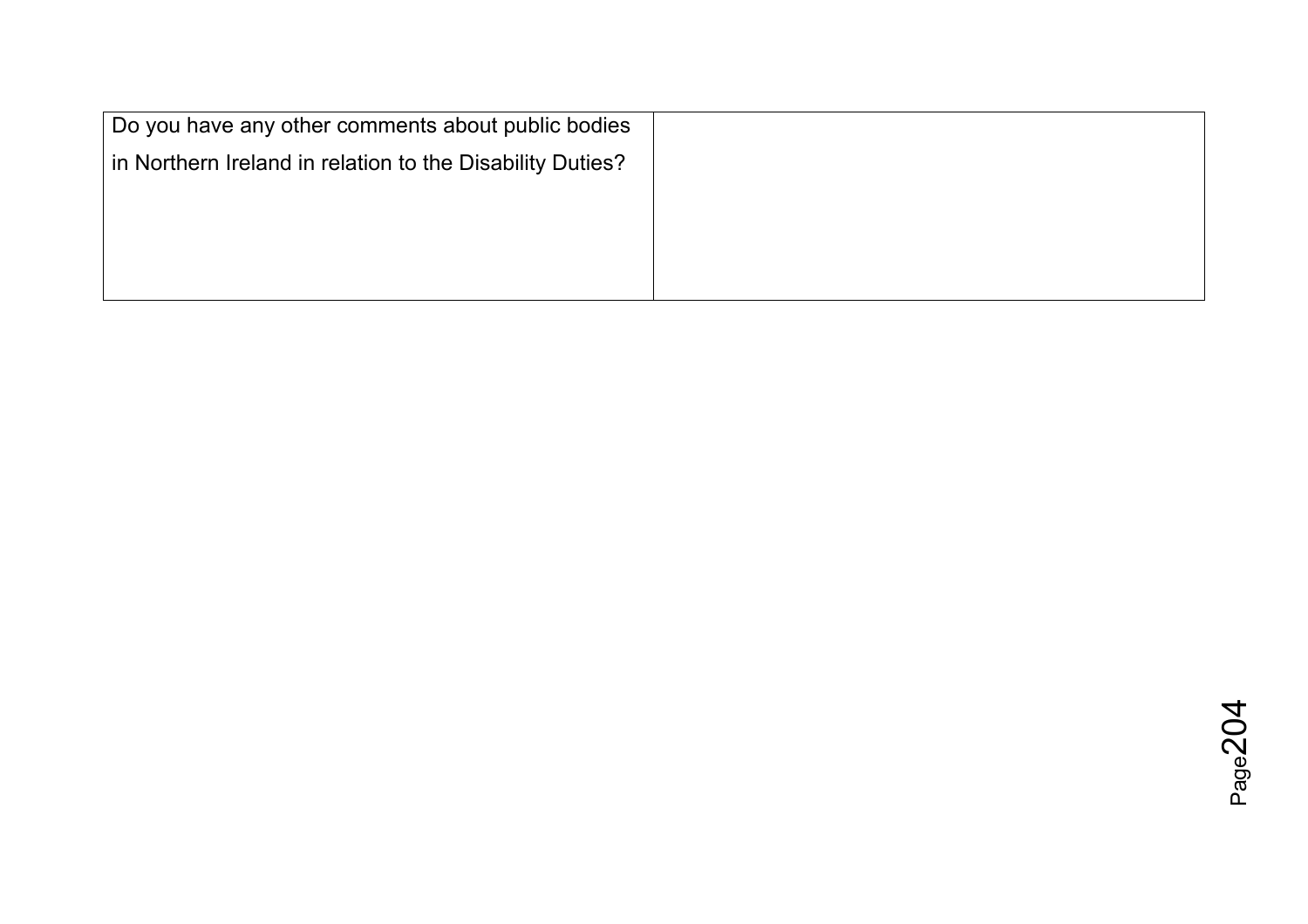| Do you have any other comments about public bodies in Northern Ireland in relation to the Disability Duties? | |
|---|---|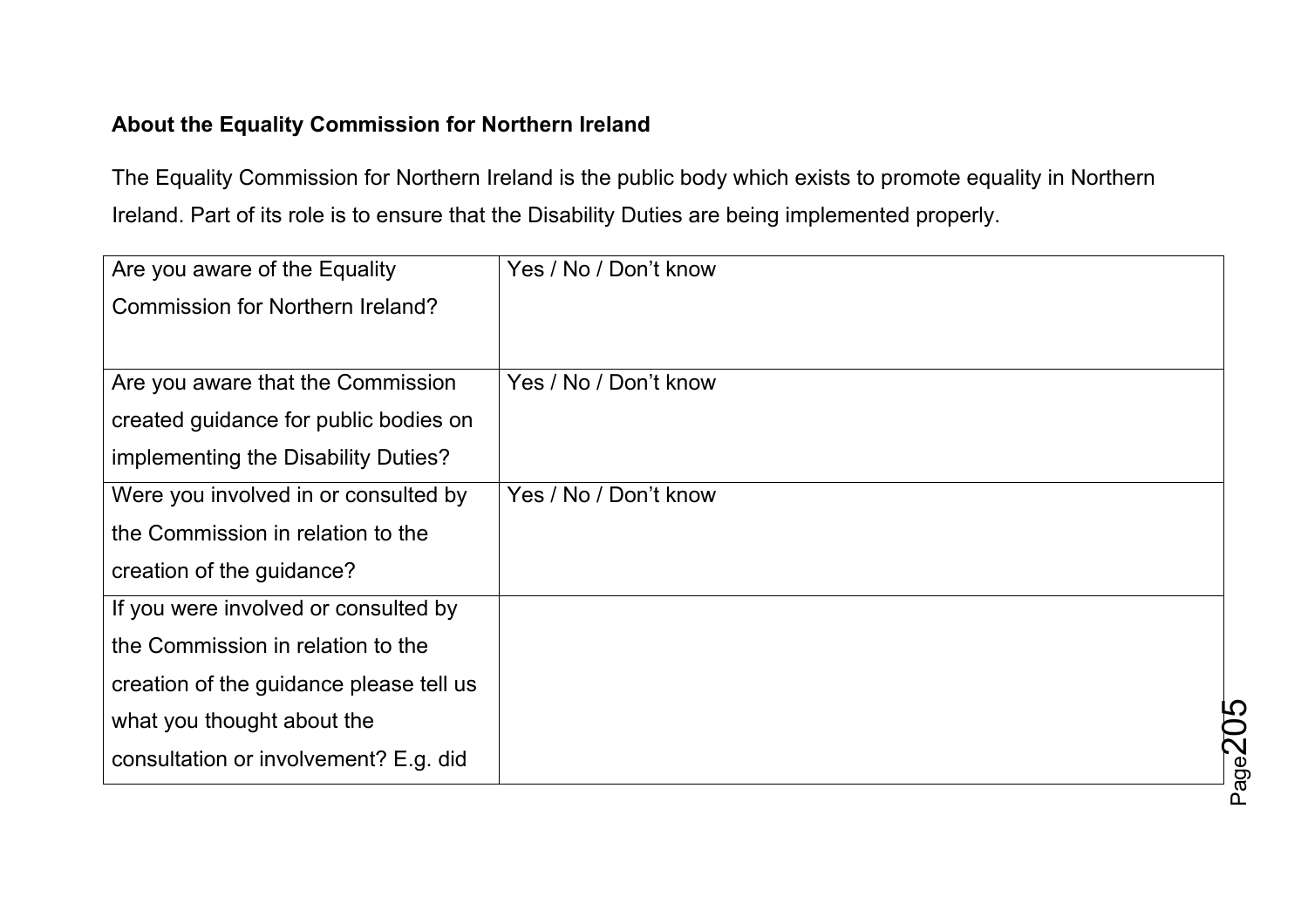**About the Equality Commission for Northern Ireland**

The Equality Commission for Northern Ireland is the public body which exists to promote equality in Northern Ireland. Part of its role is to ensure that the Disability Duties are being implemented properly.

| | |
|---|---|
| Are you aware of the Equality Commission for Northern Ireland? | Yes / No / Don't know |
| Are you aware that the Commission created guidance for public bodies on implementing the Disability Duties? | Yes / No / Don't know |
| Were you involved in or consulted by the Commission in relation to the creation of the guidance? | Yes / No / Don't know |
| If you were involved or consulted by the Commission in relation to the creation of the guidance please tell us what you thought about the consultation or involvement? E.g. did | |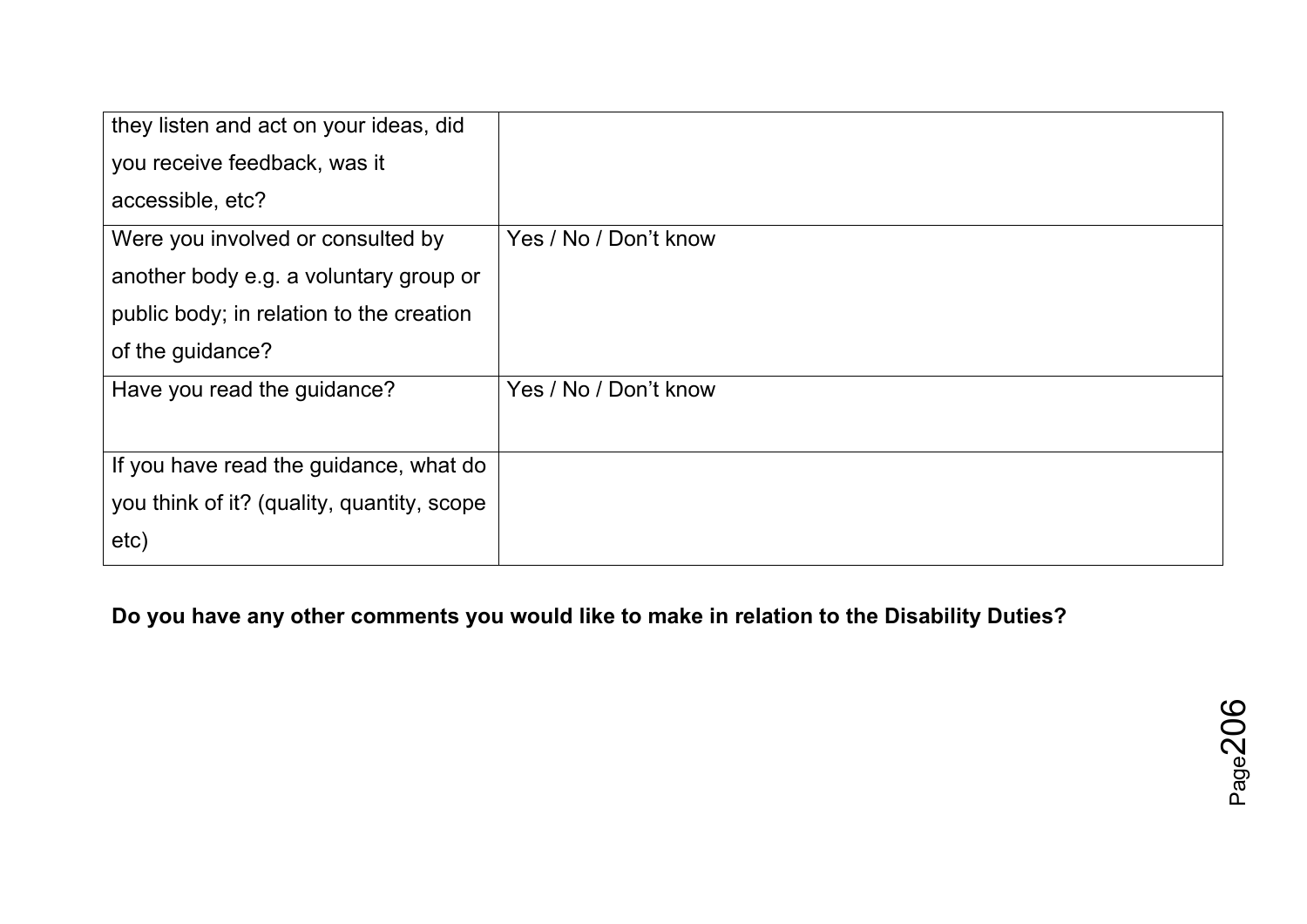| | |
|---|---|
| they listen and act on your ideas, did you receive feedback, was it accessible, etc? | |
| Were you involved or consulted by another body e.g. a voluntary group or public body; in relation to the creation of the guidance? | Yes / No / Don't know |
| Have you read the guidance? | Yes / No / Don't know |
| If you have read the guidance, what do you think of it? (quality, quantity, scope etc) | |

**Do you have any other comments you would like to make in relation to the Disability Duties?**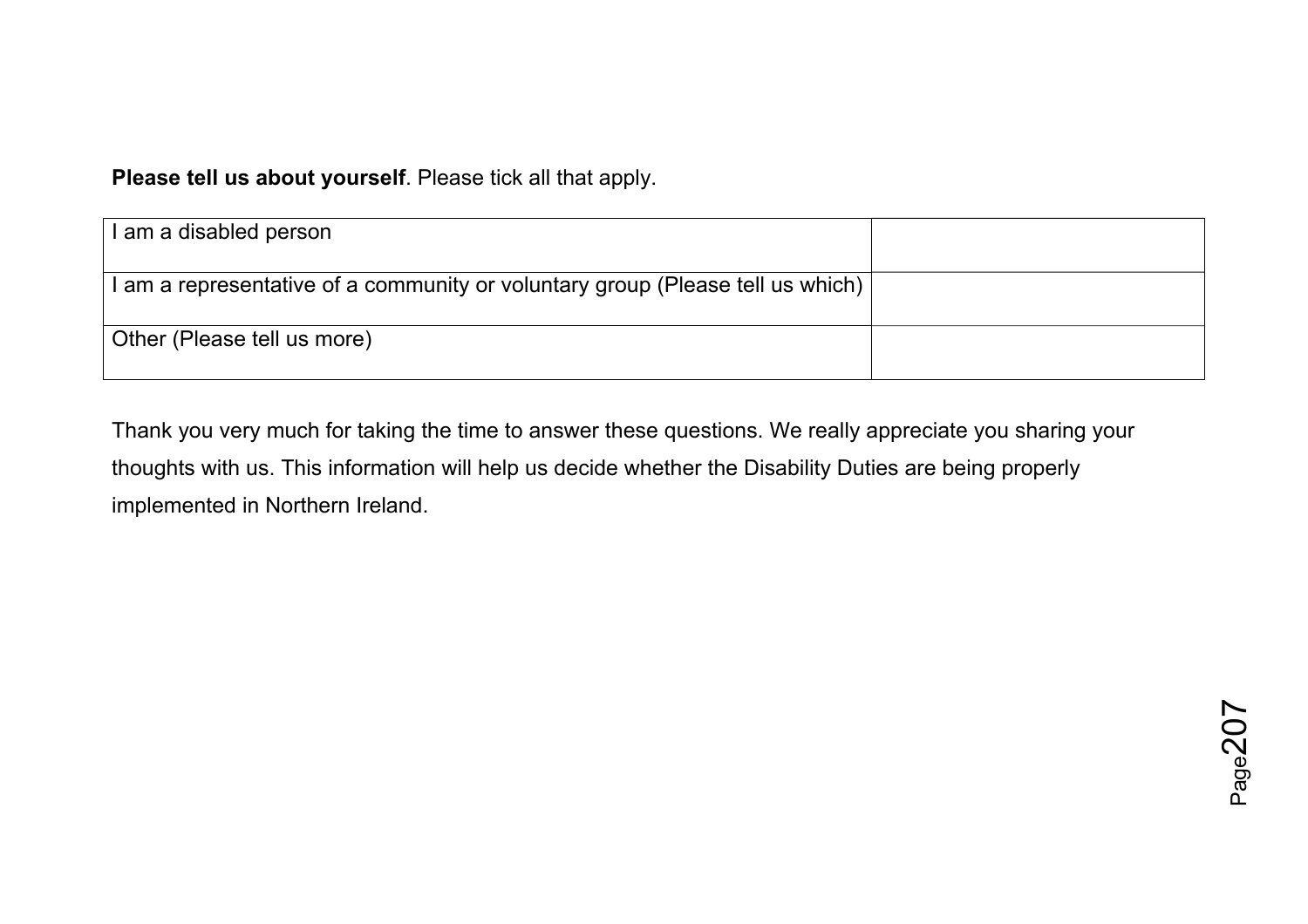**Please tell us about yourself**. Please tick all that apply.

| | |
|---|---|
| I am a disabled person | |
| I am a representative of a community or voluntary group (Please tell us which) | |
| Other (Please tell us more) | |

Thank you very much for taking the time to answer these questions. We really appreciate you sharing your thoughts with us. This information will help us decide whether the Disability Duties are being properly implemented in Northern Ireland.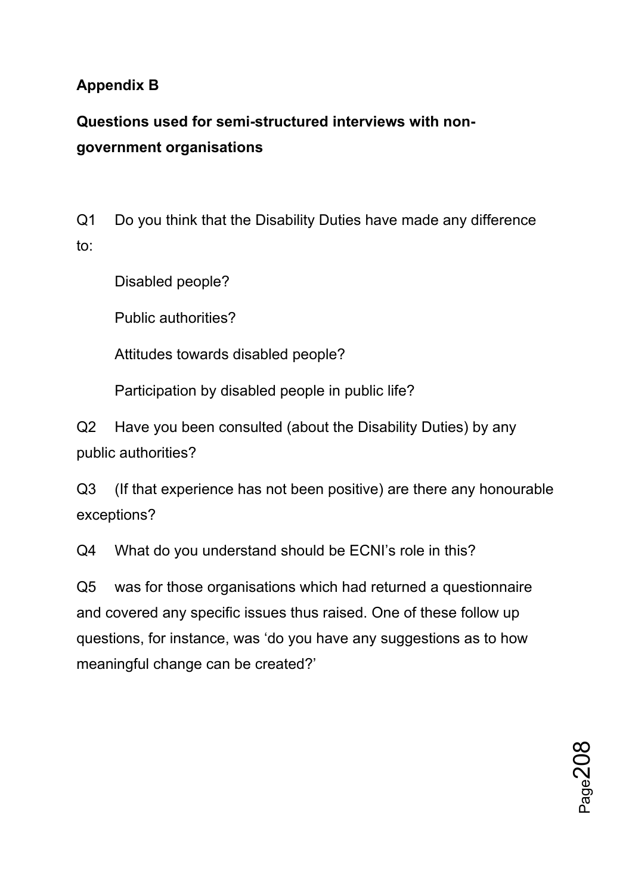**Appendix B**

**Questions used for semi-structured interviews with non-government organisations**

Q1 Do you think that the Disability Duties have made any difference to:

Disabled people?

Public authorities?

Attitudes towards disabled people?

Participation by disabled people in public life?

Q2 Have you been consulted (about the Disability Duties) by any public authorities?

Q3 (If that experience has not been positive) are there any honourable exceptions?

Q4 What do you understand should be ECNI's role in this?

Q5 was for those organisations which had returned a questionnaire and covered any specific issues thus raised. One of these follow up questions, for instance, was 'do you have any suggestions as to how meaningful change can be created?'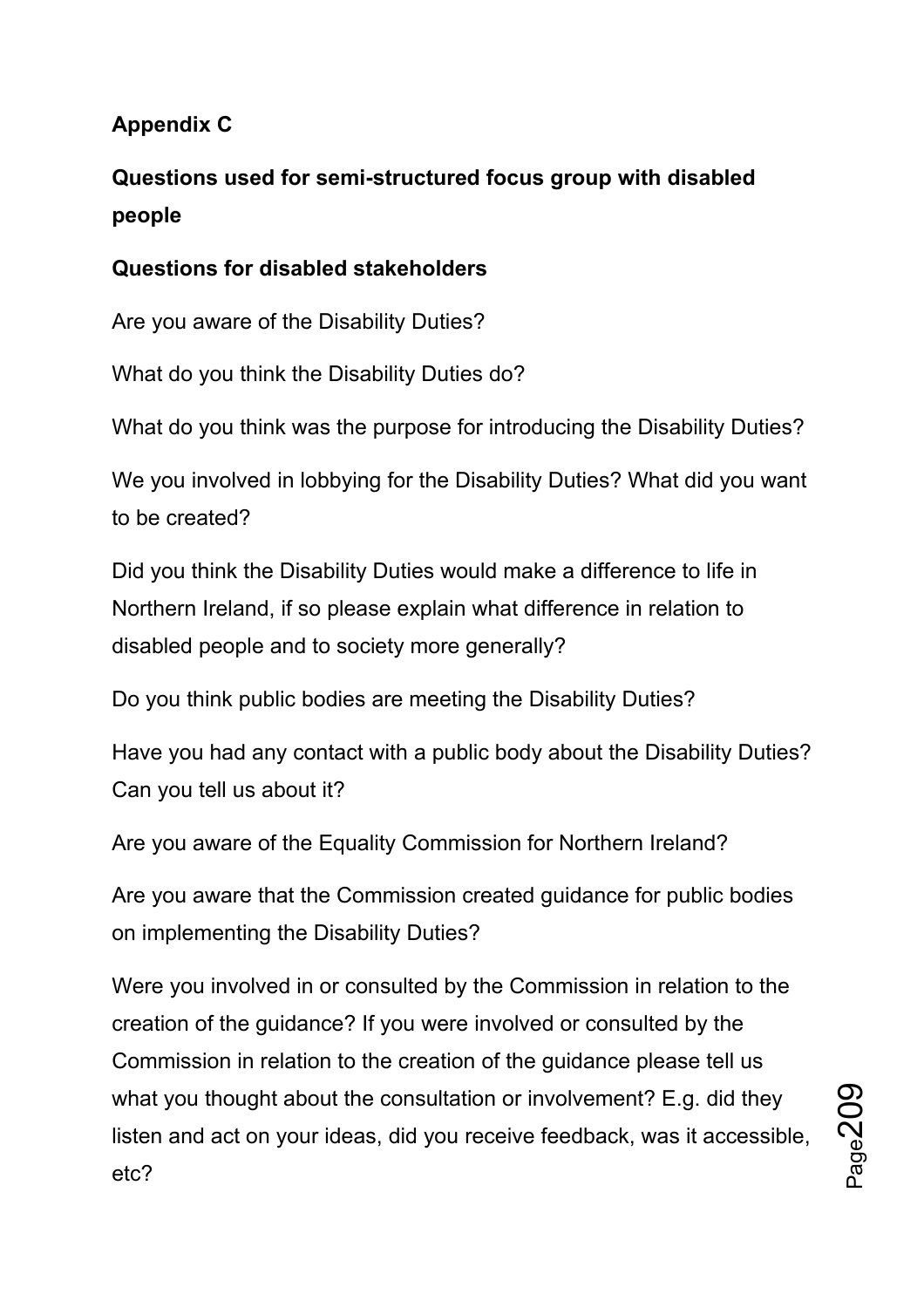**Appendix C**

**Questions used for semi-structured focus group with disabled people**

**Questions for disabled stakeholders**

Are you aware of the Disability Duties?

What do you think the Disability Duties do?

What do you think was the purpose for introducing the Disability Duties?

We you involved in lobbying for the Disability Duties? What did you want to be created?

Did you think the Disability Duties would make a difference to life in Northern Ireland, if so please explain what difference in relation to disabled people and to society more generally?

Do you think public bodies are meeting the Disability Duties?

Have you had any contact with a public body about the Disability Duties? Can you tell us about it?

Are you aware of the Equality Commission for Northern Ireland?

Are you aware that the Commission created guidance for public bodies on implementing the Disability Duties?

Were you involved in or consulted by the Commission in relation to the creation of the guidance? If you were involved or consulted by the Commission in relation to the creation of the guidance please tell us what you thought about the consultation or involvement? E.g. did they listen and act on your ideas, did you receive feedback, was it accessible, etc?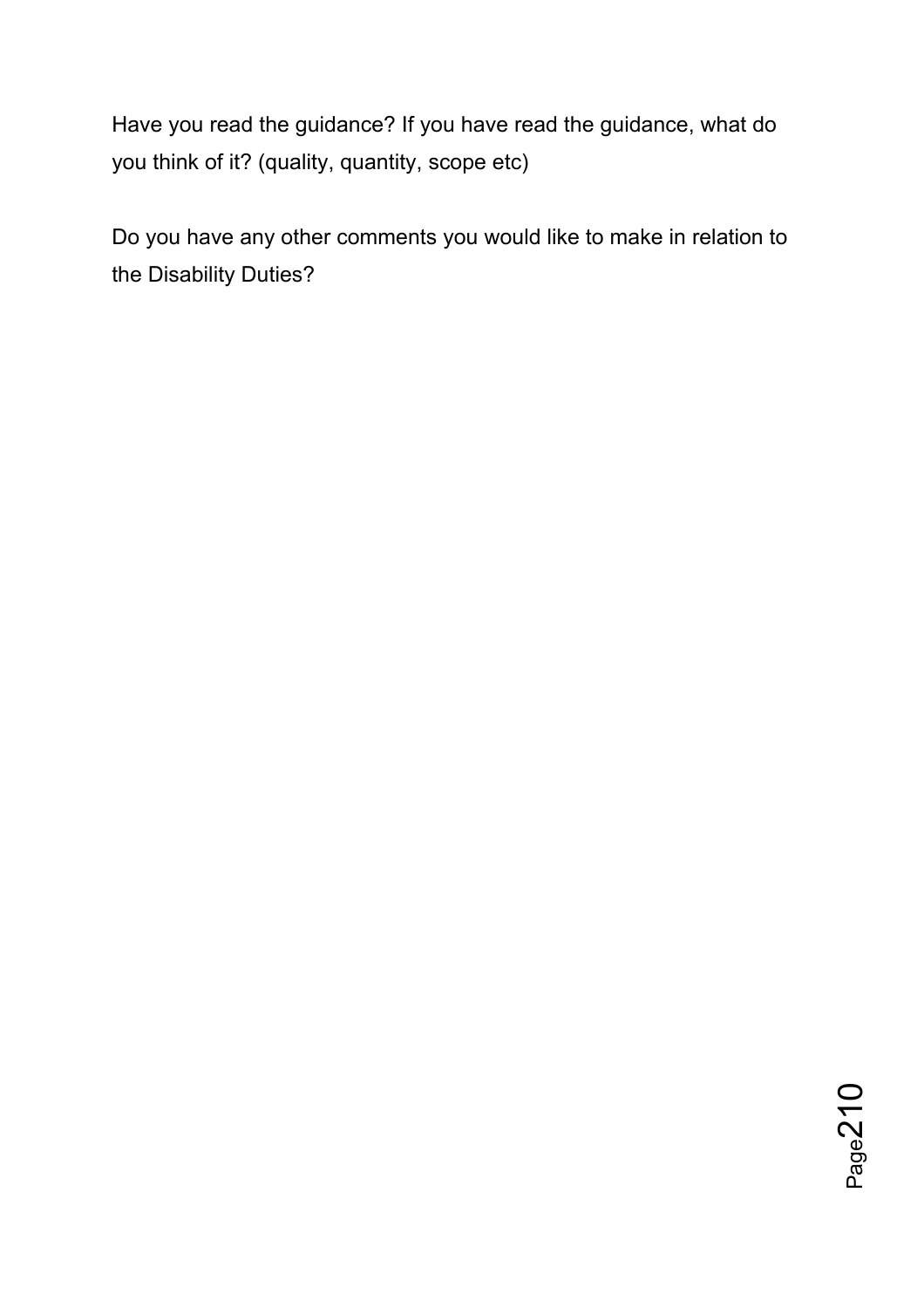Have you read the guidance? If you have read the guidance, what do you think of it? (quality, quantity, scope etc)

Do you have any other comments you would like to make in relation to the Disability Duties?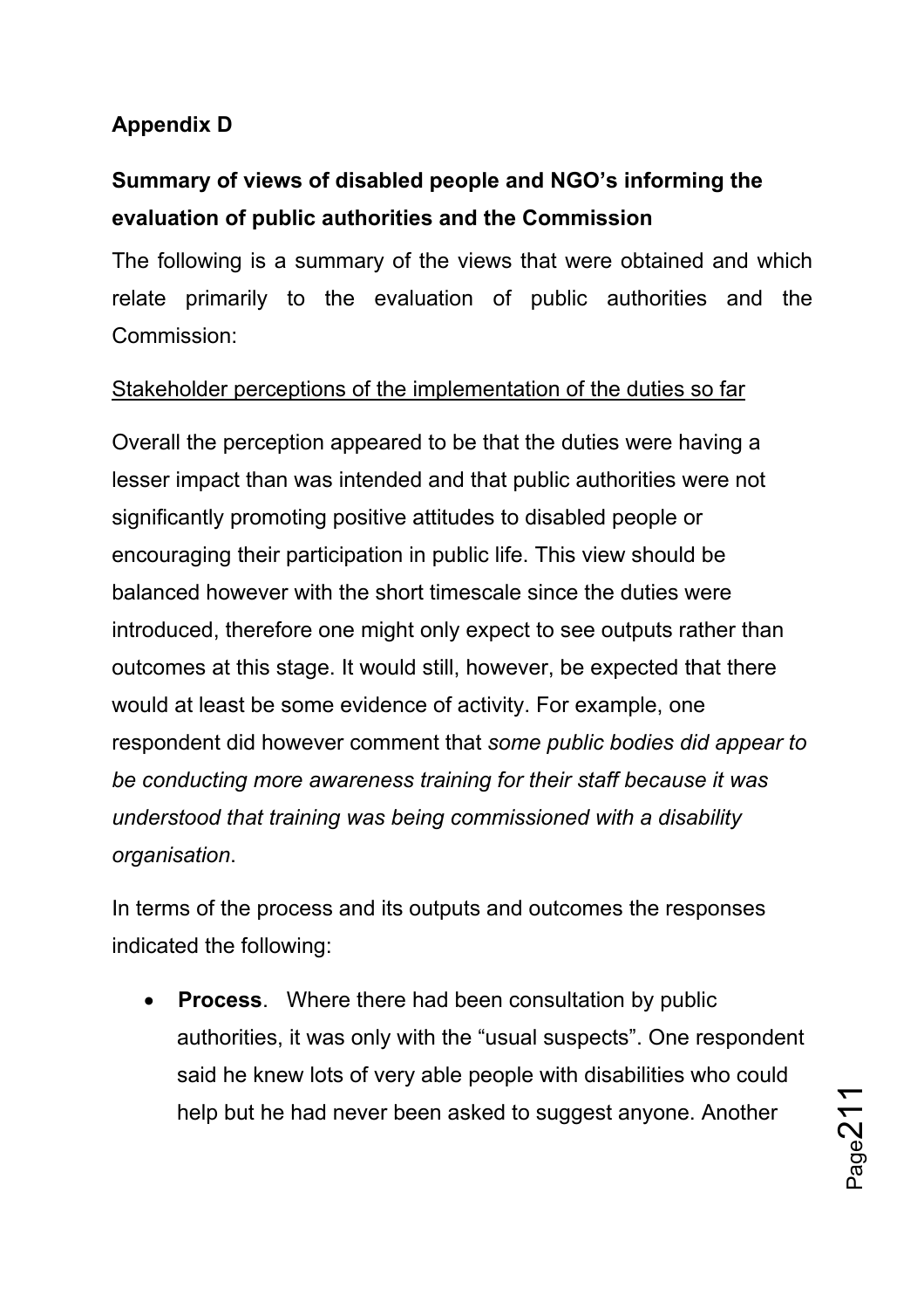**Appendix D**

**Summary of views of disabled people and NGO's informing the evaluation of public authorities and the Commission**

The following is a summary of the views that were obtained and which relate primarily to the evaluation of public authorities and the Commission:

<u>Stakeholder perceptions of the implementation of the duties so far</u>

Overall the perception appeared to be that the duties were having a lesser impact than was intended and that public authorities were not significantly promoting positive attitudes to disabled people or encouraging their participation in public life. This view should be balanced however with the short timescale since the duties were introduced, therefore one might only expect to see outputs rather than outcomes at this stage. It would still, however, be expected that there would at least be some evidence of activity. For example, one respondent did however comment that *some public bodies did appear to be conducting more awareness training for their staff because it was understood that training was being commissioned with a disability organisation*.

In terms of the process and its outputs and outcomes the responses indicated the following:

- **Process**. Where there had been consultation by public authorities, it was only with the "usual suspects". One respondent said he knew lots of very able people with disabilities who could help but he had never been asked to suggest anyone. Another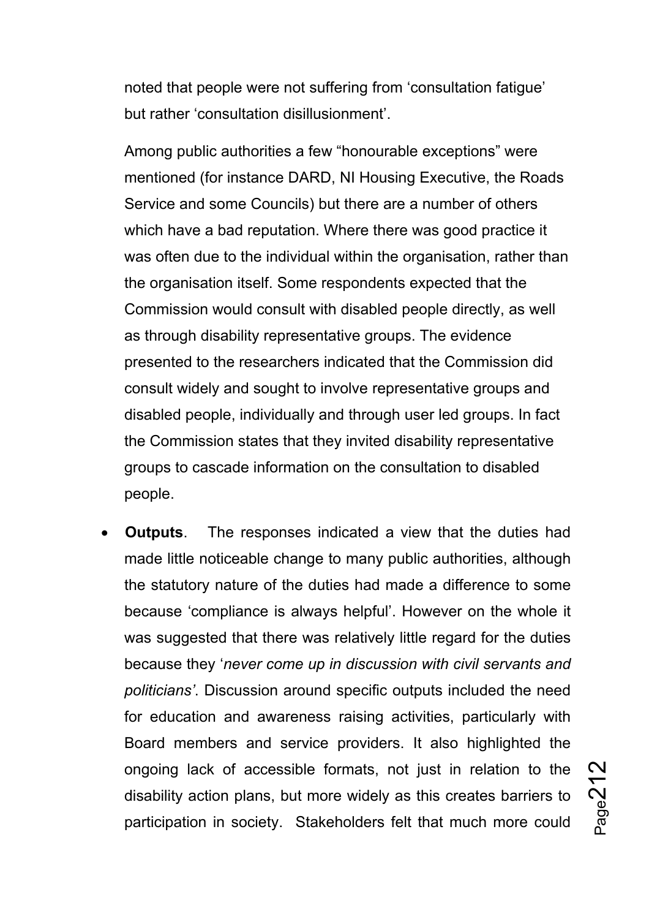noted that people were not suffering from 'consultation fatigue' but rather 'consultation disillusionment'.

Among public authorities a few "honourable exceptions" were mentioned (for instance DARD, NI Housing Executive, the Roads Service and some Councils) but there are a number of others which have a bad reputation. Where there was good practice it was often due to the individual within the organisation, rather than the organisation itself. Some respondents expected that the Commission would consult with disabled people directly, as well as through disability representative groups. The evidence presented to the researchers indicated that the Commission did consult widely and sought to involve representative groups and disabled people, individually and through user led groups. In fact the Commission states that they invited disability representative groups to cascade information on the consultation to disabled people.

- **Outputs**. The responses indicated a view that the duties had made little noticeable change to many public authorities, although the statutory nature of the duties had made a difference to some because 'compliance is always helpful'. However on the whole it was suggested that there was relatively little regard for the duties because they '*never come up in discussion with civil servants and politicians'*. Discussion around specific outputs included the need for education and awareness raising activities, particularly with Board members and service providers. It also highlighted the ongoing lack of accessible formats, not just in relation to the disability action plans, but more widely as this creates barriers to participation in society. Stakeholders felt that much more could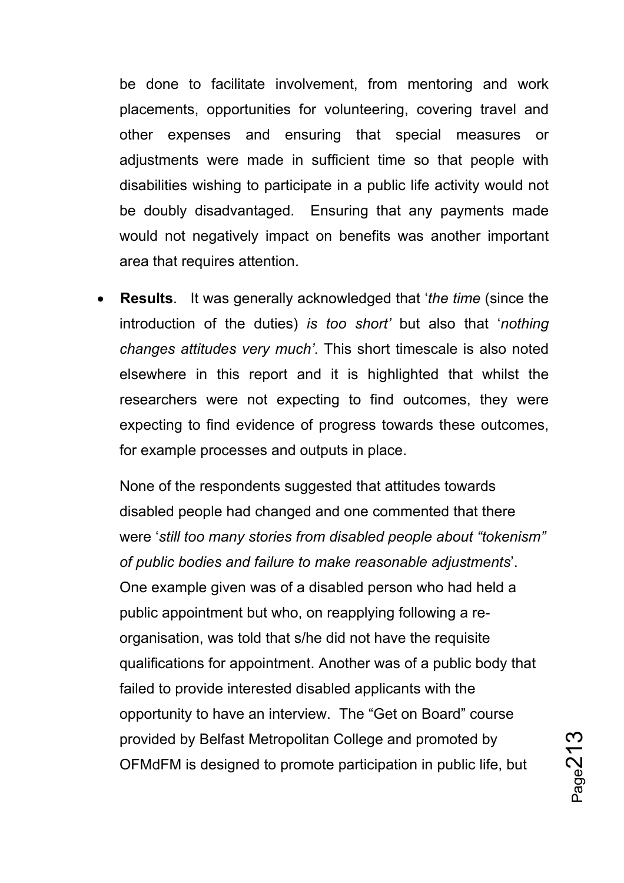be done to facilitate involvement, from mentoring and work placements, opportunities for volunteering, covering travel and other expenses and ensuring that special measures or adjustments were made in sufficient time so that people with disabilities wishing to participate in a public life activity would not be doubly disadvantaged. Ensuring that any payments made would not negatively impact on benefits was another important area that requires attention.

- **Results**. It was generally acknowledged that '*the time* (since the introduction of the duties) *is too short'* but also that '*nothing changes attitudes very much'*. This short timescale is also noted elsewhere in this report and it is highlighted that whilst the researchers were not expecting to find outcomes, they were expecting to find evidence of progress towards these outcomes, for example processes and outputs in place.

  None of the respondents suggested that attitudes towards disabled people had changed and one commented that there were '*still too many stories from disabled people about "tokenism" of public bodies and failure to make reasonable adjustments*'. One example given was of a disabled person who had held a public appointment but who, on reapplying following a re-organisation, was told that s/he did not have the requisite qualifications for appointment. Another was of a public body that failed to provide interested disabled applicants with the opportunity to have an interview. The "Get on Board" course provided by Belfast Metropolitan College and promoted by OFMdFM is designed to promote participation in public life, but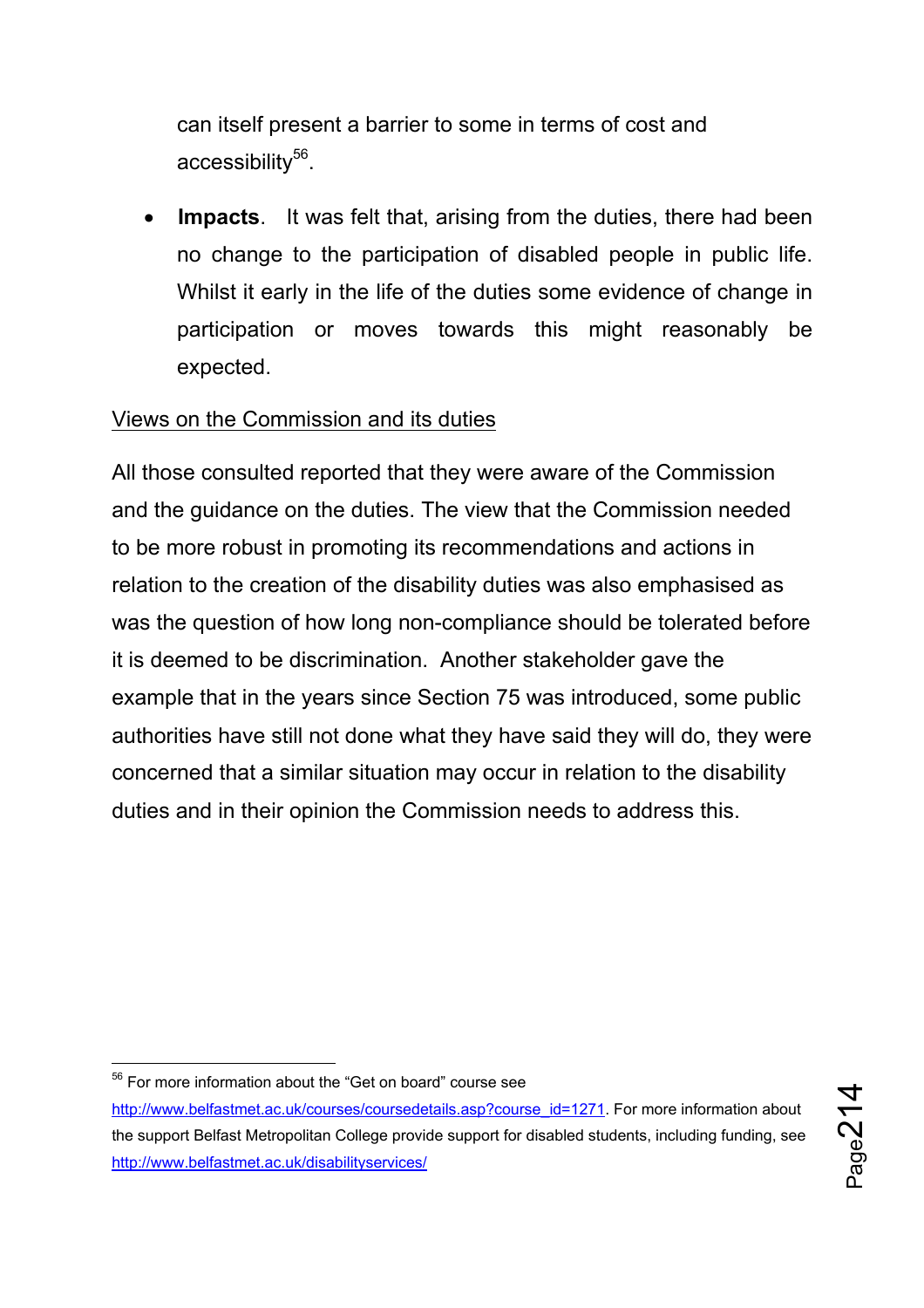can itself present a barrier to some in terms of cost and accessibility[56].

- **Impacts**. It was felt that, arising from the duties, there had been no change to the participation of disabled people in public life. Whilst it early in the life of the duties some evidence of change in participation or moves towards this might reasonably be expected.

Views on the Commission and its duties

All those consulted reported that they were aware of the Commission and the guidance on the duties. The view that the Commission needed to be more robust in promoting its recommendations and actions in relation to the creation of the disability duties was also emphasised as was the question of how long non-compliance should be tolerated before it is deemed to be discrimination. Another stakeholder gave the example that in the years since Section 75 was introduced, some public authorities have still not done what they have said they will do, they were concerned that a similar situation may occur in relation to the disability duties and in their opinion the Commission needs to address this.

---

[56] For more information about the "Get on board" course see http://www.belfastmet.ac.uk/courses/coursedetails.asp?course_id=1271. For more information about the support Belfast Metropolitan College provide support for disabled students, including funding, see http://www.belfastmet.ac.uk/disabilityservices/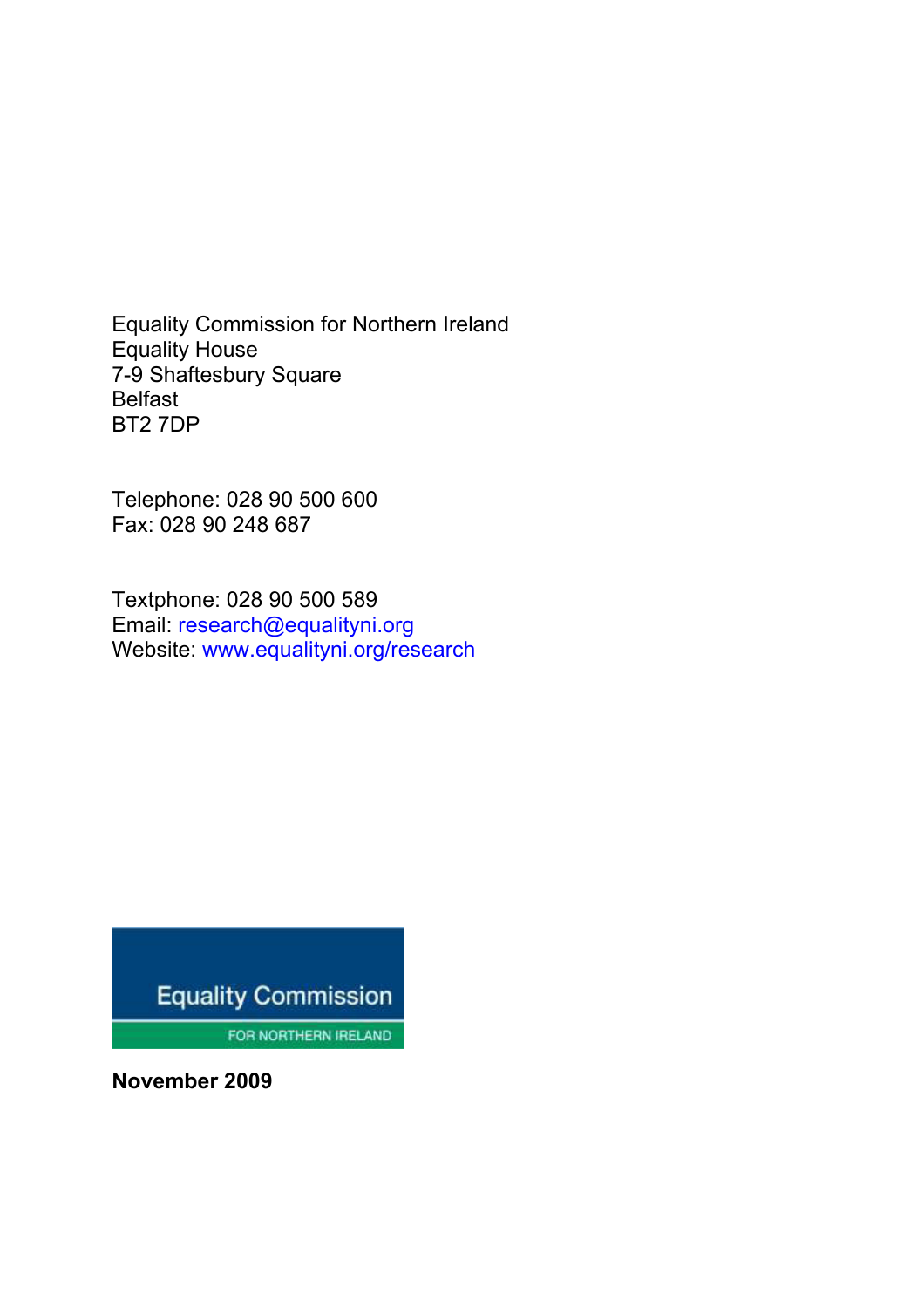Equality Commission for Northern Ireland
Equality House
7-9 Shaftesbury Square
Belfast
BT2 7DP

Telephone: 028 90 500 600
Fax: 028 90 248 687

Textphone: 028 90 500 589
Email: research@equalityni.org
Website: www.equalityni.org/research

Equality Commission
FOR NORTHERN IRELAND

**November 2009**